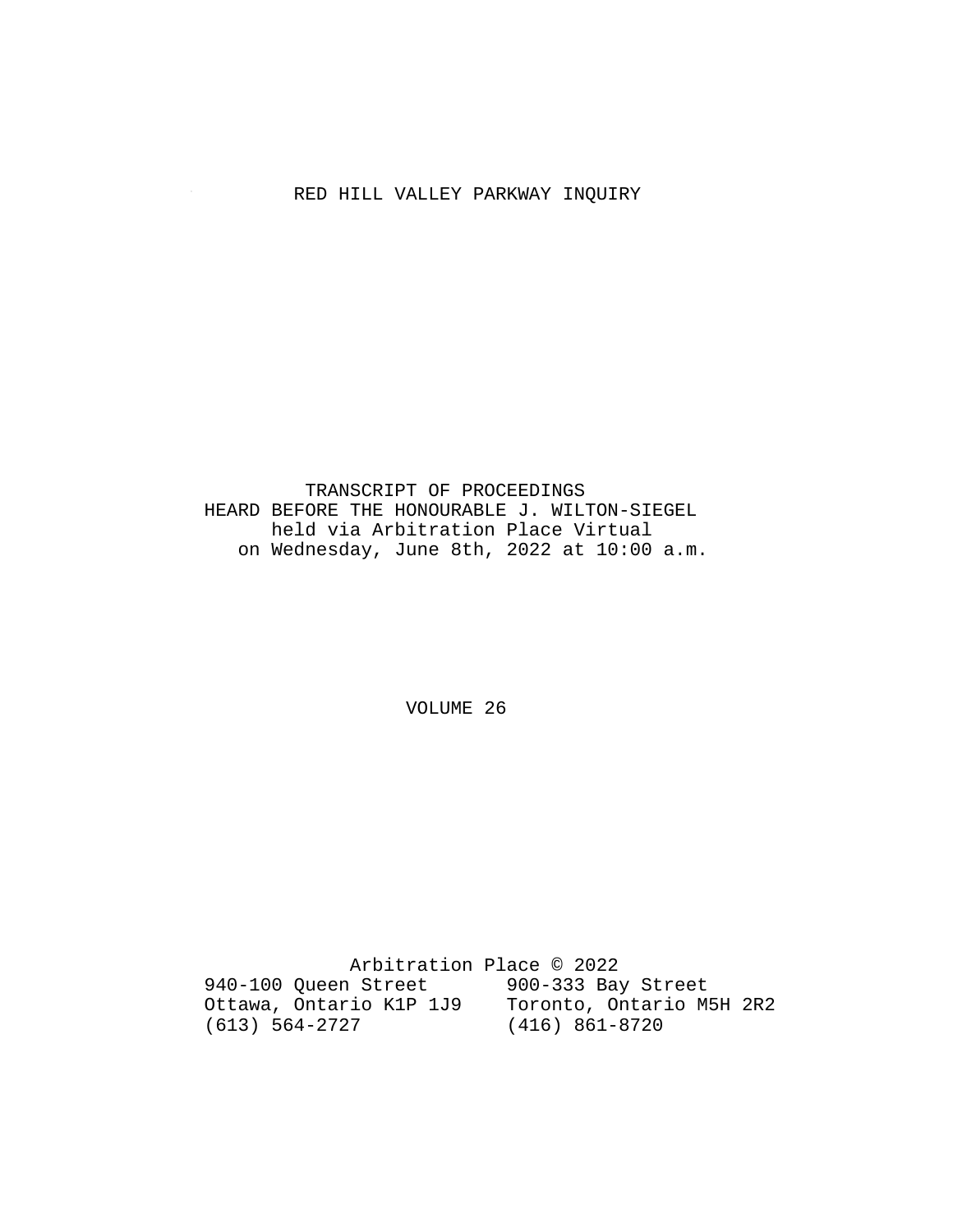# RED HILL VALLEY PARKWAY INQUIRY

TRANSCRIPT OF PROCEEDINGS
HEARD BEFORE THE HONOURABLE J. WILTON-SIEGEL
held via Arbitration Place Virtual
on Wednesday, June 8th, 2022 at 10:00 a.m.

VOLUME 26

Arbitration Place © 2022

940-100 Queen Street
Ottawa, Ontario K1P 1J9
(613) 564-2727

900-333 Bay Street
Toronto, Ontario M5H 2R2
(416) 861-8720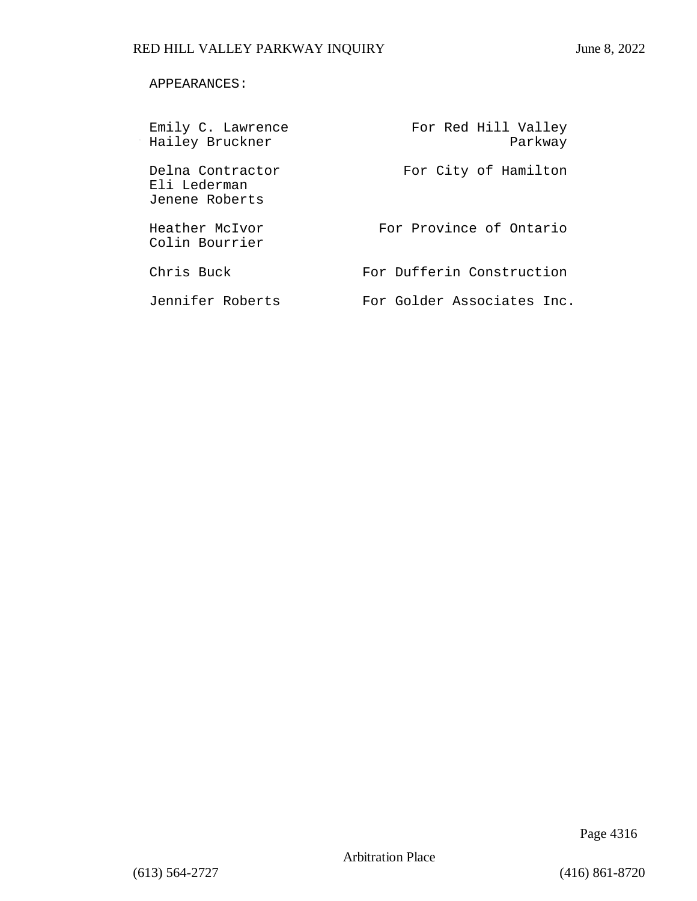APPEARANCES:

| | |
|---|---|
| Emily C. Lawrence<br>Hailey Bruckner | For Red Hill Valley Parkway |
| Delna Contractor<br>Eli Lederman<br>Jenene Roberts | For City of Hamilton |
| Heather McIvor<br>Colin Bourrier | For Province of Ontario |
| Chris Buck | For Dufferin Construction |
| Jennifer Roberts | For Golder Associates Inc. |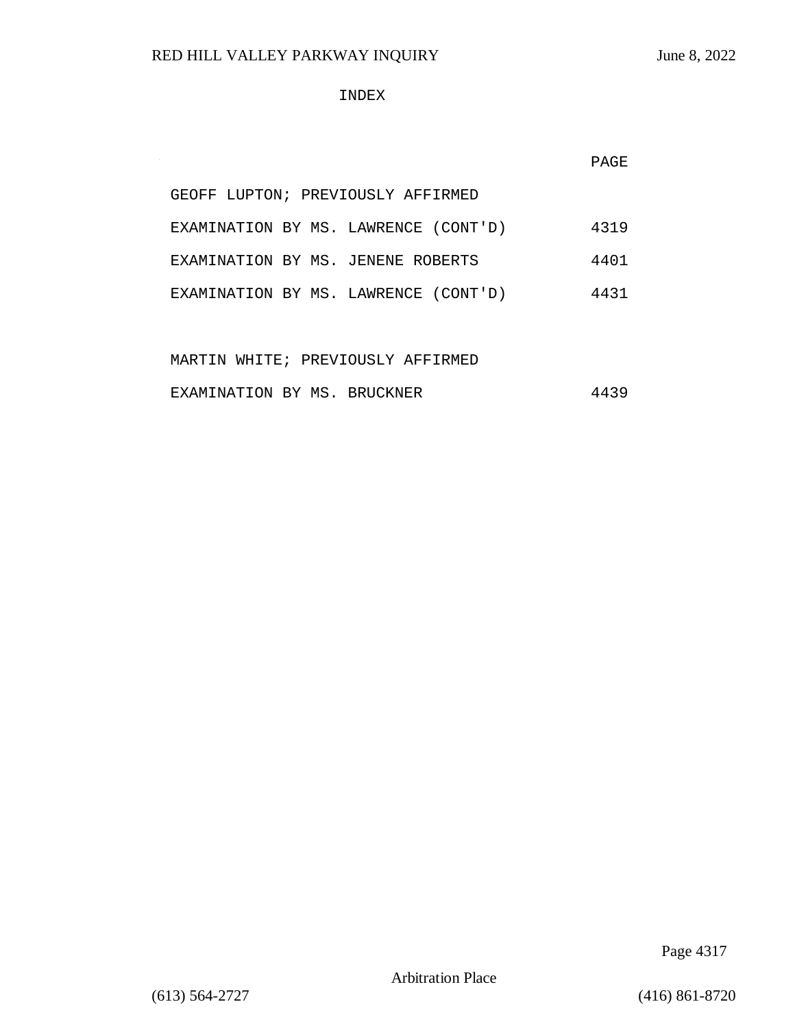# INDEX

| | PAGE |
|---|---|
| GEOFF LUPTON; PREVIOUSLY AFFIRMED | |
| EXAMINATION BY MS. LAWRENCE (CONT'D) | 4319 |
| EXAMINATION BY MS. JENENE ROBERTS | 4401 |
| EXAMINATION BY MS. LAWRENCE (CONT'D) | 4431 |
| | |
| MARTIN WHITE; PREVIOUSLY AFFIRMED | |
| EXAMINATION BY MS. BRUCKNER | 4439 |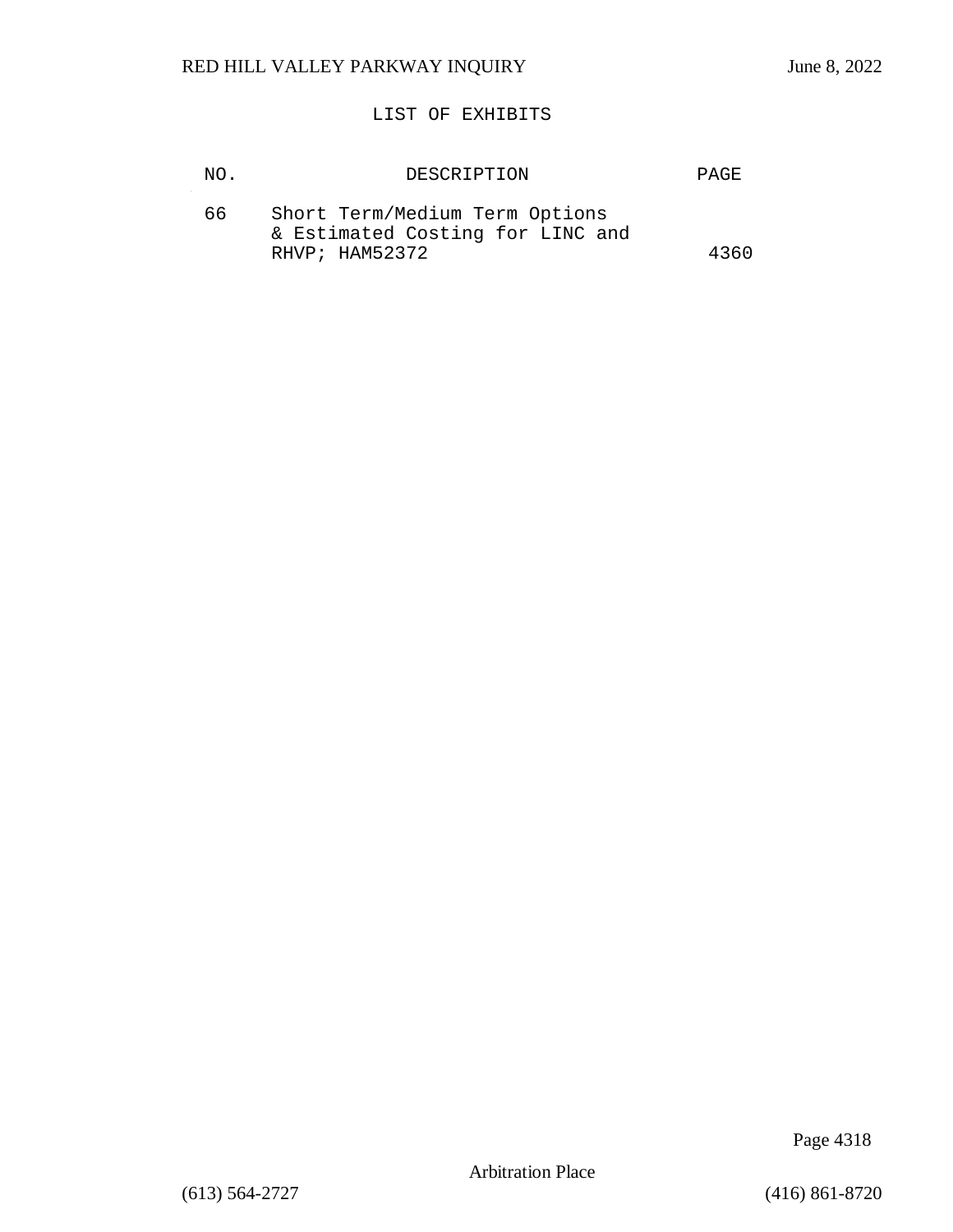LIST OF EXHIBITS

| NO. | DESCRIPTION | PAGE |
|---|---|---|
| 66 | Short Term/Medium Term Options & Estimated Costing for LINC and RHVP; HAM52372 | 4360 |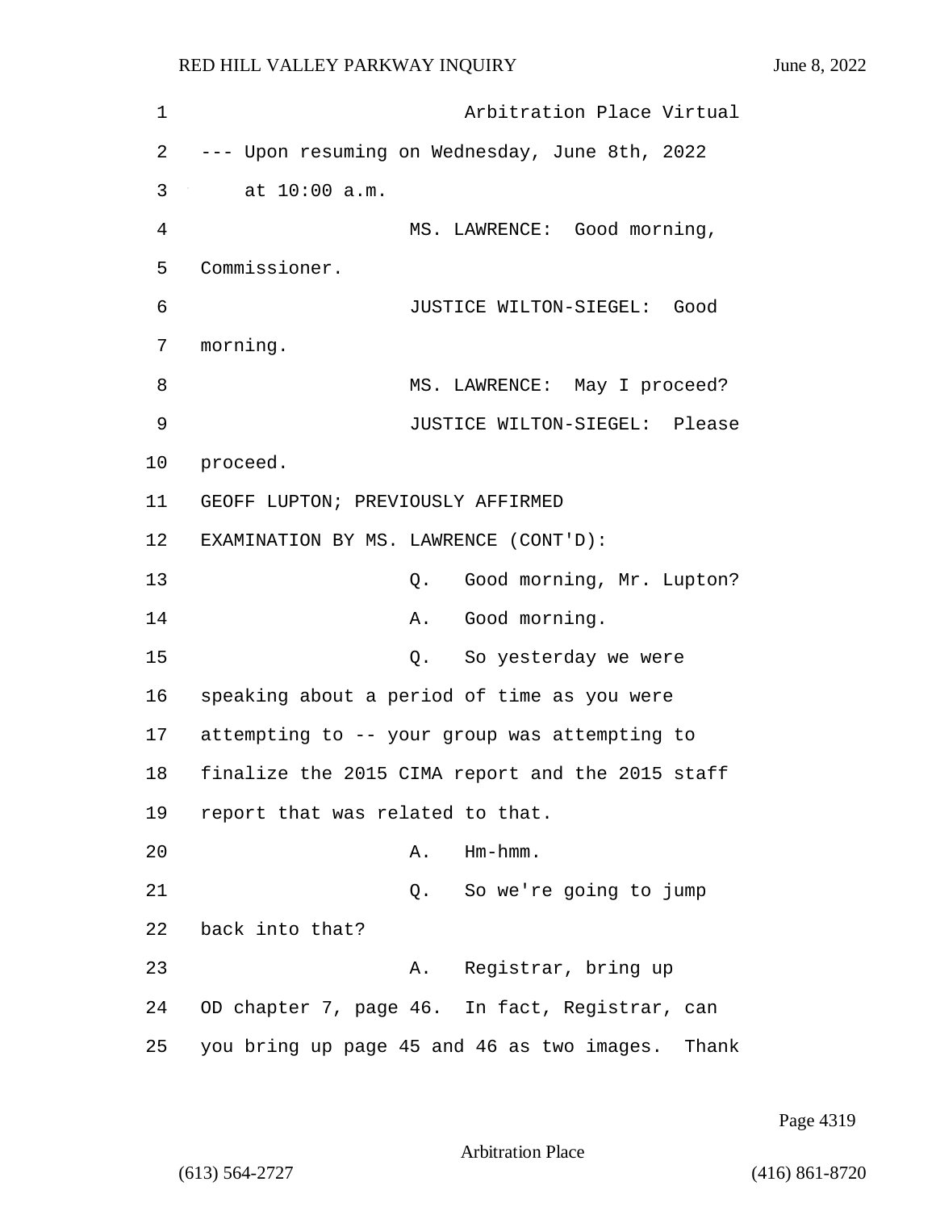Arbitration Place Virtual

--- Upon resuming on Wednesday, June 8th, 2022 at 10:00 a.m.

MS. LAWRENCE: Good morning, Commissioner.

JUSTICE WILTON-SIEGEL: Good morning.

MS. LAWRENCE: May I proceed?

JUSTICE WILTON-SIEGEL: Please proceed.

GEOFF LUPTON; PREVIOUSLY AFFIRMED

EXAMINATION BY MS. LAWRENCE (CONT'D):

Q. Good morning, Mr. Lupton?

A. Good morning.

Q. So yesterday we were speaking about a period of time as you were attempting to -- your group was attempting to finalize the 2015 CIMA report and the 2015 staff report that was related to that.

A. Hm-hmm.

Q. So we're going to jump back into that?

A. Registrar, bring up OD chapter 7, page 46. In fact, Registrar, can you bring up page 45 and 46 as two images. Thank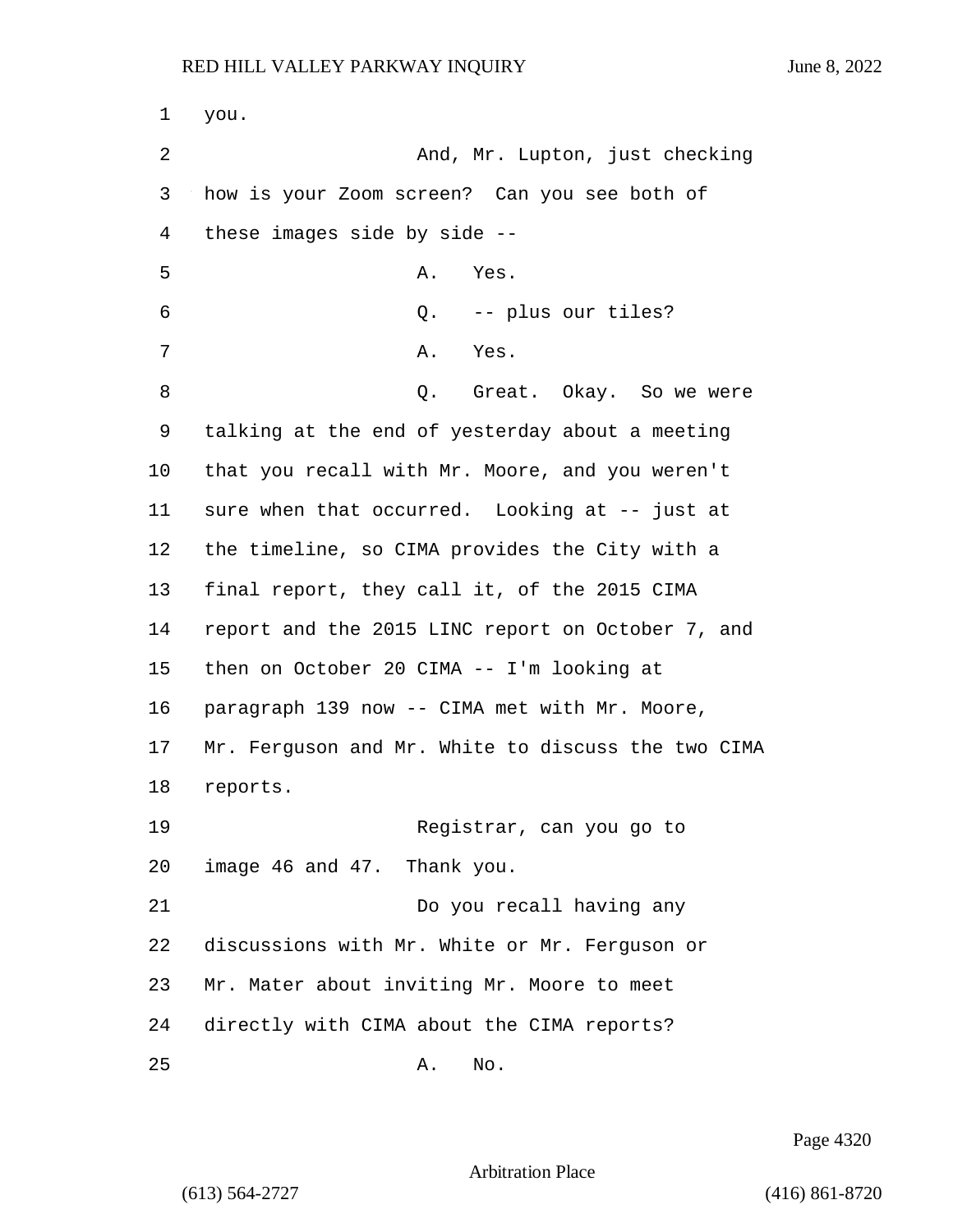1 you.

2 And, Mr. Lupton, just checking

3 how is your Zoom screen? Can you see both of

4 these images side by side --

5 A. Yes.

6 Q. -- plus our tiles?

7 A. Yes.

8 Q. Great. Okay. So we were

9 talking at the end of yesterday about a meeting

10 that you recall with Mr. Moore, and you weren't

11 sure when that occurred. Looking at -- just at

12 the timeline, so CIMA provides the City with a

13 final report, they call it, of the 2015 CIMA

14 report and the 2015 LINC report on October 7, and

15 then on October 20 CIMA -- I'm looking at

16 paragraph 139 now -- CIMA met with Mr. Moore,

17 Mr. Ferguson and Mr. White to discuss the two CIMA

18 reports.

19 Registrar, can you go to

20 image 46 and 47. Thank you.

21 Do you recall having any

22 discussions with Mr. White or Mr. Ferguson or

23 Mr. Mater about inviting Mr. Moore to meet

24 directly with CIMA about the CIMA reports?

25 A. No.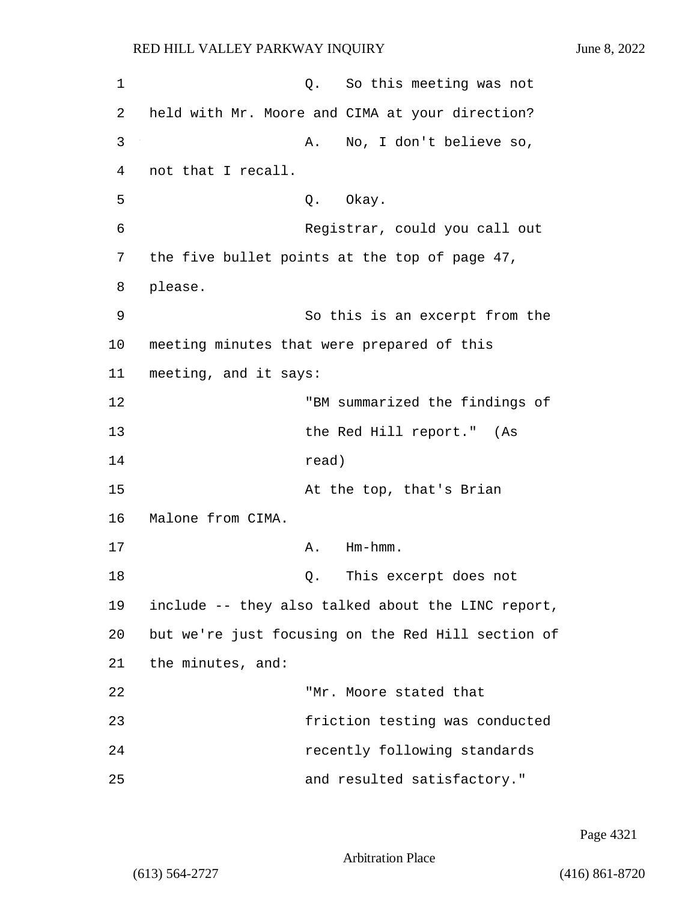Q. So this meeting was not held with Mr. Moore and CIMA at your direction?

A. No, I don't believe so, not that I recall.

Q. Okay.

Registrar, could you call out the five bullet points at the top of page 47, please.

So this is an excerpt from the meeting minutes that were prepared of this meeting, and it says:

> "BM summarized the findings of the Red Hill report." (As read)

At the top, that's Brian Malone from CIMA.

A. Hm-hmm.

Q. This excerpt does not include -- they also talked about the LINC report, but we're just focusing on the Red Hill section of the minutes, and:

> "Mr. Moore stated that friction testing was conducted recently following standards and resulted satisfactory."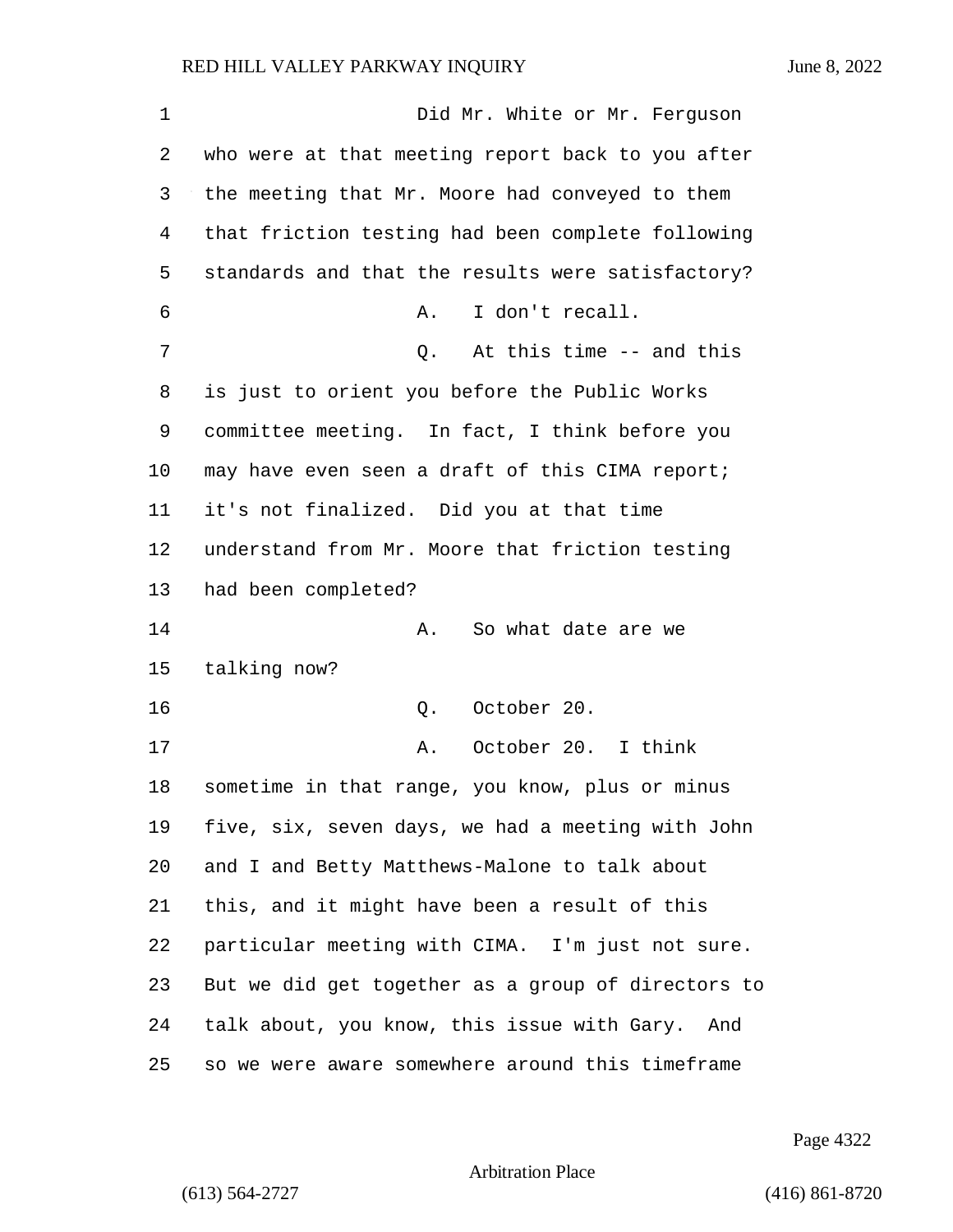Did Mr. White or Mr. Ferguson who were at that meeting report back to you after the meeting that Mr. Moore had conveyed to them that friction testing had been complete following standards and that the results were satisfactory?

A. I don't recall.

Q. At this time -- and this is just to orient you before the Public Works committee meeting. In fact, I think before you may have even seen a draft of this CIMA report; it's not finalized. Did you at that time understand from Mr. Moore that friction testing had been completed?

A. So what date are we talking now?

Q. October 20.

A. October 20. I think sometime in that range, you know, plus or minus five, six, seven days, we had a meeting with John and I and Betty Matthews-Malone to talk about this, and it might have been a result of this particular meeting with CIMA. I'm just not sure. But we did get together as a group of directors to talk about, you know, this issue with Gary. And so we were aware somewhere around this timeframe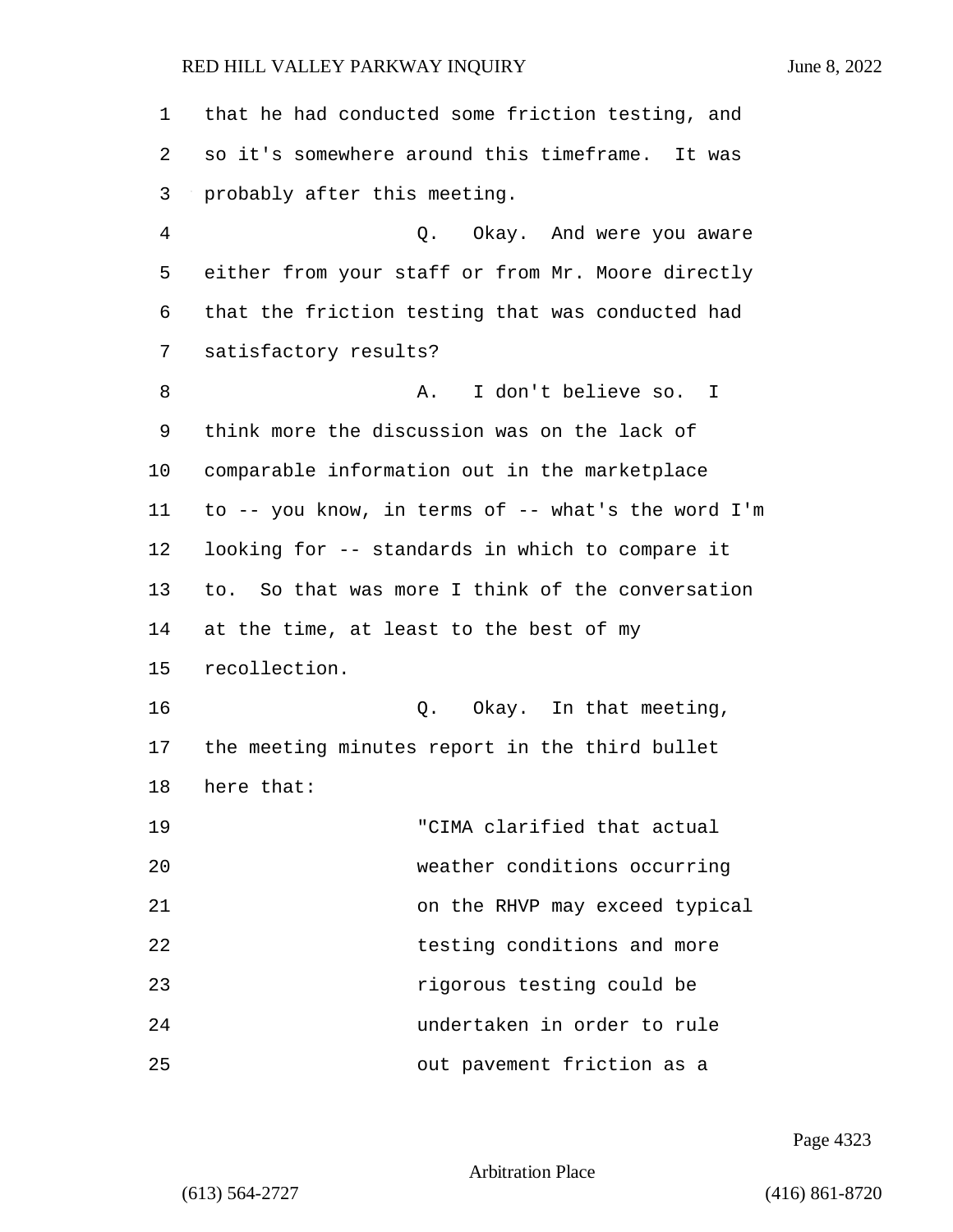that he had conducted some friction testing, and so it's somewhere around this timeframe. It was probably after this meeting.

Q. Okay. And were you aware either from your staff or from Mr. Moore directly that the friction testing that was conducted had satisfactory results?

A. I don't believe so. I think more the discussion was on the lack of comparable information out in the marketplace to -- you know, in terms of -- what's the word I'm looking for -- standards in which to compare it to. So that was more I think of the conversation at the time, at least to the best of my recollection.

Q. Okay. In that meeting, the meeting minutes report in the third bullet here that:

> "CIMA clarified that actual weather conditions occurring on the RHVP may exceed typical testing conditions and more rigorous testing could be undertaken in order to rule out pavement friction as a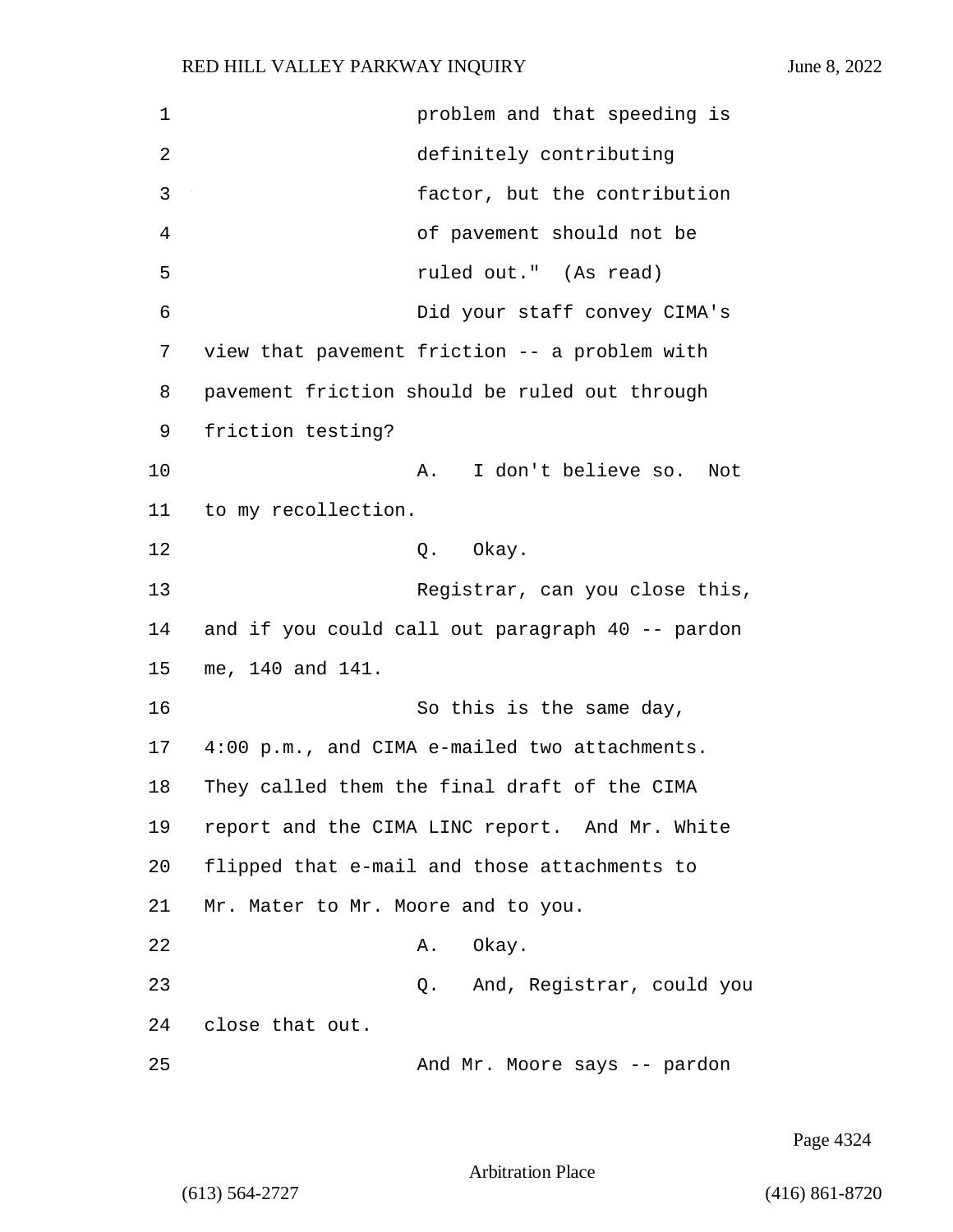problem and that speeding is definitely contributing factor, but the contribution of pavement should not be ruled out." (As read)

Did your staff convey CIMA's view that pavement friction -- a problem with pavement friction should be ruled out through friction testing?

A. I don't believe so. Not to my recollection.

Q. Okay.

Registrar, can you close this, and if you could call out paragraph 40 -- pardon me, 140 and 141.

So this is the same day, 4:00 p.m., and CIMA e-mailed two attachments. They called them the final draft of the CIMA report and the CIMA LINC report. And Mr. White flipped that e-mail and those attachments to Mr. Mater to Mr. Moore and to you.

A. Okay.

Q. And, Registrar, could you close that out.

And Mr. Moore says -- pardon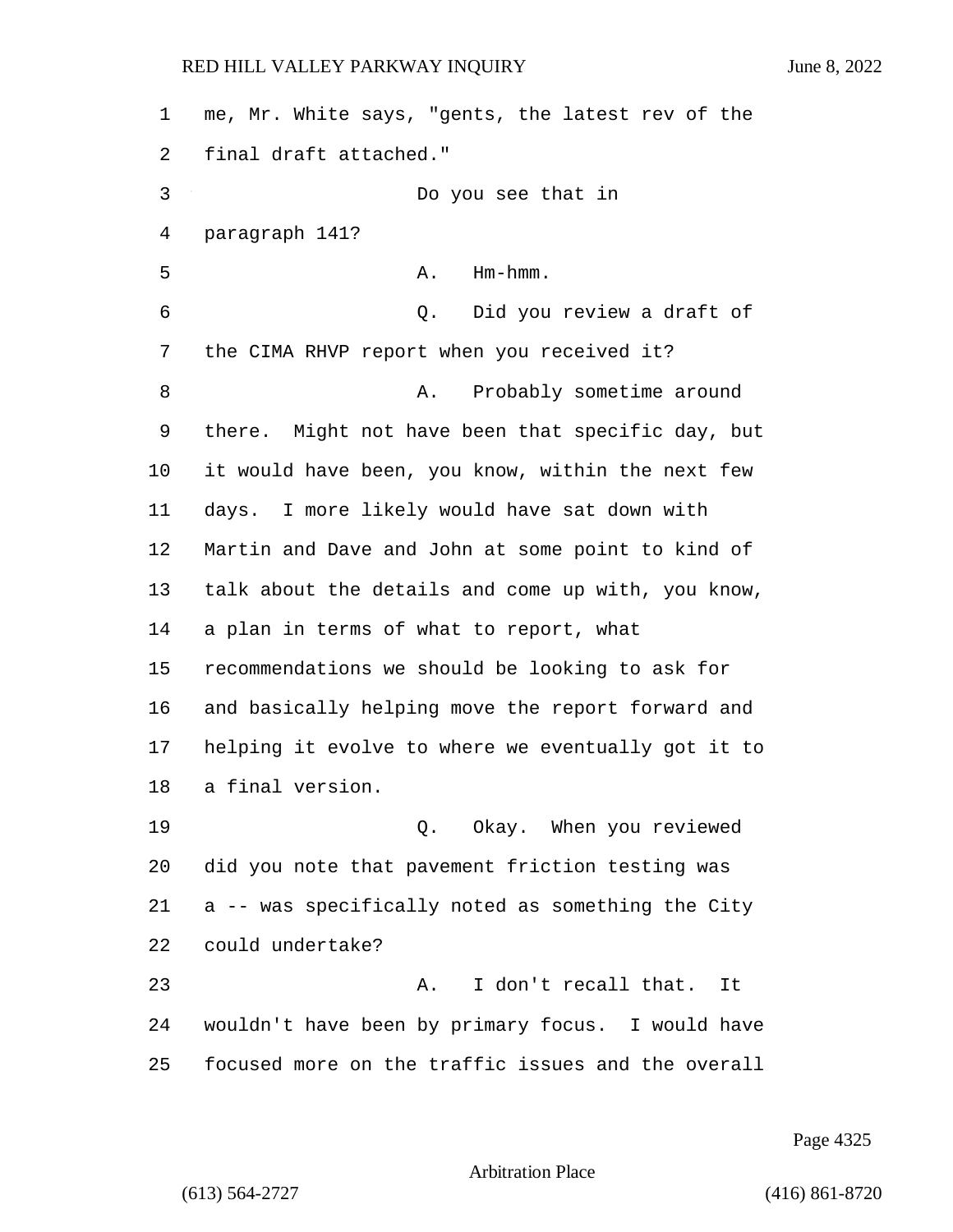me, Mr. White says, "gents, the latest rev of the final draft attached."

Do you see that in paragraph 141?

A. Hm-hmm.

Q. Did you review a draft of the CIMA RHVP report when you received it?

A. Probably sometime around there. Might not have been that specific day, but it would have been, you know, within the next few days. I more likely would have sat down with Martin and Dave and John at some point to kind of talk about the details and come up with, you know, a plan in terms of what to report, what recommendations we should be looking to ask for and basically helping move the report forward and helping it evolve to where we eventually got it to a final version.

Q. Okay. When you reviewed did you note that pavement friction testing was a -- was specifically noted as something the City could undertake?

A. I don't recall that. It wouldn't have been by primary focus. I would have focused more on the traffic issues and the overall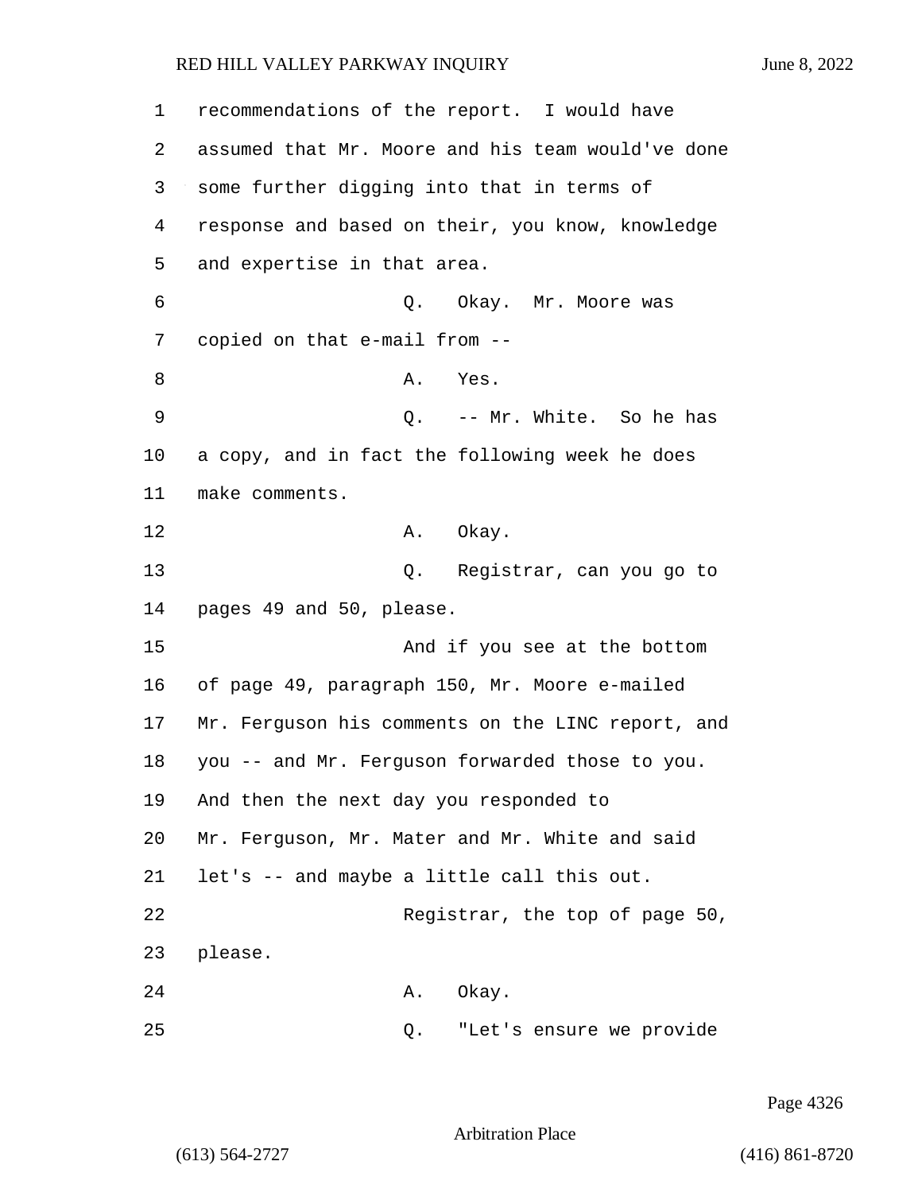recommendations of the report. I would have assumed that Mr. Moore and his team would've done some further digging into that in terms of response and based on their, you know, knowledge and expertise in that area.

Q. Okay. Mr. Moore was copied on that e-mail from --

A. Yes.

Q. -- Mr. White. So he has a copy, and in fact the following week he does make comments.

A. Okay.

Q. Registrar, can you go to pages 49 and 50, please.

And if you see at the bottom of page 49, paragraph 150, Mr. Moore e-mailed Mr. Ferguson his comments on the LINC report, and you -- and Mr. Ferguson forwarded those to you. And then the next day you responded to Mr. Ferguson, Mr. Mater and Mr. White and said let's -- and maybe a little call this out.

Registrar, the top of page 50, please.

A. Okay.

Q. "Let's ensure we provide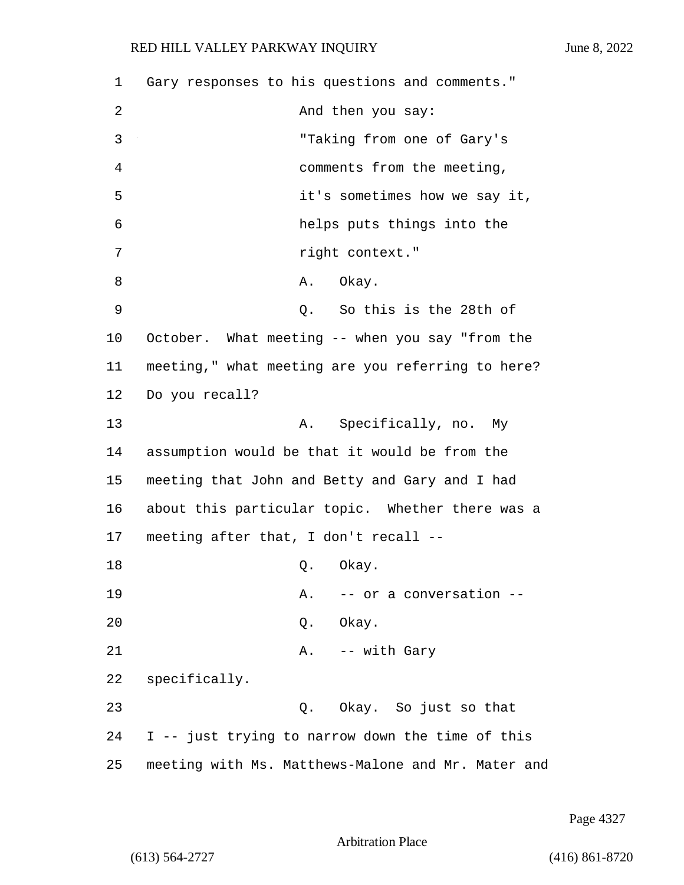Gary responses to his questions and comments."

And then you say:

"Taking from one of Gary's comments from the meeting, it's sometimes how we say it, helps puts things into the right context."

A. Okay.

Q. So this is the 28th of October. What meeting -- when you say "from the meeting," what meeting are you referring to here? Do you recall?

A. Specifically, no. My assumption would be that it would be from the meeting that John and Betty and Gary and I had about this particular topic. Whether there was a meeting after that, I don't recall --

Q. Okay.

A. -- or a conversation --

Q. Okay.

A. -- with Gary specifically.

Q. Okay. So just so that I -- just trying to narrow down the time of this meeting with Ms. Matthews-Malone and Mr. Mater and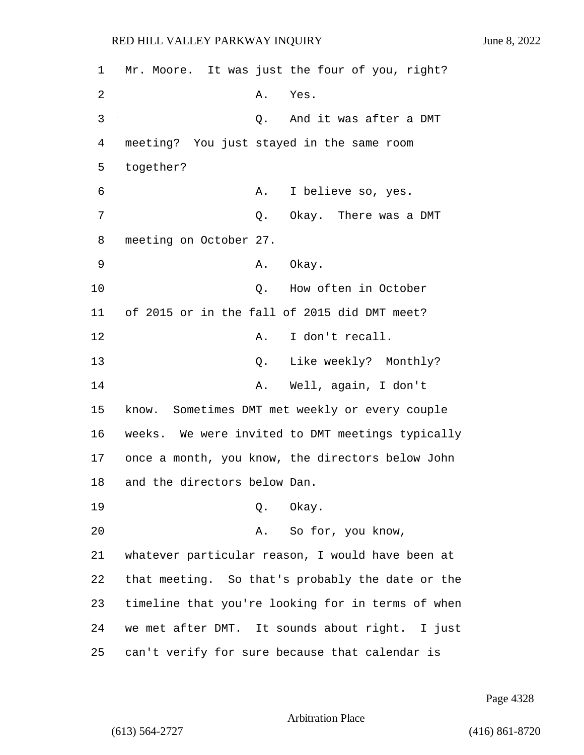Mr. Moore. It was just the four of you, right?

A. Yes.

Q. And it was after a DMT meeting? You just stayed in the same room together?

A. I believe so, yes.

Q. Okay. There was a DMT meeting on October 27.

A. Okay.

Q. How often in October of 2015 or in the fall of 2015 did DMT meet?

A. I don't recall.

Q. Like weekly? Monthly?

A. Well, again, I don't know. Sometimes DMT met weekly or every couple weeks. We were invited to DMT meetings typically once a month, you know, the directors below John and the directors below Dan.

Q. Okay.

A. So for, you know, whatever particular reason, I would have been at that meeting. So that's probably the date or the timeline that you're looking for in terms of when we met after DMT. It sounds about right. I just can't verify for sure because that calendar is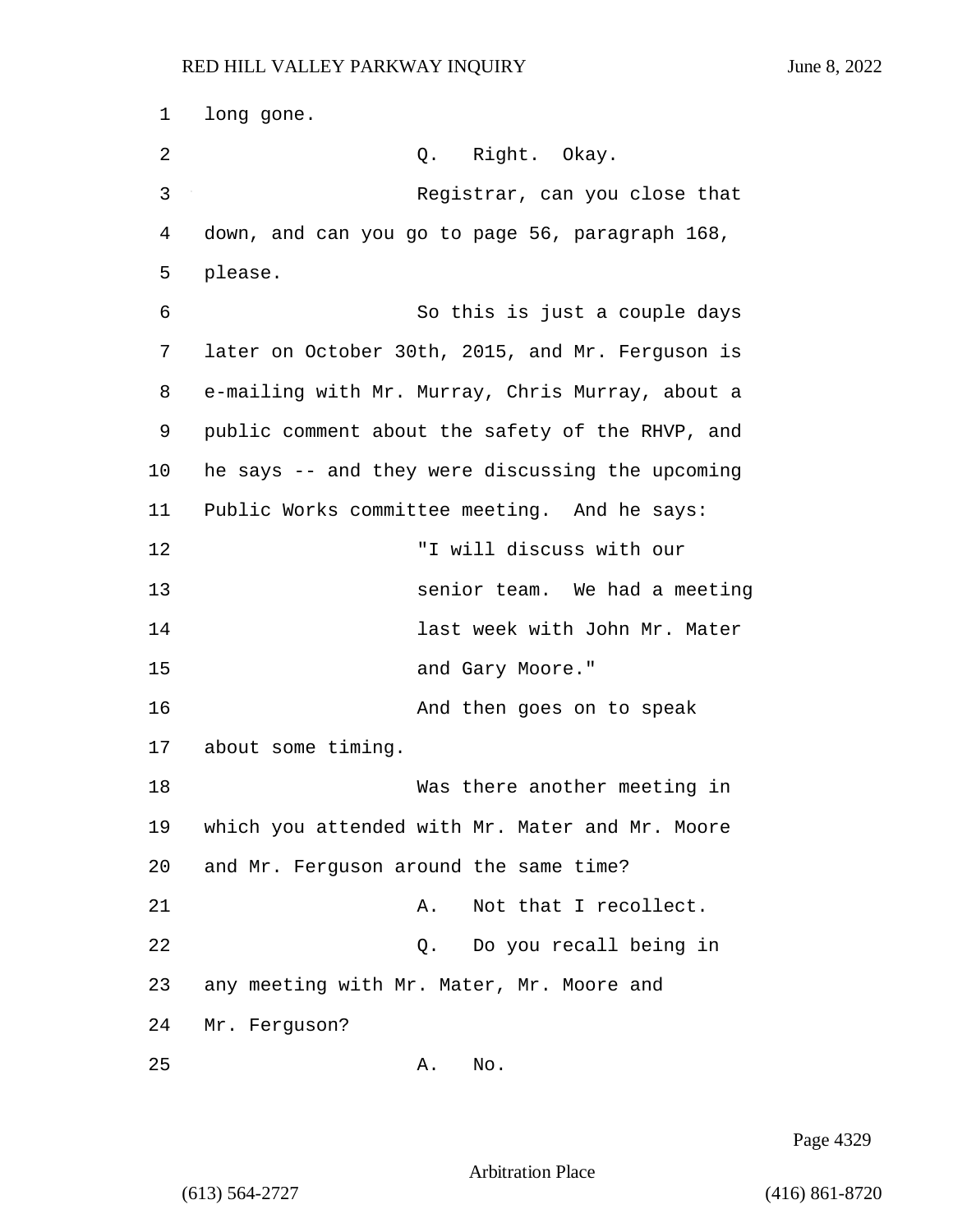long gone.

Q. Right. Okay.

Registrar, can you close that down, and can you go to page 56, paragraph 168, please.

So this is just a couple days later on October 30th, 2015, and Mr. Ferguson is e-mailing with Mr. Murray, Chris Murray, about a public comment about the safety of the RHVP, and he says -- and they were discussing the upcoming Public Works committee meeting. And he says:

"I will discuss with our senior team. We had a meeting last week with John Mr. Mater and Gary Moore."

And then goes on to speak about some timing.

Was there another meeting in which you attended with Mr. Mater and Mr. Moore and Mr. Ferguson around the same time?

A. Not that I recollect.

Q. Do you recall being in any meeting with Mr. Mater, Mr. Moore and Mr. Ferguson?

A. No.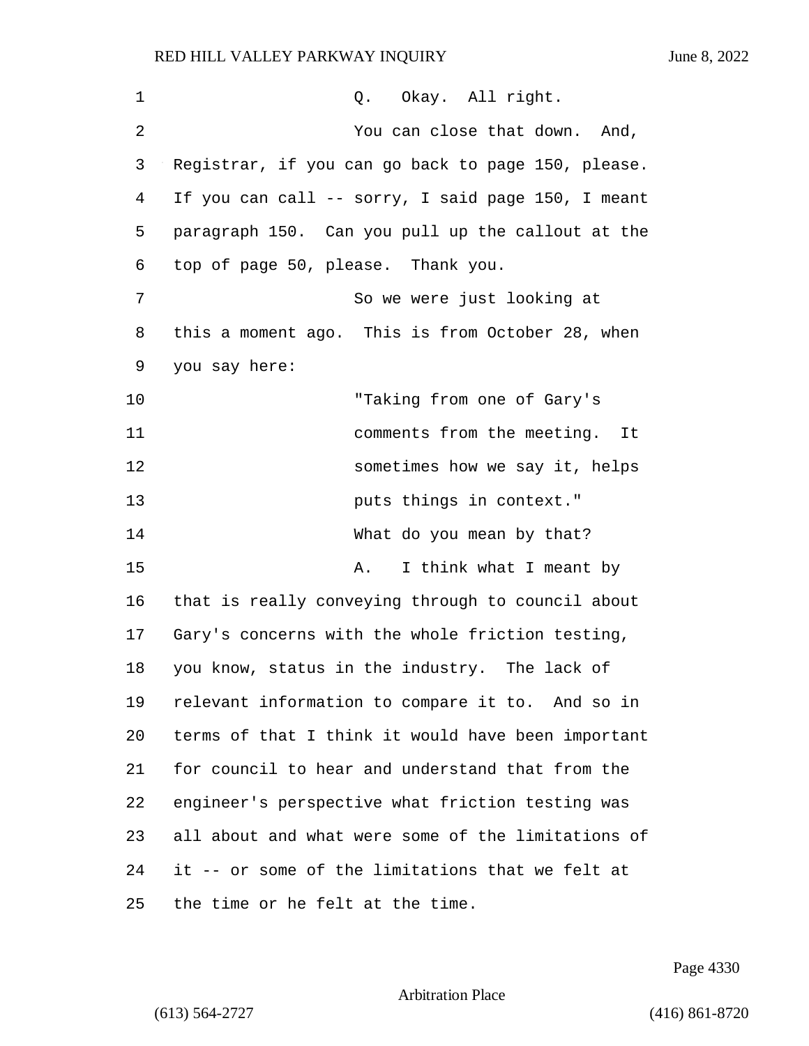Q. Okay. All right.

You can close that down. And, Registrar, if you can go back to page 150, please. If you can call -- sorry, I said page 150, I meant paragraph 150. Can you pull up the callout at the top of page 50, please. Thank you.

So we were just looking at this a moment ago. This is from October 28, when you say here:

> "Taking from one of Gary's comments from the meeting. It sometimes how we say it, helps puts things in context."

What do you mean by that?

A. I think what I meant by that is really conveying through to council about Gary's concerns with the whole friction testing, you know, status in the industry. The lack of relevant information to compare it to. And so in terms of that I think it would have been important for council to hear and understand that from the engineer's perspective what friction testing was all about and what were some of the limitations of it -- or some of the limitations that we felt at the time or he felt at the time.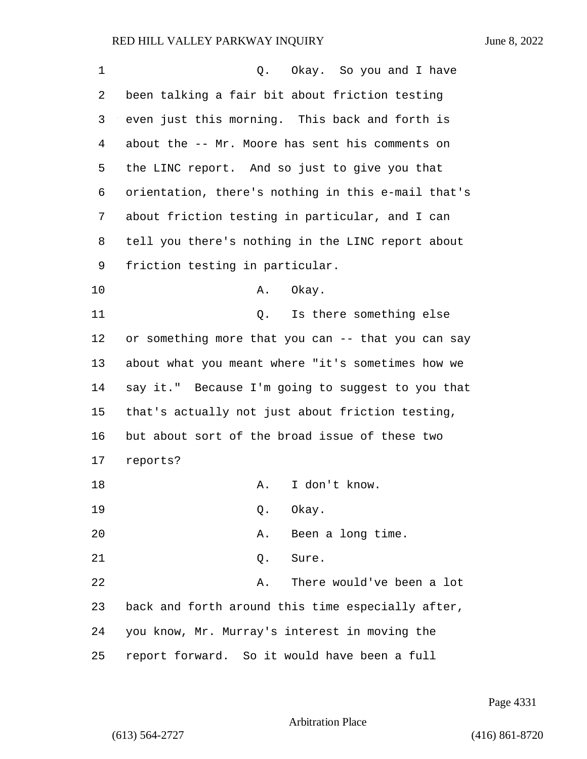Q. Okay. So you and I have been talking a fair bit about friction testing even just this morning. This back and forth is about the -- Mr. Moore has sent his comments on the LINC report. And so just to give you that orientation, there's nothing in this e-mail that's about friction testing in particular, and I can tell you there's nothing in the LINC report about friction testing in particular.

A. Okay.

Q. Is there something else or something more that you can -- that you can say about what you meant where "it's sometimes how we say it." Because I'm going to suggest to you that that's actually not just about friction testing, but about sort of the broad issue of these two reports?

A. I don't know.

Q. Okay.

A. Been a long time.

Q. Sure.

A. There would've been a lot back and forth around this time especially after, you know, Mr. Murray's interest in moving the report forward. So it would have been a full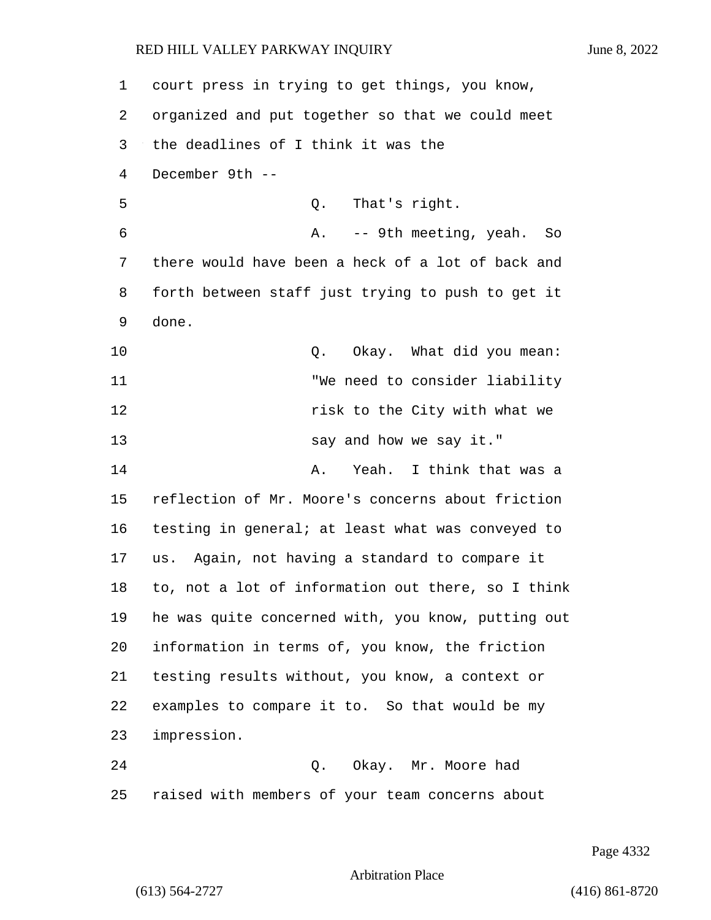court press in trying to get things, you know, organized and put together so that we could meet the deadlines of I think it was the December 9th --

Q. That's right.

A. -- 9th meeting, yeah. So there would have been a heck of a lot of back and forth between staff just trying to push to get it done.

Q. Okay. What did you mean:

"We need to consider liability risk to the City with what we say and how we say it."

A. Yeah. I think that was a reflection of Mr. Moore's concerns about friction testing in general; at least what was conveyed to us. Again, not having a standard to compare it to, not a lot of information out there, so I think he was quite concerned with, you know, putting out information in terms of, you know, the friction testing results without, you know, a context or examples to compare it to. So that would be my impression.

Q. Okay. Mr. Moore had raised with members of your team concerns about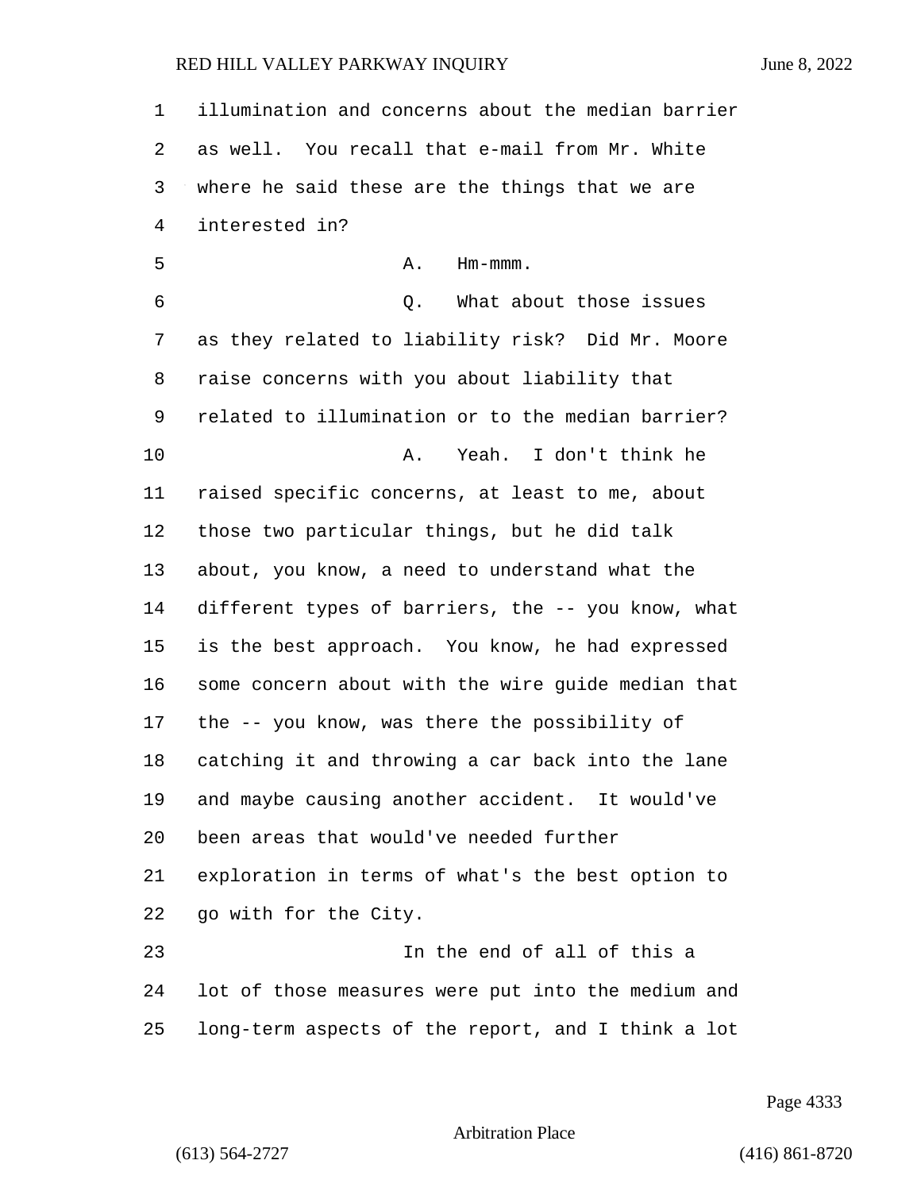illumination and concerns about the median barrier as well. You recall that e-mail from Mr. White where he said these are the things that we are interested in?

A. Hm-mmm.

Q. What about those issues as they related to liability risk? Did Mr. Moore raise concerns with you about liability that related to illumination or to the median barrier?

A. Yeah. I don't think he raised specific concerns, at least to me, about those two particular things, but he did talk about, you know, a need to understand what the different types of barriers, the -- you know, what is the best approach. You know, he had expressed some concern about with the wire guide median that the -- you know, was there the possibility of catching it and throwing a car back into the lane and maybe causing another accident. It would've been areas that would've needed further exploration in terms of what's the best option to go with for the City.

In the end of all of this a lot of those measures were put into the medium and long-term aspects of the report, and I think a lot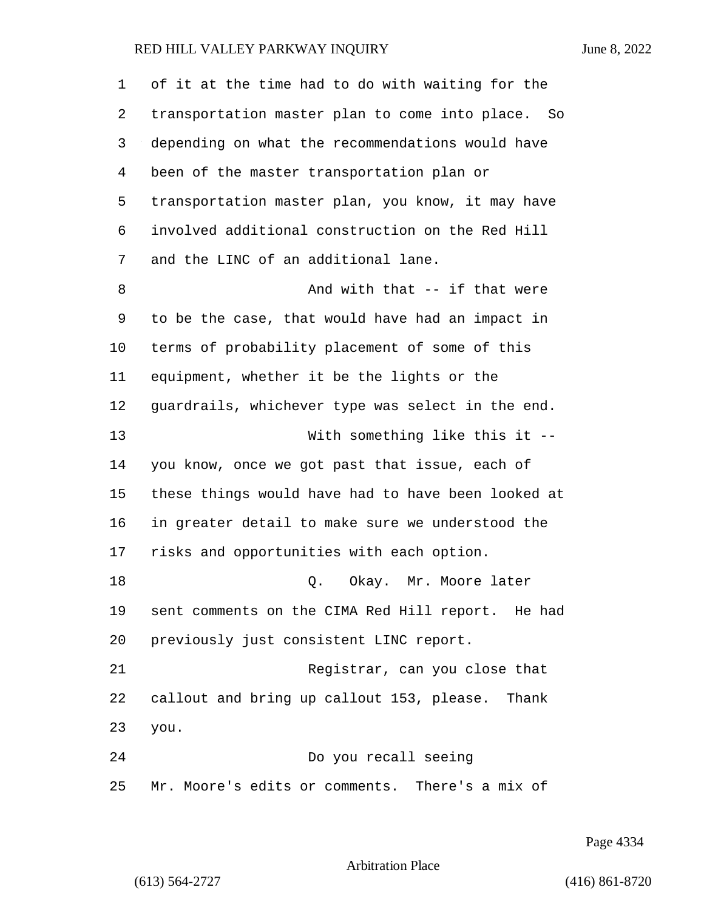of it at the time had to do with waiting for the transportation master plan to come into place. So depending on what the recommendations would have been of the master transportation plan or transportation master plan, you know, it may have involved additional construction on the Red Hill and the LINC of an additional lane.

And with that -- if that were to be the case, that would have had an impact in terms of probability placement of some of this equipment, whether it be the lights or the guardrails, whichever type was select in the end.

With something like this it -- you know, once we got past that issue, each of these things would have had to have been looked at in greater detail to make sure we understood the risks and opportunities with each option.

Q. Okay. Mr. Moore later sent comments on the CIMA Red Hill report. He had previously just consistent LINC report.

Registrar, can you close that callout and bring up callout 153, please. Thank you.

Do you recall seeing Mr. Moore's edits or comments. There's a mix of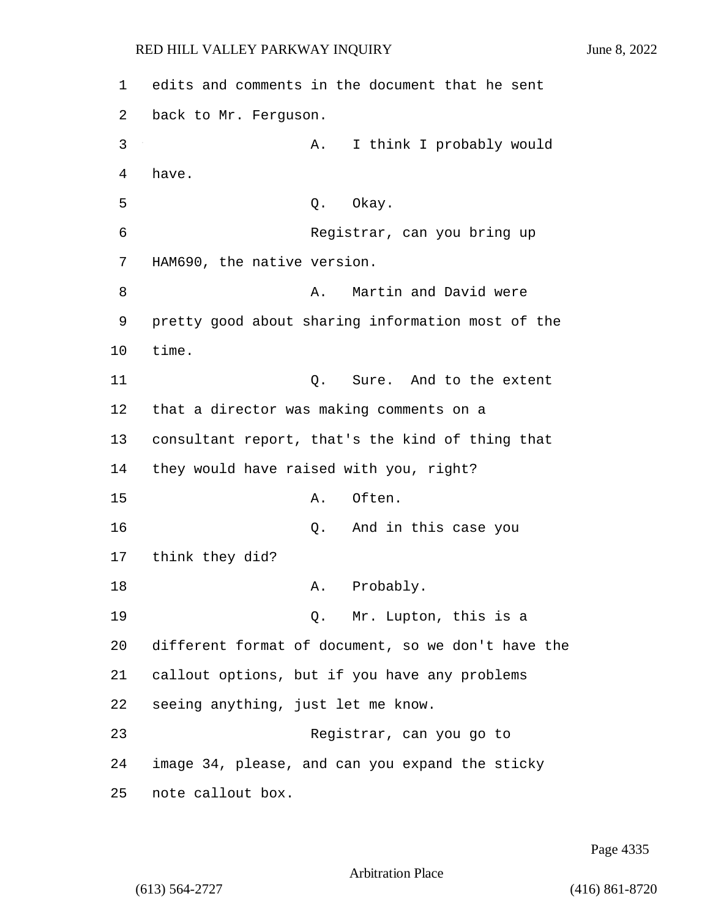1 edits and comments in the document that he sent
2 back to Mr. Ferguson.
3 A. I think I probably would
4 have.
5 Q. Okay.
6 Registrar, can you bring up
7 HAM690, the native version.
8 A. Martin and David were
9 pretty good about sharing information most of the
10 time.
11 Q. Sure. And to the extent
12 that a director was making comments on a
13 consultant report, that's the kind of thing that
14 they would have raised with you, right?
15 A. Often.
16 Q. And in this case you
17 think they did?
18 A. Probably.
19 Q. Mr. Lupton, this is a
20 different format of document, so we don't have the
21 callout options, but if you have any problems
22 seeing anything, just let me know.
23 Registrar, can you go to
24 image 34, please, and can you expand the sticky
25 note callout box.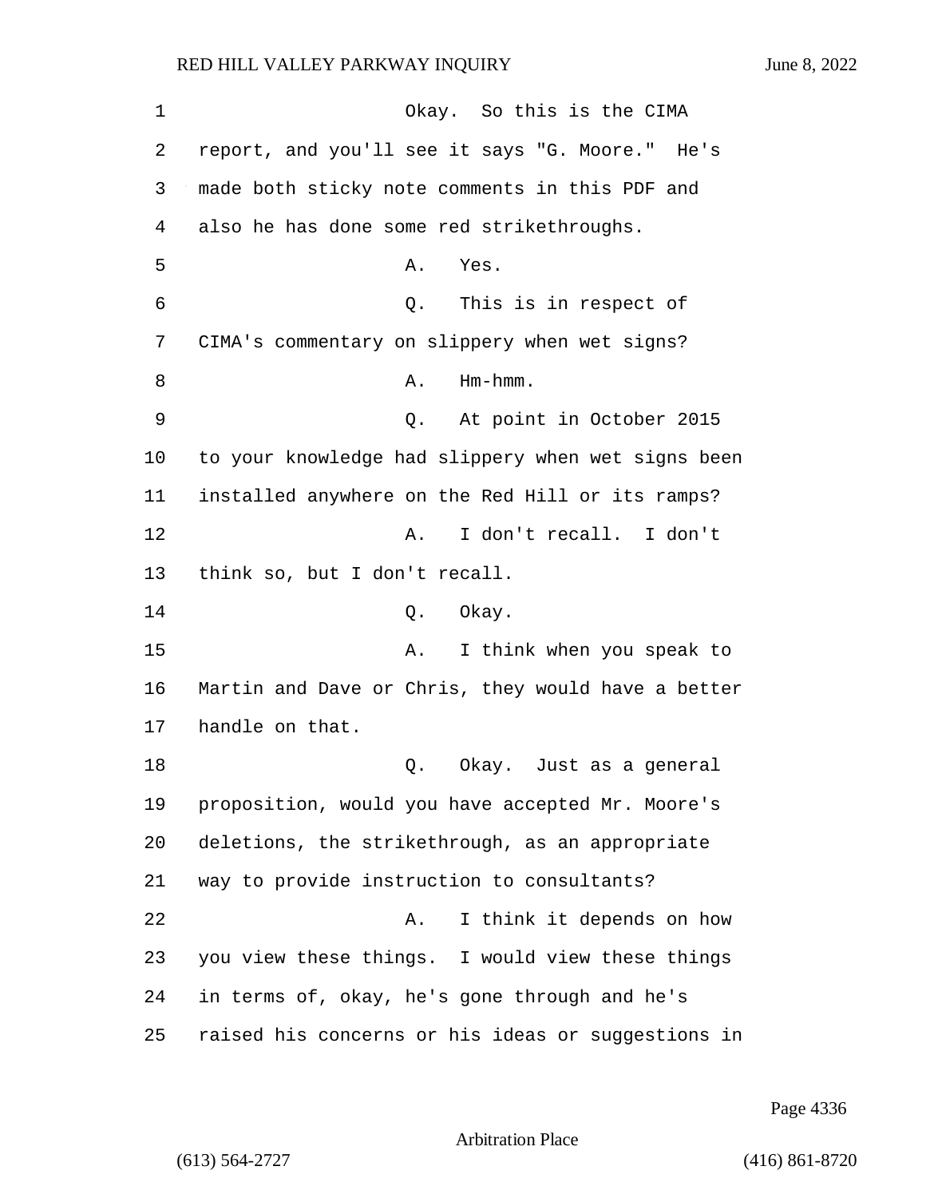Okay. So this is the CIMA report, and you'll see it says "G. Moore." He's made both sticky note comments in this PDF and also he has done some red strikethroughs.

A. Yes.

Q. This is in respect of CIMA's commentary on slippery when wet signs?

A. Hm-hmm.

Q. At point in October 2015 to your knowledge had slippery when wet signs been installed anywhere on the Red Hill or its ramps?

A. I don't recall. I don't think so, but I don't recall.

Q. Okay.

A. I think when you speak to Martin and Dave or Chris, they would have a better handle on that.

Q. Okay. Just as a general proposition, would you have accepted Mr. Moore's deletions, the strikethrough, as an appropriate way to provide instruction to consultants?

A. I think it depends on how you view these things. I would view these things in terms of, okay, he's gone through and he's raised his concerns or his ideas or suggestions in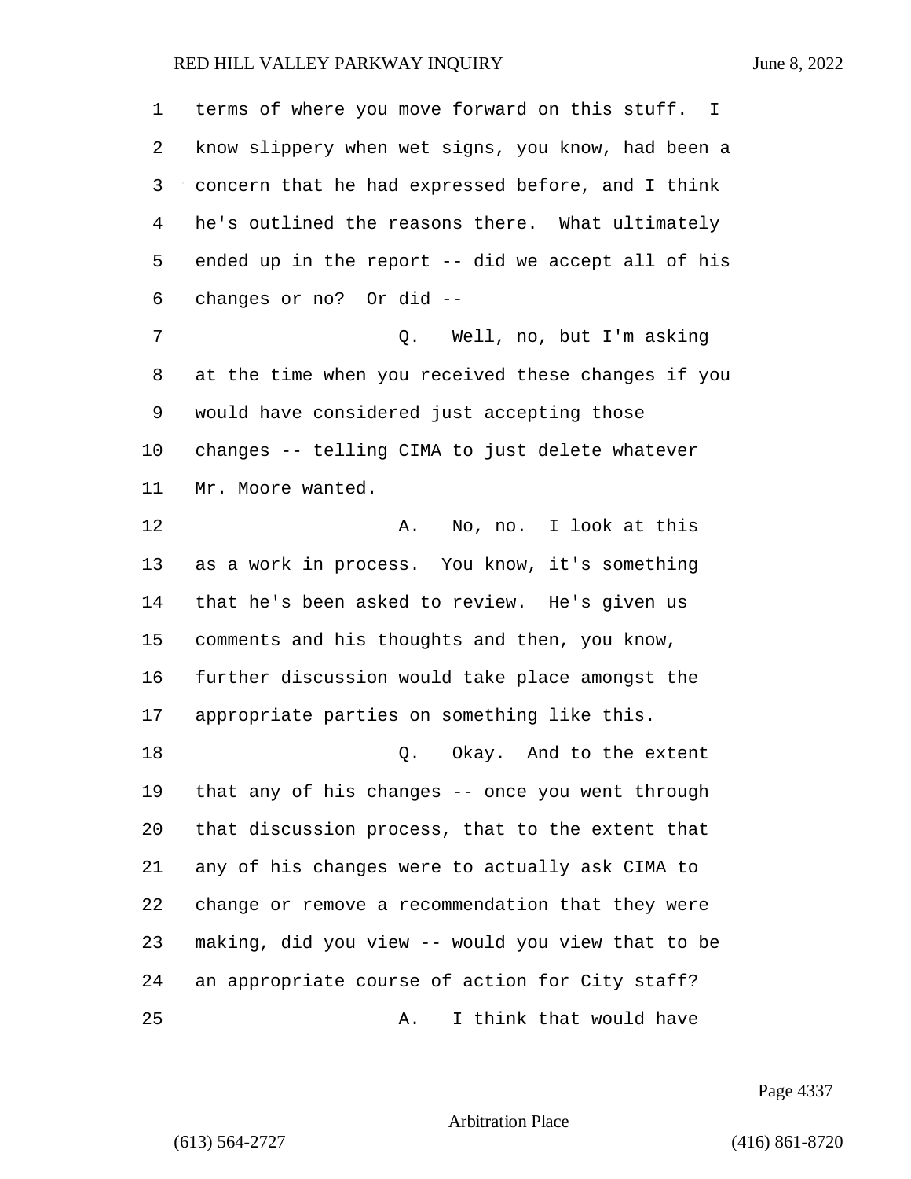terms of where you move forward on this stuff. I know slippery when wet signs, you know, had been a concern that he had expressed before, and I think he's outlined the reasons there. What ultimately ended up in the report -- did we accept all of his changes or no? Or did --

Q. Well, no, but I'm asking at the time when you received these changes if you would have considered just accepting those changes -- telling CIMA to just delete whatever Mr. Moore wanted.

A. No, no. I look at this as a work in process. You know, it's something that he's been asked to review. He's given us comments and his thoughts and then, you know, further discussion would take place amongst the appropriate parties on something like this.

Q. Okay. And to the extent that any of his changes -- once you went through that discussion process, that to the extent that any of his changes were to actually ask CIMA to change or remove a recommendation that they were making, did you view -- would you view that to be an appropriate course of action for City staff?

A. I think that would have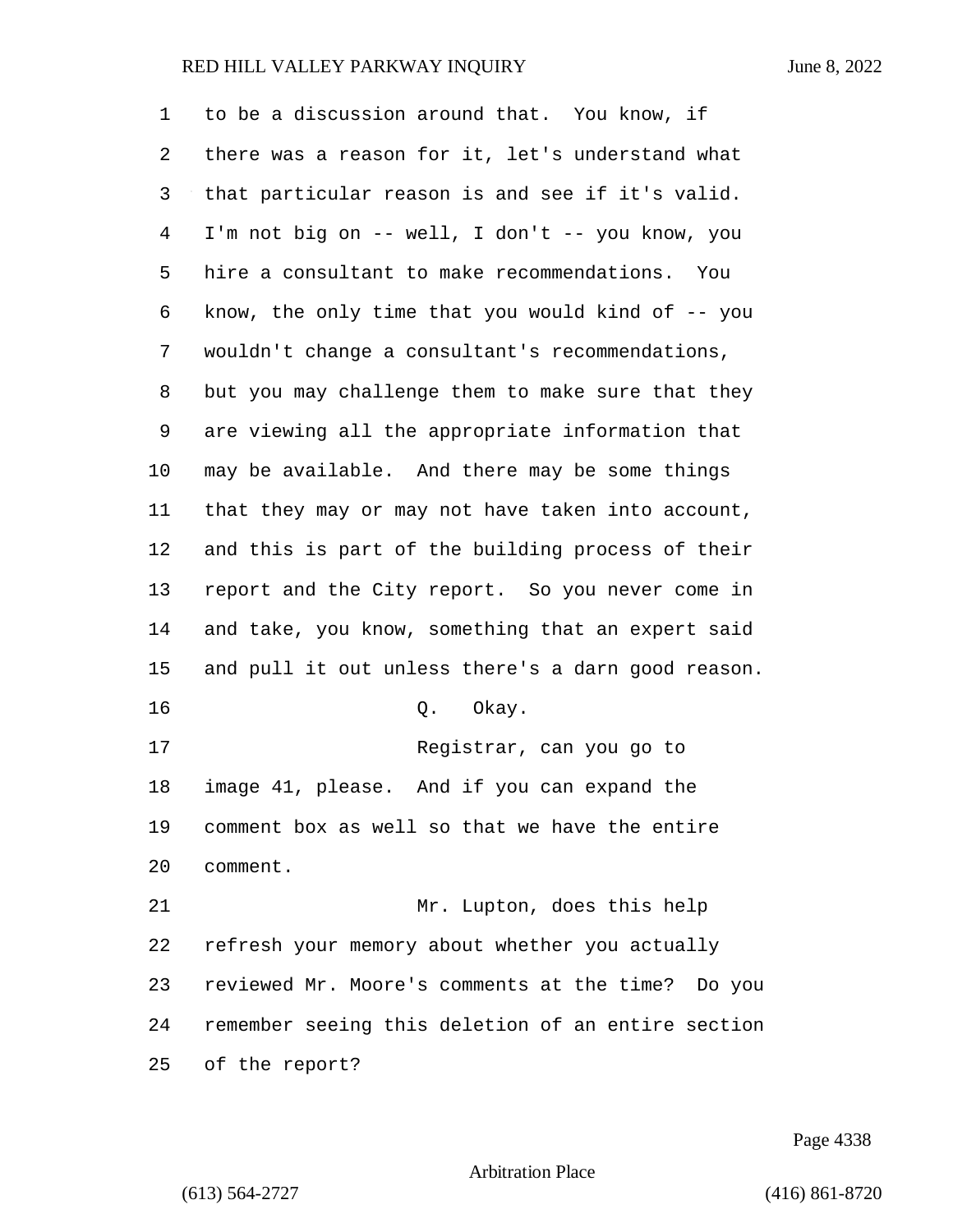to be a discussion around that. You know, if there was a reason for it, let's understand what that particular reason is and see if it's valid. I'm not big on -- well, I don't -- you know, you hire a consultant to make recommendations. You know, the only time that you would kind of -- you wouldn't change a consultant's recommendations, but you may challenge them to make sure that they are viewing all the appropriate information that may be available. And there may be some things that they may or may not have taken into account, and this is part of the building process of their report and the City report. So you never come in and take, you know, something that an expert said and pull it out unless there's a darn good reason.

Q. Okay.

Registrar, can you go to image 41, please. And if you can expand the comment box as well so that we have the entire comment.

Mr. Lupton, does this help refresh your memory about whether you actually reviewed Mr. Moore's comments at the time? Do you remember seeing this deletion of an entire section of the report?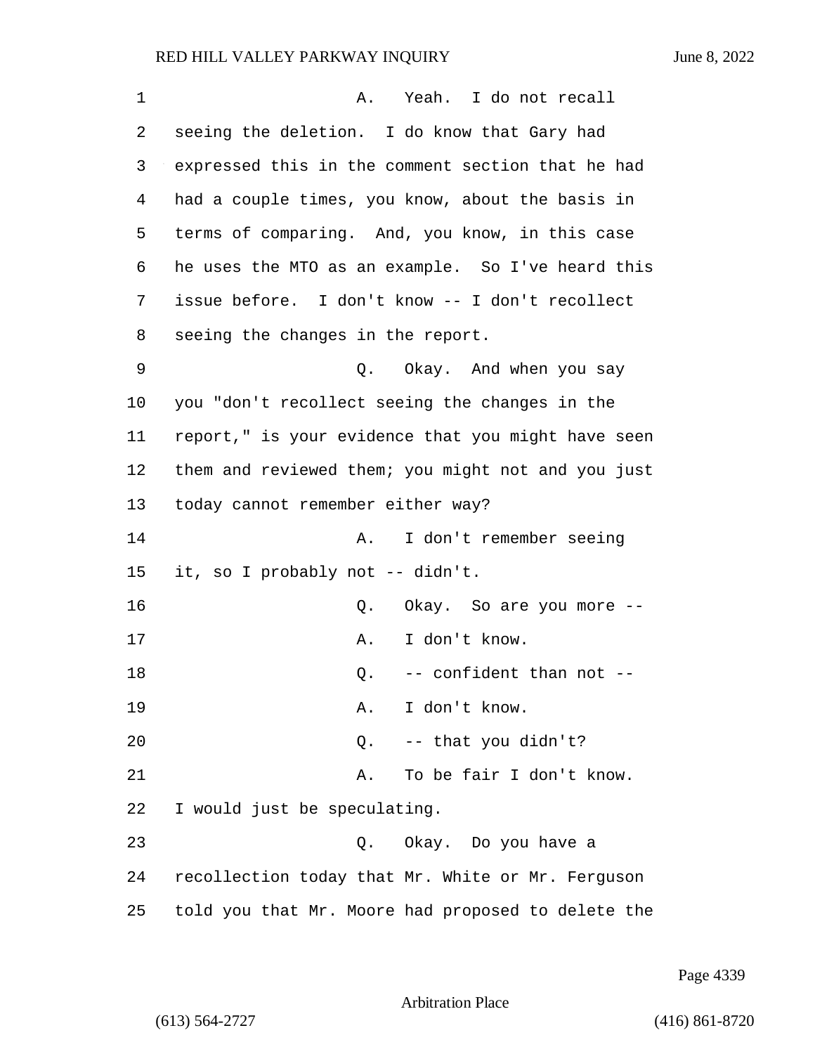A. Yeah. I do not recall seeing the deletion. I do know that Gary had expressed this in the comment section that he had had a couple times, you know, about the basis in terms of comparing. And, you know, in this case he uses the MTO as an example. So I've heard this issue before. I don't know -- I don't recollect seeing the changes in the report.

Q. Okay. And when you say you "don't recollect seeing the changes in the report," is your evidence that you might have seen them and reviewed them; you might not and you just today cannot remember either way?

A. I don't remember seeing it, so I probably not -- didn't.

Q. Okay. So are you more --

A. I don't know.

Q. -- confident than not --

A. I don't know.

Q. -- that you didn't?

A. To be fair I don't know. I would just be speculating.

Q. Okay. Do you have a recollection today that Mr. White or Mr. Ferguson told you that Mr. Moore had proposed to delete the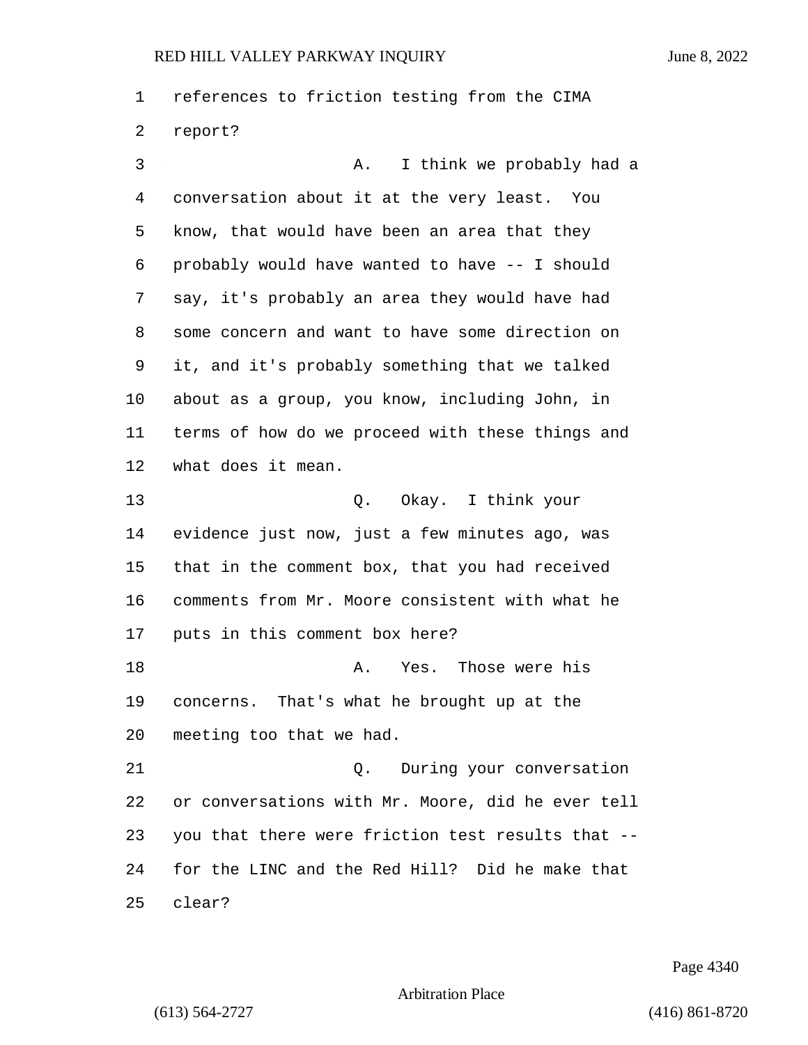references to friction testing from the CIMA report?

A. I think we probably had a conversation about it at the very least. You know, that would have been an area that they probably would have wanted to have -- I should say, it's probably an area they would have had some concern and want to have some direction on it, and it's probably something that we talked about as a group, you know, including John, in terms of how do we proceed with these things and what does it mean.

Q. Okay. I think your evidence just now, just a few minutes ago, was that in the comment box, that you had received comments from Mr. Moore consistent with what he puts in this comment box here?

A. Yes. Those were his concerns. That's what he brought up at the meeting too that we had.

Q. During your conversation or conversations with Mr. Moore, did he ever tell you that there were friction test results that -- for the LINC and the Red Hill? Did he make that clear?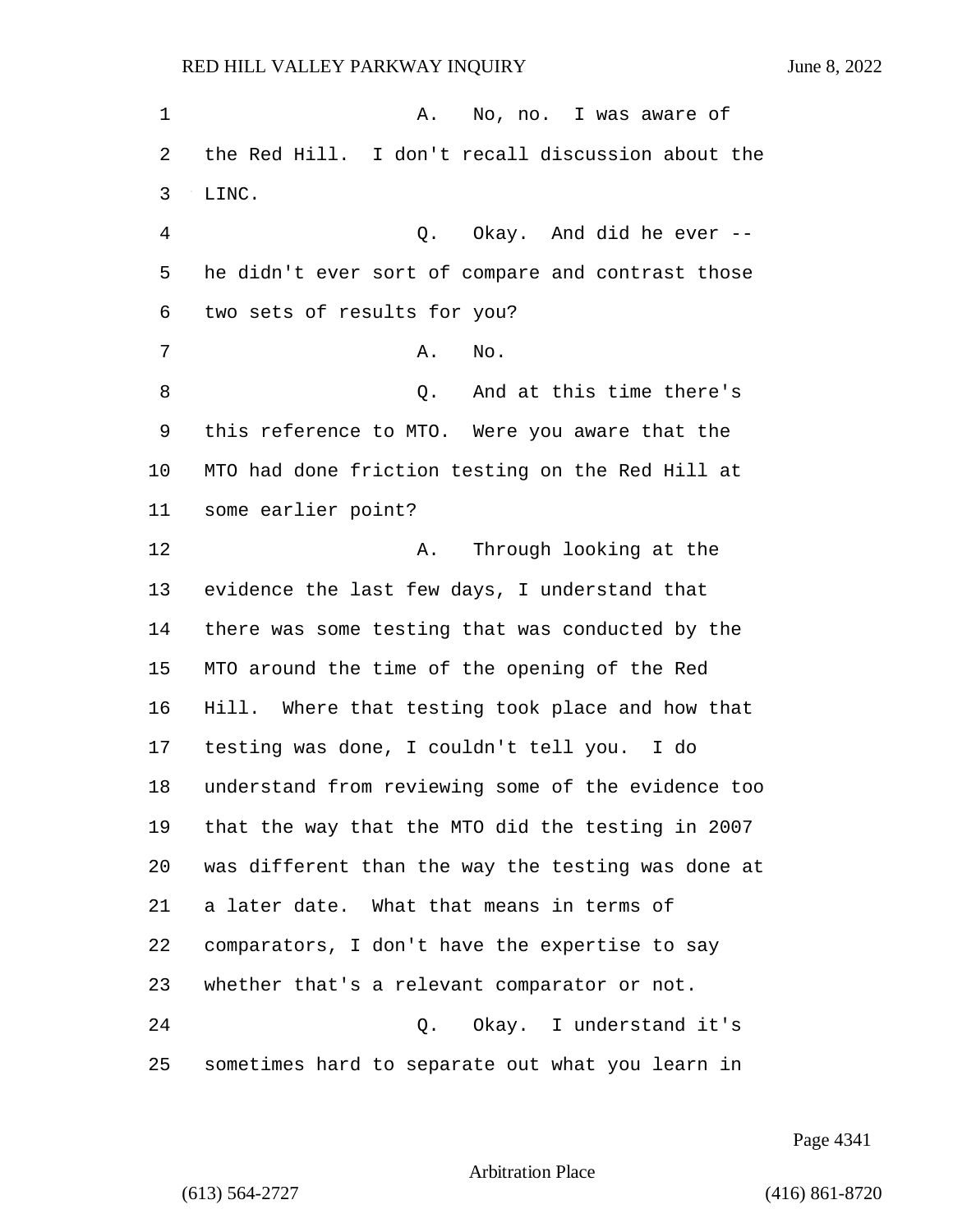A. No, no. I was aware of the Red Hill. I don't recall discussion about the LINC.

Q. Okay. And did he ever -- he didn't ever sort of compare and contrast those two sets of results for you?

A. No.

Q. And at this time there's this reference to MTO. Were you aware that the MTO had done friction testing on the Red Hill at some earlier point?

A. Through looking at the evidence the last few days, I understand that there was some testing that was conducted by the MTO around the time of the opening of the Red Hill. Where that testing took place and how that testing was done, I couldn't tell you. I do understand from reviewing some of the evidence too that the way that the MTO did the testing in 2007 was different than the way the testing was done at a later date. What that means in terms of comparators, I don't have the expertise to say whether that's a relevant comparator or not.

Q. Okay. I understand it's sometimes hard to separate out what you learn in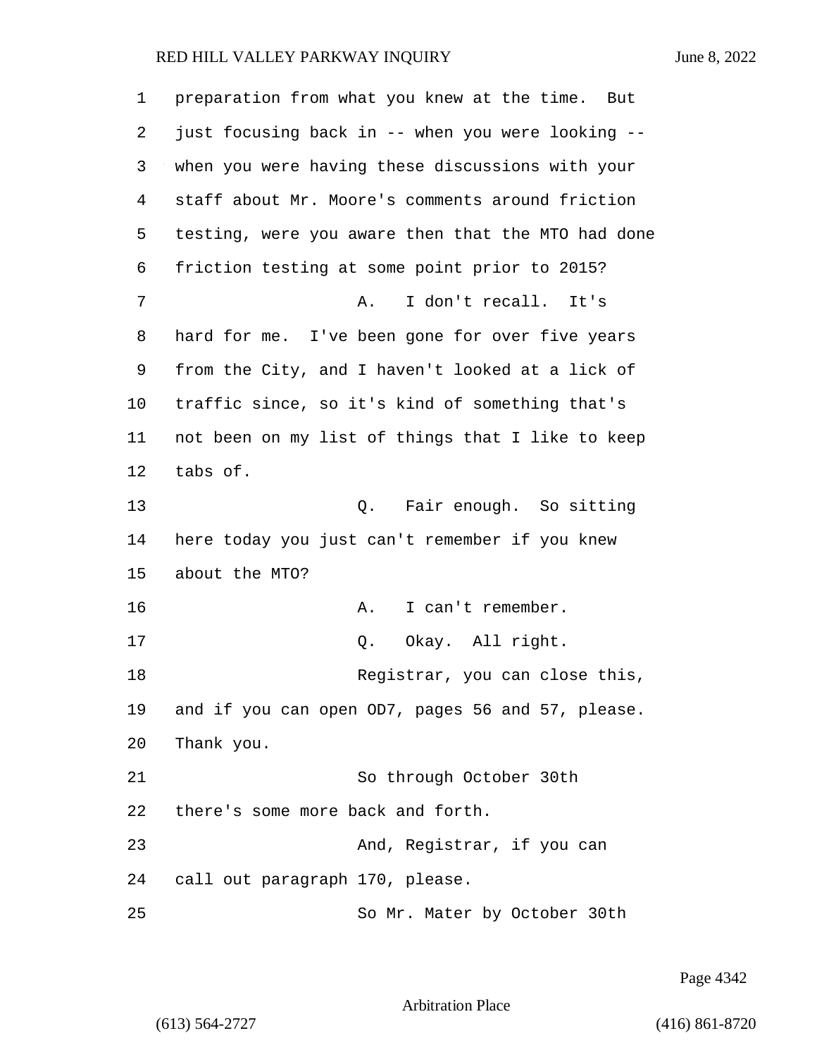preparation from what you knew at the time. But just focusing back in -- when you were looking -- when you were having these discussions with your staff about Mr. Moore's comments around friction testing, were you aware then that the MTO had done friction testing at some point prior to 2015?

A. I don't recall. It's hard for me. I've been gone for over five years from the City, and I haven't looked at a lick of traffic since, so it's kind of something that's not been on my list of things that I like to keep tabs of.

Q. Fair enough. So sitting here today you just can't remember if you knew about the MTO?

A. I can't remember.

Q. Okay. All right.

Registrar, you can close this, and if you can open OD7, pages 56 and 57, please. Thank you.

So through October 30th there's some more back and forth.

And, Registrar, if you can call out paragraph 170, please.

So Mr. Mater by October 30th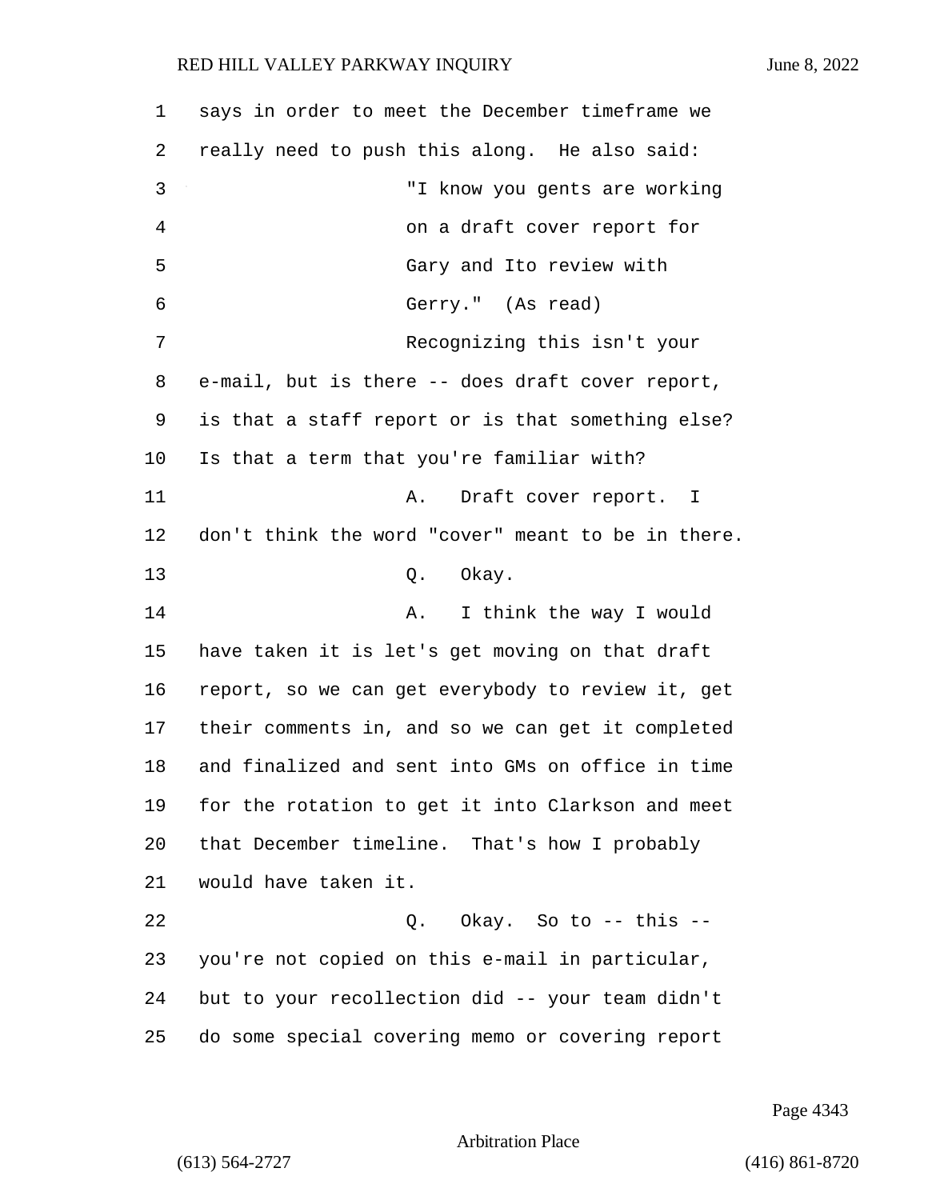says in order to meet the December timeframe we really need to push this along. He also said:

"I know you gents are working on a draft cover report for Gary and Ito review with Gerry." (As read)

Recognizing this isn't your e-mail, but is there -- does draft cover report, is that a staff report or is that something else? Is that a term that you're familiar with?

A. Draft cover report. I don't think the word "cover" meant to be in there.

Q. Okay.

A. I think the way I would have taken it is let's get moving on that draft report, so we can get everybody to review it, get their comments in, and so we can get it completed and finalized and sent into GMs on office in time for the rotation to get it into Clarkson and meet that December timeline. That's how I probably would have taken it.

Q. Okay. So to -- this -- you're not copied on this e-mail in particular, but to your recollection did -- your team didn't do some special covering memo or covering report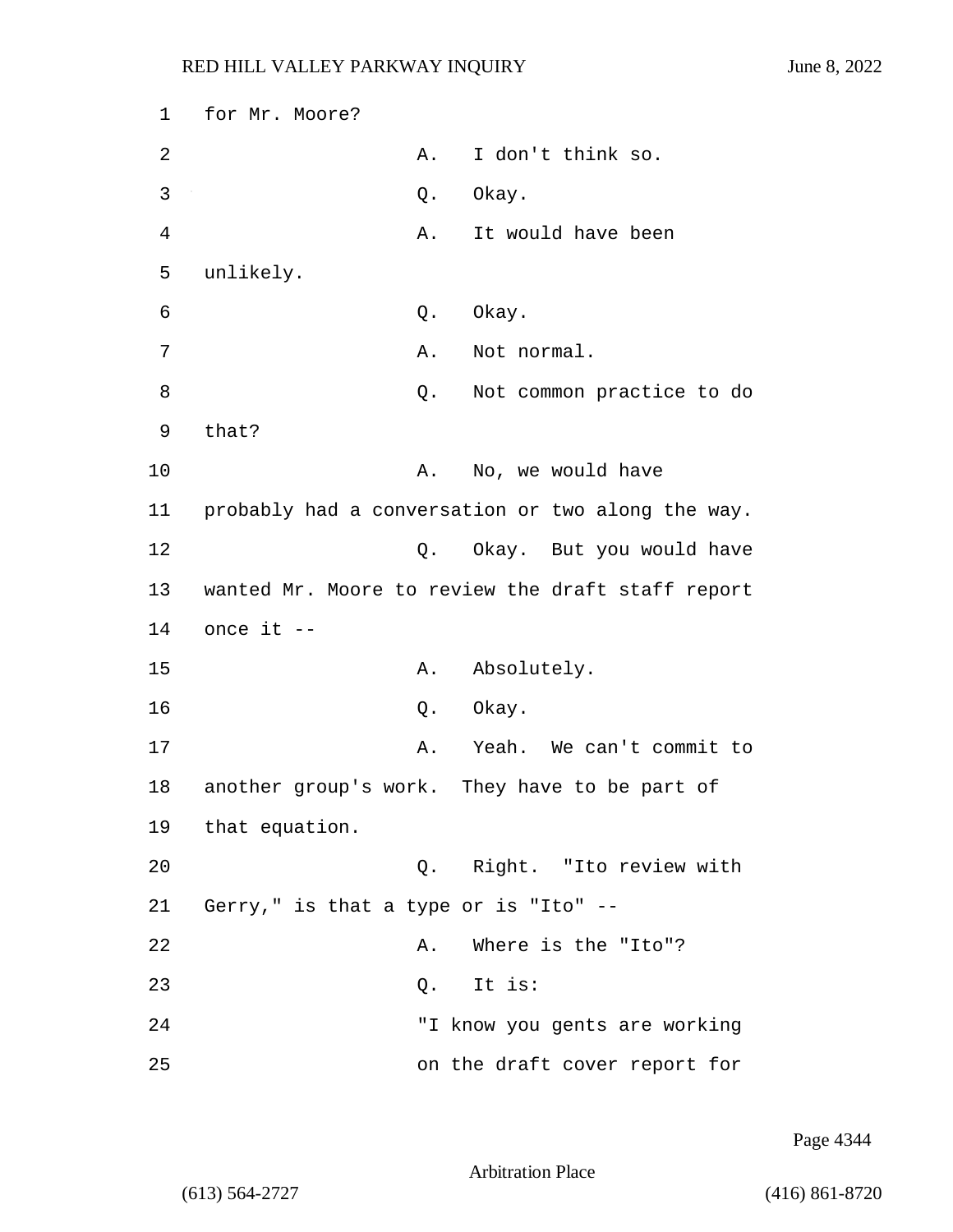for Mr. Moore?

A. I don't think so.

Q. Okay.

A. It would have been unlikely.

Q. Okay.

A. Not normal.

Q. Not common practice to do that?

A. No, we would have probably had a conversation or two along the way.

Q. Okay. But you would have wanted Mr. Moore to review the draft staff report once it --

A. Absolutely.

Q. Okay.

A. Yeah. We can't commit to another group's work. They have to be part of that equation.

Q. Right. "Ito review with Gerry," is that a type or is "Ito" --

A. Where is the "Ito"?

Q. It is:

"I know you gents are working on the draft cover report for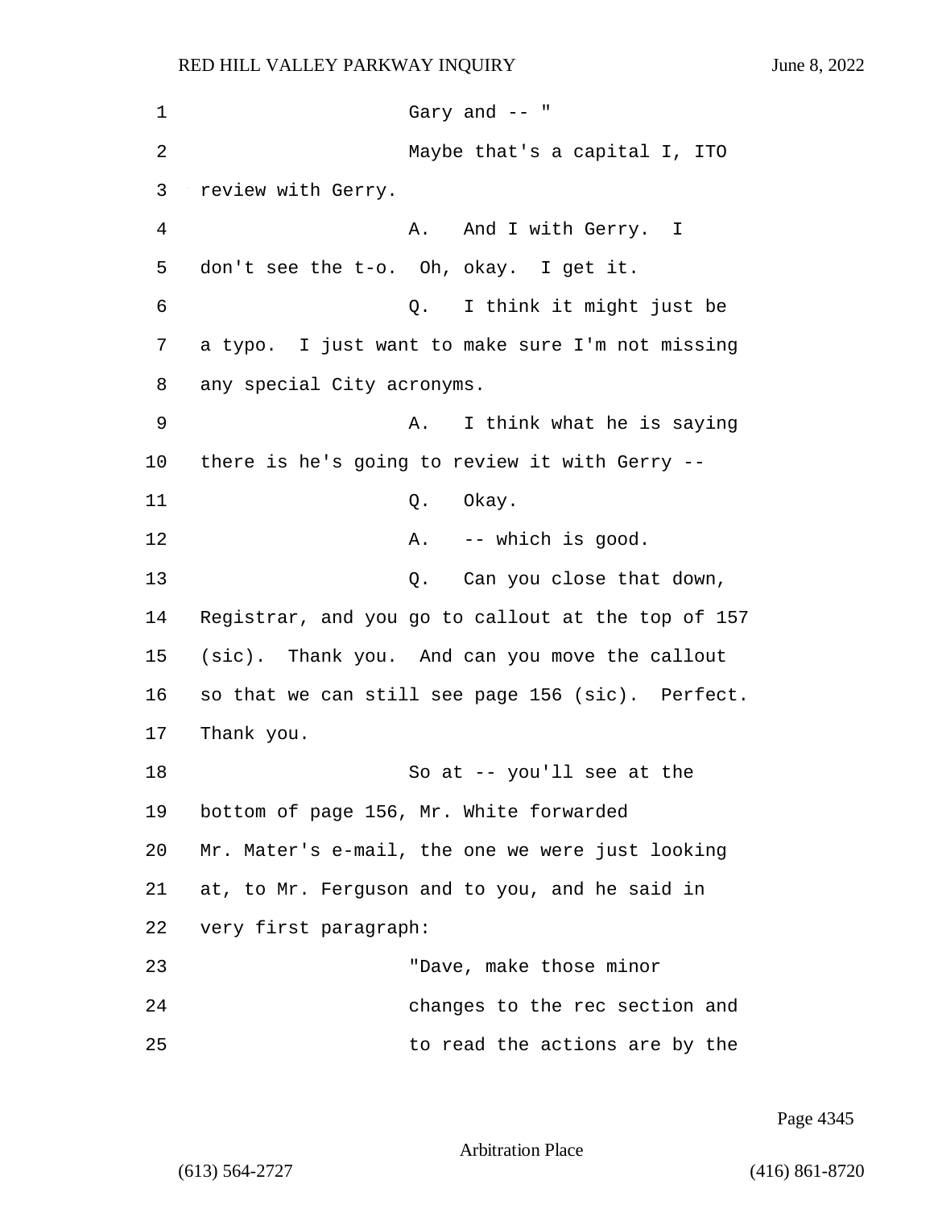Gary and -- "

Maybe that's a capital I, ITO review with Gerry.

A. And I with Gerry. I don't see the t-o. Oh, okay. I get it.

Q. I think it might just be a typo. I just want to make sure I'm not missing any special City acronyms.

A. I think what he is saying there is he's going to review it with Gerry --

Q. Okay.

A. -- which is good.

Q. Can you close that down, Registrar, and you go to callout at the top of 157 (sic). Thank you. And can you move the callout so that we can still see page 156 (sic). Perfect. Thank you.

So at -- you'll see at the bottom of page 156, Mr. White forwarded Mr. Mater's e-mail, the one we were just looking at, to Mr. Ferguson and to you, and he said in very first paragraph:

"Dave, make those minor changes to the rec section and to read the actions are by the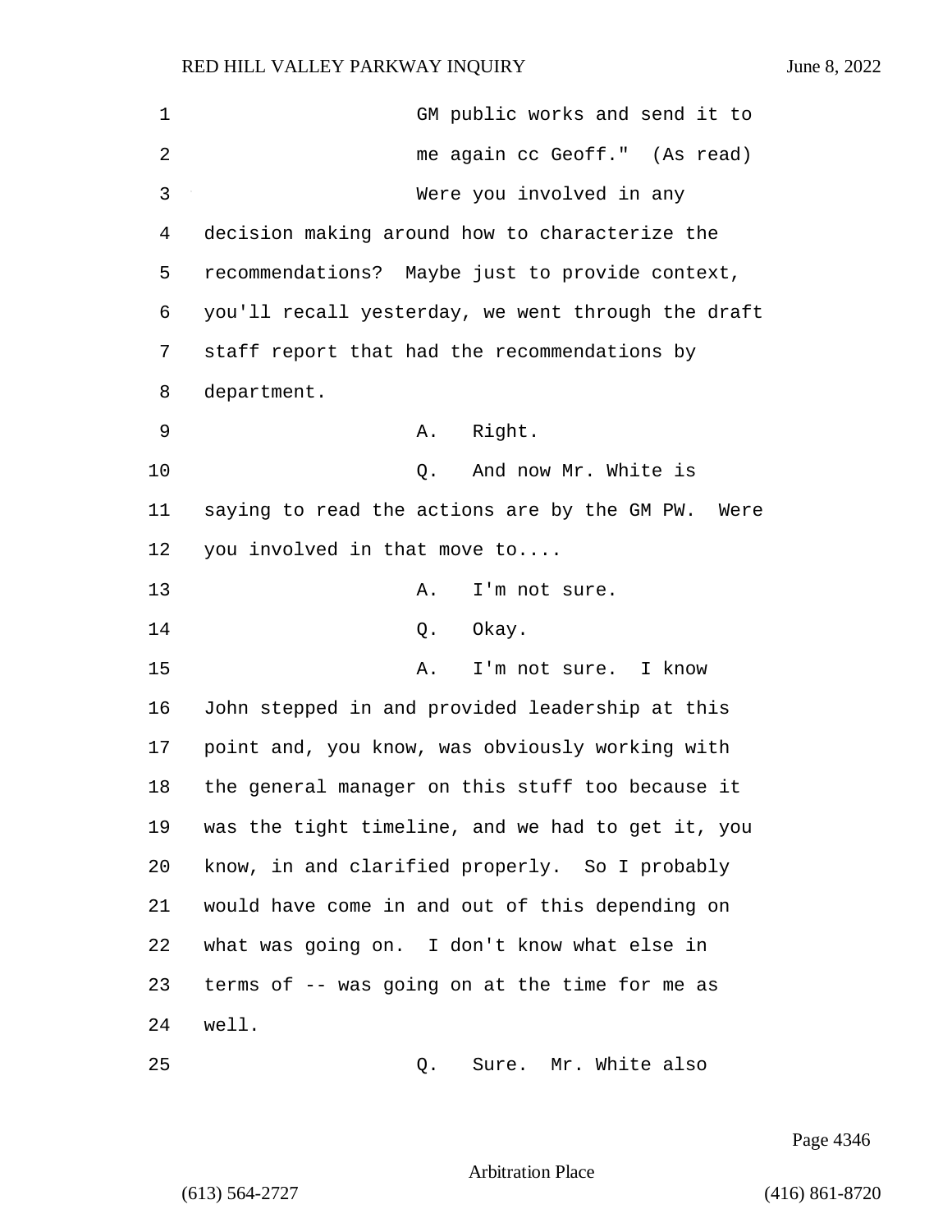GM public works and send it to me again cc Geoff." (As read)

Were you involved in any decision making around how to characterize the recommendations? Maybe just to provide context, you'll recall yesterday, we went through the draft staff report that had the recommendations by department.

A. Right.

Q. And now Mr. White is saying to read the actions are by the GM PW. Were you involved in that move to....

A. I'm not sure.

Q. Okay.

A. I'm not sure. I know John stepped in and provided leadership at this point and, you know, was obviously working with the general manager on this stuff too because it was the tight timeline, and we had to get it, you know, in and clarified properly. So I probably would have come in and out of this depending on what was going on. I don't know what else in terms of -- was going on at the time for me as well.

Q. Sure. Mr. White also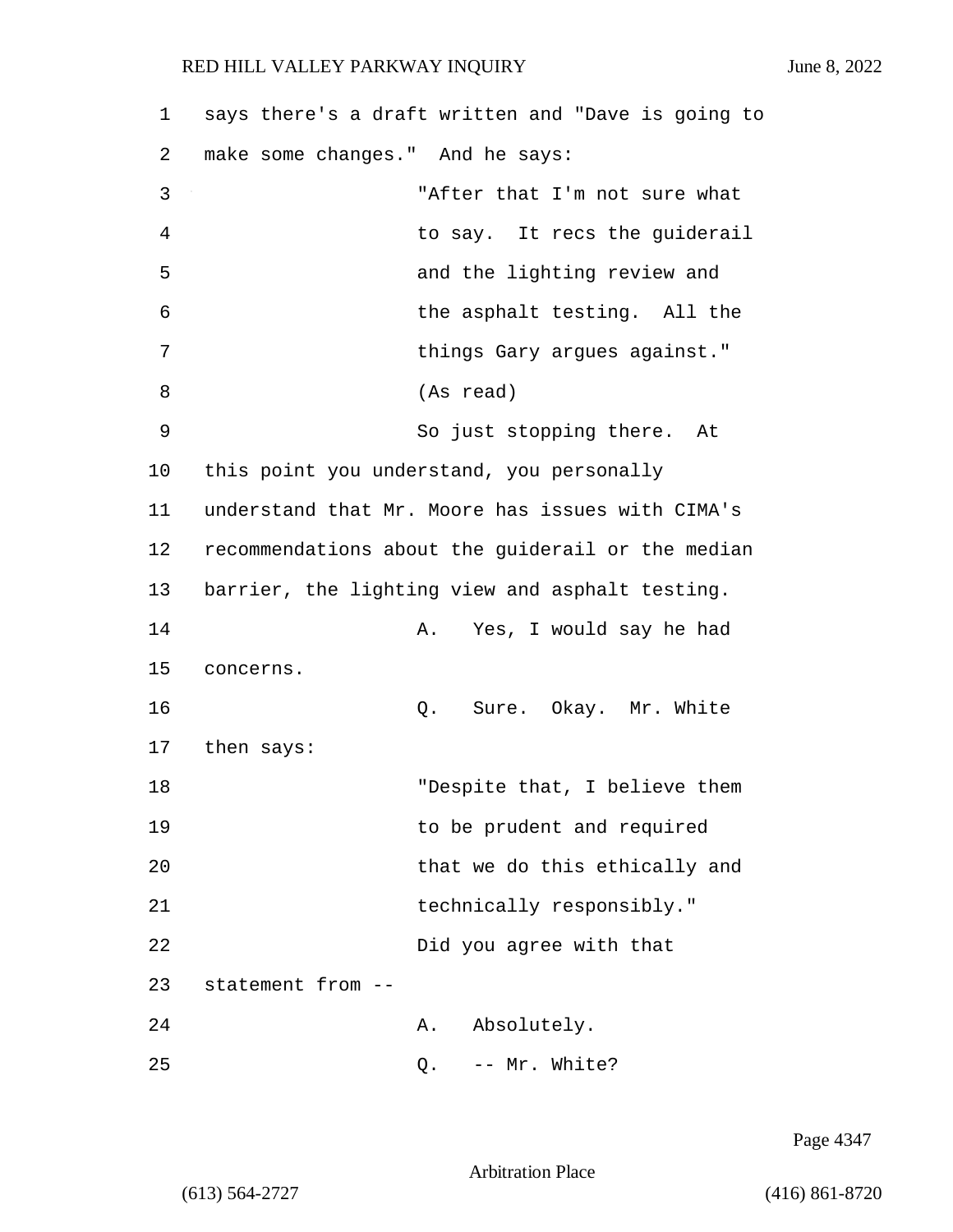says there's a draft written and "Dave is going to make some changes." And he says:

> "After that I'm not sure what to say. It recs the guiderail and the lighting review and the asphalt testing. All the things Gary argues against." (As read)

So just stopping there. At this point you understand, you personally understand that Mr. Moore has issues with CIMA's recommendations about the guiderail or the median barrier, the lighting view and asphalt testing.

A. Yes, I would say he had concerns.

Q. Sure. Okay. Mr. White then says:

> "Despite that, I believe them to be prudent and required that we do this ethically and technically responsibly."

Did you agree with that statement from --

A. Absolutely.

Q. -- Mr. White?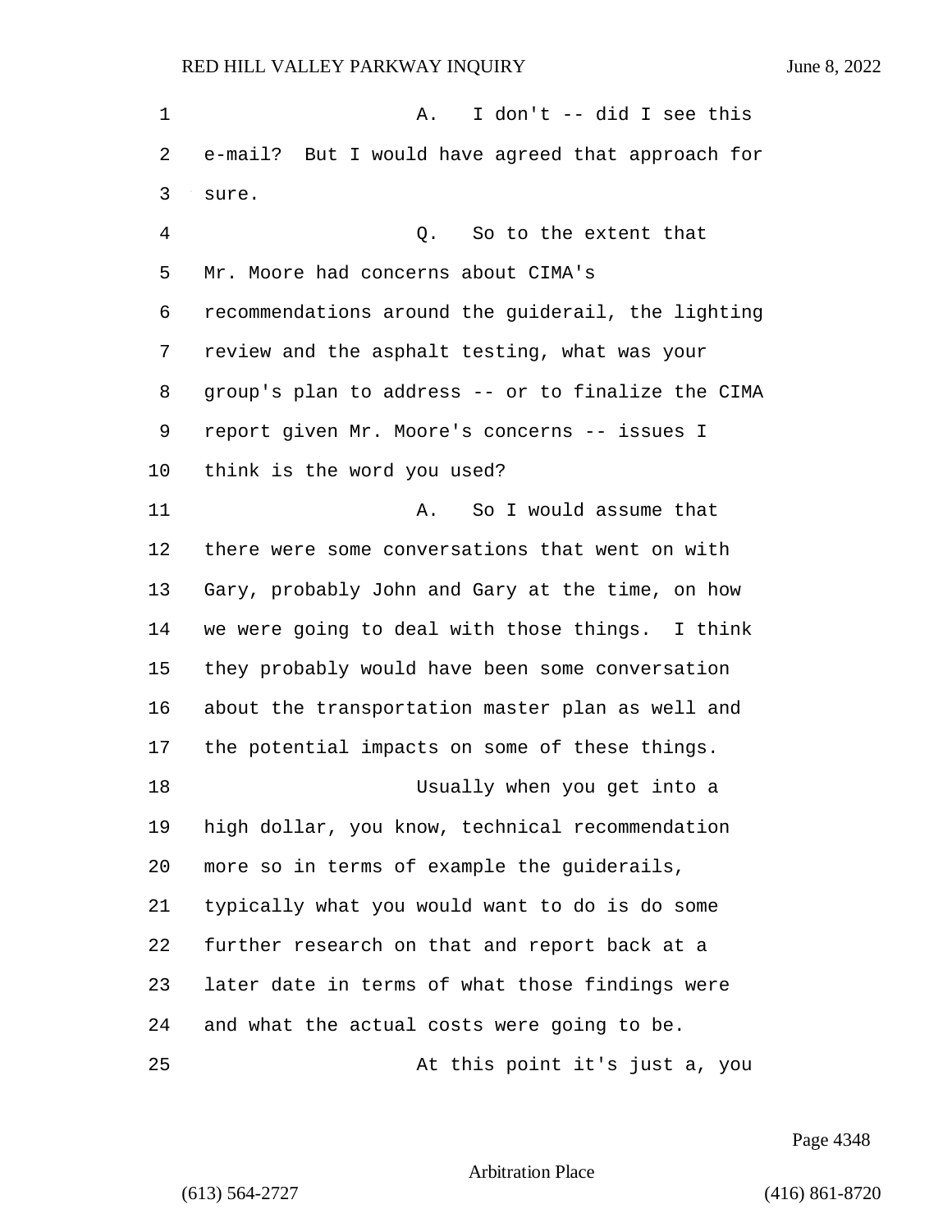A. I don't -- did I see this e-mail? But I would have agreed that approach for sure.

Q. So to the extent that Mr. Moore had concerns about CIMA's recommendations around the guiderail, the lighting review and the asphalt testing, what was your group's plan to address -- or to finalize the CIMA report given Mr. Moore's concerns -- issues I think is the word you used?

A. So I would assume that there were some conversations that went on with Gary, probably John and Gary at the time, on how we were going to deal with those things. I think they probably would have been some conversation about the transportation master plan as well and the potential impacts on some of these things.

Usually when you get into a high dollar, you know, technical recommendation more so in terms of example the guiderails, typically what you would want to do is do some further research on that and report back at a later date in terms of what those findings were and what the actual costs were going to be.

At this point it's just a, you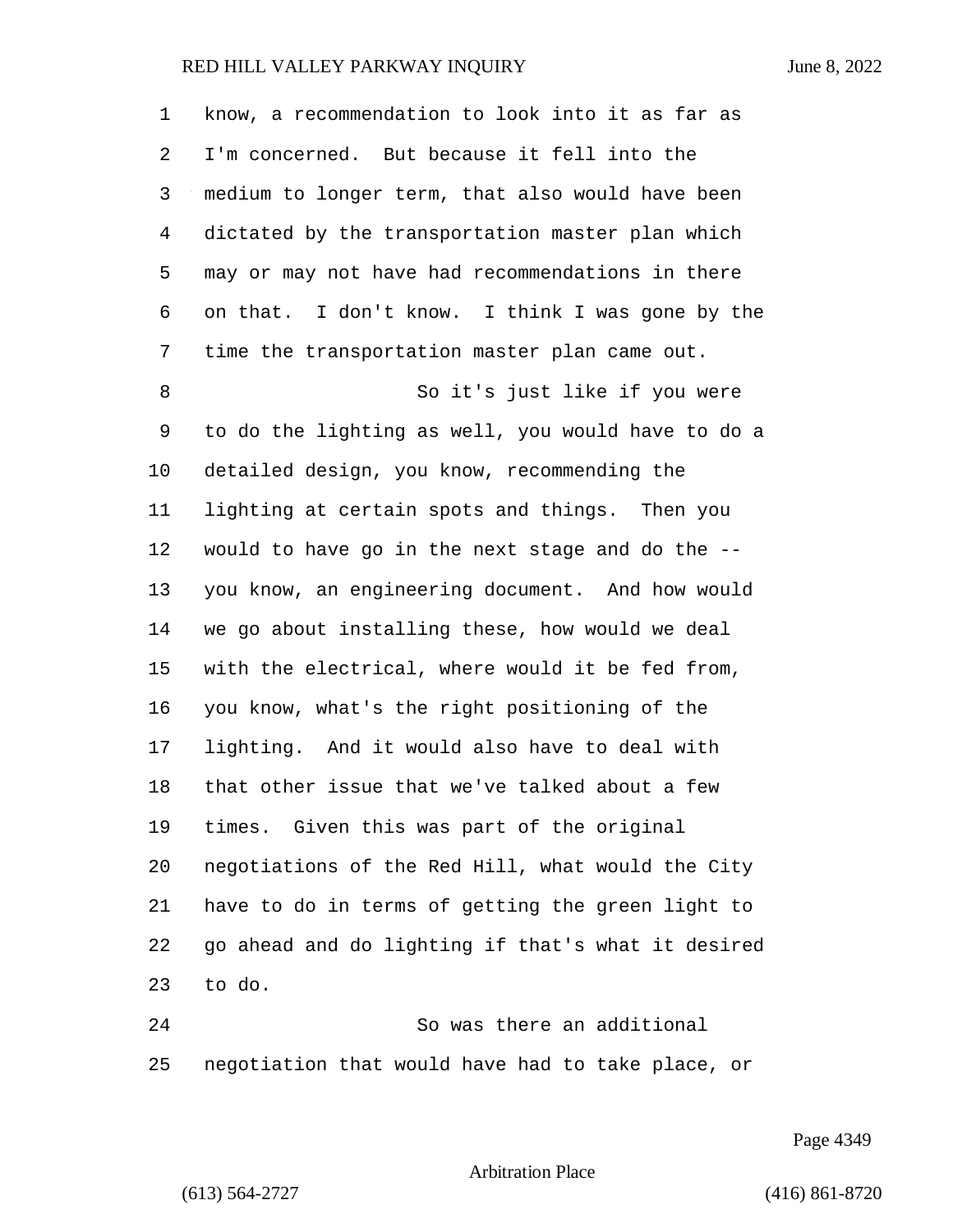know, a recommendation to look into it as far as I'm concerned. But because it fell into the medium to longer term, that also would have been dictated by the transportation master plan which may or may not have had recommendations in there on that. I don't know. I think I was gone by the time the transportation master plan came out.

So it's just like if you were to do the lighting as well, you would have to do a detailed design, you know, recommending the lighting at certain spots and things. Then you would to have go in the next stage and do the -- you know, an engineering document. And how would we go about installing these, how would we deal with the electrical, where would it be fed from, you know, what's the right positioning of the lighting. And it would also have to deal with that other issue that we've talked about a few times. Given this was part of the original negotiations of the Red Hill, what would the City have to do in terms of getting the green light to go ahead and do lighting if that's what it desired to do.

So was there an additional negotiation that would have had to take place, or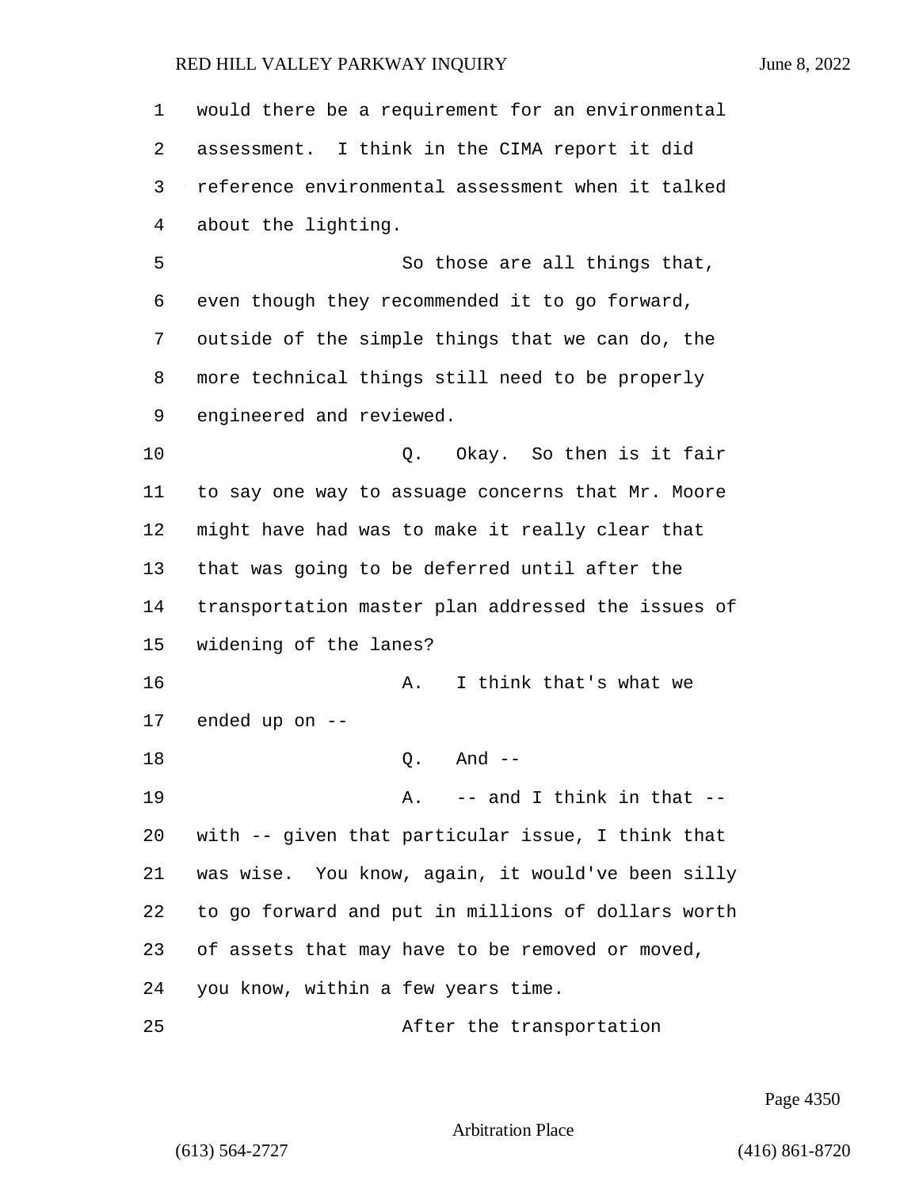would there be a requirement for an environmental assessment. I think in the CIMA report it did reference environmental assessment when it talked about the lighting.

So those are all things that, even though they recommended it to go forward, outside of the simple things that we can do, the more technical things still need to be properly engineered and reviewed.

Q. Okay. So then is it fair to say one way to assuage concerns that Mr. Moore might have had was to make it really clear that that was going to be deferred until after the transportation master plan addressed the issues of widening of the lanes?

A. I think that's what we ended up on --

Q. And --

A. -- and I think in that -- with -- given that particular issue, I think that was wise. You know, again, it would've been silly to go forward and put in millions of dollars worth of assets that may have to be removed or moved, you know, within a few years time.

After the transportation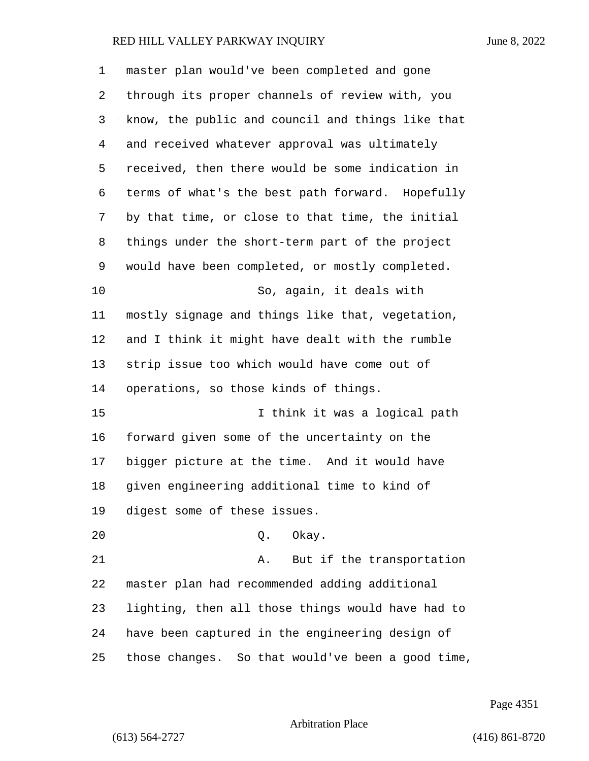master plan would've been completed and gone through its proper channels of review with, you know, the public and council and things like that and received whatever approval was ultimately received, then there would be some indication in terms of what's the best path forward. Hopefully by that time, or close to that time, the initial things under the short-term part of the project would have been completed, or mostly completed.

So, again, it deals with mostly signage and things like that, vegetation, and I think it might have dealt with the rumble strip issue too which would have come out of operations, so those kinds of things.

I think it was a logical path forward given some of the uncertainty on the bigger picture at the time. And it would have given engineering additional time to kind of digest some of these issues.

Q. Okay.

A. But if the transportation master plan had recommended adding additional lighting, then all those things would have had to have been captured in the engineering design of those changes. So that would've been a good time,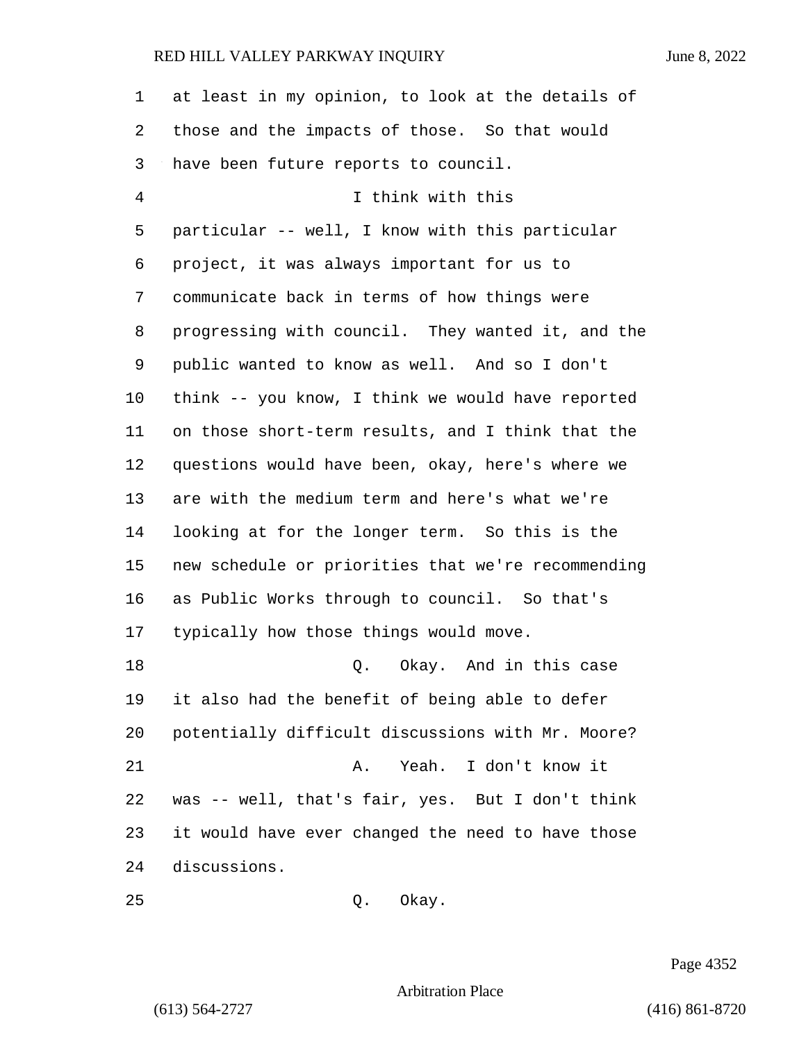at least in my opinion, to look at the details of those and the impacts of those. So that would have been future reports to council.

I think with this particular -- well, I know with this particular project, it was always important for us to communicate back in terms of how things were progressing with council. They wanted it, and the public wanted to know as well. And so I don't think -- you know, I think we would have reported on those short-term results, and I think that the questions would have been, okay, here's where we are with the medium term and here's what we're looking at for the longer term. So this is the new schedule or priorities that we're recommending as Public Works through to council. So that's typically how those things would move.

Q. Okay. And in this case it also had the benefit of being able to defer potentially difficult discussions with Mr. Moore?

A. Yeah. I don't know it was -- well, that's fair, yes. But I don't think it would have ever changed the need to have those discussions.

Q. Okay.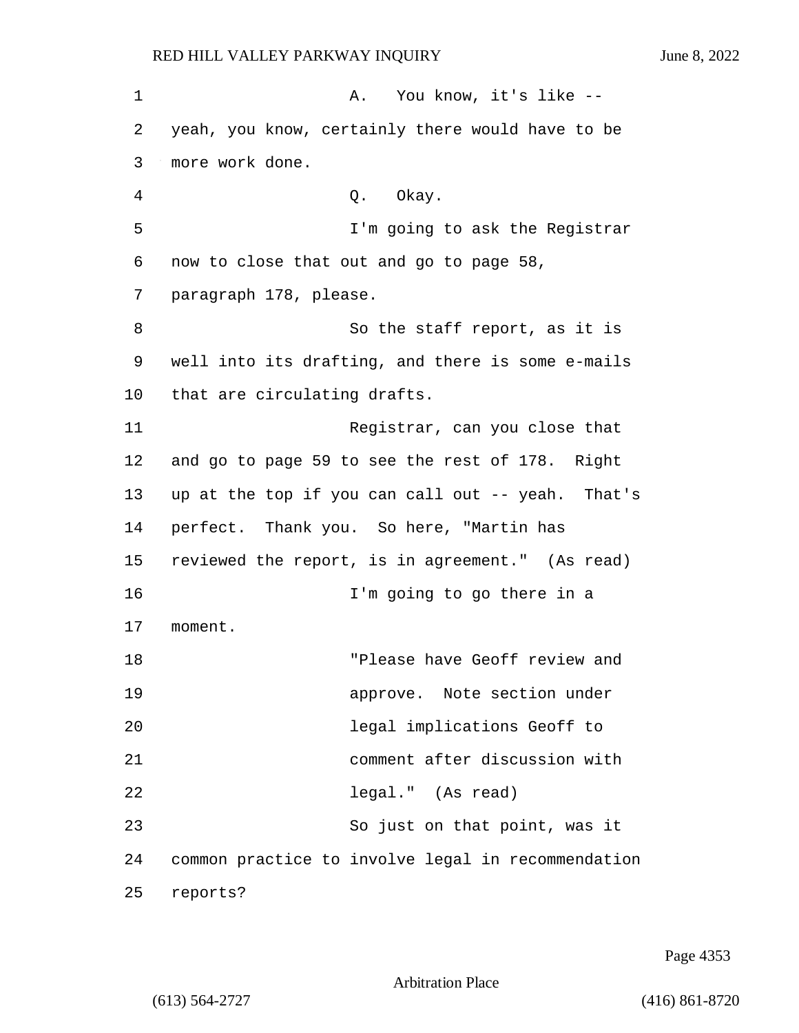A. You know, it's like -- yeah, you know, certainly there would have to be more work done.

Q. Okay.

I'm going to ask the Registrar now to close that out and go to page 58, paragraph 178, please.

So the staff report, as it is well into its drafting, and there is some e-mails that are circulating drafts.

Registrar, can you close that and go to page 59 to see the rest of 178. Right up at the top if you can call out -- yeah. That's perfect. Thank you. So here, "Martin has reviewed the report, is in agreement." (As read)

I'm going to go there in a moment.

> "Please have Geoff review and approve. Note section under legal implications Geoff to comment after discussion with legal." (As read)

So just on that point, was it common practice to involve legal in recommendation reports?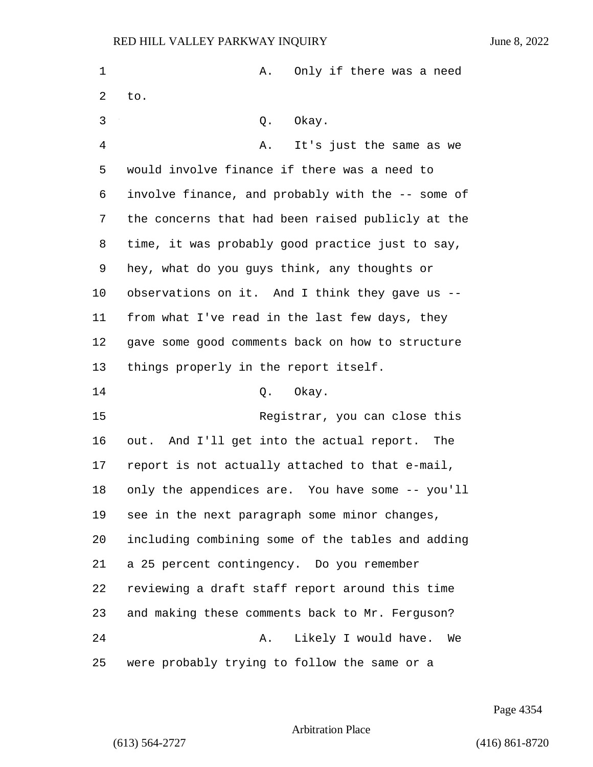A. Only if there was a need to.

Q. Okay.

A. It's just the same as we would involve finance if there was a need to involve finance, and probably with the -- some of the concerns that had been raised publicly at the time, it was probably good practice just to say, hey, what do you guys think, any thoughts or observations on it. And I think they gave us -- from what I've read in the last few days, they gave some good comments back on how to structure things properly in the report itself.

Q. Okay.

Registrar, you can close this out. And I'll get into the actual report. The report is not actually attached to that e-mail, only the appendices are. You have some -- you'll see in the next paragraph some minor changes, including combining some of the tables and adding a 25 percent contingency. Do you remember reviewing a draft staff report around this time and making these comments back to Mr. Ferguson?

A. Likely I would have. We were probably trying to follow the same or a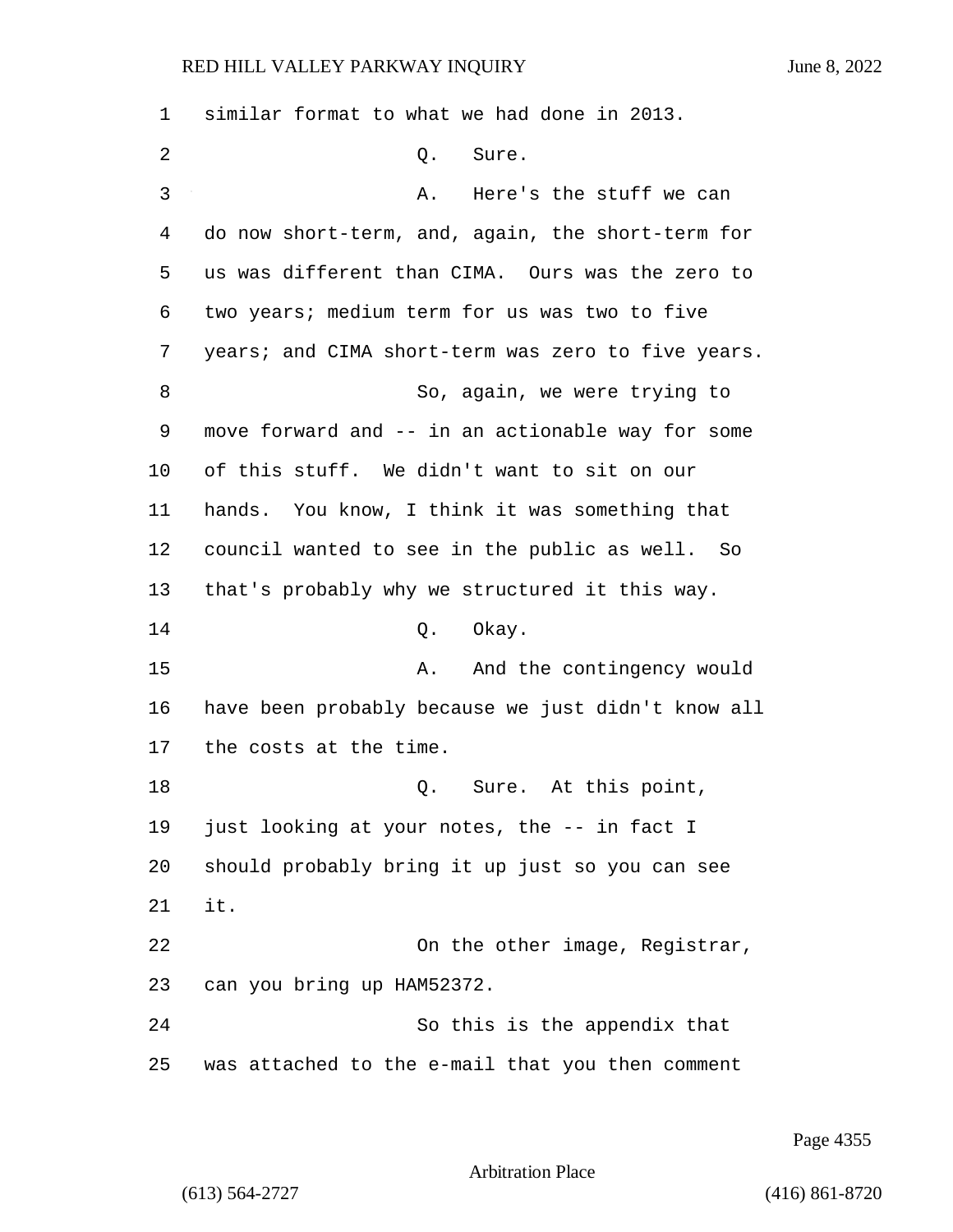similar format to what we had done in 2013.

Q. Sure.

A. Here's the stuff we can do now short-term, and, again, the short-term for us was different than CIMA. Ours was the zero to two years; medium term for us was two to five years; and CIMA short-term was zero to five years.

So, again, we were trying to move forward and -- in an actionable way for some of this stuff. We didn't want to sit on our hands. You know, I think it was something that council wanted to see in the public as well. So that's probably why we structured it this way.

Q. Okay.

A. And the contingency would have been probably because we just didn't know all the costs at the time.

Q. Sure. At this point, just looking at your notes, the -- in fact I should probably bring it up just so you can see it.

On the other image, Registrar, can you bring up HAM52372.

So this is the appendix that was attached to the e-mail that you then comment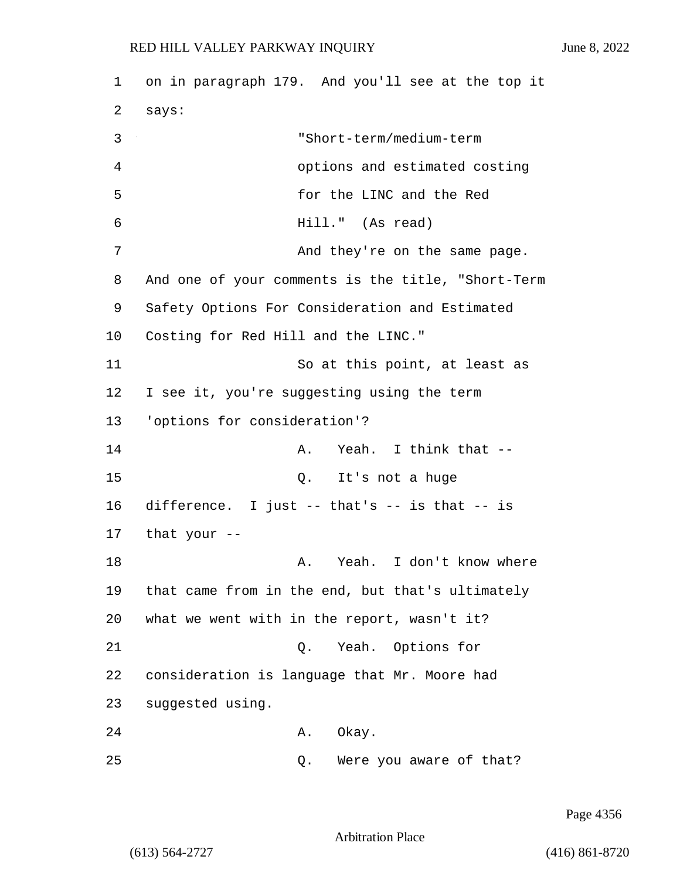on in paragraph 179. And you'll see at the top it says:

"Short-term/medium-term options and estimated costing for the LINC and the Red Hill." (As read)

And they're on the same page. And one of your comments is the title, "Short-Term Safety Options For Consideration and Estimated Costing for Red Hill and the LINC."

So at this point, at least as I see it, you're suggesting using the term 'options for consideration'?

A. Yeah. I think that --

Q. It's not a huge difference. I just -- that's -- is that -- is that your --

A. Yeah. I don't know where that came from in the end, but that's ultimately what we went with in the report, wasn't it?

Q. Yeah. Options for consideration is language that Mr. Moore had suggested using.

A. Okay.

Q. Were you aware of that?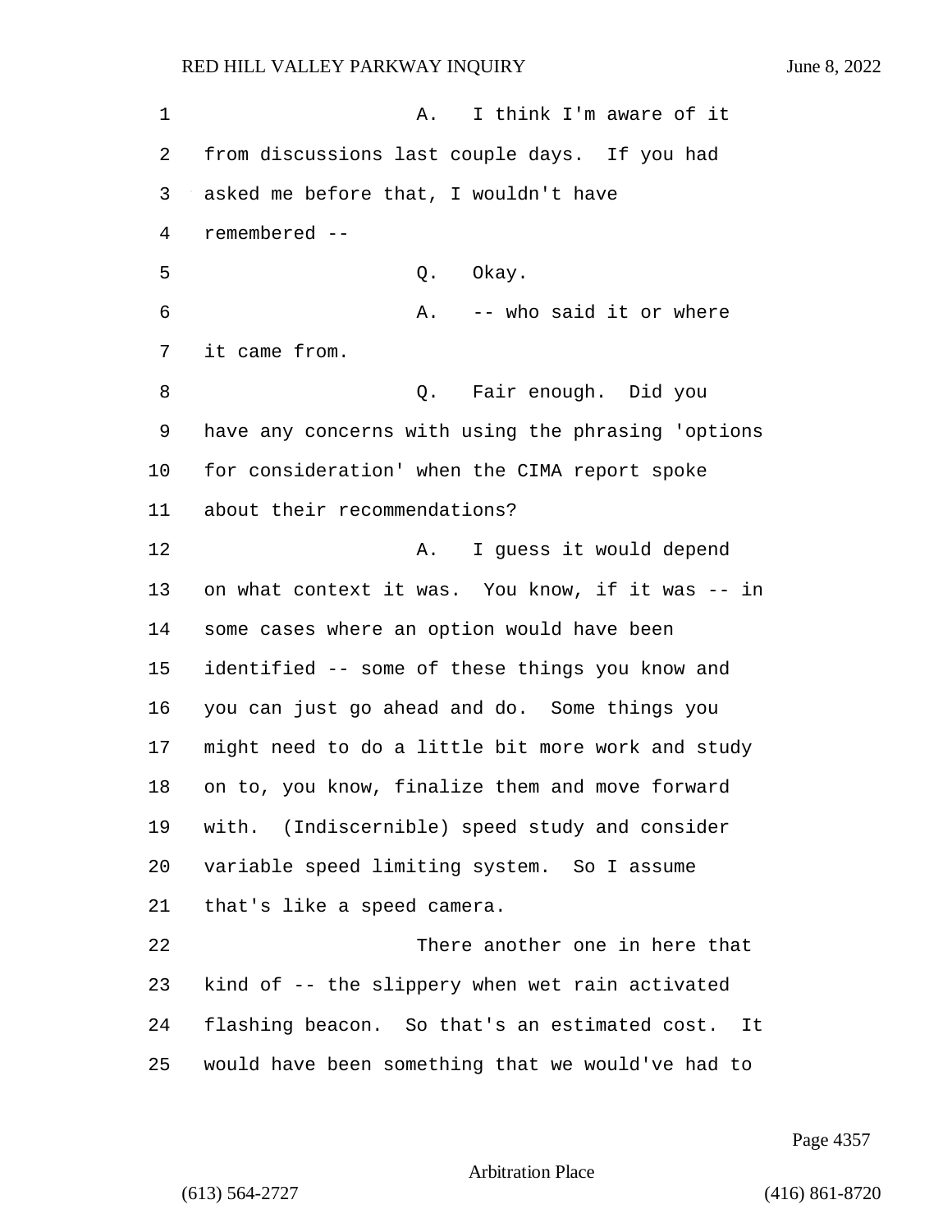A. I think I'm aware of it from discussions last couple days. If you had asked me before that, I wouldn't have remembered --

Q. Okay.

A. -- who said it or where it came from.

Q. Fair enough. Did you have any concerns with using the phrasing 'options for consideration' when the CIMA report spoke about their recommendations?

A. I guess it would depend on what context it was. You know, if it was -- in some cases where an option would have been identified -- some of these things you know and you can just go ahead and do. Some things you might need to do a little bit more work and study on to, you know, finalize them and move forward with. (Indiscernible) speed study and consider variable speed limiting system. So I assume that's like a speed camera.

There another one in here that kind of -- the slippery when wet rain activated flashing beacon. So that's an estimated cost. It would have been something that we would've had to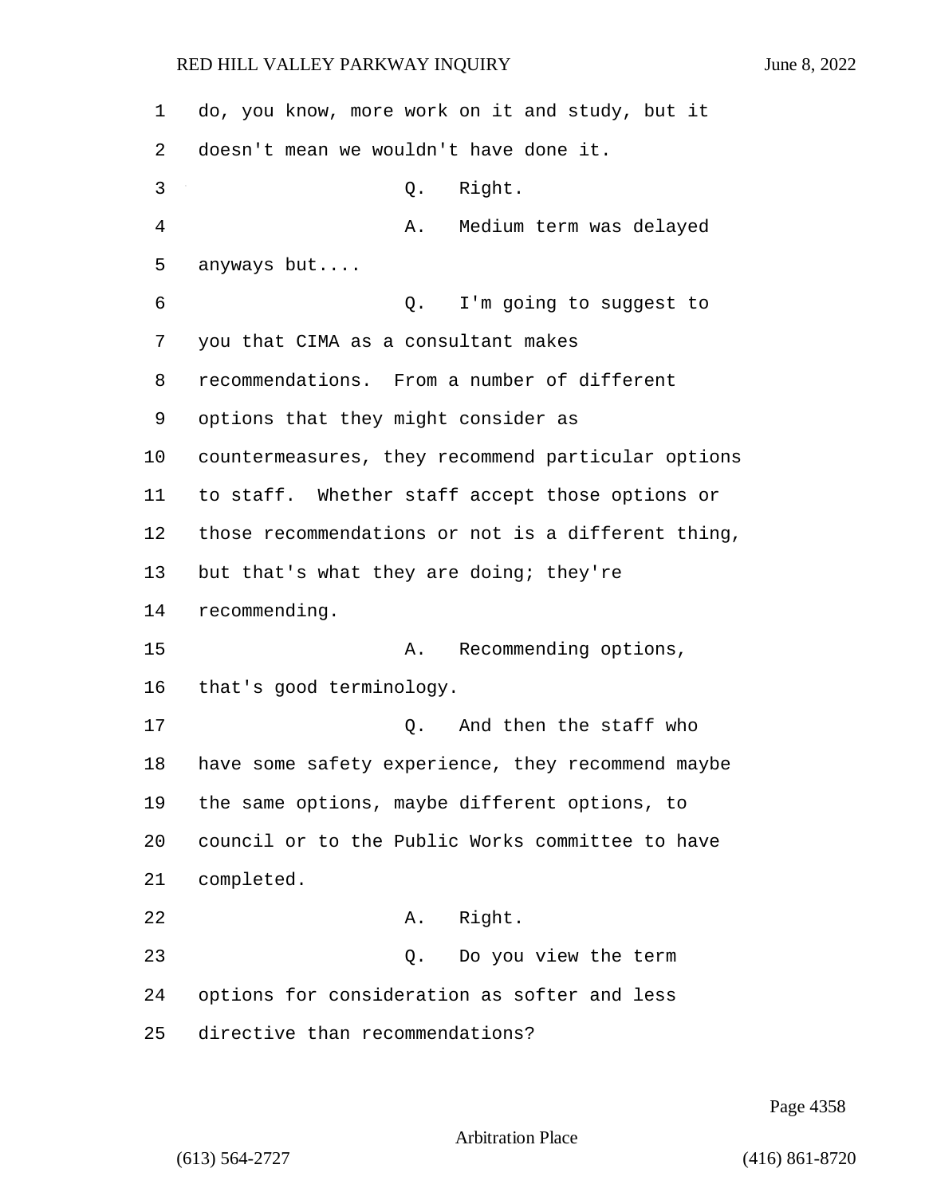do, you know, more work on it and study, but it doesn't mean we wouldn't have done it.

Q. Right.

A. Medium term was delayed anyways but....

Q. I'm going to suggest to you that CIMA as a consultant makes recommendations. From a number of different options that they might consider as countermeasures, they recommend particular options to staff. Whether staff accept those options or those recommendations or not is a different thing, but that's what they are doing; they're recommending.

A. Recommending options, that's good terminology.

Q. And then the staff who have some safety experience, they recommend maybe the same options, maybe different options, to council or to the Public Works committee to have completed.

A. Right.

Q. Do you view the term options for consideration as softer and less directive than recommendations?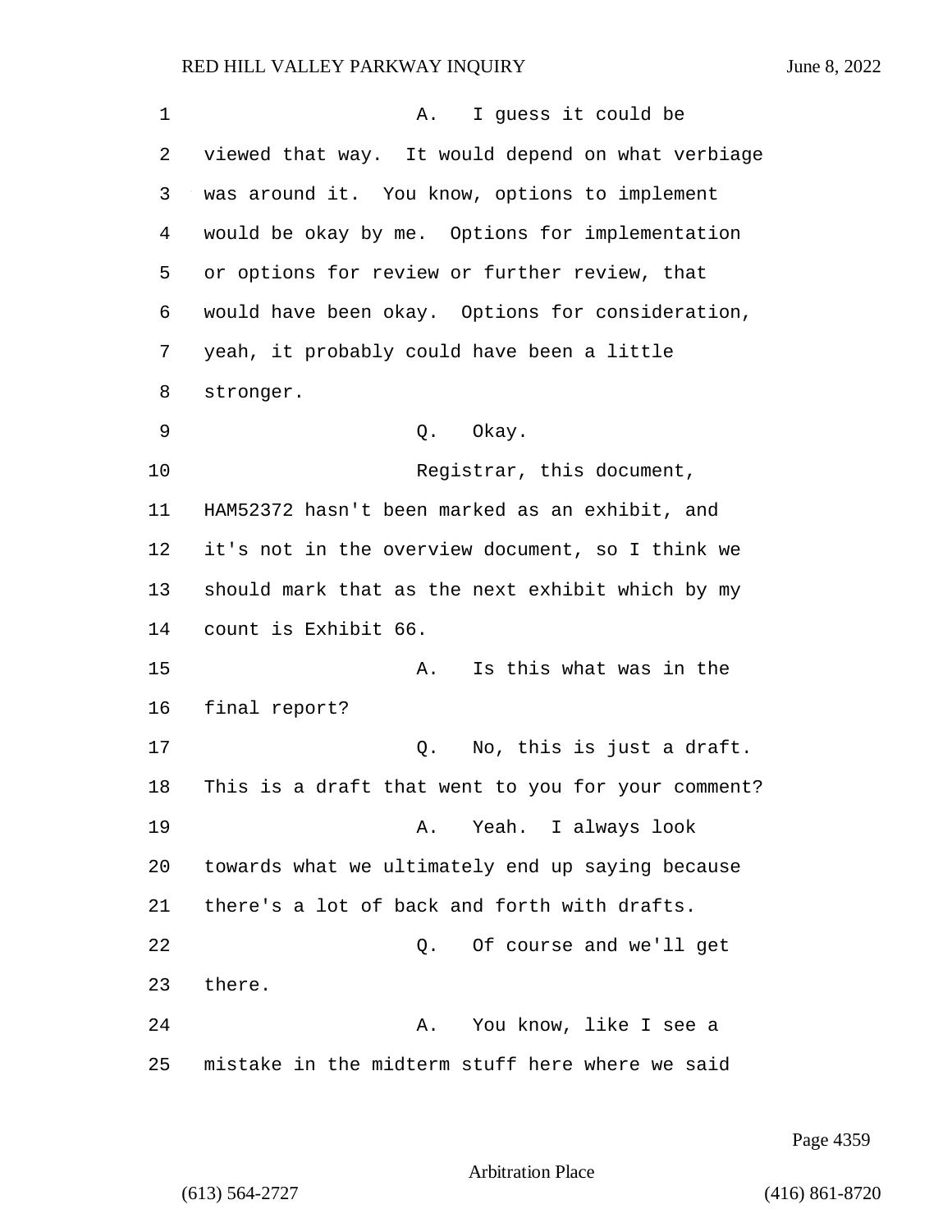A. I guess it could be viewed that way. It would depend on what verbiage was around it. You know, options to implement would be okay by me. Options for implementation or options for review or further review, that would have been okay. Options for consideration, yeah, it probably could have been a little stronger.

Q. Okay.

Registrar, this document, HAM52372 hasn't been marked as an exhibit, and it's not in the overview document, so I think we should mark that as the next exhibit which by my count is Exhibit 66.

A. Is this what was in the final report?

Q. No, this is just a draft. This is a draft that went to you for your comment?

A. Yeah. I always look towards what we ultimately end up saying because there's a lot of back and forth with drafts.

Q. Of course and we'll get there.

A. You know, like I see a mistake in the midterm stuff here where we said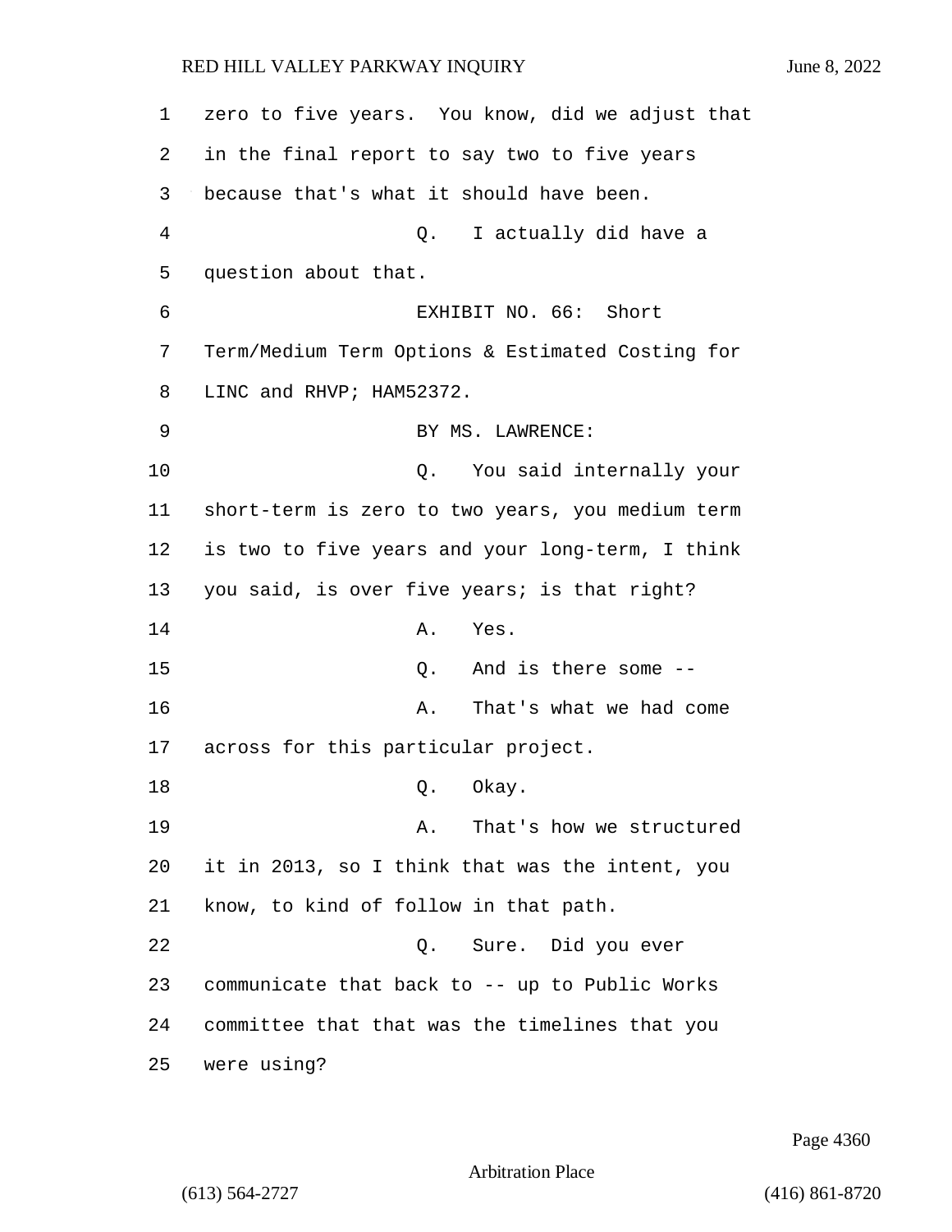zero to five years. You know, did we adjust that in the final report to say two to five years because that's what it should have been.

Q. I actually did have a question about that.

EXHIBIT NO. 66: Short Term/Medium Term Options & Estimated Costing for LINC and RHVP; HAM52372.

BY MS. LAWRENCE:

Q. You said internally your short-term is zero to two years, you medium term is two to five years and your long-term, I think you said, is over five years; is that right?

A. Yes.

Q. And is there some --

A. That's what we had come across for this particular project.

Q. Okay.

A. That's how we structured it in 2013, so I think that was the intent, you know, to kind of follow in that path.

Q. Sure. Did you ever communicate that back to -- up to Public Works committee that that was the timelines that you were using?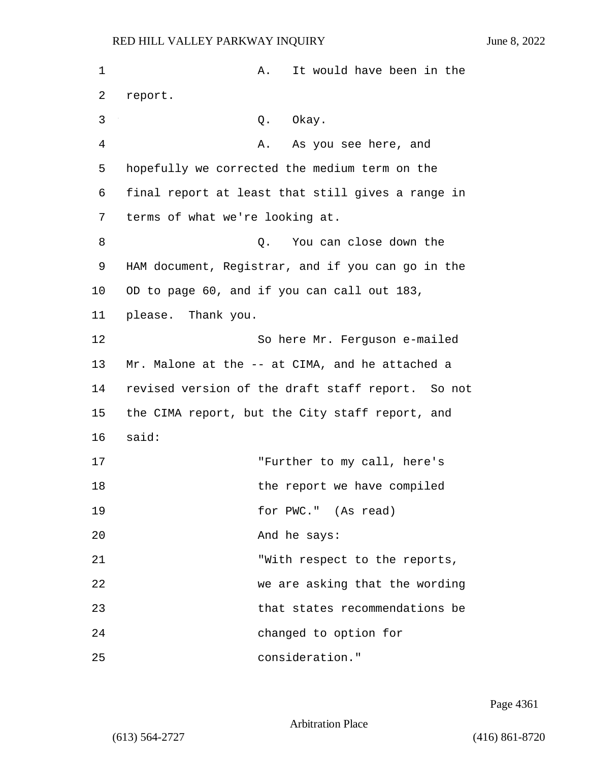A. It would have been in the report.

Q. Okay.

A. As you see here, and hopefully we corrected the medium term on the final report at least that still gives a range in terms of what we're looking at.

Q. You can close down the HAM document, Registrar, and if you can go in the OD to page 60, and if you can call out 183, please. Thank you.

So here Mr. Ferguson e-mailed Mr. Malone at the -- at CIMA, and he attached a revised version of the draft staff report. So not the CIMA report, but the City staff report, and said:

> "Further to my call, here's the report we have compiled for PWC." (As read)

And he says:

> "With respect to the reports, we are asking that the wording that states recommendations be changed to option for consideration."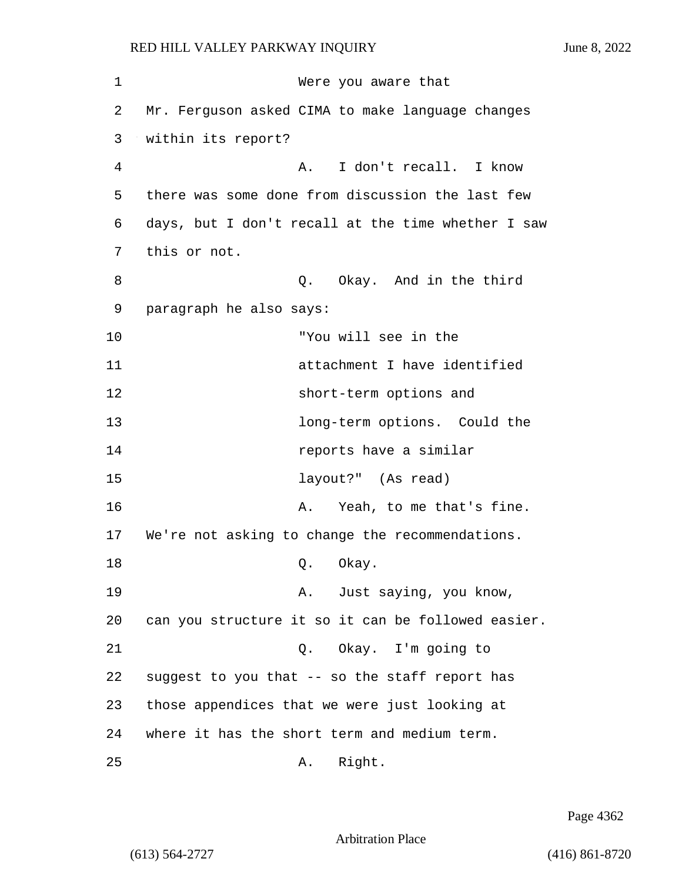Were you aware that Mr. Ferguson asked CIMA to make language changes within its report?

A. I don't recall. I know there was some done from discussion the last few days, but I don't recall at the time whether I saw this or not.

Q. Okay. And in the third paragraph he also says:

> "You will see in the attachment I have identified short-term options and long-term options. Could the reports have a similar layout?" (As read)

A. Yeah, to me that's fine. We're not asking to change the recommendations.

Q. Okay.

A. Just saying, you know, can you structure it so it can be followed easier.

Q. Okay. I'm going to suggest to you that -- so the staff report has those appendices that we were just looking at where it has the short term and medium term.

A. Right.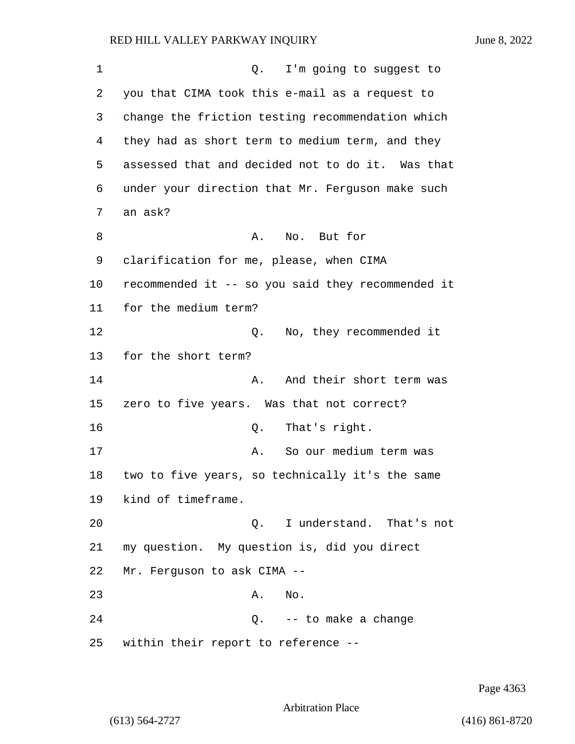Q. I'm going to suggest to you that CIMA took this e-mail as a request to change the friction testing recommendation which they had as short term to medium term, and they assessed that and decided not to do it. Was that under your direction that Mr. Ferguson make such an ask?

A. No. But for clarification for me, please, when CIMA recommended it -- so you said they recommended it for the medium term?

Q. No, they recommended it for the short term?

A. And their short term was zero to five years. Was that not correct?

Q. That's right.

A. So our medium term was two to five years, so technically it's the same kind of timeframe.

Q. I understand. That's not my question. My question is, did you direct Mr. Ferguson to ask CIMA --

A. No.

Q. -- to make a change within their report to reference --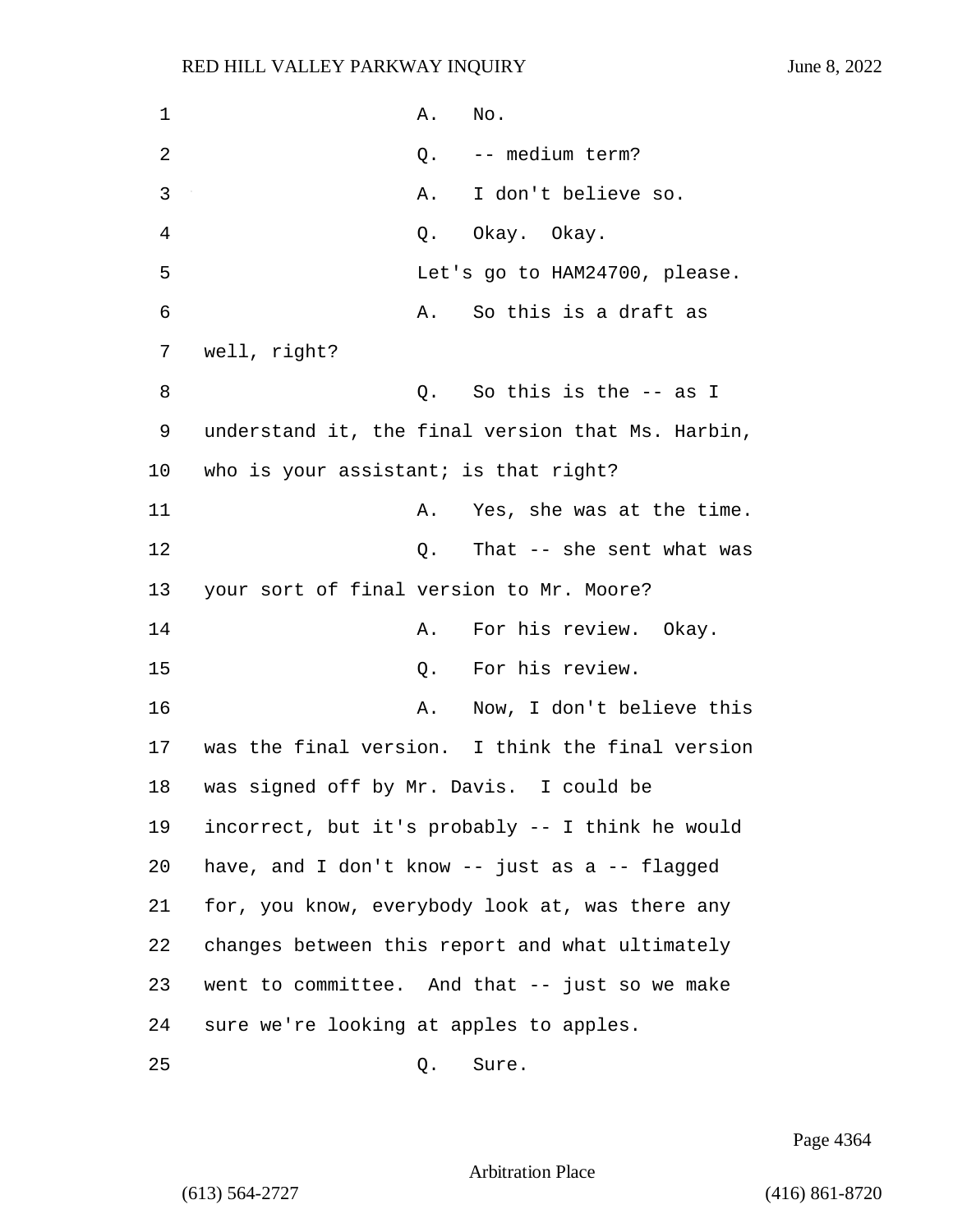A. No.

Q. -- medium term?

A. I don't believe so.

Q. Okay. Okay.

Let's go to HAM24700, please.

A. So this is a draft as well, right?

Q. So this is the -- as I understand it, the final version that Ms. Harbin, who is your assistant; is that right?

A. Yes, she was at the time.

Q. That -- she sent what was your sort of final version to Mr. Moore?

A. For his review. Okay.

Q. For his review.

A. Now, I don't believe this was the final version. I think the final version was signed off by Mr. Davis. I could be incorrect, but it's probably -- I think he would have, and I don't know -- just as a -- flagged for, you know, everybody look at, was there any changes between this report and what ultimately went to committee. And that -- just so we make sure we're looking at apples to apples.

Q. Sure.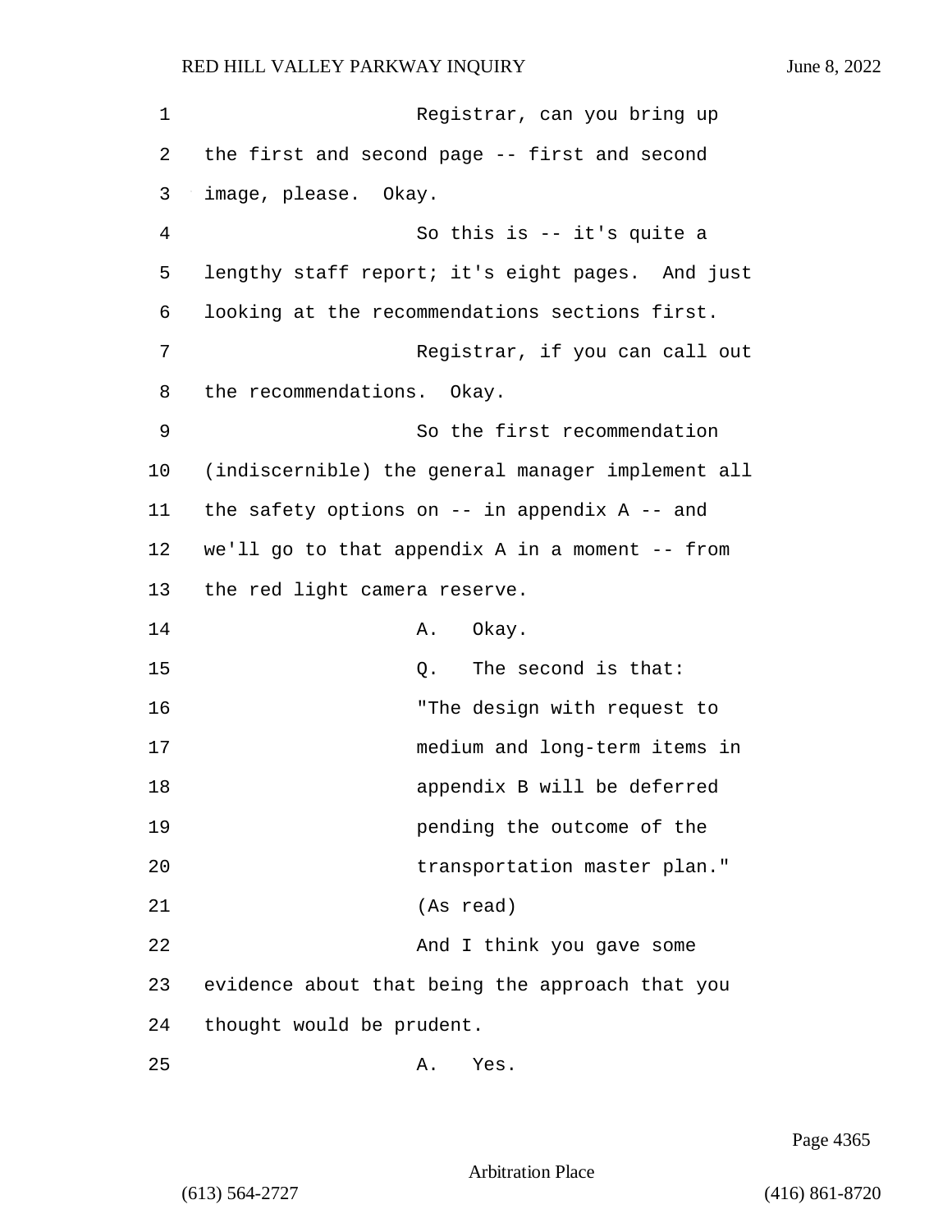Registrar, can you bring up the first and second page -- first and second image, please. Okay.

So this is -- it's quite a lengthy staff report; it's eight pages. And just looking at the recommendations sections first.

Registrar, if you can call out the recommendations. Okay.

So the first recommendation (indiscernible) the general manager implement all the safety options on -- in appendix A -- and we'll go to that appendix A in a moment -- from the red light camera reserve.

A. Okay.

Q. The second is that:

"The design with request to medium and long-term items in appendix B will be deferred pending the outcome of the transportation master plan." (As read)

And I think you gave some evidence about that being the approach that you thought would be prudent.

A. Yes.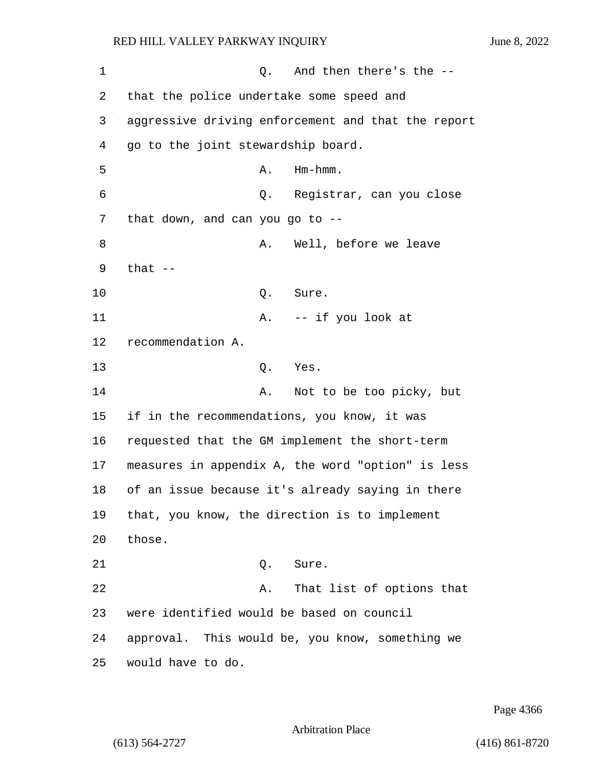Q. And then there's the -- that the police undertake some speed and aggressive driving enforcement and that the report go to the joint stewardship board.

A. Hm-hmm.

Q. Registrar, can you close that down, and can you go to --

A. Well, before we leave that --

Q. Sure.

A. -- if you look at recommendation A.

Q. Yes.

A. Not to be too picky, but if in the recommendations, you know, it was requested that the GM implement the short-term measures in appendix A, the word "option" is less of an issue because it's already saying in there that, you know, the direction is to implement those.

Q. Sure.

A. That list of options that were identified would be based on council approval. This would be, you know, something we would have to do.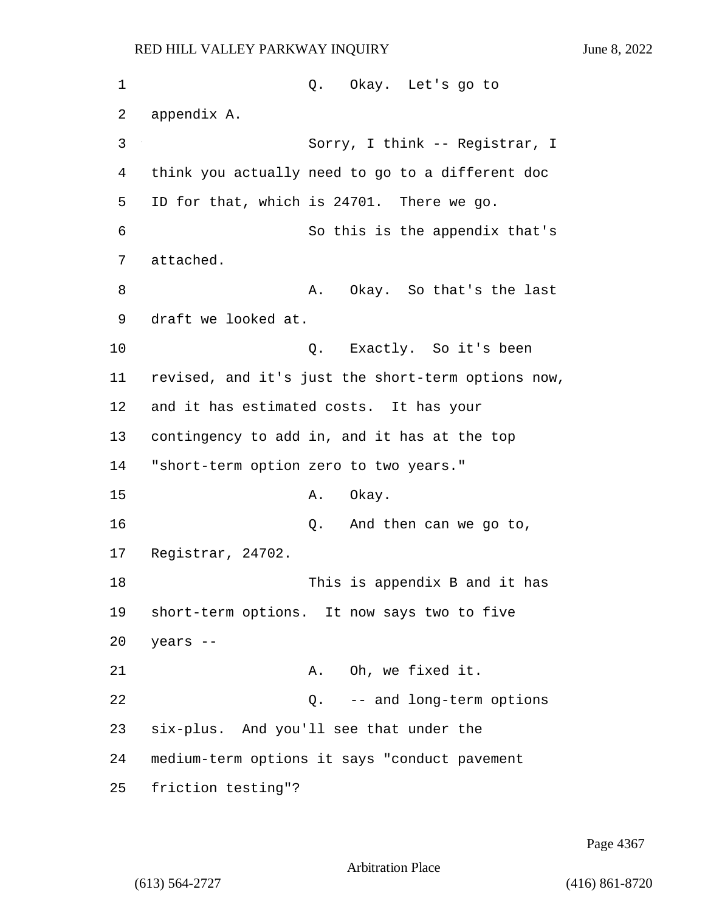Q. Okay. Let's go to appendix A.

Sorry, I think -- Registrar, I think you actually need to go to a different doc ID for that, which is 24701. There we go.

So this is the appendix that's attached.

A. Okay. So that's the last draft we looked at.

Q. Exactly. So it's been revised, and it's just the short-term options now, and it has estimated costs. It has your contingency to add in, and it has at the top "short-term option zero to two years."

A. Okay.

Q. And then can we go to, Registrar, 24702.

This is appendix B and it has short-term options. It now says two to five years --

A. Oh, we fixed it.

Q. -- and long-term options six-plus. And you'll see that under the medium-term options it says "conduct pavement friction testing"?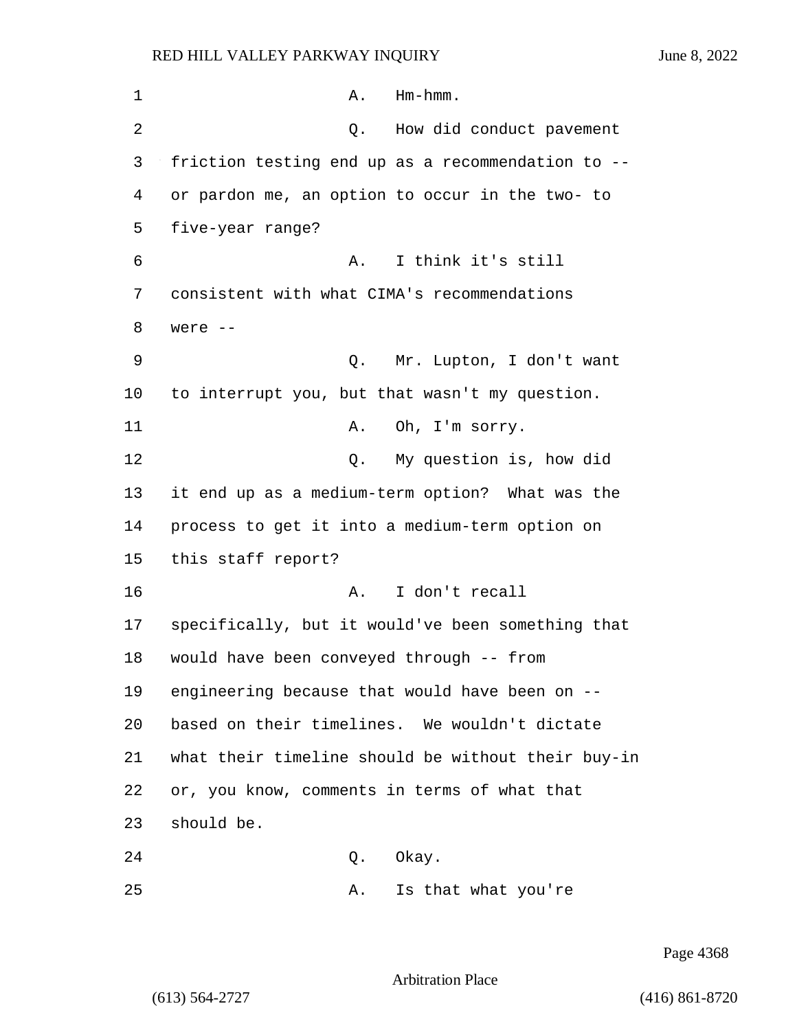1 A. Hm-hmm.

2 Q. How did conduct pavement
3 friction testing end up as a recommendation to --
4 or pardon me, an option to occur in the two- to
5 five-year range?

6 A. I think it's still
7 consistent with what CIMA's recommendations
8 were --

9 Q. Mr. Lupton, I don't want
10 to interrupt you, but that wasn't my question.

11 A. Oh, I'm sorry.

12 Q. My question is, how did
13 it end up as a medium-term option? What was the
14 process to get it into a medium-term option on
15 this staff report?

16 A. I don't recall
17 specifically, but it would've been something that
18 would have been conveyed through -- from
19 engineering because that would have been on --
20 based on their timelines. We wouldn't dictate
21 what their timeline should be without their buy-in
22 or, you know, comments in terms of what that
23 should be.

24 Q. Okay.

25 A. Is that what you're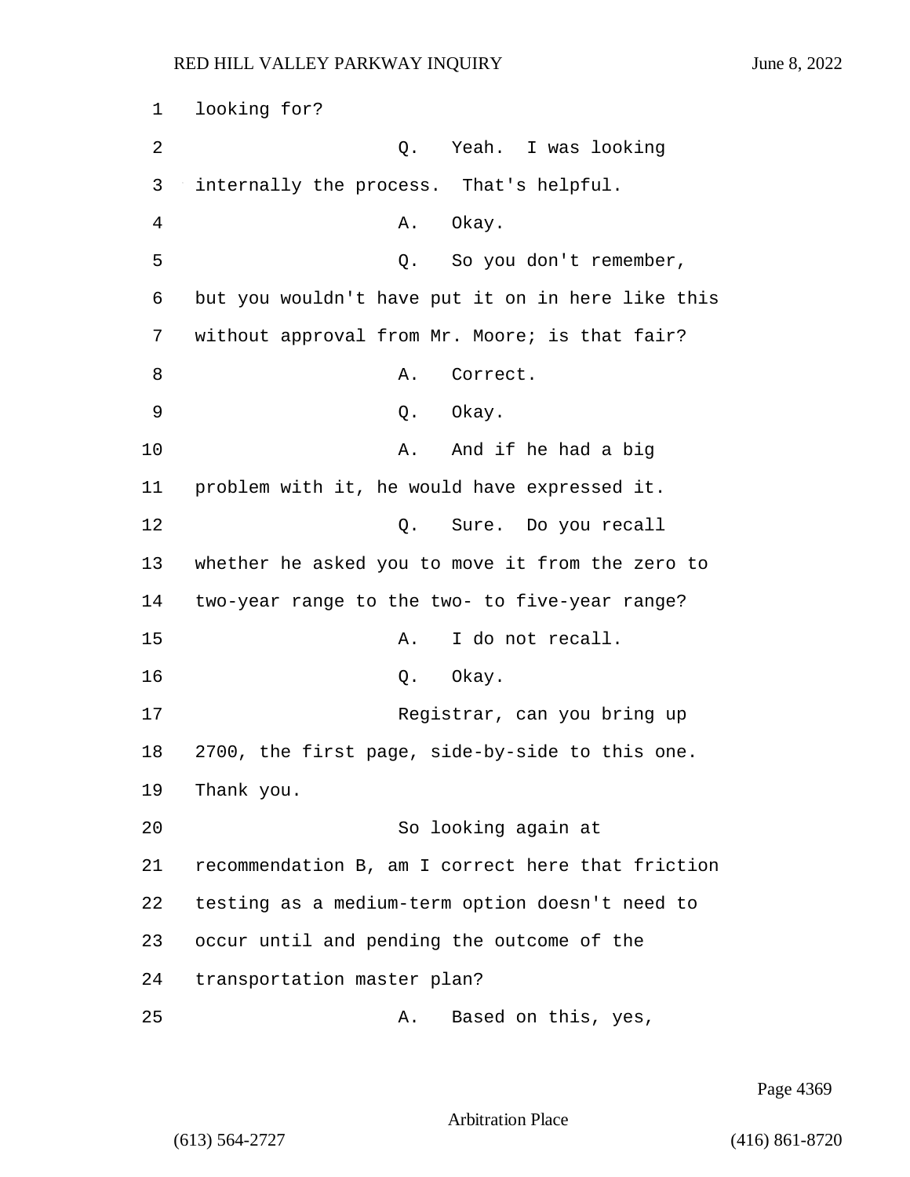looking for?

Q. Yeah. I was looking internally the process. That's helpful.

A. Okay.

Q. So you don't remember, but you wouldn't have put it on in here like this without approval from Mr. Moore; is that fair?

A. Correct.

Q. Okay.

A. And if he had a big problem with it, he would have expressed it.

Q. Sure. Do you recall whether he asked you to move it from the zero to two-year range to the two- to five-year range?

A. I do not recall.

Q. Okay.

Registrar, can you bring up 2700, the first page, side-by-side to this one. Thank you.

So looking again at recommendation B, am I correct here that friction testing as a medium-term option doesn't need to occur until and pending the outcome of the transportation master plan?

A. Based on this, yes,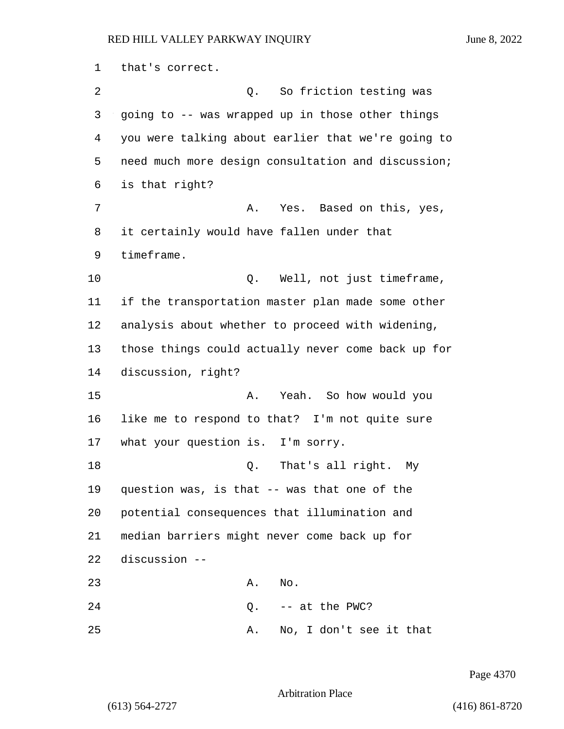1 that's correct.

2 Q. So friction testing was

3 going to -- was wrapped up in those other things

4 you were talking about earlier that we're going to

5 need much more design consultation and discussion;

6 is that right?

7 A. Yes. Based on this, yes,

8 it certainly would have fallen under that

9 timeframe.

10 Q. Well, not just timeframe,

11 if the transportation master plan made some other

12 analysis about whether to proceed with widening,

13 those things could actually never come back up for

14 discussion, right?

15 A. Yeah. So how would you

16 like me to respond to that? I'm not quite sure

17 what your question is. I'm sorry.

18 Q. That's all right. My

19 question was, is that -- was that one of the

20 potential consequences that illumination and

21 median barriers might never come back up for

22 discussion --

23 A. No.

24 Q. -- at the PWC?

25 A. No, I don't see it that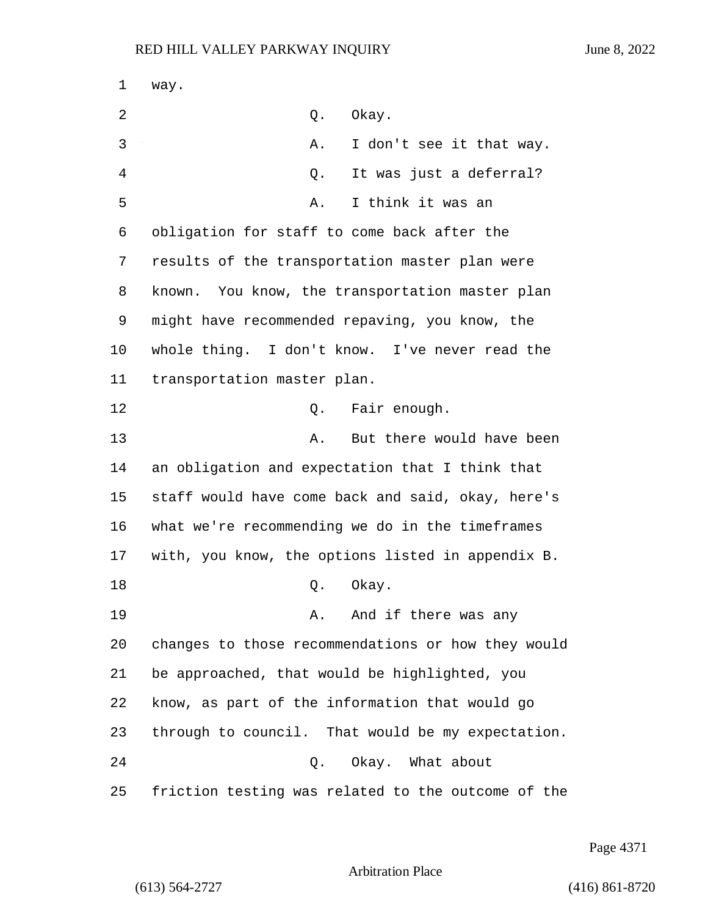way.

Q. Okay.

A. I don't see it that way.

Q. It was just a deferral?

A. I think it was an obligation for staff to come back after the results of the transportation master plan were known. You know, the transportation master plan might have recommended repaving, you know, the whole thing. I don't know. I've never read the transportation master plan.

Q. Fair enough.

A. But there would have been an obligation and expectation that I think that staff would have come back and said, okay, here's what we're recommending we do in the timeframes with, you know, the options listed in appendix B.

Q. Okay.

A. And if there was any changes to those recommendations or how they would be approached, that would be highlighted, you know, as part of the information that would go through to council. That would be my expectation.

Q. Okay. What about friction testing was related to the outcome of the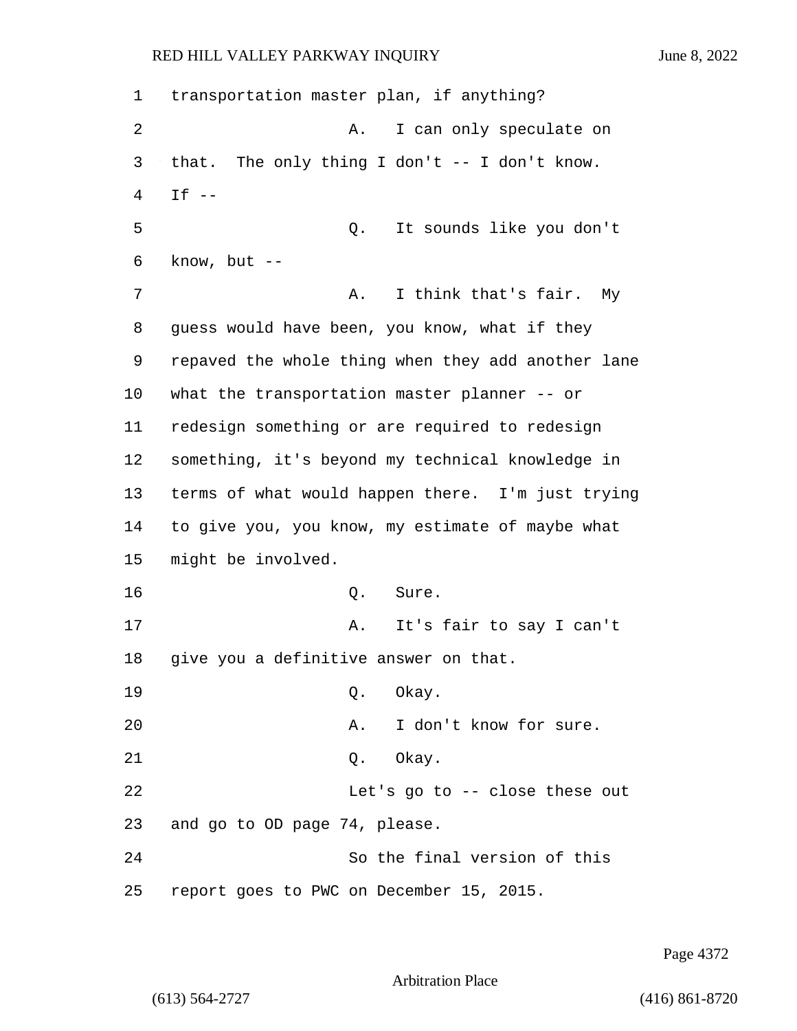1 transportation master plan, if anything?

2 A. I can only speculate on

3 that. The only thing I don't -- I don't know.

4 If --

5 Q. It sounds like you don't

6 know, but --

7 A. I think that's fair. My

8 guess would have been, you know, what if they

9 repaved the whole thing when they add another lane

10 what the transportation master planner -- or

11 redesign something or are required to redesign

12 something, it's beyond my technical knowledge in

13 terms of what would happen there. I'm just trying

14 to give you, you know, my estimate of maybe what

15 might be involved.

16 Q. Sure.

17 A. It's fair to say I can't

18 give you a definitive answer on that.

19 Q. Okay.

20 A. I don't know for sure.

21 Q. Okay.

22 Let's go to -- close these out

23 and go to OD page 74, please.

24 So the final version of this

25 report goes to PWC on December 15, 2015.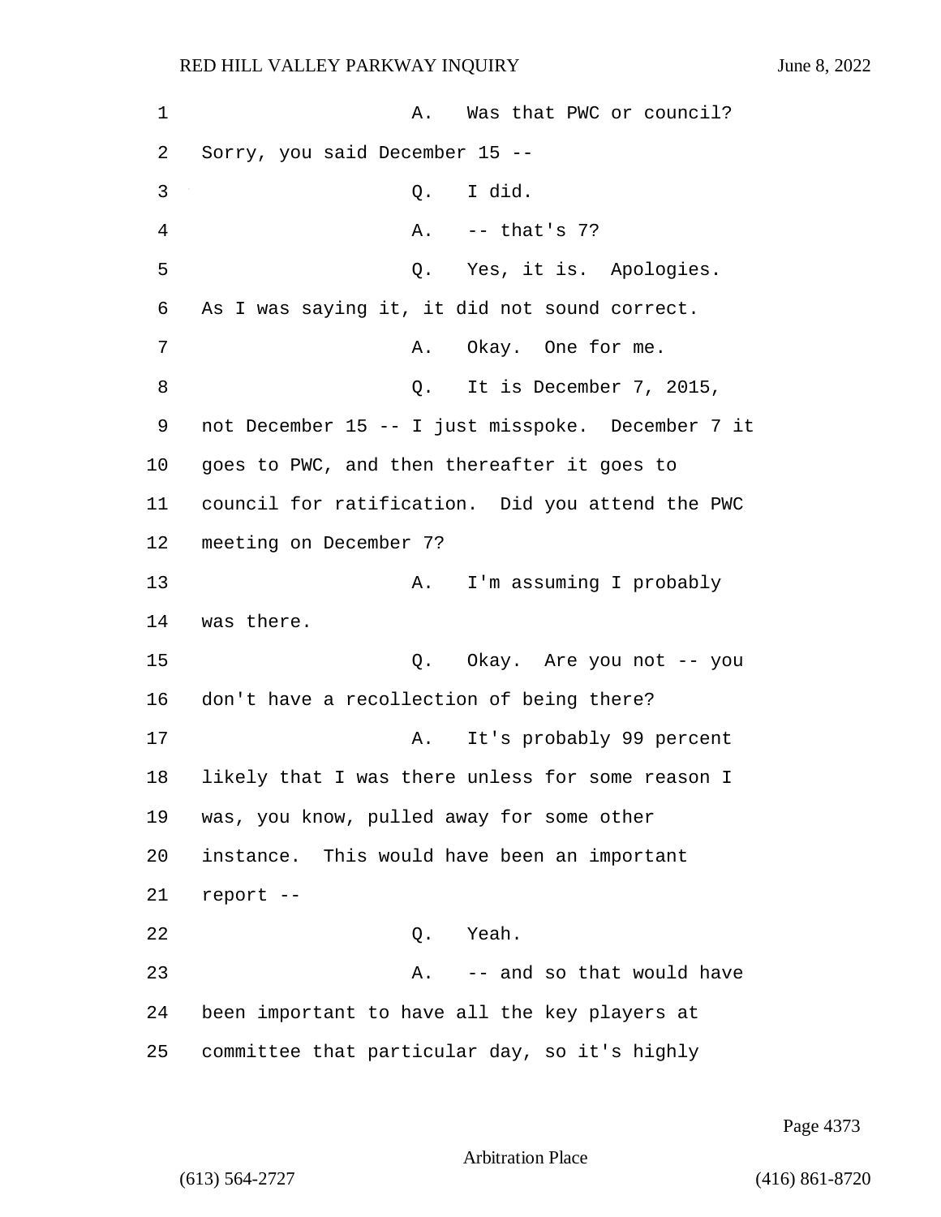1 A. Was that PWC or council?
2 Sorry, you said December 15 --
3 Q. I did.
4 A. -- that's 7?
5 Q. Yes, it is. Apologies.
6 As I was saying it, it did not sound correct.
7 A. Okay. One for me.
8 Q. It is December 7, 2015,
9 not December 15 -- I just misspoke. December 7 it
10 goes to PWC, and then thereafter it goes to
11 council for ratification. Did you attend the PWC
12 meeting on December 7?
13 A. I'm assuming I probably
14 was there.
15 Q. Okay. Are you not -- you
16 don't have a recollection of being there?
17 A. It's probably 99 percent
18 likely that I was there unless for some reason I
19 was, you know, pulled away for some other
20 instance. This would have been an important
21 report --
22 Q. Yeah.
23 A. -- and so that would have
24 been important to have all the key players at
25 committee that particular day, so it's highly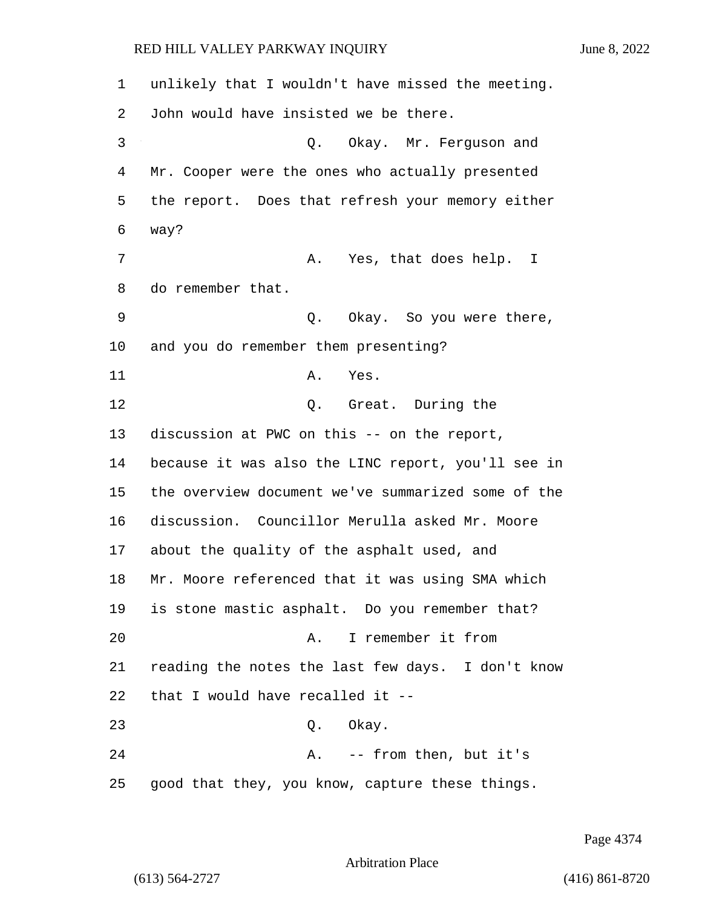unlikely that I wouldn't have missed the meeting. John would have insisted we be there.

Q. Okay. Mr. Ferguson and Mr. Cooper were the ones who actually presented the report. Does that refresh your memory either way?

A. Yes, that does help. I do remember that.

Q. Okay. So you were there, and you do remember them presenting?

A. Yes.

Q. Great. During the discussion at PWC on this -- on the report, because it was also the LINC report, you'll see in the overview document we've summarized some of the discussion. Councillor Merulla asked Mr. Moore about the quality of the asphalt used, and Mr. Moore referenced that it was using SMA which is stone mastic asphalt. Do you remember that?

A. I remember it from reading the notes the last few days. I don't know that I would have recalled it --

Q. Okay.

A. -- from then, but it's good that they, you know, capture these things.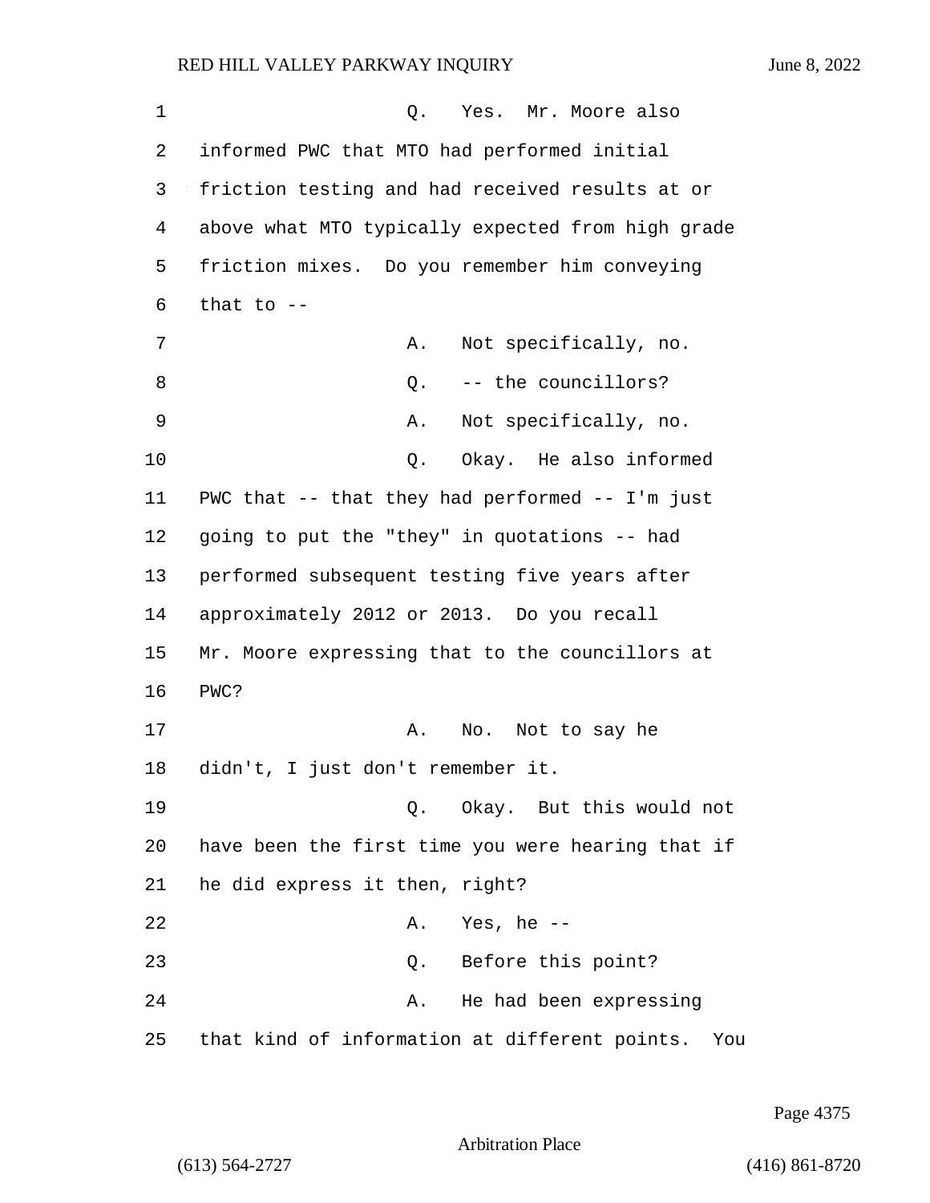Q. Yes. Mr. Moore also informed PWC that MTO had performed initial friction testing and had received results at or above what MTO typically expected from high grade friction mixes. Do you remember him conveying that to --

A. Not specifically, no.

Q. -- the councillors?

A. Not specifically, no.

Q. Okay. He also informed PWC that -- that they had performed -- I'm just going to put the "they" in quotations -- had performed subsequent testing five years after approximately 2012 or 2013. Do you recall Mr. Moore expressing that to the councillors at PWC?

A. No. Not to say he didn't, I just don't remember it.

Q. Okay. But this would not have been the first time you were hearing that if he did express it then, right?

A. Yes, he --

Q. Before this point?

A. He had been expressing that kind of information at different points. You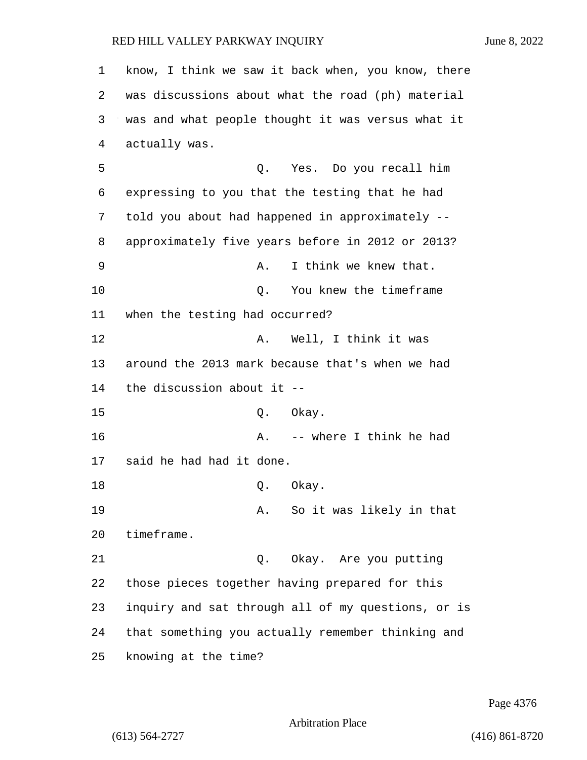know, I think we saw it back when, you know, there was discussions about what the road (ph) material was and what people thought it was versus what it actually was.

Q. Yes. Do you recall him expressing to you that the testing that he had told you about had happened in approximately -- approximately five years before in 2012 or 2013?

A. I think we knew that.

Q. You knew the timeframe when the testing had occurred?

A. Well, I think it was around the 2013 mark because that's when we had the discussion about it --

Q. Okay.

A. -- where I think he had said he had had it done.

Q. Okay.

A. So it was likely in that timeframe.

Q. Okay. Are you putting those pieces together having prepared for this inquiry and sat through all of my questions, or is that something you actually remember thinking and knowing at the time?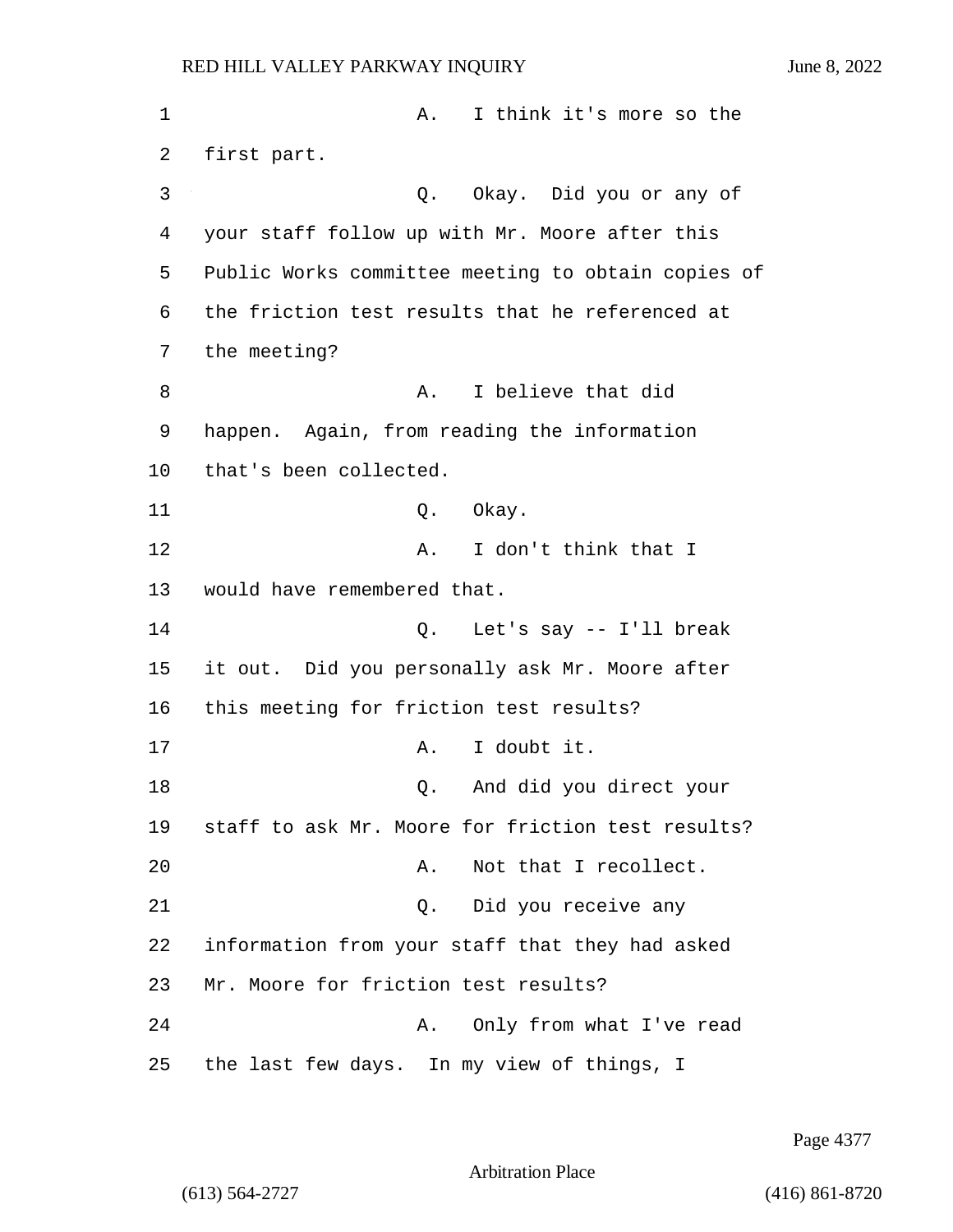1 A. I think it's more so the
2 first part.
3 Q. Okay. Did you or any of
4 your staff follow up with Mr. Moore after this
5 Public Works committee meeting to obtain copies of
6 the friction test results that he referenced at
7 the meeting?
8 A. I believe that did
9 happen. Again, from reading the information
10 that's been collected.
11 Q. Okay.
12 A. I don't think that I
13 would have remembered that.
14 Q. Let's say -- I'll break
15 it out. Did you personally ask Mr. Moore after
16 this meeting for friction test results?
17 A. I doubt it.
18 Q. And did you direct your
19 staff to ask Mr. Moore for friction test results?
20 A. Not that I recollect.
21 Q. Did you receive any
22 information from your staff that they had asked
23 Mr. Moore for friction test results?
24 A. Only from what I've read
25 the last few days. In my view of things, I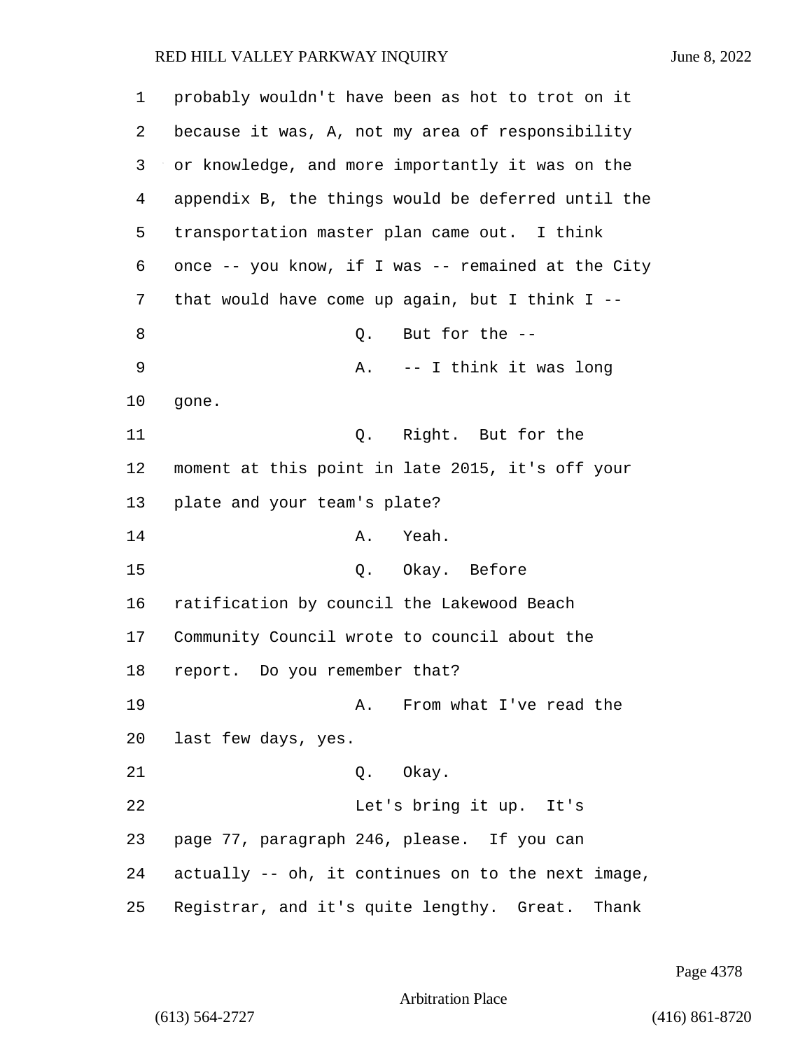probably wouldn't have been as hot to trot on it because it was, A, not my area of responsibility or knowledge, and more importantly it was on the appendix B, the things would be deferred until the transportation master plan came out. I think once -- you know, if I was -- remained at the City that would have come up again, but I think I --

Q. But for the --

A. -- I think it was long gone.

Q. Right. But for the moment at this point in late 2015, it's off your plate and your team's plate?

A. Yeah.

Q. Okay. Before ratification by council the Lakewood Beach Community Council wrote to council about the report. Do you remember that?

A. From what I've read the last few days, yes.

Q. Okay.

Let's bring it up. It's page 77, paragraph 246, please. If you can actually -- oh, it continues on to the next image, Registrar, and it's quite lengthy. Great. Thank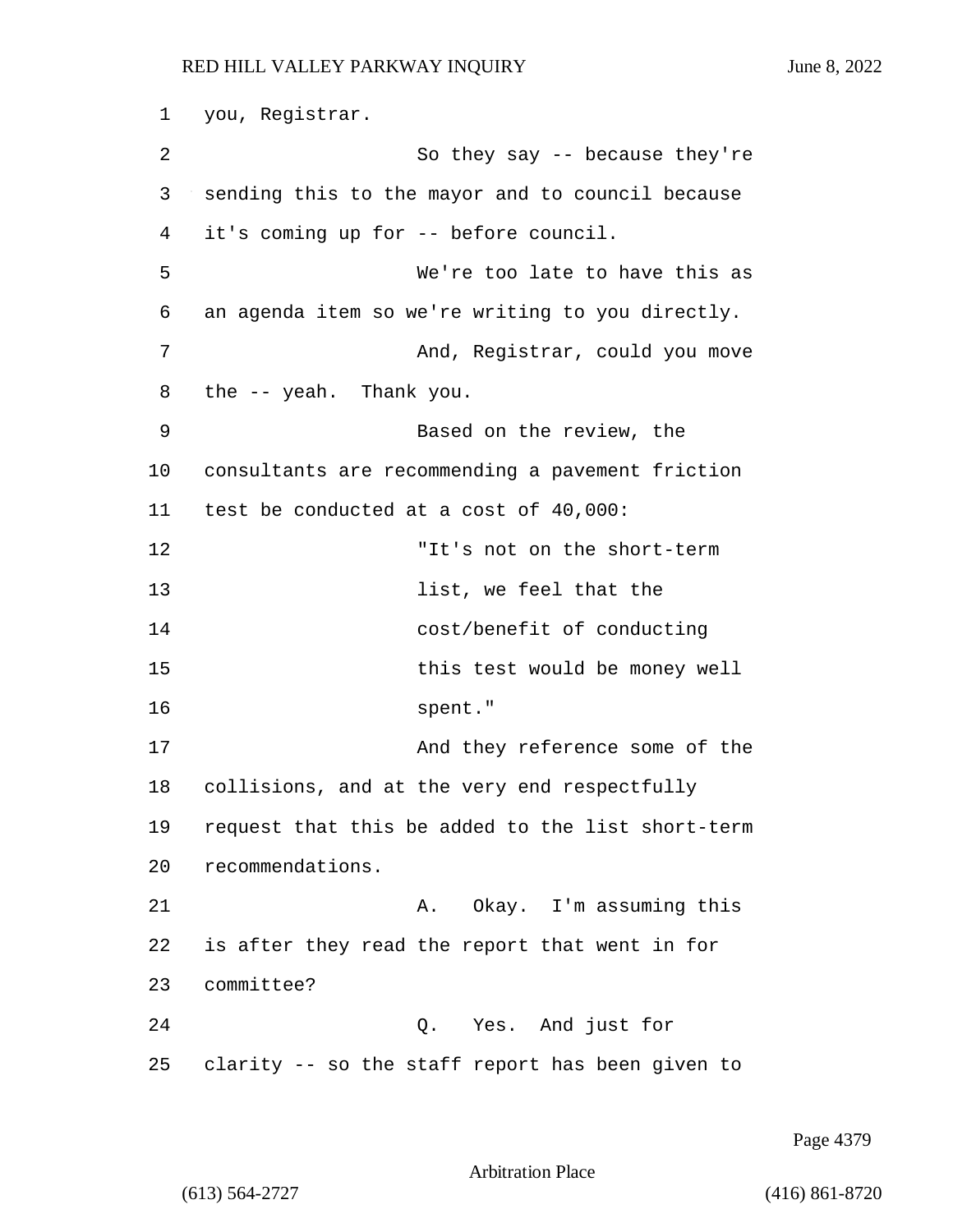you, Registrar.

So they say -- because they're sending this to the mayor and to council because it's coming up for -- before council.

We're too late to have this as an agenda item so we're writing to you directly.

And, Registrar, could you move the -- yeah. Thank you.

Based on the review, the consultants are recommending a pavement friction test be conducted at a cost of 40,000:

> "It's not on the short-term list, we feel that the cost/benefit of conducting this test would be money well spent."

And they reference some of the collisions, and at the very end respectfully request that this be added to the list short-term recommendations.

A. Okay. I'm assuming this is after they read the report that went in for committee?

Q. Yes. And just for clarity -- so the staff report has been given to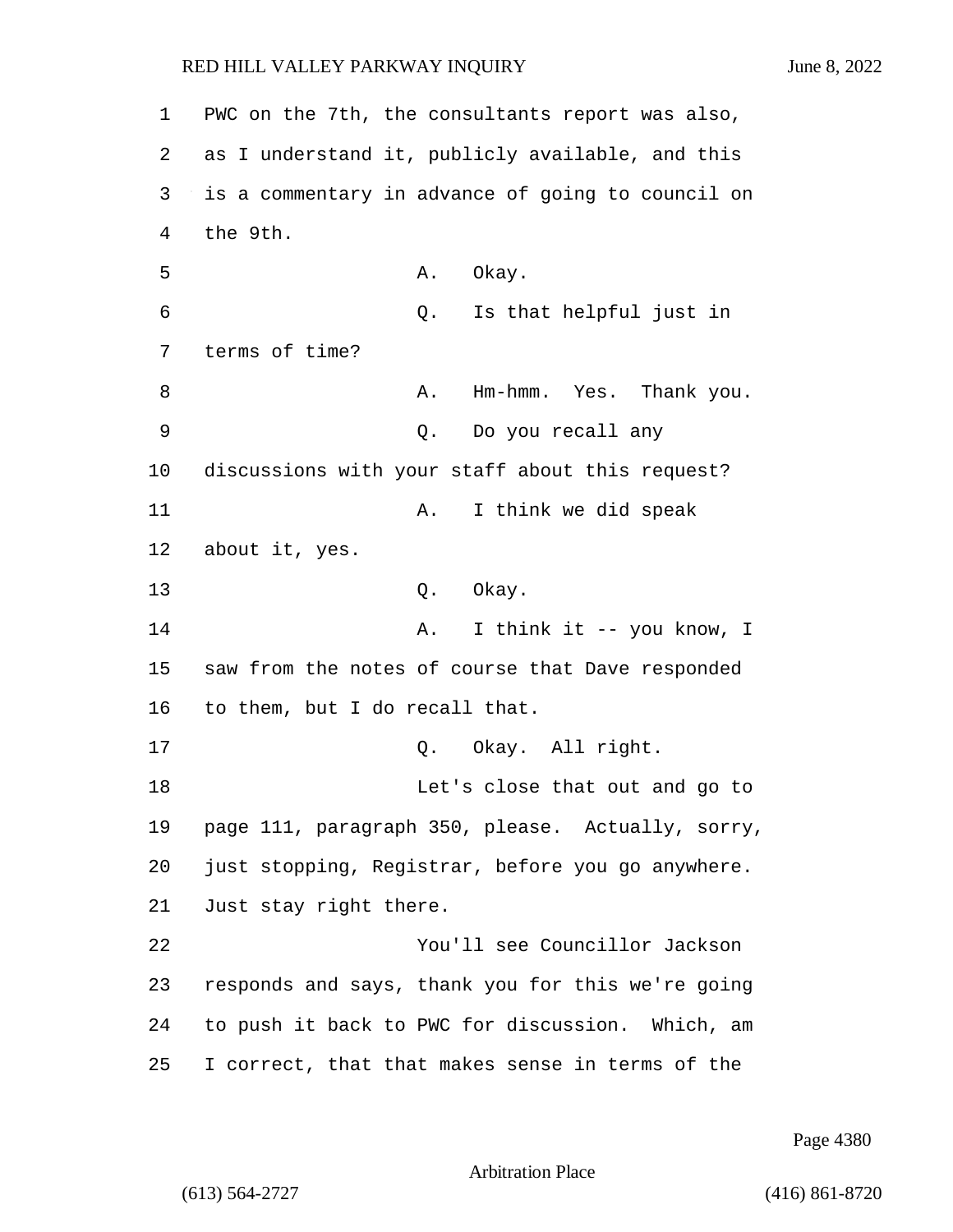PWC on the 7th, the consultants report was also, as I understand it, publicly available, and this is a commentary in advance of going to council on the 9th.

A. Okay.

Q. Is that helpful just in terms of time?

A. Hm-hmm. Yes. Thank you.

Q. Do you recall any discussions with your staff about this request?

A. I think we did speak about it, yes.

Q. Okay.

A. I think it -- you know, I saw from the notes of course that Dave responded to them, but I do recall that.

Q. Okay. All right.

Let's close that out and go to page 111, paragraph 350, please. Actually, sorry, just stopping, Registrar, before you go anywhere. Just stay right there.

You'll see Councillor Jackson responds and says, thank you for this we're going to push it back to PWC for discussion. Which, am I correct, that that makes sense in terms of the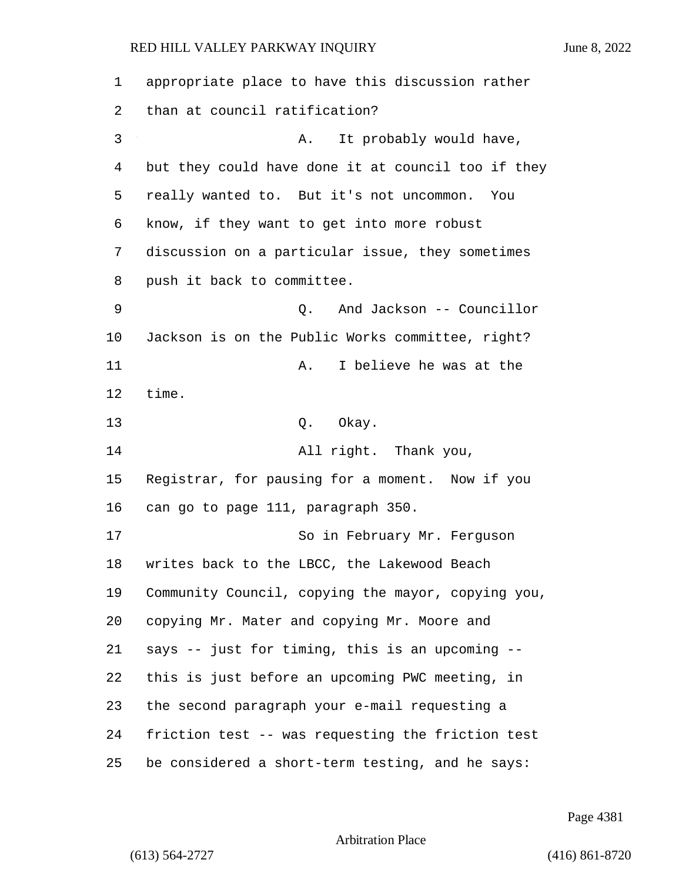appropriate place to have this discussion rather than at council ratification?

A. It probably would have, but they could have done it at council too if they really wanted to. But it's not uncommon. You know, if they want to get into more robust discussion on a particular issue, they sometimes push it back to committee.

Q. And Jackson -- Councillor Jackson is on the Public Works committee, right?

A. I believe he was at the time.

Q. Okay.

All right. Thank you, Registrar, for pausing for a moment. Now if you can go to page 111, paragraph 350.

So in February Mr. Ferguson writes back to the LBCC, the Lakewood Beach Community Council, copying the mayor, copying you, copying Mr. Mater and copying Mr. Moore and says -- just for timing, this is an upcoming -- this is just before an upcoming PWC meeting, in the second paragraph your e-mail requesting a friction test -- was requesting the friction test be considered a short-term testing, and he says: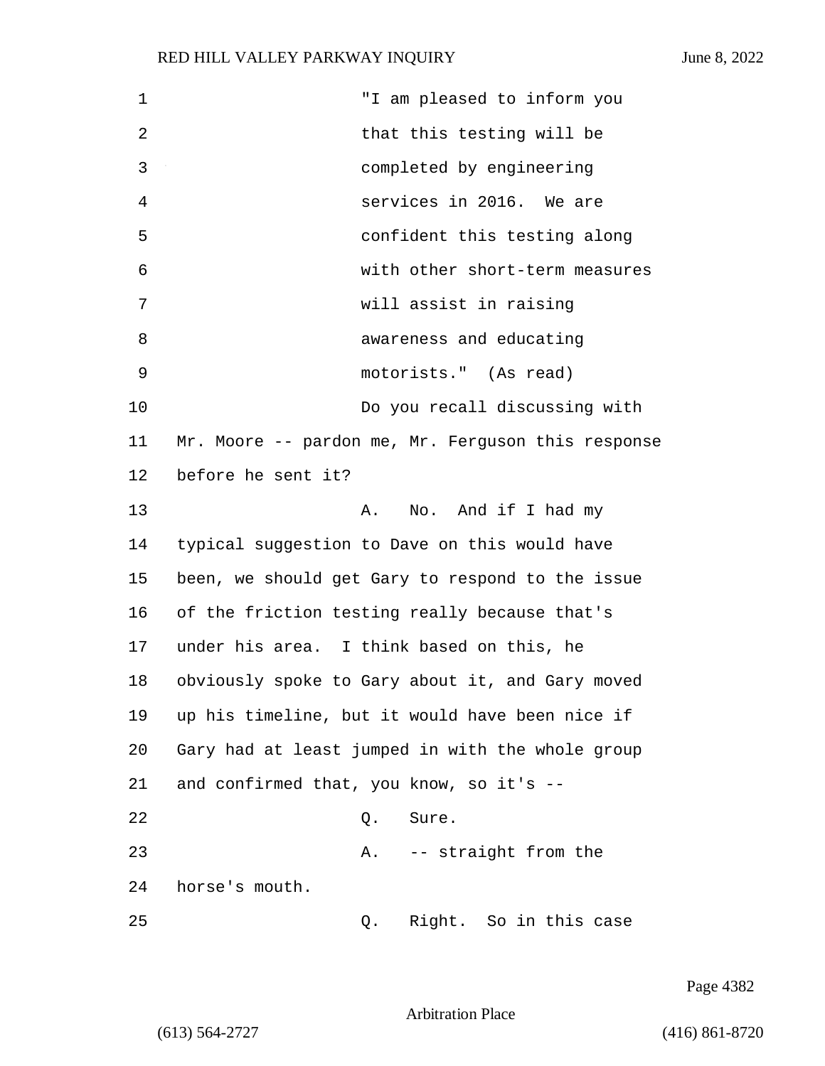"I am pleased to inform you that this testing will be completed by engineering services in 2016. We are confident this testing along with other short-term measures will assist in raising awareness and educating motorists." (As read)

Do you recall discussing with Mr. Moore -- pardon me, Mr. Ferguson this response before he sent it?

A. No. And if I had my typical suggestion to Dave on this would have been, we should get Gary to respond to the issue of the friction testing really because that's under his area. I think based on this, he obviously spoke to Gary about it, and Gary moved up his timeline, but it would have been nice if Gary had at least jumped in with the whole group and confirmed that, you know, so it's --

Q. Sure.

A. -- straight from the horse's mouth.

Q. Right. So in this case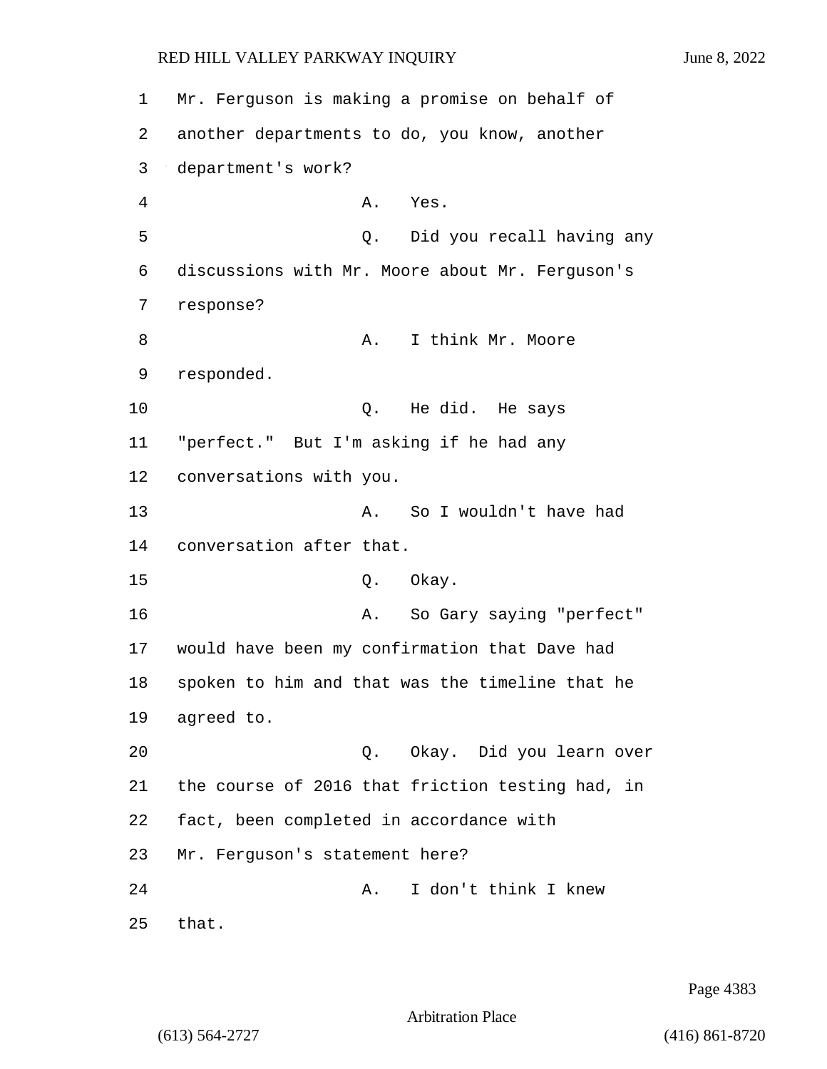Mr. Ferguson is making a promise on behalf of another departments to do, you know, another department's work?

A. Yes.

Q. Did you recall having any discussions with Mr. Moore about Mr. Ferguson's response?

A. I think Mr. Moore responded.

Q. He did. He says "perfect." But I'm asking if he had any conversations with you.

A. So I wouldn't have had conversation after that.

Q. Okay.

A. So Gary saying "perfect" would have been my confirmation that Dave had spoken to him and that was the timeline that he agreed to.

Q. Okay. Did you learn over the course of 2016 that friction testing had, in fact, been completed in accordance with Mr. Ferguson's statement here?

A. I don't think I knew that.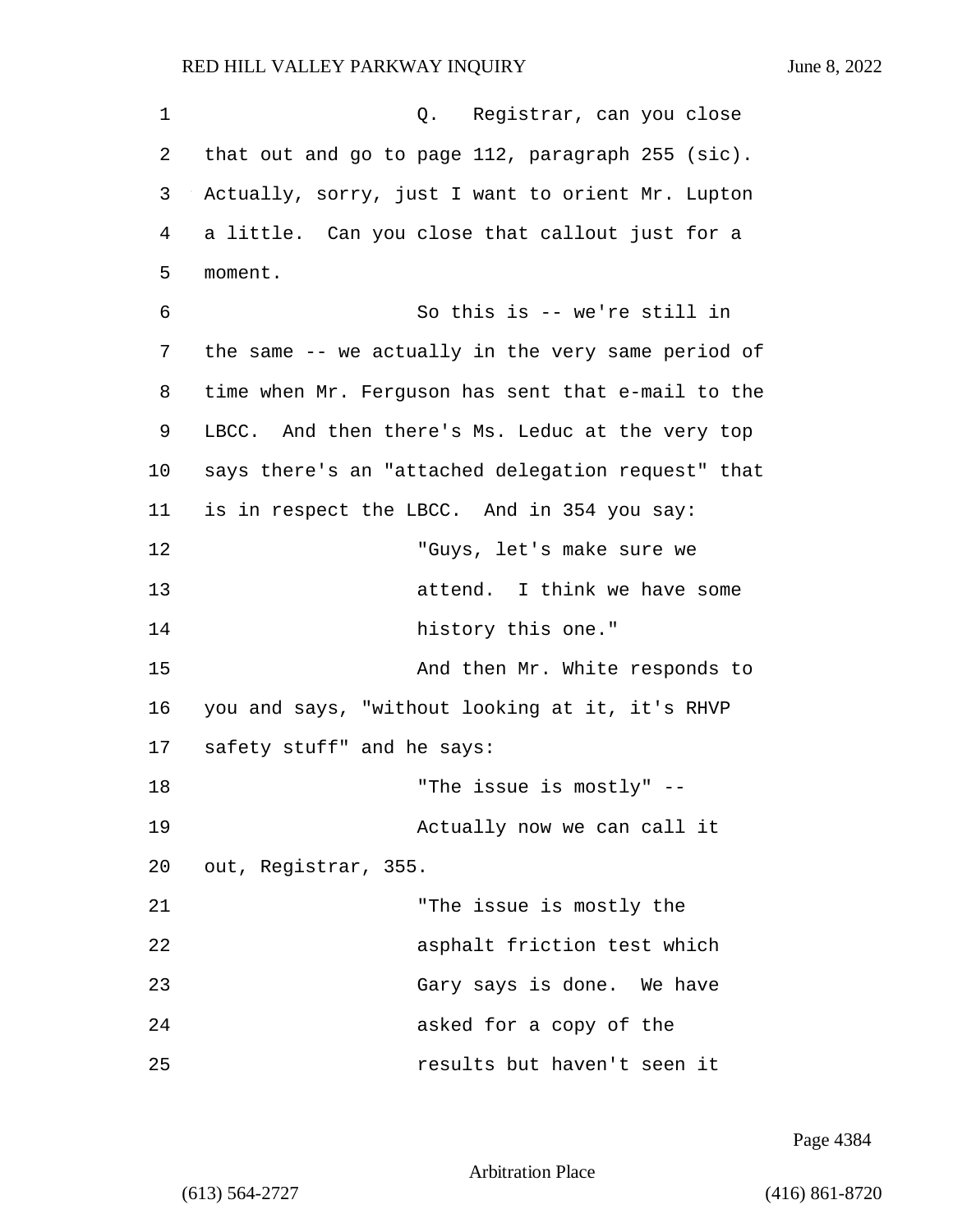Q. Registrar, can you close that out and go to page 112, paragraph 255 (sic). Actually, sorry, just I want to orient Mr. Lupton a little. Can you close that callout just for a moment.

So this is -- we're still in the same -- we actually in the very same period of time when Mr. Ferguson has sent that e-mail to the LBCC. And then there's Ms. Leduc at the very top says there's an "attached delegation request" that is in respect the LBCC. And in 354 you say:

"Guys, let's make sure we attend. I think we have some history this one."

And then Mr. White responds to you and says, "without looking at it, it's RHVP safety stuff" and he says:

"The issue is mostly" --

Actually now we can call it out, Registrar, 355.

"The issue is mostly the asphalt friction test which Gary says is done. We have asked for a copy of the results but haven't seen it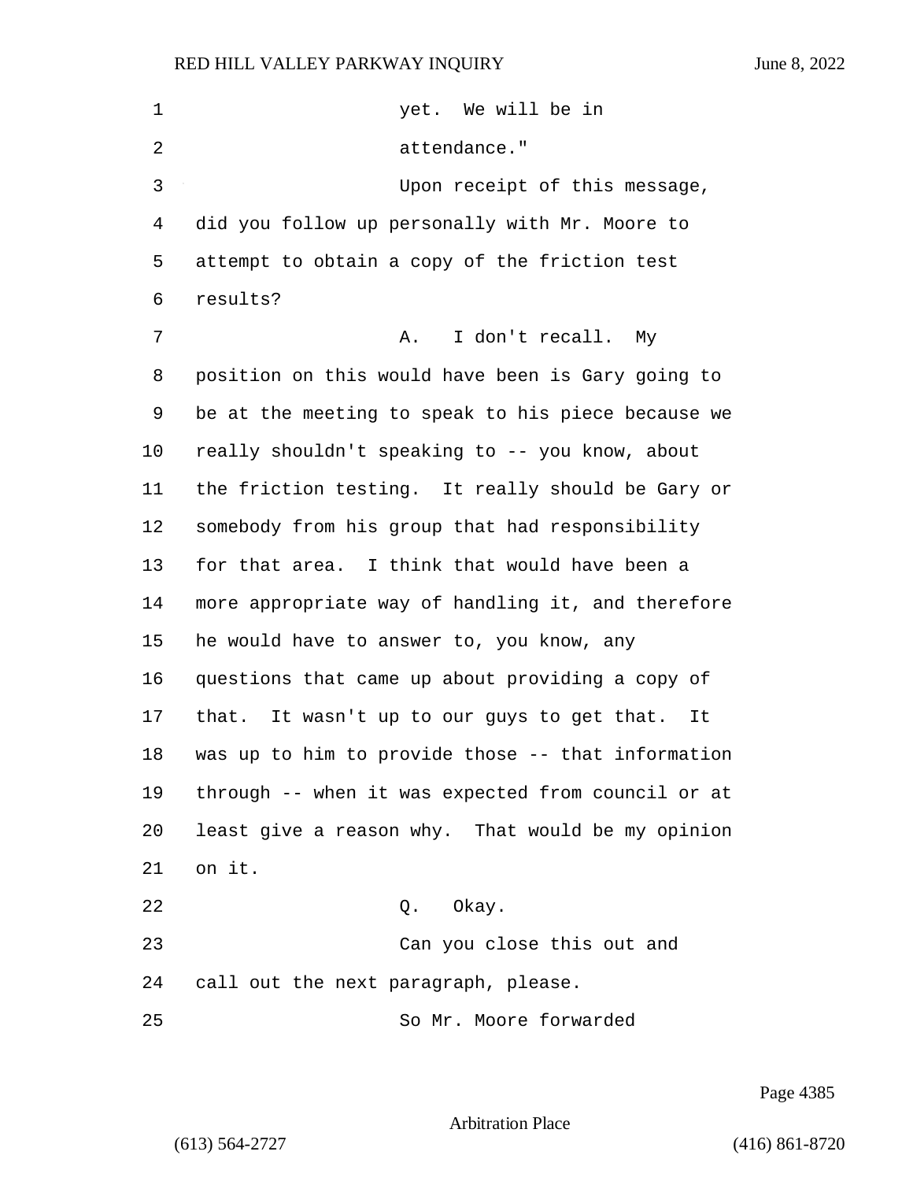yet. We will be in attendance."

Upon receipt of this message, did you follow up personally with Mr. Moore to attempt to obtain a copy of the friction test results?

A. I don't recall. My position on this would have been is Gary going to be at the meeting to speak to his piece because we really shouldn't speaking to -- you know, about the friction testing. It really should be Gary or somebody from his group that had responsibility for that area. I think that would have been a more appropriate way of handling it, and therefore he would have to answer to, you know, any questions that came up about providing a copy of that. It wasn't up to our guys to get that. It was up to him to provide those -- that information through -- when it was expected from council or at least give a reason why. That would be my opinion on it.

Q. Okay.

Can you close this out and call out the next paragraph, please.

So Mr. Moore forwarded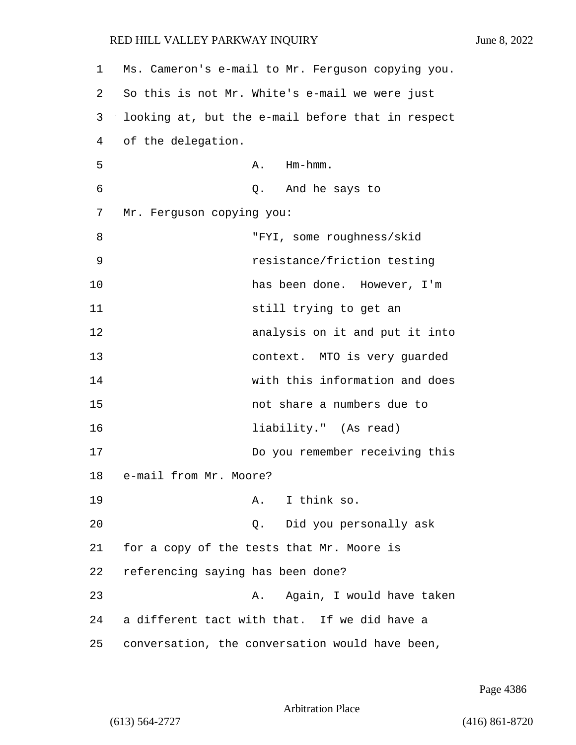Ms. Cameron's e-mail to Mr. Ferguson copying you. So this is not Mr. White's e-mail we were just looking at, but the e-mail before that in respect of the delegation.

A. Hm-hmm.

Q. And he says to Mr. Ferguson copying you:

"FYI, some roughness/skid resistance/friction testing has been done. However, I'm still trying to get an analysis on it and put it into context. MTO is very guarded with this information and does not share a numbers due to liability." (As read)

Do you remember receiving this e-mail from Mr. Moore?

A. I think so.

Q. Did you personally ask for a copy of the tests that Mr. Moore is referencing saying has been done?

A. Again, I would have taken a different tact with that. If we did have a conversation, the conversation would have been,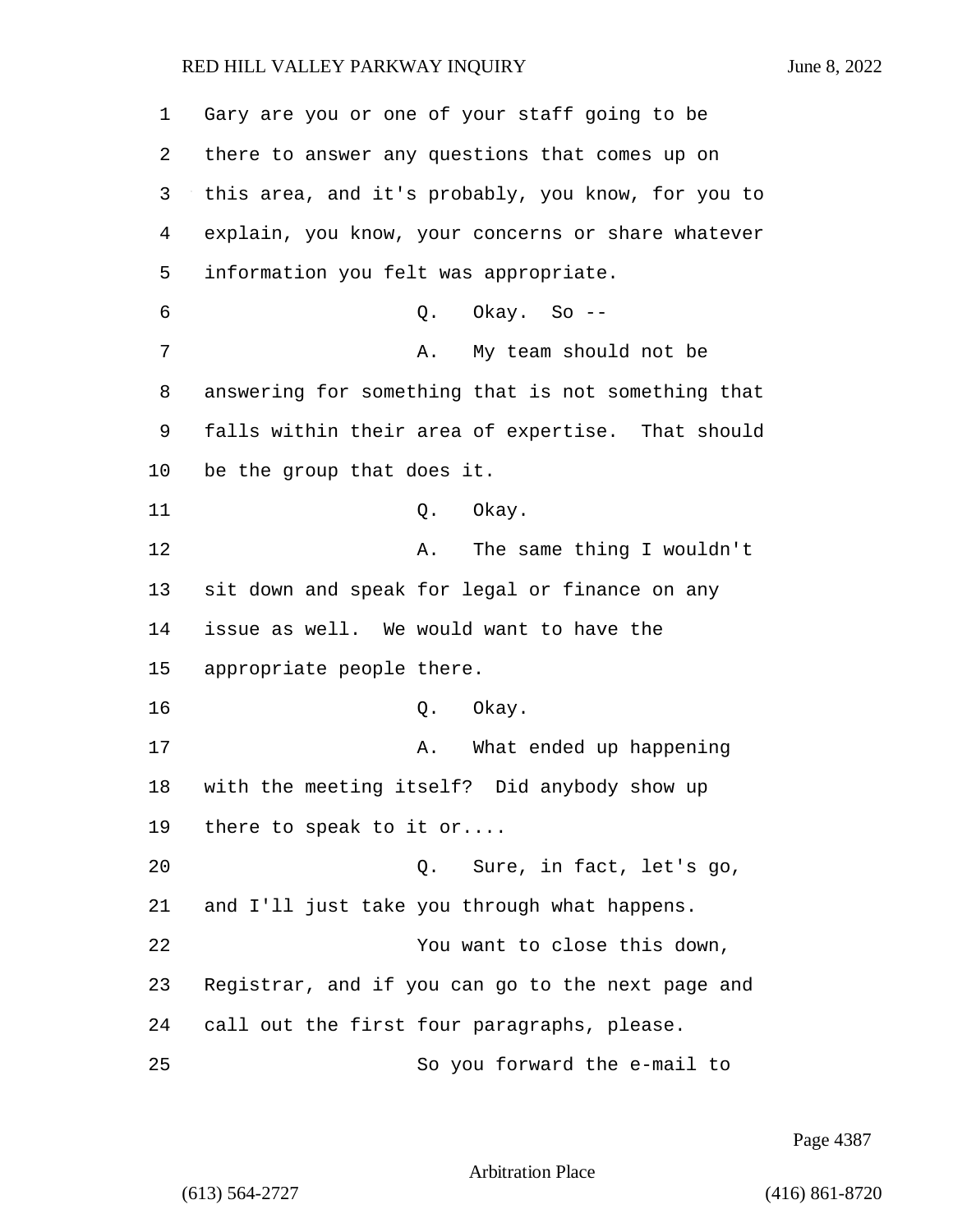Gary are you or one of your staff going to be there to answer any questions that comes up on this area, and it's probably, you know, for you to explain, you know, your concerns or share whatever information you felt was appropriate.

Q. Okay. So --

A. My team should not be answering for something that is not something that falls within their area of expertise. That should be the group that does it.

Q. Okay.

A. The same thing I wouldn't sit down and speak for legal or finance on any issue as well. We would want to have the appropriate people there.

Q. Okay.

A. What ended up happening with the meeting itself? Did anybody show up there to speak to it or....

Q. Sure, in fact, let's go, and I'll just take you through what happens.

You want to close this down, Registrar, and if you can go to the next page and call out the first four paragraphs, please.

So you forward the e-mail to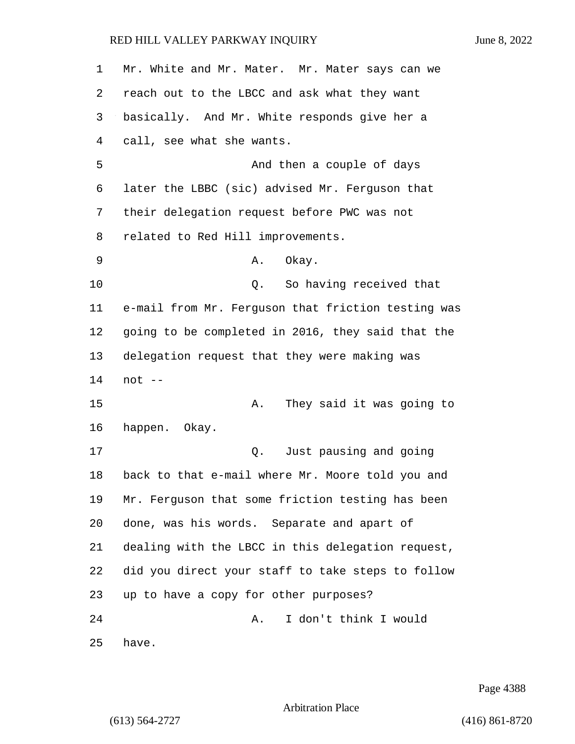Mr. White and Mr. Mater. Mr. Mater says can we reach out to the LBCC and ask what they want basically. And Mr. White responds give her a call, see what she wants.

And then a couple of days later the LBBC (sic) advised Mr. Ferguson that their delegation request before PWC was not related to Red Hill improvements.

A. Okay.

Q. So having received that e-mail from Mr. Ferguson that friction testing was going to be completed in 2016, they said that the delegation request that they were making was not --

A. They said it was going to happen. Okay.

Q. Just pausing and going back to that e-mail where Mr. Moore told you and Mr. Ferguson that some friction testing has been done, was his words. Separate and apart of dealing with the LBCC in this delegation request, did you direct your staff to take steps to follow up to have a copy for other purposes?

A. I don't think I would have.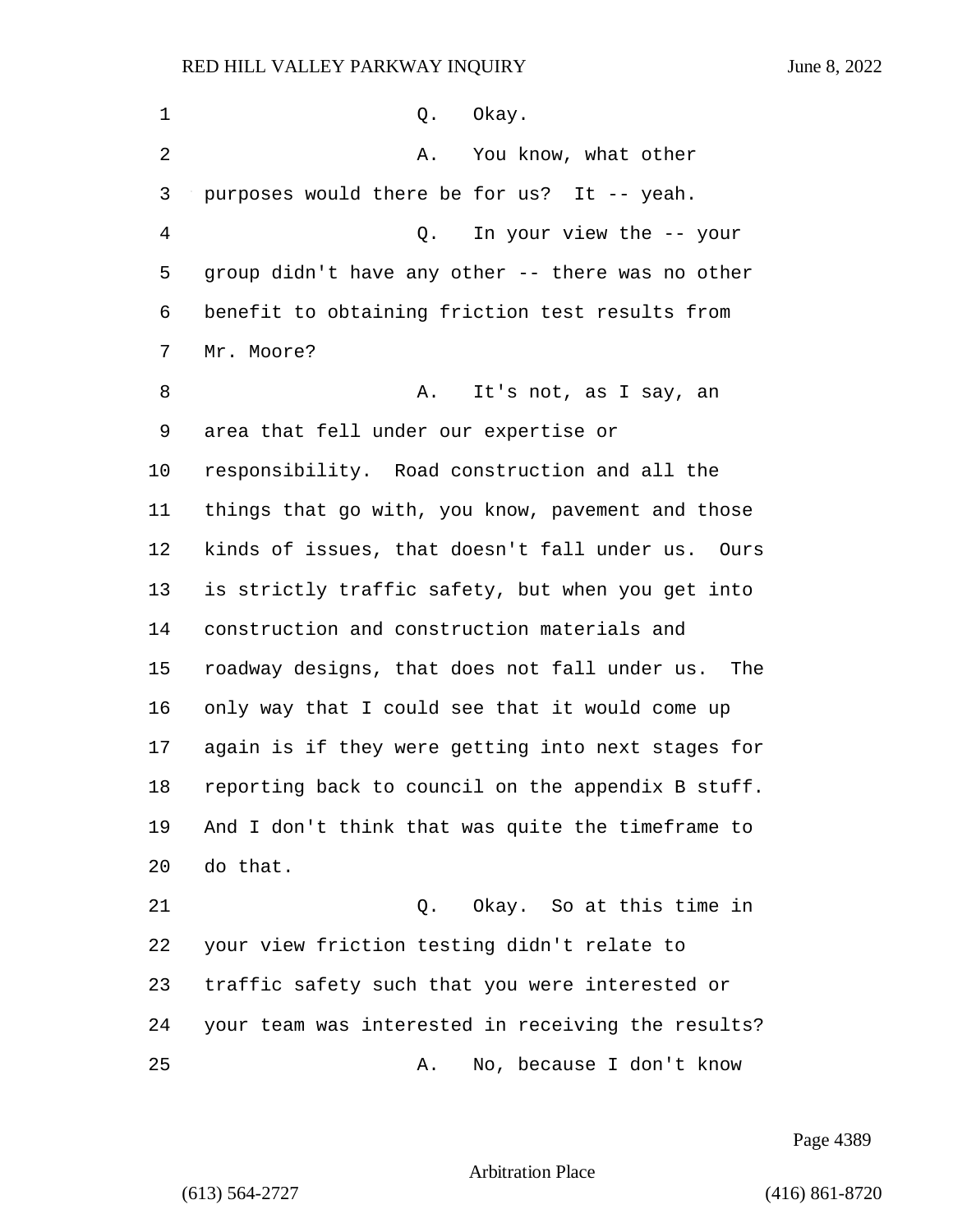1 Q. Okay.

2 A. You know, what other

3 purposes would there be for us? It -- yeah.

4 Q. In your view the -- your

5 group didn't have any other -- there was no other

6 benefit to obtaining friction test results from

7 Mr. Moore?

8 A. It's not, as I say, an

9 area that fell under our expertise or

10 responsibility. Road construction and all the

11 things that go with, you know, pavement and those

12 kinds of issues, that doesn't fall under us. Ours

13 is strictly traffic safety, but when you get into

14 construction and construction materials and

15 roadway designs, that does not fall under us. The

16 only way that I could see that it would come up

17 again is if they were getting into next stages for

18 reporting back to council on the appendix B stuff.

19 And I don't think that was quite the timeframe to

20 do that.

21 Q. Okay. So at this time in

22 your view friction testing didn't relate to

23 traffic safety such that you were interested or

24 your team was interested in receiving the results?

25 A. No, because I don't know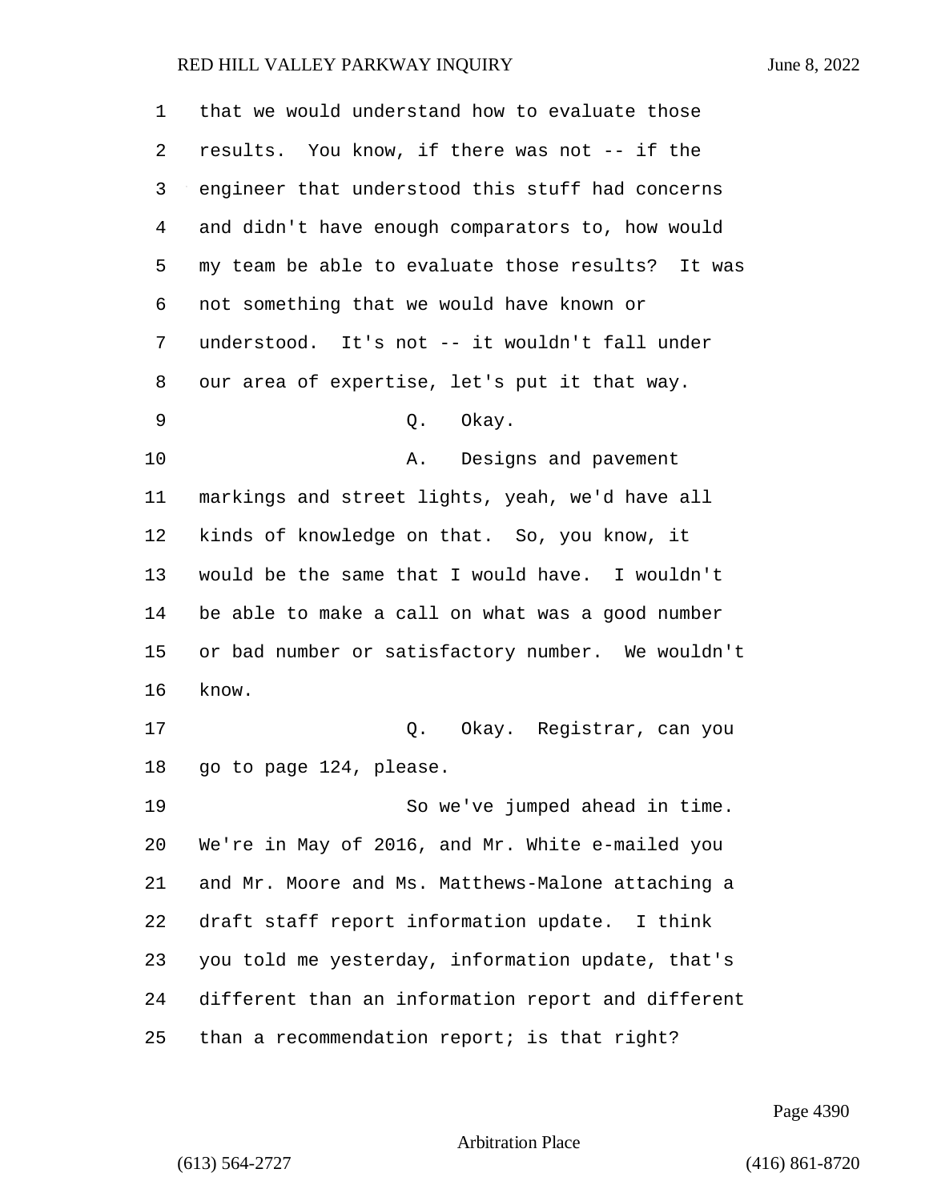that we would understand how to evaluate those results. You know, if there was not -- if the engineer that understood this stuff had concerns and didn't have enough comparators to, how would my team be able to evaluate those results? It was not something that we would have known or understood. It's not -- it wouldn't fall under our area of expertise, let's put it that way.

Q. Okay.

A. Designs and pavement markings and street lights, yeah, we'd have all kinds of knowledge on that. So, you know, it would be the same that I would have. I wouldn't be able to make a call on what was a good number or bad number or satisfactory number. We wouldn't know.

Q. Okay. Registrar, can you go to page 124, please.

So we've jumped ahead in time. We're in May of 2016, and Mr. White e-mailed you and Mr. Moore and Ms. Matthews-Malone attaching a draft staff report information update. I think you told me yesterday, information update, that's different than an information report and different than a recommendation report; is that right?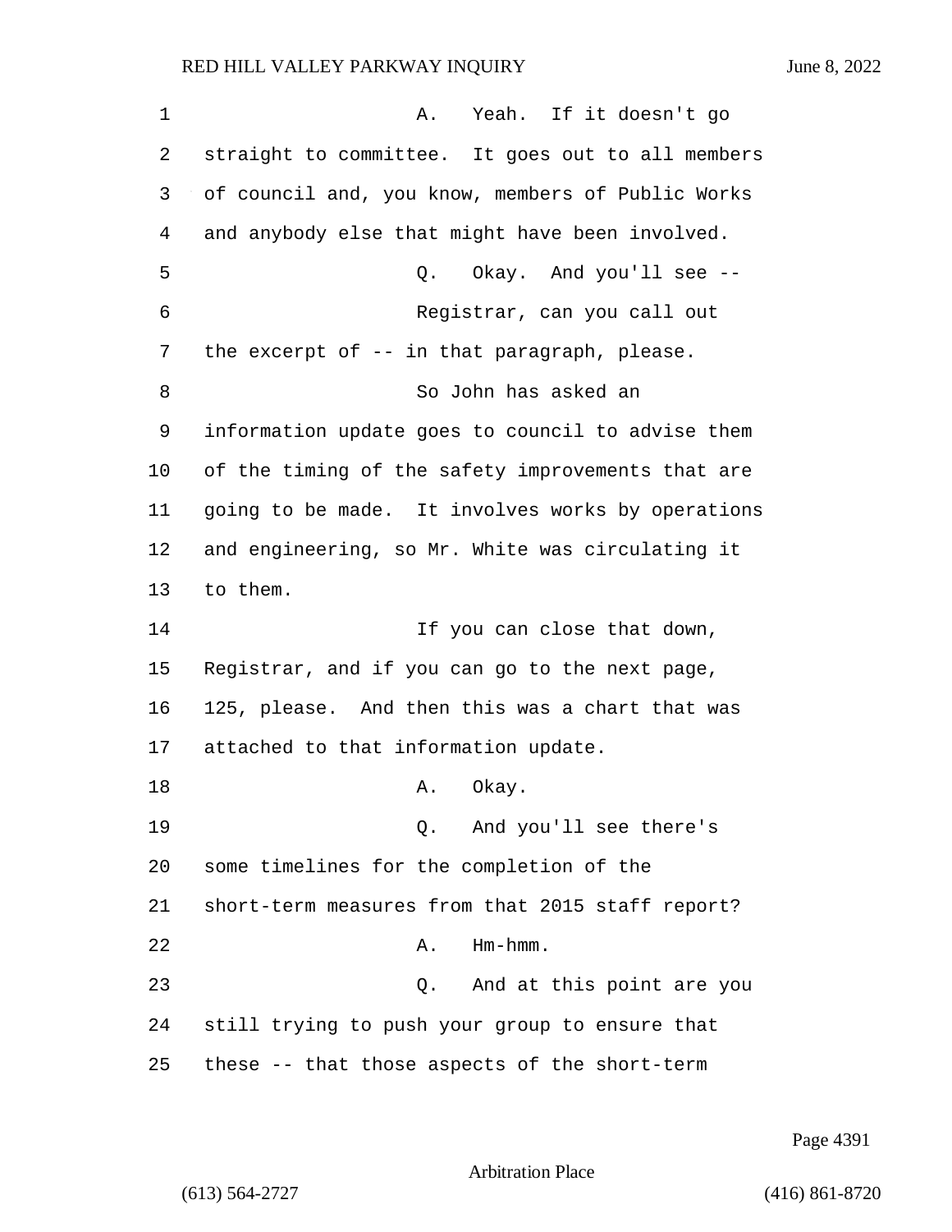A. Yeah. If it doesn't go straight to committee. It goes out to all members of council and, you know, members of Public Works and anybody else that might have been involved.

Q. Okay. And you'll see --

Registrar, can you call out the excerpt of -- in that paragraph, please.

So John has asked an information update goes to council to advise them of the timing of the safety improvements that are going to be made. It involves works by operations and engineering, so Mr. White was circulating it to them.

If you can close that down, Registrar, and if you can go to the next page, 125, please. And then this was a chart that was attached to that information update.

A. Okay.

Q. And you'll see there's some timelines for the completion of the short-term measures from that 2015 staff report?

A. Hm-hmm.

Q. And at this point are you still trying to push your group to ensure that these -- that those aspects of the short-term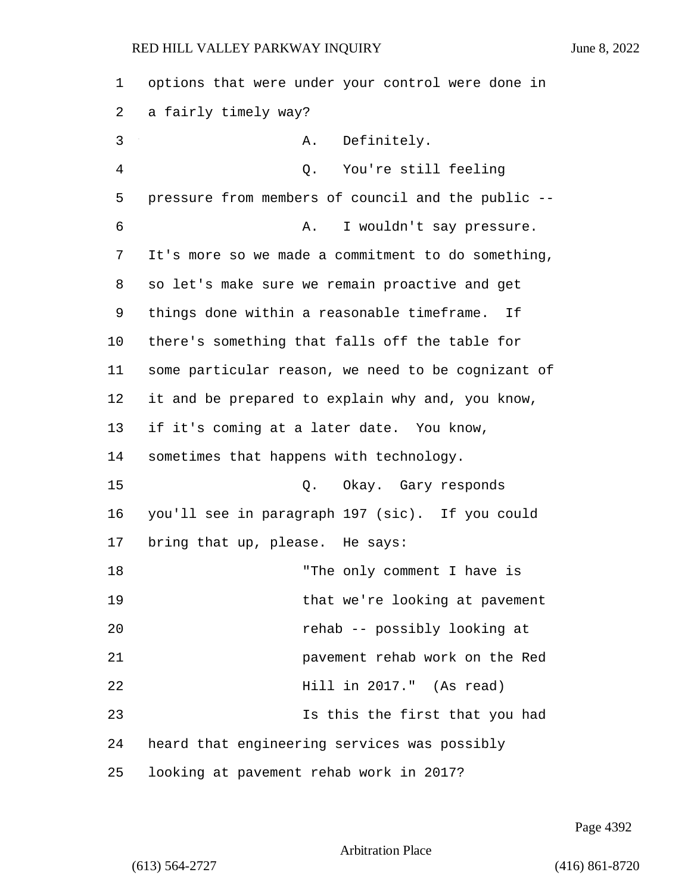options that were under your control were done in a fairly timely way?

A. Definitely.

Q. You're still feeling pressure from members of council and the public --

A. I wouldn't say pressure. It's more so we made a commitment to do something, so let's make sure we remain proactive and get things done within a reasonable timeframe. If there's something that falls off the table for some particular reason, we need to be cognizant of it and be prepared to explain why and, you know, if it's coming at a later date. You know, sometimes that happens with technology.

Q. Okay. Gary responds you'll see in paragraph 197 (sic). If you could bring that up, please. He says:

"The only comment I have is that we're looking at pavement rehab -- possibly looking at pavement rehab work on the Red Hill in 2017." (As read)

Is this the first that you had heard that engineering services was possibly looking at pavement rehab work in 2017?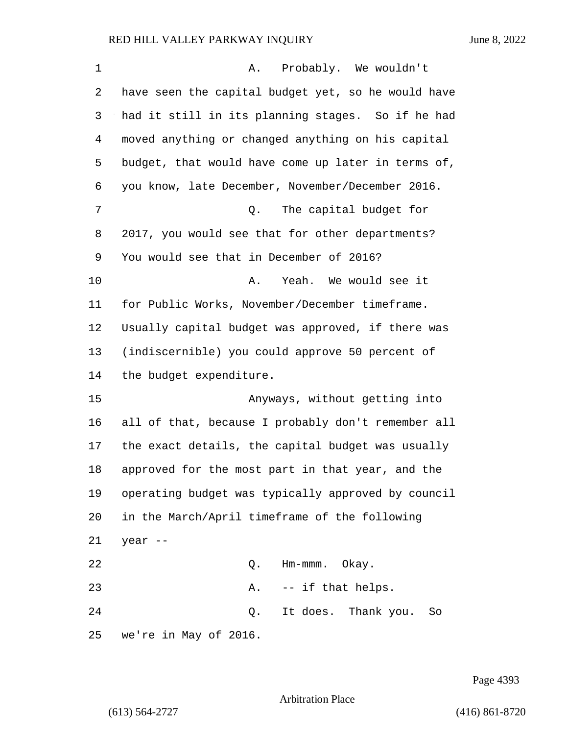A. Probably. We wouldn't have seen the capital budget yet, so he would have had it still in its planning stages. So if he had moved anything or changed anything on his capital budget, that would have come up later in terms of, you know, late December, November/December 2016.

Q. The capital budget for 2017, you would see that for other departments? You would see that in December of 2016?

A. Yeah. We would see it for Public Works, November/December timeframe. Usually capital budget was approved, if there was (indiscernible) you could approve 50 percent of the budget expenditure.

Anyways, without getting into all of that, because I probably don't remember all the exact details, the capital budget was usually approved for the most part in that year, and the operating budget was typically approved by council in the March/April timeframe of the following year --

Q. Hm-mmm. Okay.

A. -- if that helps.

Q. It does. Thank you. So we're in May of 2016.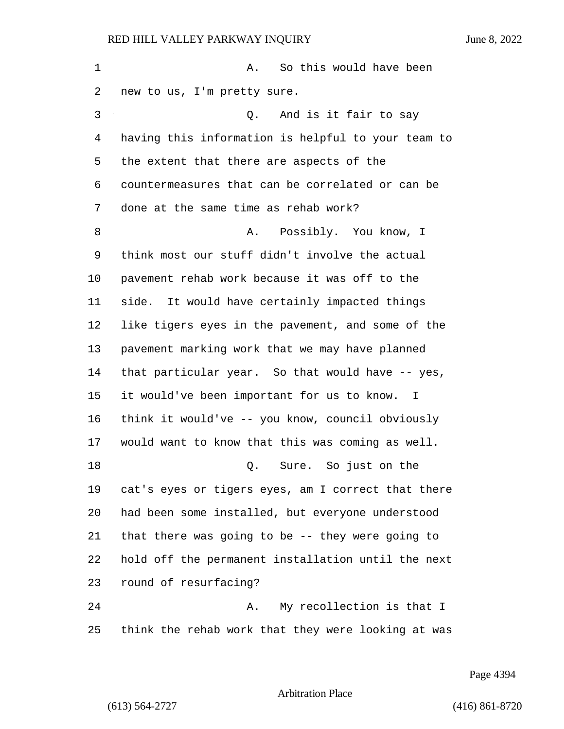A. So this would have been new to us, I'm pretty sure.

Q. And is it fair to say having this information is helpful to your team to the extent that there are aspects of the countermeasures that can be correlated or can be done at the same time as rehab work?

A. Possibly. You know, I think most our stuff didn't involve the actual pavement rehab work because it was off to the side. It would have certainly impacted things like tigers eyes in the pavement, and some of the pavement marking work that we may have planned that particular year. So that would have -- yes, it would've been important for us to know. I think it would've -- you know, council obviously would want to know that this was coming as well.

Q. Sure. So just on the cat's eyes or tigers eyes, am I correct that there had been some installed, but everyone understood that there was going to be -- they were going to hold off the permanent installation until the next round of resurfacing?

A. My recollection is that I think the rehab work that they were looking at was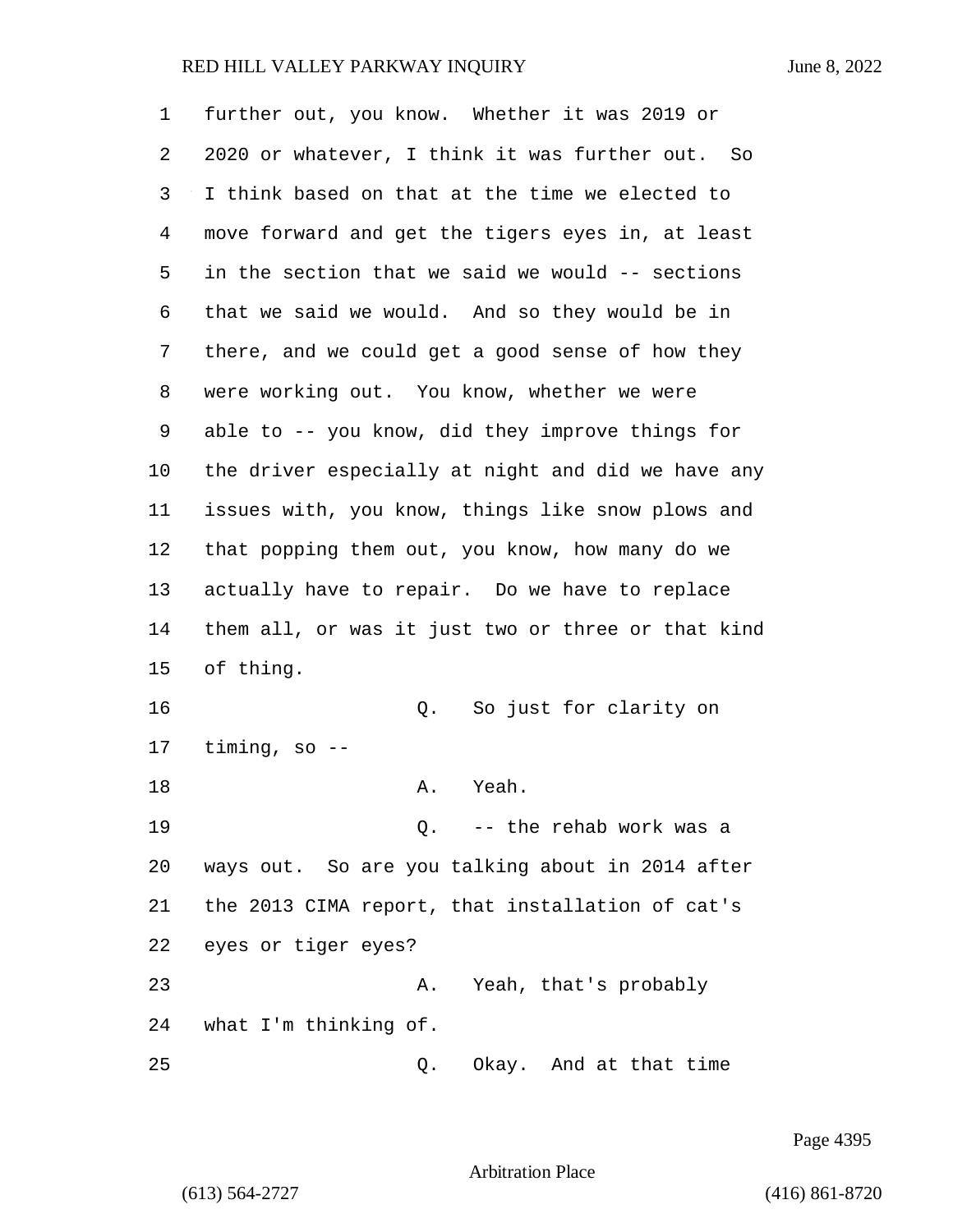further out, you know. Whether it was 2019 or 2020 or whatever, I think it was further out. So I think based on that at the time we elected to move forward and get the tigers eyes in, at least in the section that we said we would -- sections that we said we would. And so they would be in there, and we could get a good sense of how they were working out. You know, whether we were able to -- you know, did they improve things for the driver especially at night and did we have any issues with, you know, things like snow plows and that popping them out, you know, how many do we actually have to repair. Do we have to replace them all, or was it just two or three or that kind of thing.

Q. So just for clarity on timing, so --

A. Yeah.

Q. -- the rehab work was a ways out. So are you talking about in 2014 after the 2013 CIMA report, that installation of cat's eyes or tiger eyes?

A. Yeah, that's probably what I'm thinking of.

Q. Okay. And at that time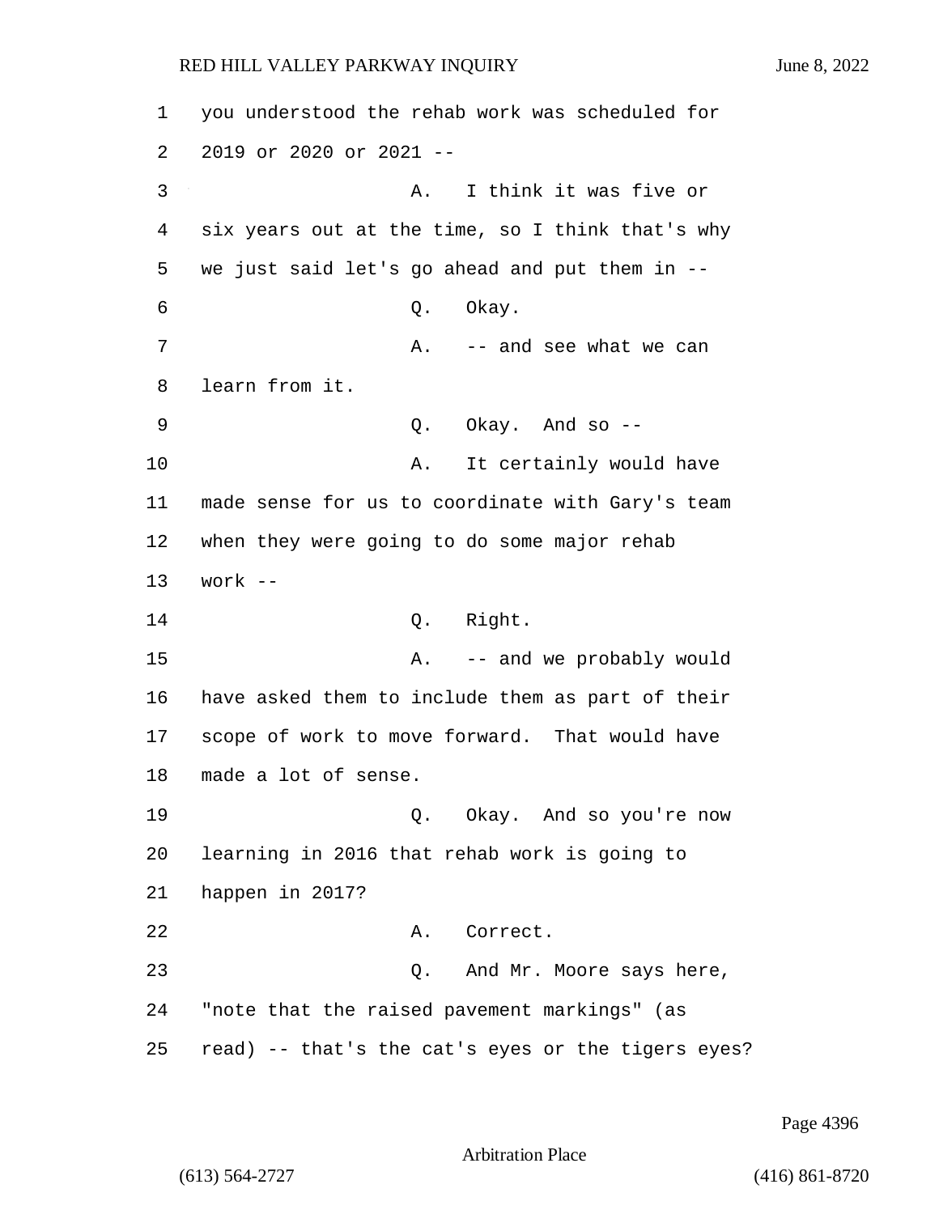you understood the rehab work was scheduled for 2019 or 2020 or 2021 --

A. I think it was five or six years out at the time, so I think that's why we just said let's go ahead and put them in --

Q. Okay.

A. -- and see what we can learn from it.

Q. Okay. And so --

A. It certainly would have made sense for us to coordinate with Gary's team when they were going to do some major rehab work --

Q. Right.

A. -- and we probably would have asked them to include them as part of their scope of work to move forward. That would have made a lot of sense.

Q. Okay. And so you're now learning in 2016 that rehab work is going to happen in 2017?

A. Correct.

Q. And Mr. Moore says here, "note that the raised pavement markings" (as read) -- that's the cat's eyes or the tigers eyes?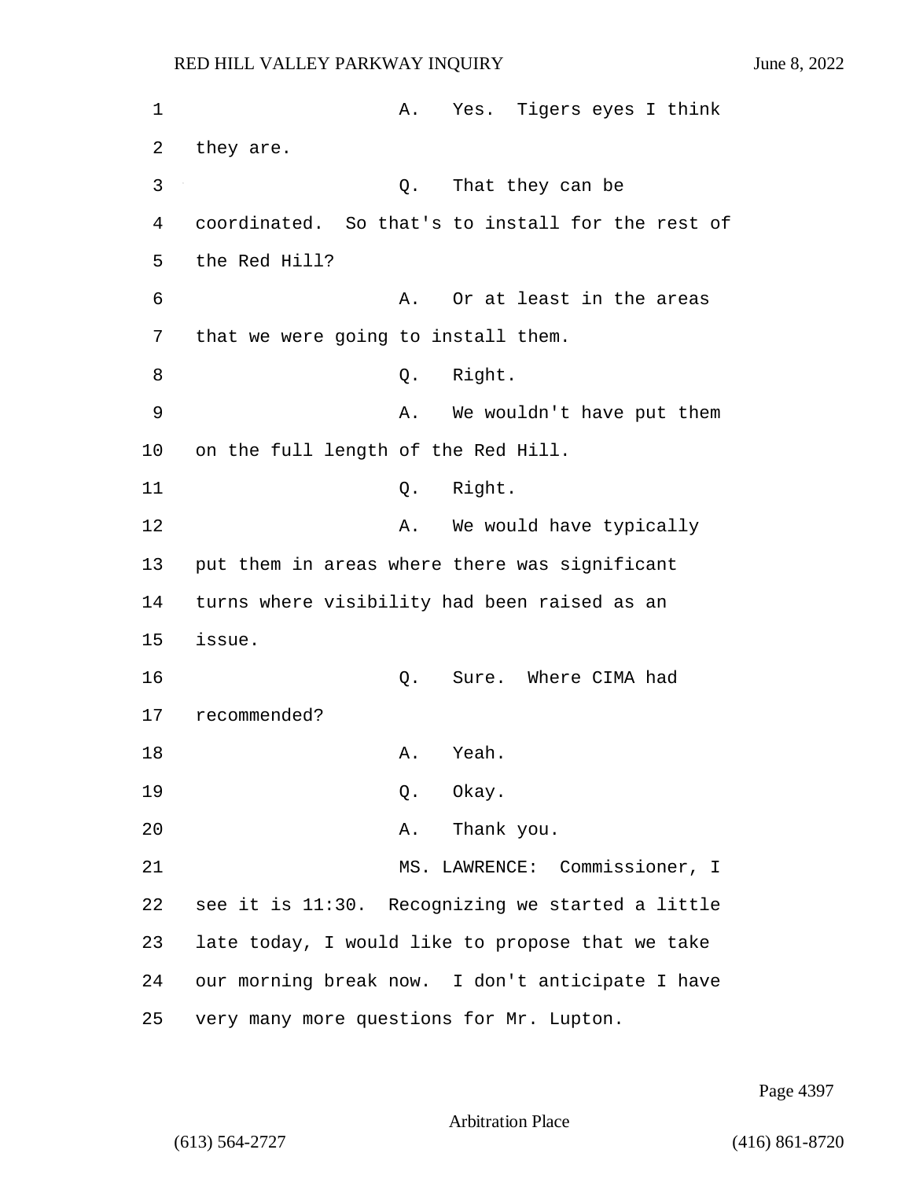A. Yes. Tigers eyes I think they are.

Q. That they can be coordinated. So that's to install for the rest of the Red Hill?

A. Or at least in the areas that we were going to install them.

Q. Right.

A. We wouldn't have put them on the full length of the Red Hill.

Q. Right.

A. We would have typically put them in areas where there was significant turns where visibility had been raised as an issue.

Q. Sure. Where CIMA had recommended?

A. Yeah.

Q. Okay.

A. Thank you.

MS. LAWRENCE: Commissioner, I see it is 11:30. Recognizing we started a little late today, I would like to propose that we take our morning break now. I don't anticipate I have very many more questions for Mr. Lupton.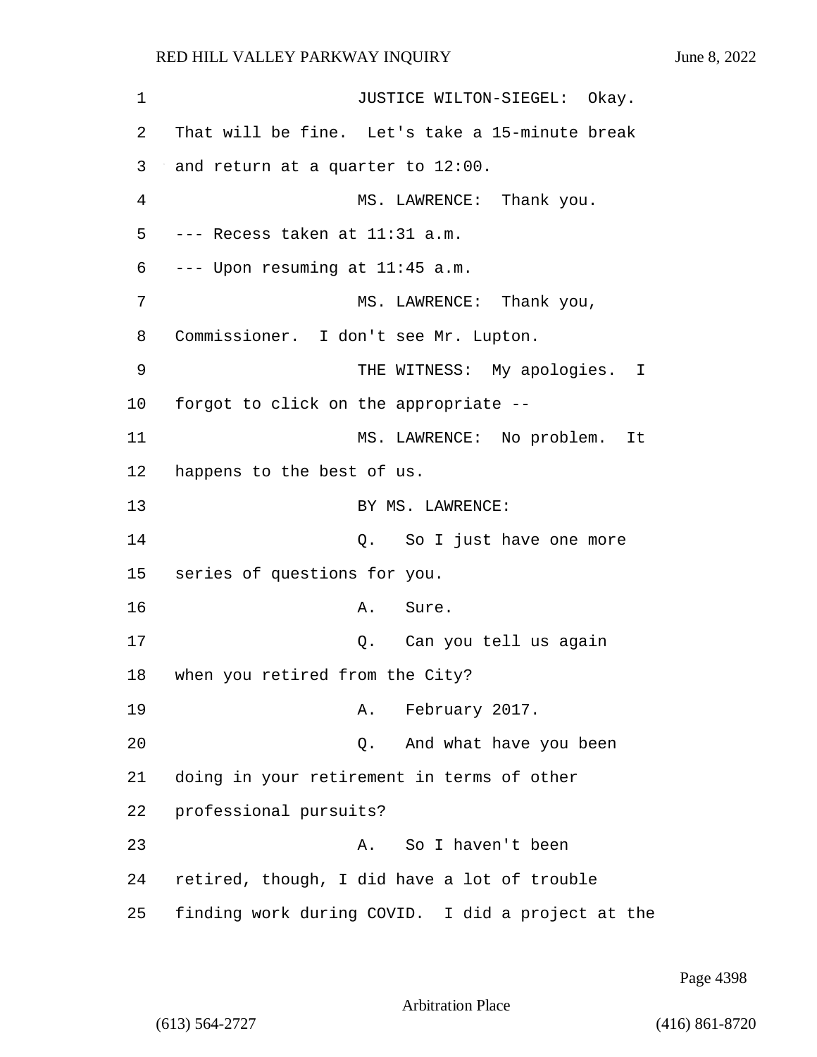JUSTICE WILTON-SIEGEL: Okay. That will be fine. Let's take a 15-minute break and return at a quarter to 12:00.

MS. LAWRENCE: Thank you.

--- Recess taken at 11:31 a.m.

--- Upon resuming at 11:45 a.m.

MS. LAWRENCE: Thank you, Commissioner. I don't see Mr. Lupton.

THE WITNESS: My apologies. I forgot to click on the appropriate --

MS. LAWRENCE: No problem. It happens to the best of us.

BY MS. LAWRENCE:

Q. So I just have one more series of questions for you.

A. Sure.

Q. Can you tell us again when you retired from the City?

A. February 2017.

Q. And what have you been doing in your retirement in terms of other professional pursuits?

A. So I haven't been retired, though, I did have a lot of trouble finding work during COVID. I did a project at the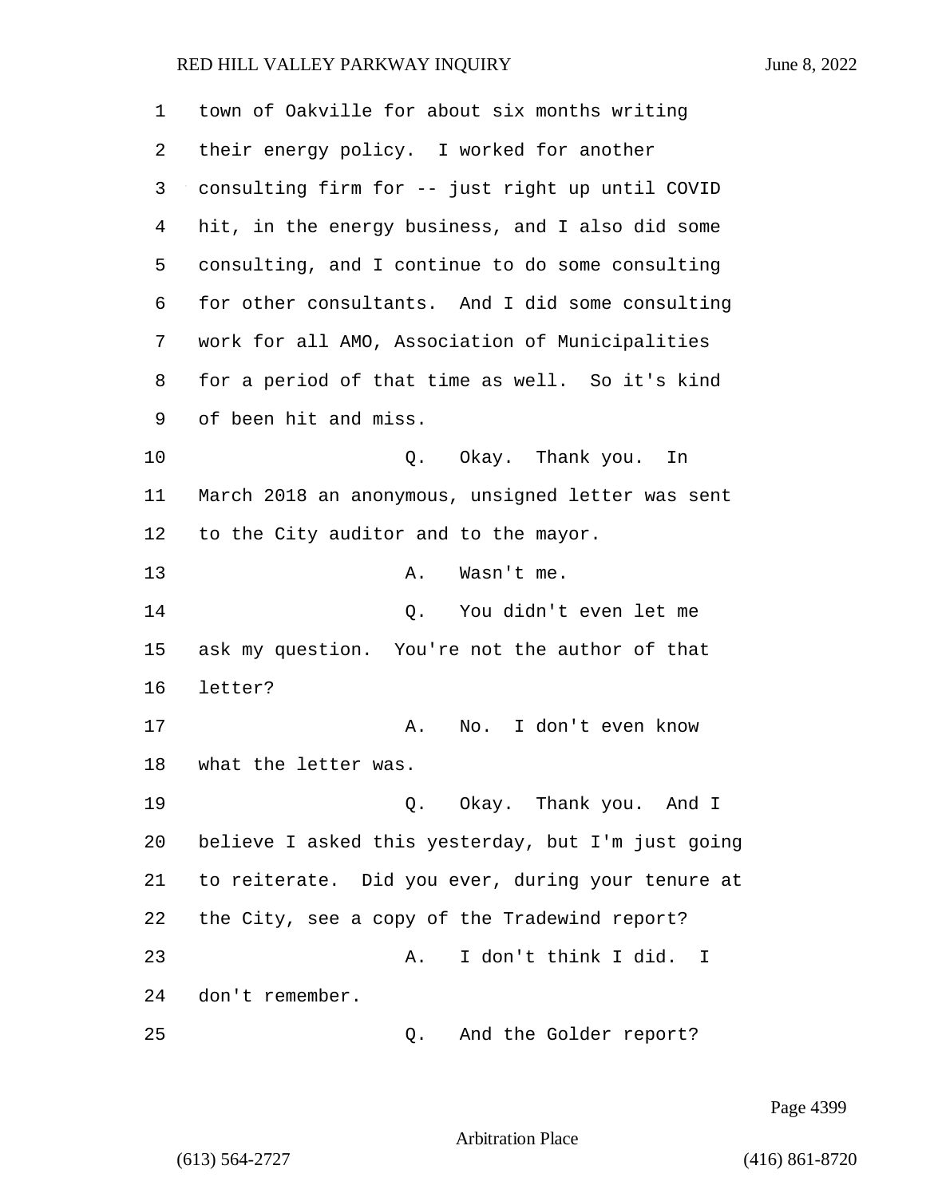town of Oakville for about six months writing their energy policy. I worked for another consulting firm for -- just right up until COVID hit, in the energy business, and I also did some consulting, and I continue to do some consulting for other consultants. And I did some consulting work for all AMO, Association of Municipalities for a period of that time as well. So it's kind of been hit and miss.

Q. Okay. Thank you. In March 2018 an anonymous, unsigned letter was sent to the City auditor and to the mayor.

A. Wasn't me.

Q. You didn't even let me ask my question. You're not the author of that letter?

A. No. I don't even know what the letter was.

Q. Okay. Thank you. And I believe I asked this yesterday, but I'm just going to reiterate. Did you ever, during your tenure at the City, see a copy of the Tradewind report?

A. I don't think I did. I don't remember.

Q. And the Golder report?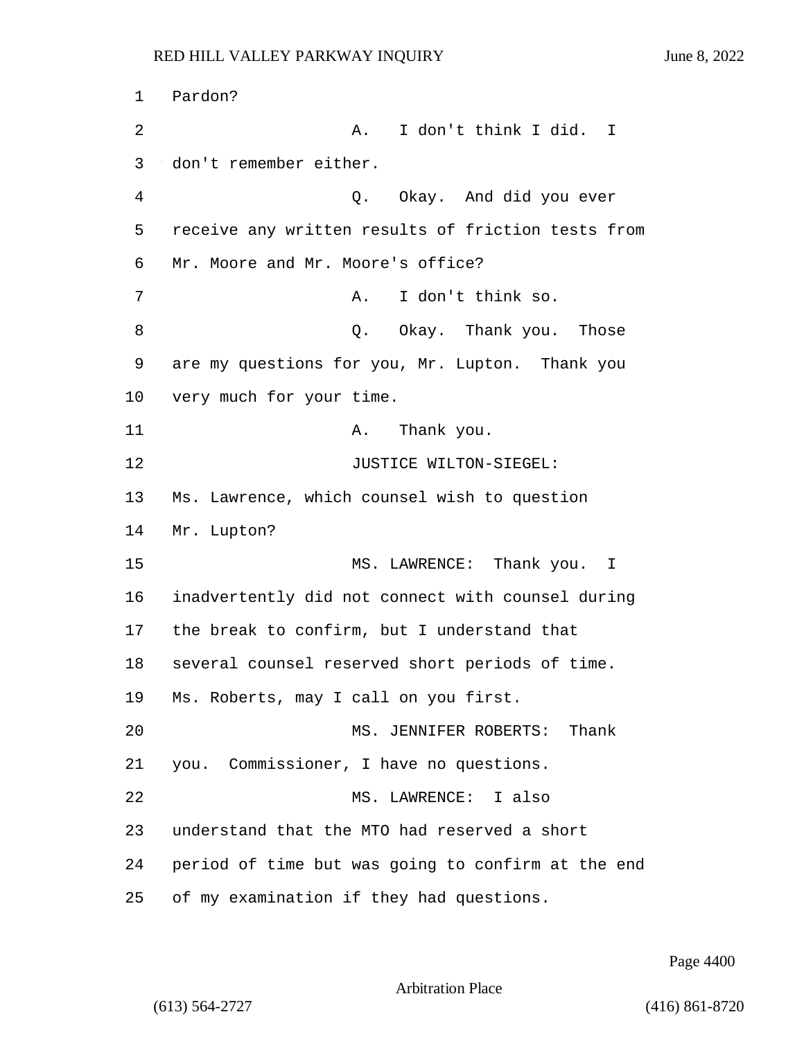Pardon?

A. I don't think I did. I don't remember either.

Q. Okay. And did you ever receive any written results of friction tests from Mr. Moore and Mr. Moore's office?

A. I don't think so.

Q. Okay. Thank you. Those are my questions for you, Mr. Lupton. Thank you very much for your time.

A. Thank you.

JUSTICE WILTON-SIEGEL: Ms. Lawrence, which counsel wish to question Mr. Lupton?

MS. LAWRENCE: Thank you. I inadvertently did not connect with counsel during the break to confirm, but I understand that several counsel reserved short periods of time. Ms. Roberts, may I call on you first.

MS. JENNIFER ROBERTS: Thank you. Commissioner, I have no questions.

MS. LAWRENCE: I also understand that the MTO had reserved a short period of time but was going to confirm at the end of my examination if they had questions.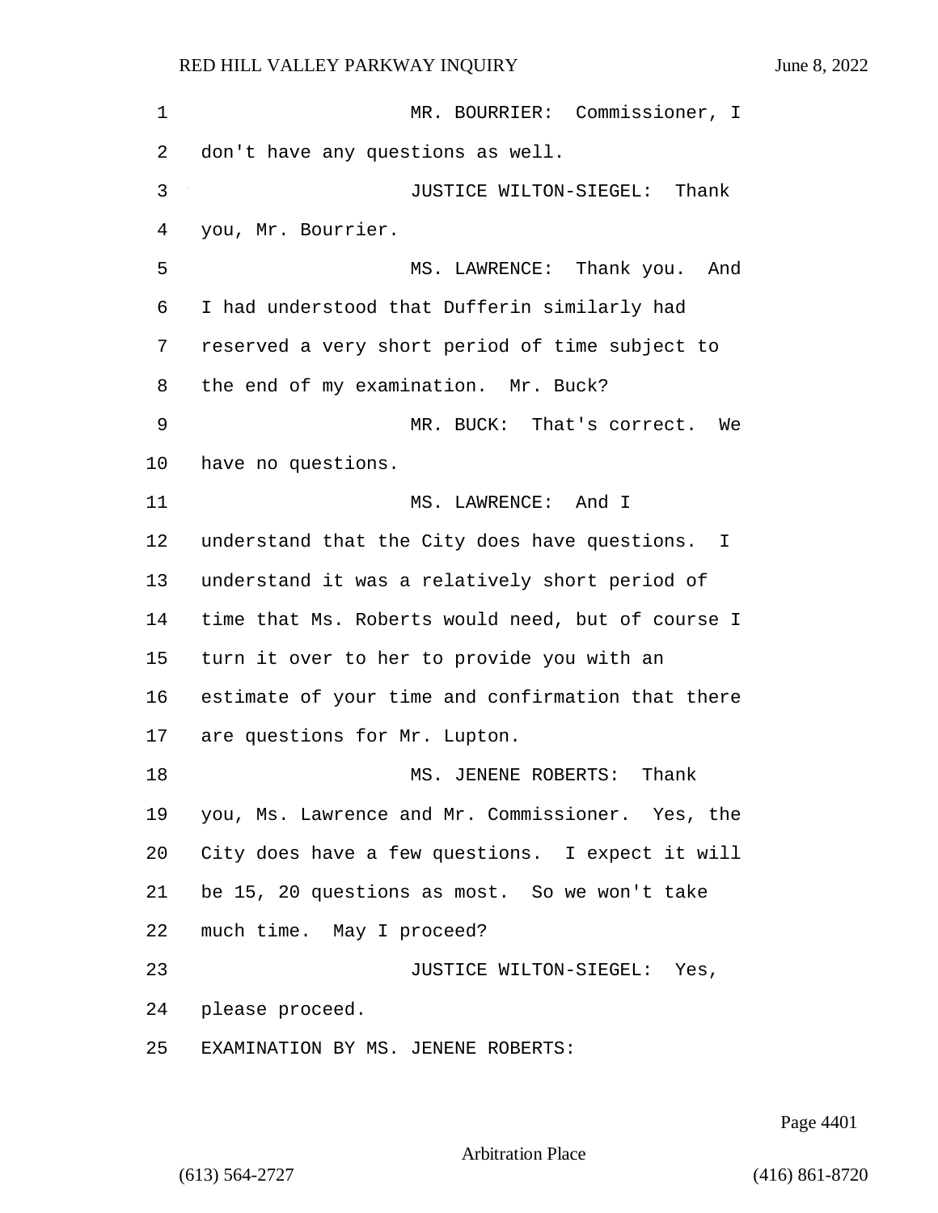MR. BOURRIER: Commissioner, I don't have any questions as well.

JUSTICE WILTON-SIEGEL: Thank you, Mr. Bourrier.

MS. LAWRENCE: Thank you. And I had understood that Dufferin similarly had reserved a very short period of time subject to the end of my examination. Mr. Buck?

MR. BUCK: That's correct. We have no questions.

MS. LAWRENCE: And I understand that the City does have questions. I understand it was a relatively short period of time that Ms. Roberts would need, but of course I turn it over to her to provide you with an estimate of your time and confirmation that there are questions for Mr. Lupton.

MS. JENENE ROBERTS: Thank you, Ms. Lawrence and Mr. Commissioner. Yes, the City does have a few questions. I expect it will be 15, 20 questions as most. So we won't take much time. May I proceed?

JUSTICE WILTON-SIEGEL: Yes, please proceed.

EXAMINATION BY MS. JENENE ROBERTS: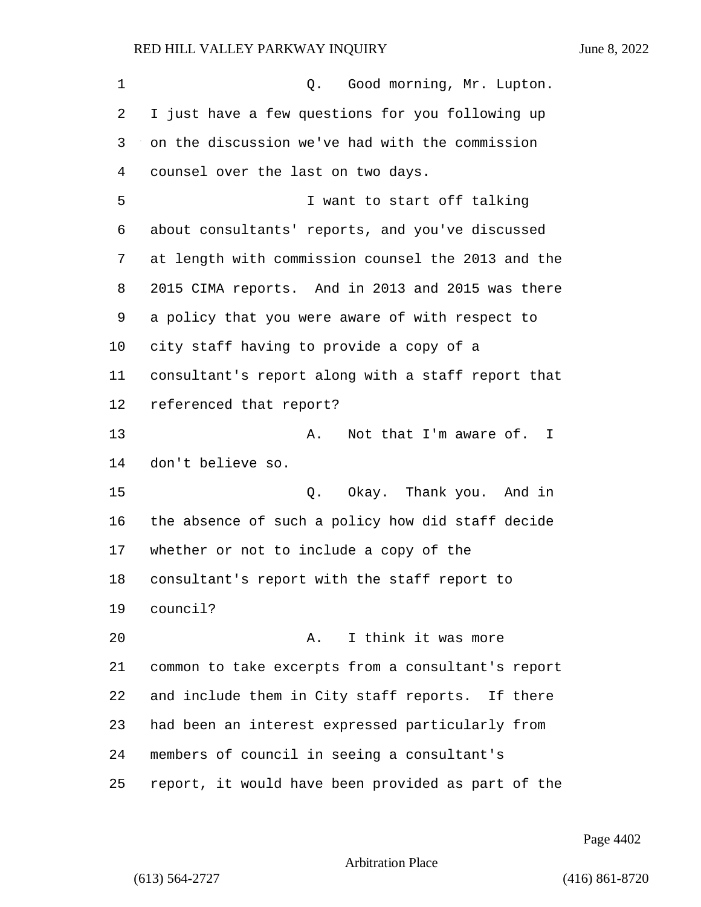Q. Good morning, Mr. Lupton. I just have a few questions for you following up on the discussion we've had with the commission counsel over the last on two days.

I want to start off talking about consultants' reports, and you've discussed at length with commission counsel the 2013 and the 2015 CIMA reports. And in 2013 and 2015 was there a policy that you were aware of with respect to city staff having to provide a copy of a consultant's report along with a staff report that referenced that report?

A. Not that I'm aware of. I don't believe so.

Q. Okay. Thank you. And in the absence of such a policy how did staff decide whether or not to include a copy of the consultant's report with the staff report to council?

A. I think it was more common to take excerpts from a consultant's report and include them in City staff reports. If there had been an interest expressed particularly from members of council in seeing a consultant's report, it would have been provided as part of the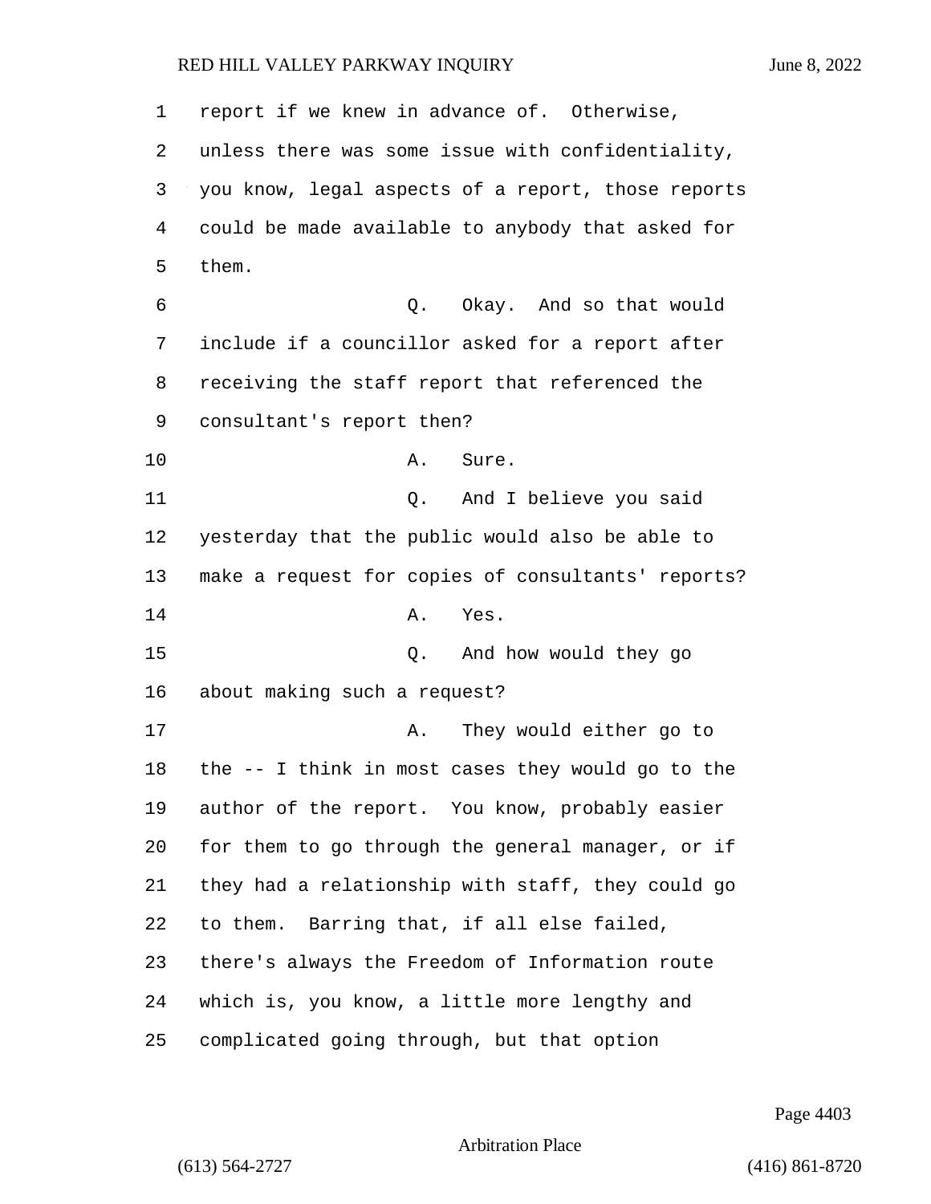report if we knew in advance of. Otherwise, unless there was some issue with confidentiality, you know, legal aspects of a report, those reports could be made available to anybody that asked for them.

Q. Okay. And so that would include if a councillor asked for a report after receiving the staff report that referenced the consultant's report then?

A. Sure.

Q. And I believe you said yesterday that the public would also be able to make a request for copies of consultants' reports?

A. Yes.

Q. And how would they go about making such a request?

A. They would either go to the -- I think in most cases they would go to the author of the report. You know, probably easier for them to go through the general manager, or if they had a relationship with staff, they could go to them. Barring that, if all else failed, there's always the Freedom of Information route which is, you know, a little more lengthy and complicated going through, but that option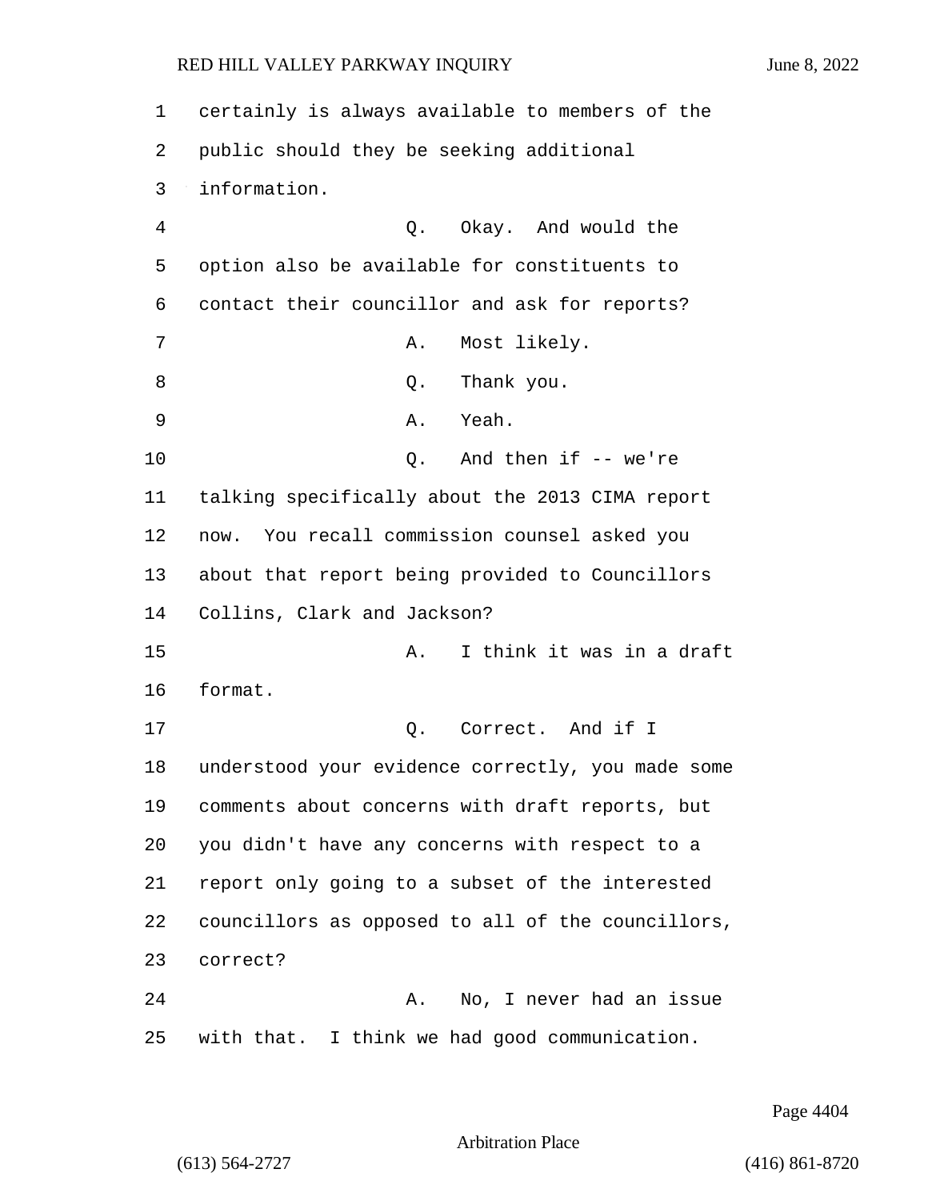certainly is always available to members of the public should they be seeking additional information.

Q. Okay. And would the option also be available for constituents to contact their councillor and ask for reports?

A. Most likely.

Q. Thank you.

A. Yeah.

Q. And then if -- we're talking specifically about the 2013 CIMA report now. You recall commission counsel asked you about that report being provided to Councillors Collins, Clark and Jackson?

A. I think it was in a draft format.

Q. Correct. And if I understood your evidence correctly, you made some comments about concerns with draft reports, but you didn't have any concerns with respect to a report only going to a subset of the interested councillors as opposed to all of the councillors, correct?

A. No, I never had an issue with that. I think we had good communication.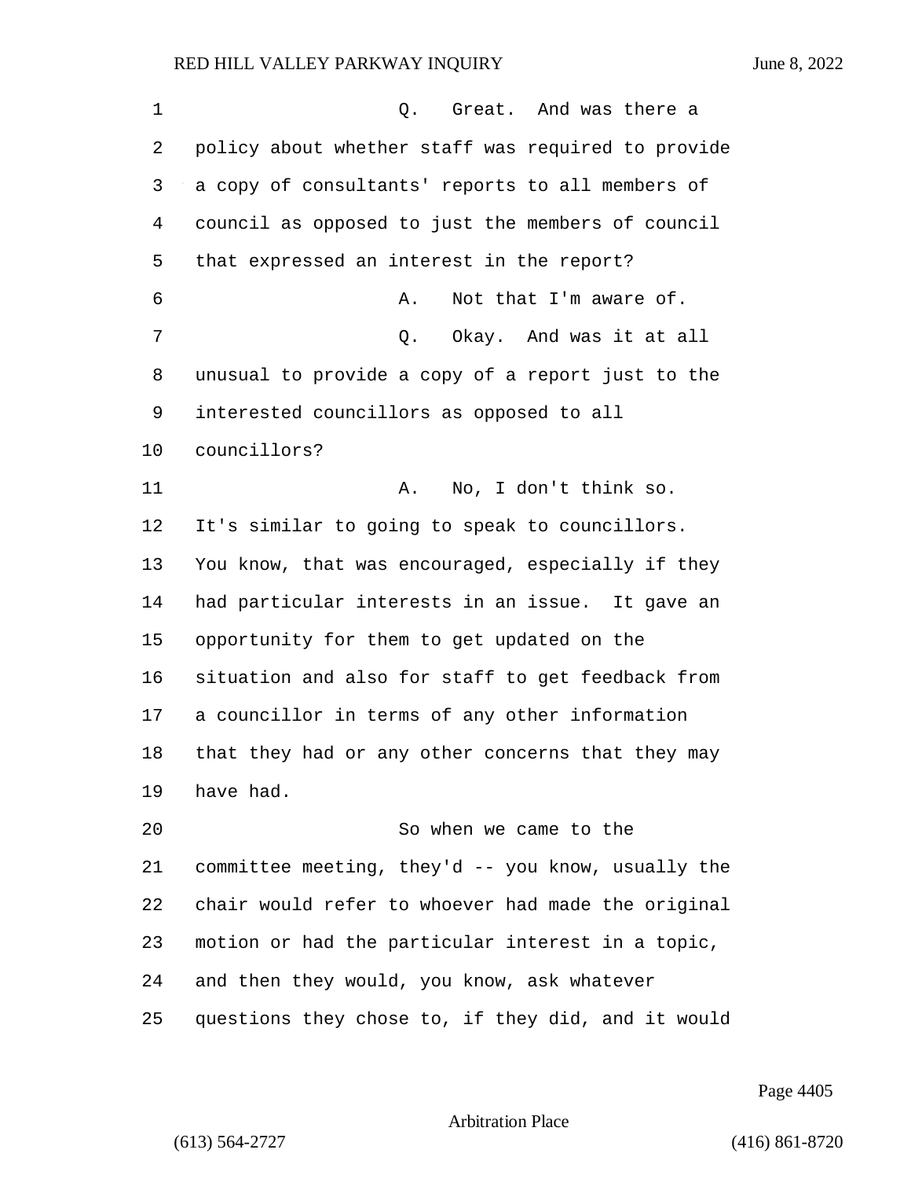Q. Great. And was there a policy about whether staff was required to provide a copy of consultants' reports to all members of council as opposed to just the members of council that expressed an interest in the report?

A. Not that I'm aware of.

Q. Okay. And was it at all unusual to provide a copy of a report just to the interested councillors as opposed to all councillors?

A. No, I don't think so. It's similar to going to speak to councillors. You know, that was encouraged, especially if they had particular interests in an issue. It gave an opportunity for them to get updated on the situation and also for staff to get feedback from a councillor in terms of any other information that they had or any other concerns that they may have had.

So when we came to the committee meeting, they'd -- you know, usually the chair would refer to whoever had made the original motion or had the particular interest in a topic, and then they would, you know, ask whatever questions they chose to, if they did, and it would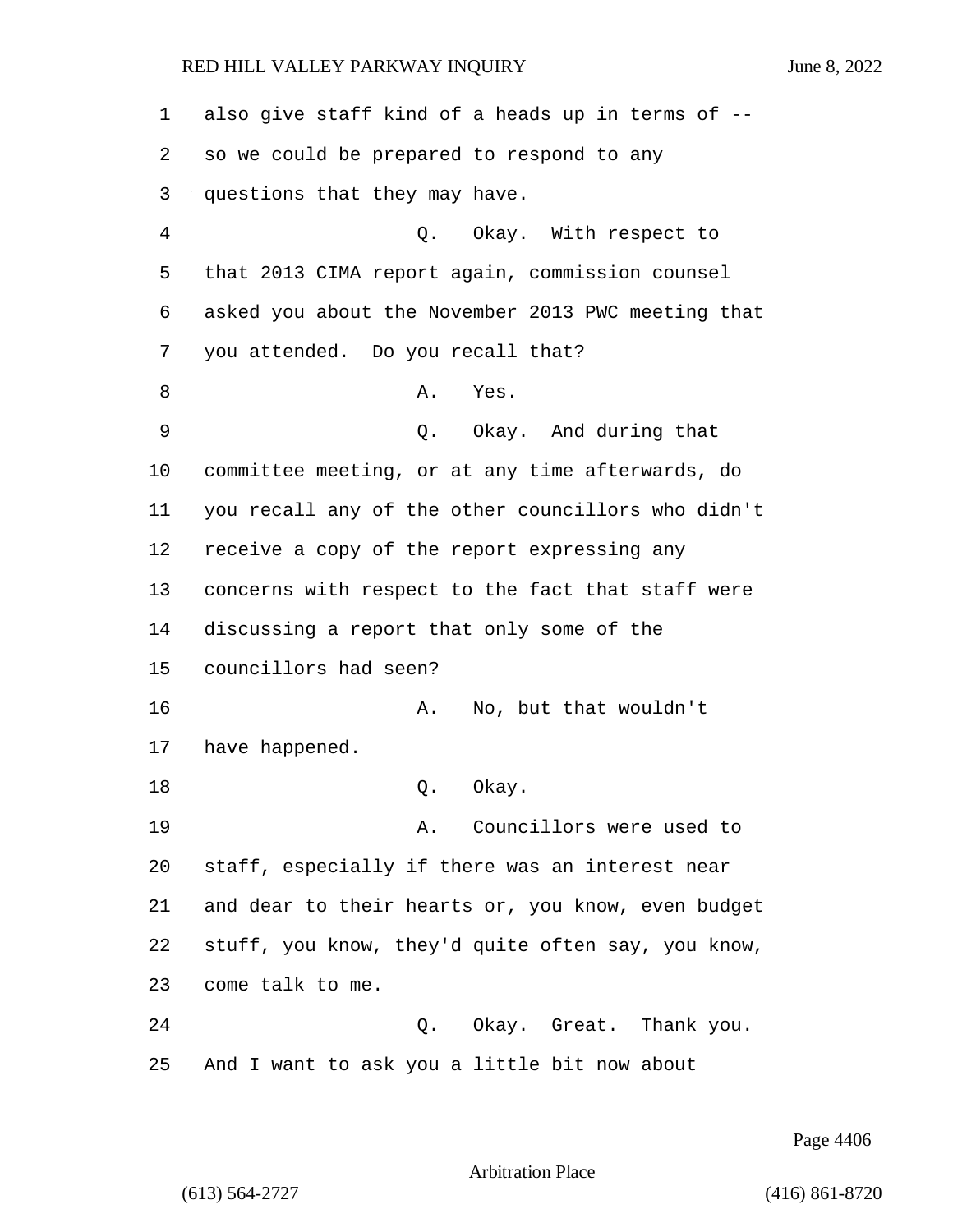also give staff kind of a heads up in terms of -- so we could be prepared to respond to any questions that they may have.

Q. Okay. With respect to that 2013 CIMA report again, commission counsel asked you about the November 2013 PWC meeting that you attended. Do you recall that?

A. Yes.

Q. Okay. And during that committee meeting, or at any time afterwards, do you recall any of the other councillors who didn't receive a copy of the report expressing any concerns with respect to the fact that staff were discussing a report that only some of the councillors had seen?

A. No, but that wouldn't have happened.

Q. Okay.

A. Councillors were used to staff, especially if there was an interest near and dear to their hearts or, you know, even budget stuff, you know, they'd quite often say, you know, come talk to me.

Q. Okay. Great. Thank you. And I want to ask you a little bit now about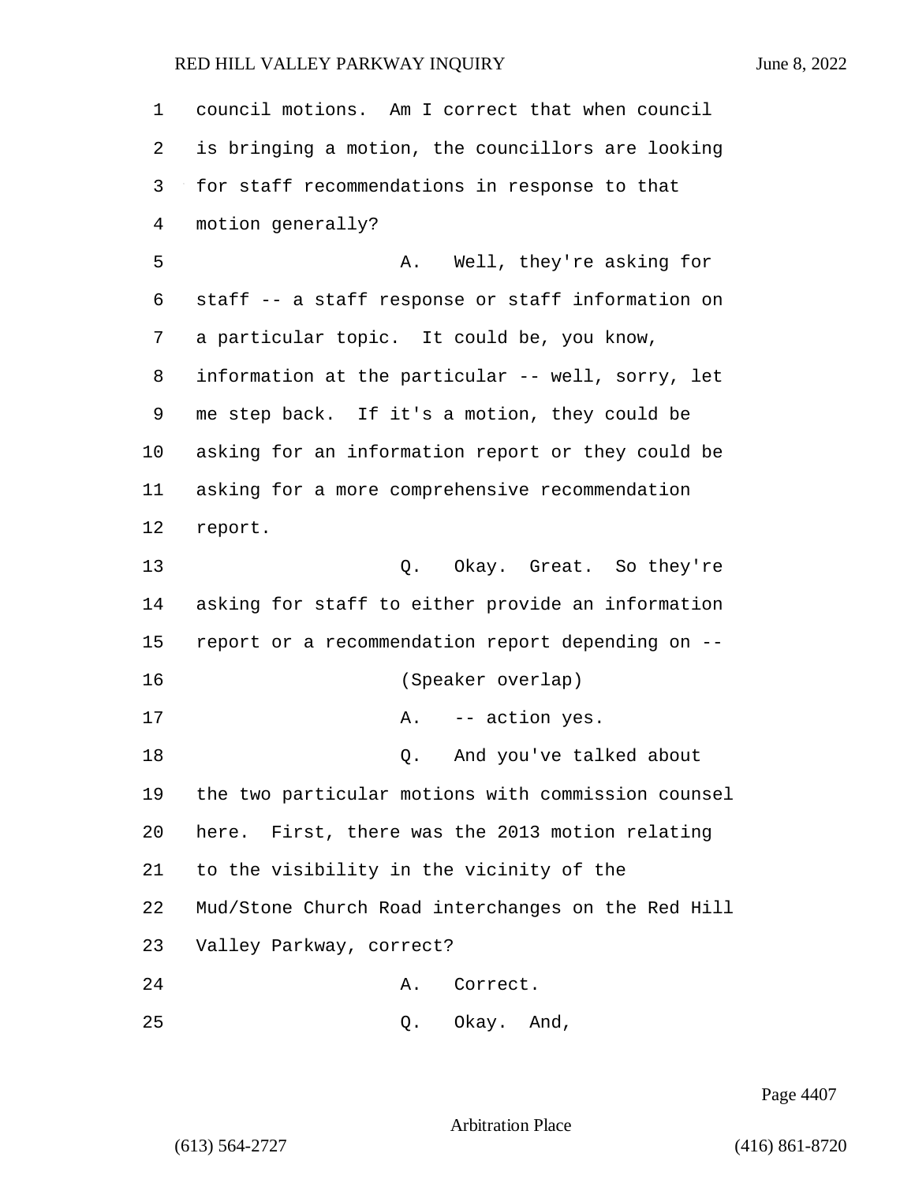council motions. Am I correct that when council is bringing a motion, the councillors are looking for staff recommendations in response to that motion generally?

A. Well, they're asking for staff -- a staff response or staff information on a particular topic. It could be, you know, information at the particular -- well, sorry, let me step back. If it's a motion, they could be asking for an information report or they could be asking for a more comprehensive recommendation report.

Q. Okay. Great. So they're asking for staff to either provide an information report or a recommendation report depending on --

(Speaker overlap)

A. -- action yes.

Q. And you've talked about the two particular motions with commission counsel here. First, there was the 2013 motion relating to the visibility in the vicinity of the Mud/Stone Church Road interchanges on the Red Hill Valley Parkway, correct?

A. Correct.

Q. Okay. And,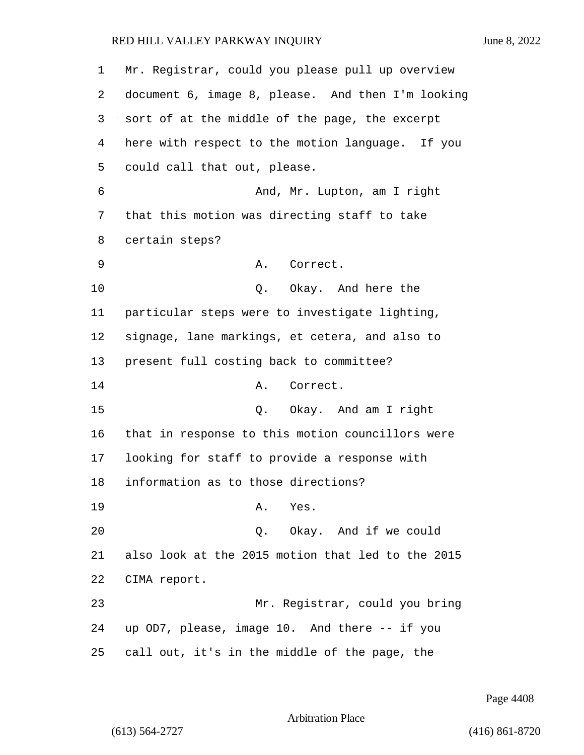Mr. Registrar, could you please pull up overview document 6, image 8, please. And then I'm looking sort of at the middle of the page, the excerpt here with respect to the motion language. If you could call that out, please.

And, Mr. Lupton, am I right that this motion was directing staff to take certain steps?

A. Correct.

Q. Okay. And here the particular steps were to investigate lighting, signage, lane markings, et cetera, and also to present full costing back to committee?

A. Correct.

Q. Okay. And am I right that in response to this motion councillors were looking for staff to provide a response with information as to those directions?

A. Yes.

Q. Okay. And if we could also look at the 2015 motion that led to the 2015 CIMA report.

Mr. Registrar, could you bring up OD7, please, image 10. And there -- if you call out, it's in the middle of the page, the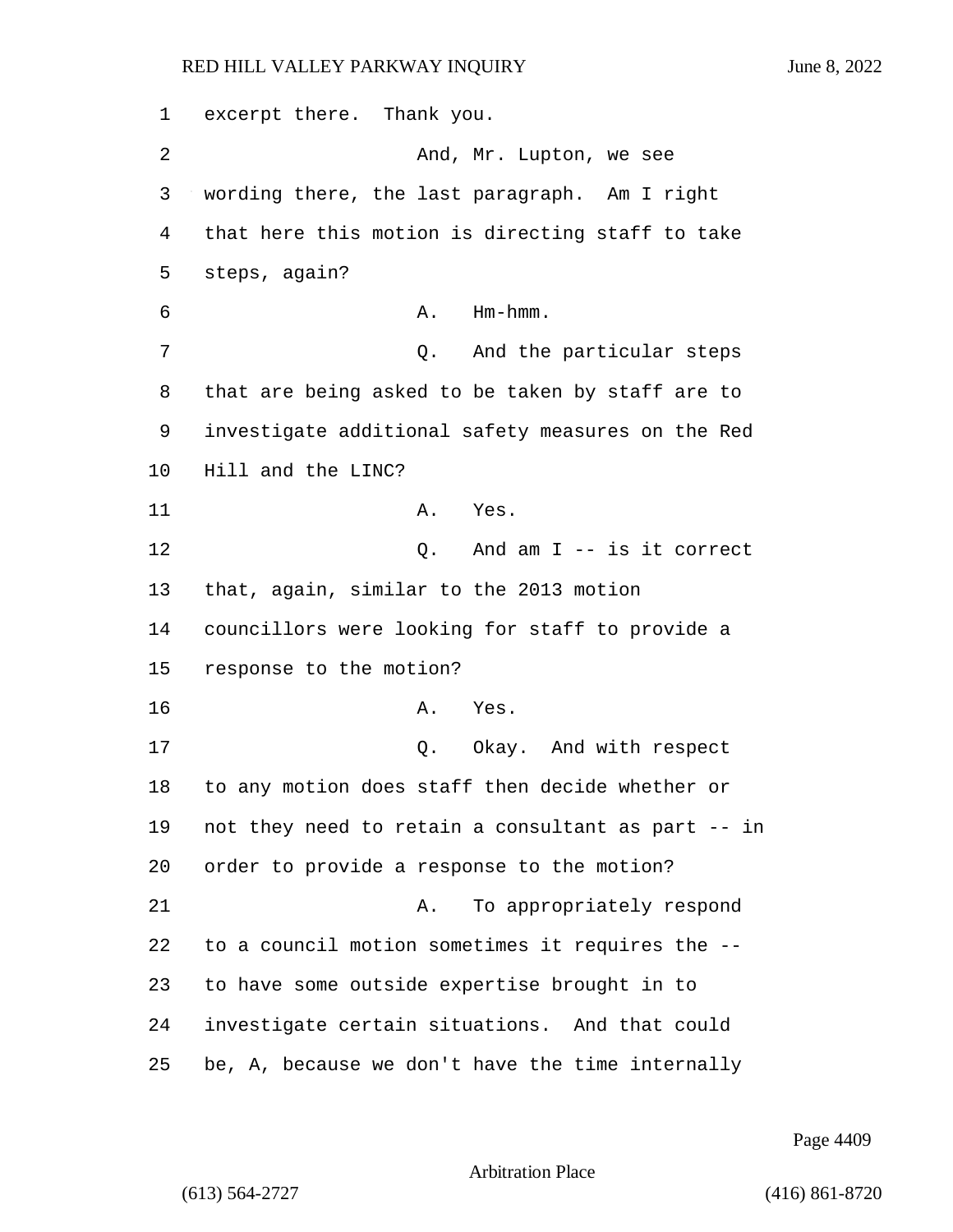excerpt there. Thank you.

And, Mr. Lupton, we see wording there, the last paragraph. Am I right that here this motion is directing staff to take steps, again?

A. Hm-hmm.

Q. And the particular steps that are being asked to be taken by staff are to investigate additional safety measures on the Red Hill and the LINC?

A. Yes.

Q. And am I -- is it correct that, again, similar to the 2013 motion councillors were looking for staff to provide a response to the motion?

A. Yes.

Q. Okay. And with respect to any motion does staff then decide whether or not they need to retain a consultant as part -- in order to provide a response to the motion?

A. To appropriately respond to a council motion sometimes it requires the -- to have some outside expertise brought in to investigate certain situations. And that could be, A, because we don't have the time internally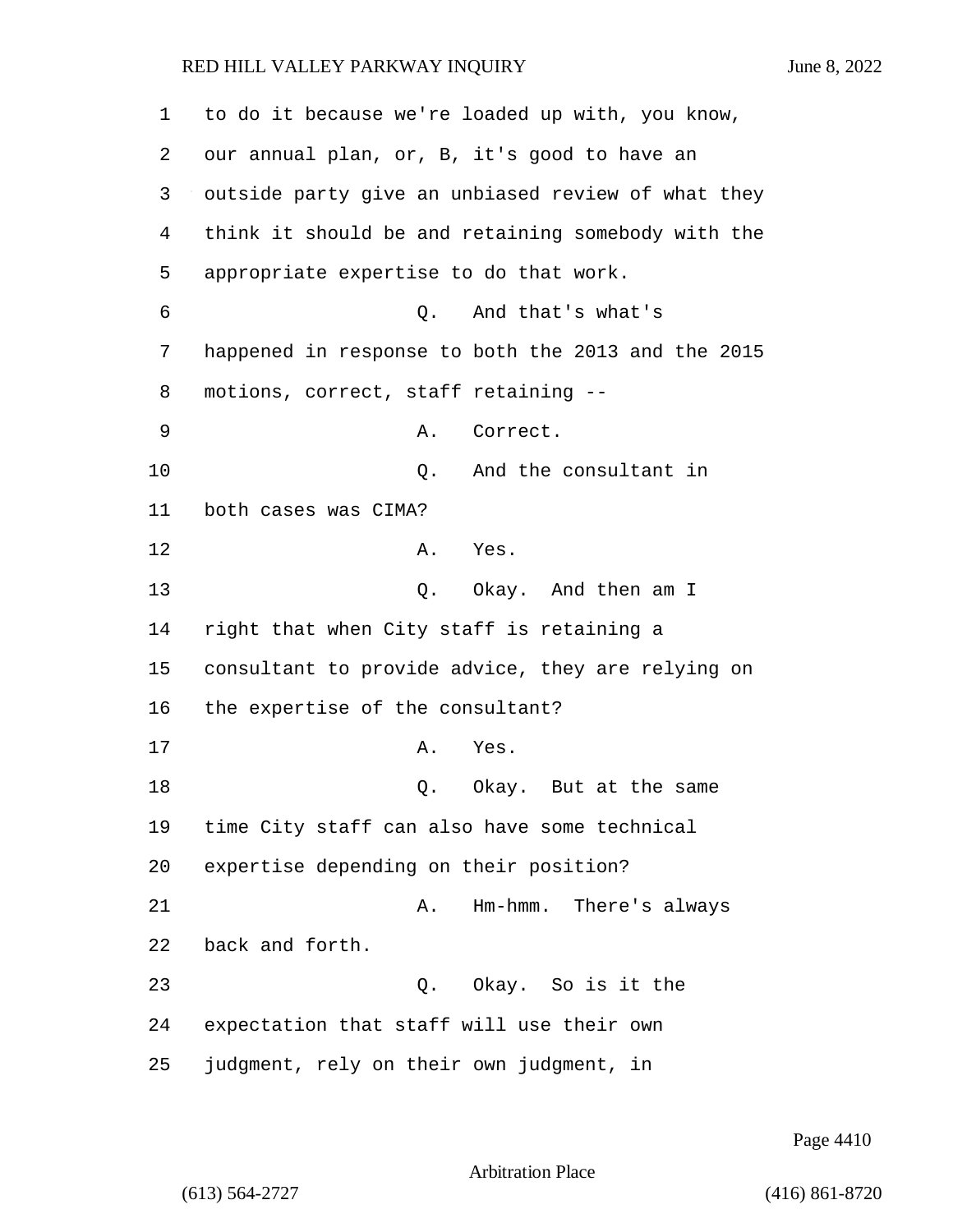to do it because we're loaded up with, you know, our annual plan, or, B, it's good to have an outside party give an unbiased review of what they think it should be and retaining somebody with the appropriate expertise to do that work.

Q. And that's what's happened in response to both the 2013 and the 2015 motions, correct, staff retaining --

A. Correct.

Q. And the consultant in both cases was CIMA?

A. Yes.

Q. Okay. And then am I right that when City staff is retaining a consultant to provide advice, they are relying on the expertise of the consultant?

A. Yes.

Q. Okay. But at the same time City staff can also have some technical expertise depending on their position?

A. Hm-hmm. There's always back and forth.

Q. Okay. So is it the expectation that staff will use their own judgment, rely on their own judgment, in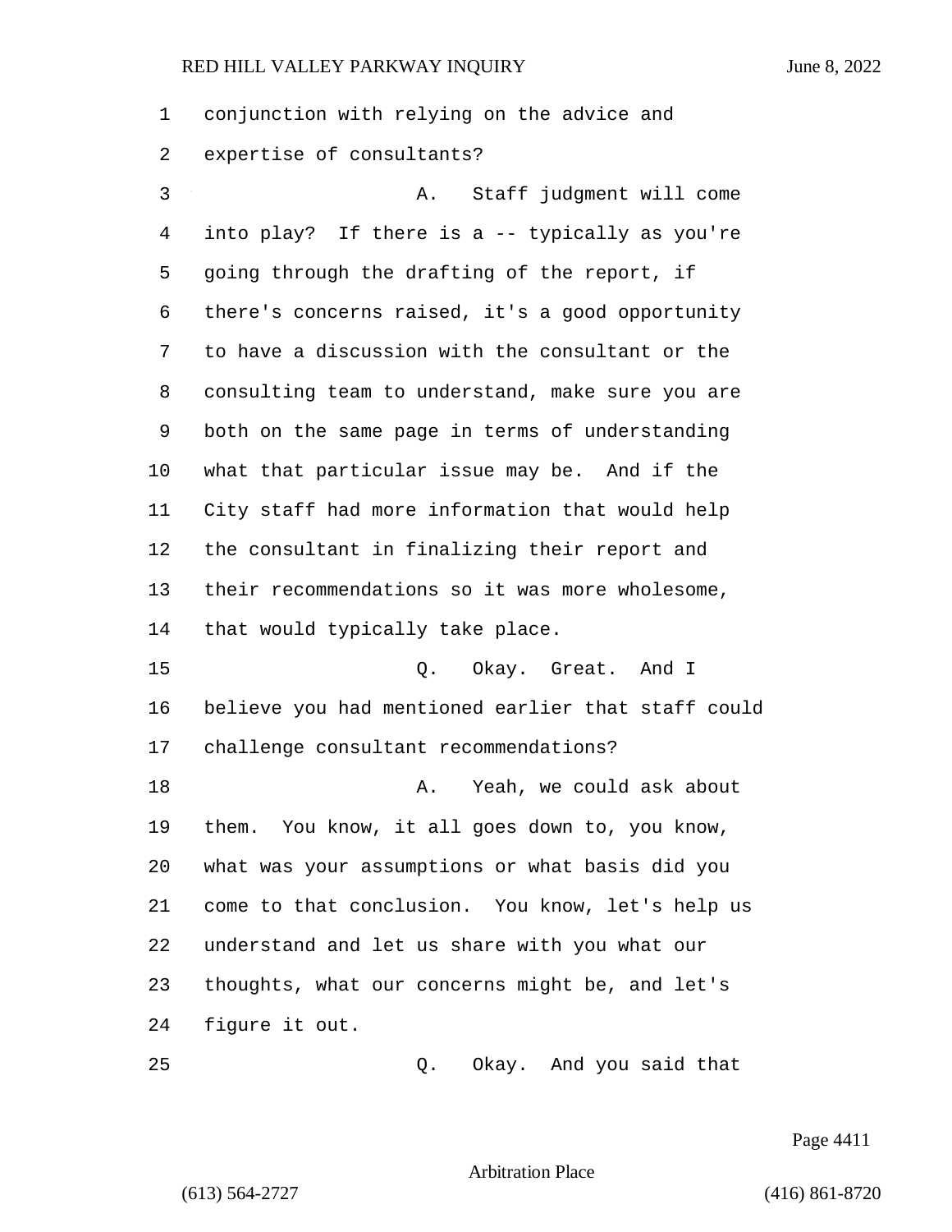conjunction with relying on the advice and expertise of consultants?

A. Staff judgment will come into play? If there is a -- typically as you're going through the drafting of the report, if there's concerns raised, it's a good opportunity to have a discussion with the consultant or the consulting team to understand, make sure you are both on the same page in terms of understanding what that particular issue may be. And if the City staff had more information that would help the consultant in finalizing their report and their recommendations so it was more wholesome, that would typically take place.

Q. Okay. Great. And I believe you had mentioned earlier that staff could challenge consultant recommendations?

A. Yeah, we could ask about them. You know, it all goes down to, you know, what was your assumptions or what basis did you come to that conclusion. You know, let's help us understand and let us share with you what our thoughts, what our concerns might be, and let's figure it out.

Q. Okay. And you said that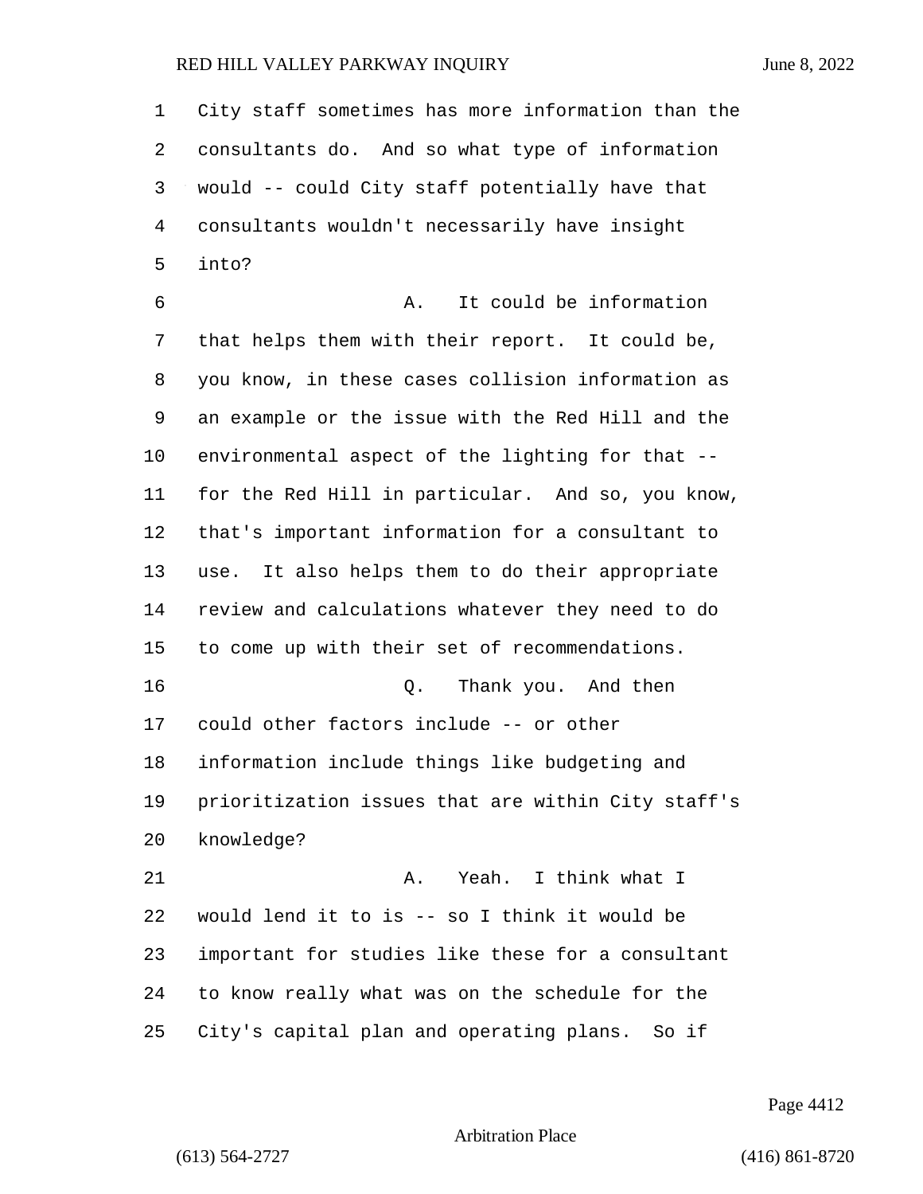City staff sometimes has more information than the consultants do. And so what type of information would -- could City staff potentially have that consultants wouldn't necessarily have insight into?

A. It could be information that helps them with their report. It could be, you know, in these cases collision information as an example or the issue with the Red Hill and the environmental aspect of the lighting for that -- for the Red Hill in particular. And so, you know, that's important information for a consultant to use. It also helps them to do their appropriate review and calculations whatever they need to do to come up with their set of recommendations.

Q. Thank you. And then could other factors include -- or other information include things like budgeting and prioritization issues that are within City staff's knowledge?

A. Yeah. I think what I would lend it to is -- so I think it would be important for studies like these for a consultant to know really what was on the schedule for the City's capital plan and operating plans. So if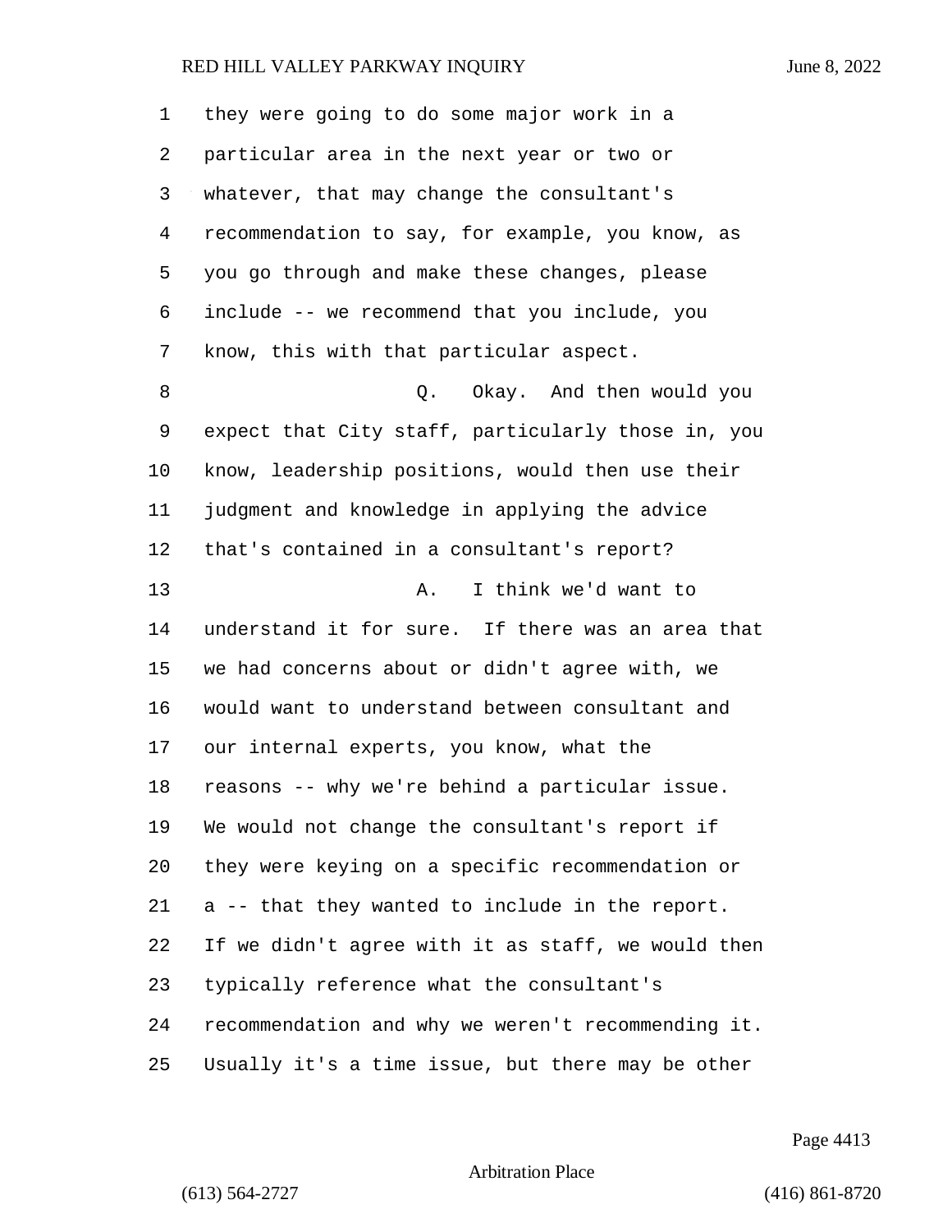they were going to do some major work in a particular area in the next year or two or whatever, that may change the consultant's recommendation to say, for example, you know, as you go through and make these changes, please include -- we recommend that you include, you know, this with that particular aspect.

Q. Okay. And then would you expect that City staff, particularly those in, you know, leadership positions, would then use their judgment and knowledge in applying the advice that's contained in a consultant's report?

A. I think we'd want to understand it for sure. If there was an area that we had concerns about or didn't agree with, we would want to understand between consultant and our internal experts, you know, what the reasons -- why we're behind a particular issue. We would not change the consultant's report if they were keying on a specific recommendation or a -- that they wanted to include in the report. If we didn't agree with it as staff, we would then typically reference what the consultant's recommendation and why we weren't recommending it. Usually it's a time issue, but there may be other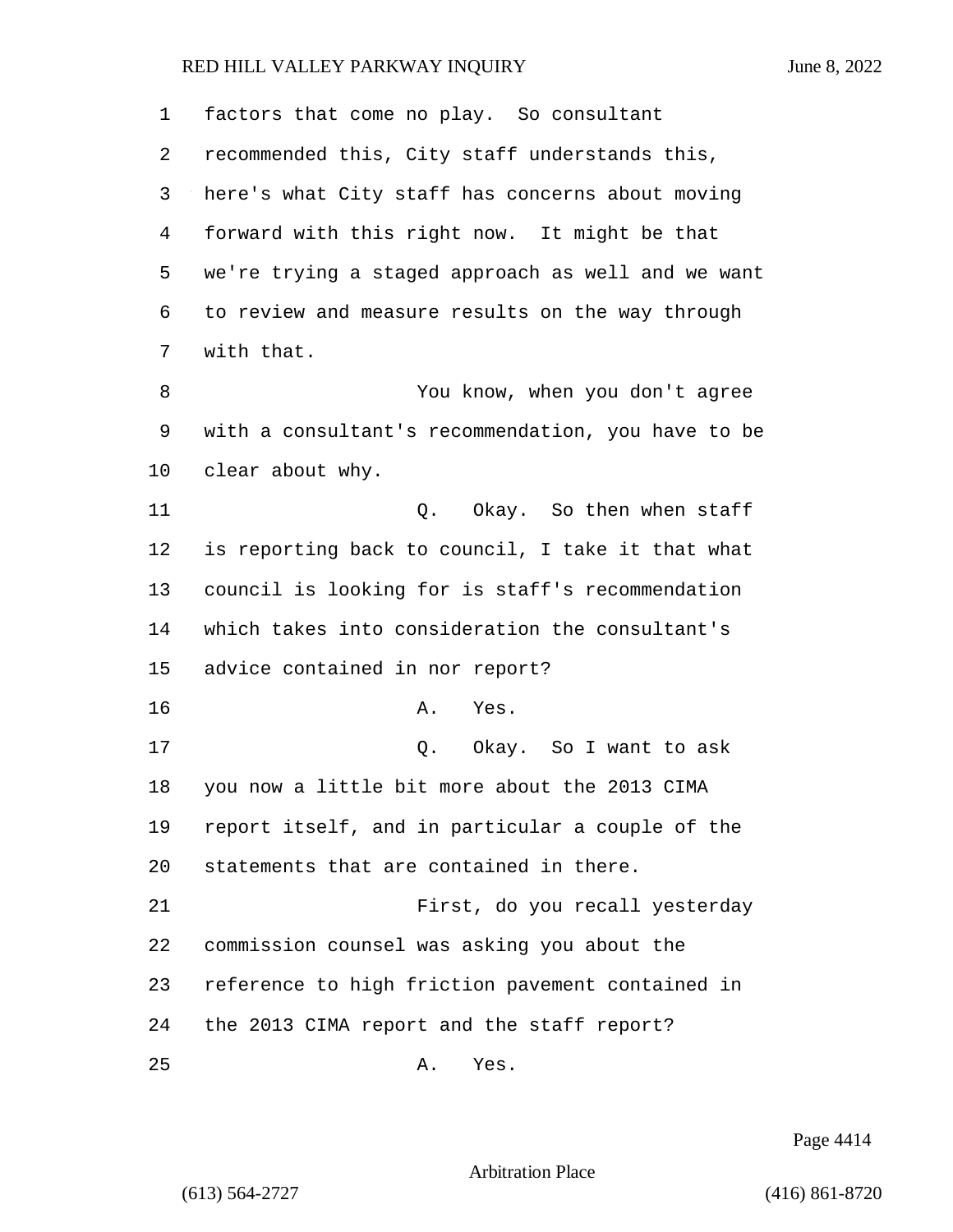factors that come no play. So consultant recommended this, City staff understands this, here's what City staff has concerns about moving forward with this right now. It might be that we're trying a staged approach as well and we want to review and measure results on the way through with that.

You know, when you don't agree with a consultant's recommendation, you have to be clear about why.

Q. Okay. So then when staff is reporting back to council, I take it that what council is looking for is staff's recommendation which takes into consideration the consultant's advice contained in nor report?

A. Yes.

Q. Okay. So I want to ask you now a little bit more about the 2013 CIMA report itself, and in particular a couple of the statements that are contained in there.

First, do you recall yesterday commission counsel was asking you about the reference to high friction pavement contained in the 2013 CIMA report and the staff report?

A. Yes.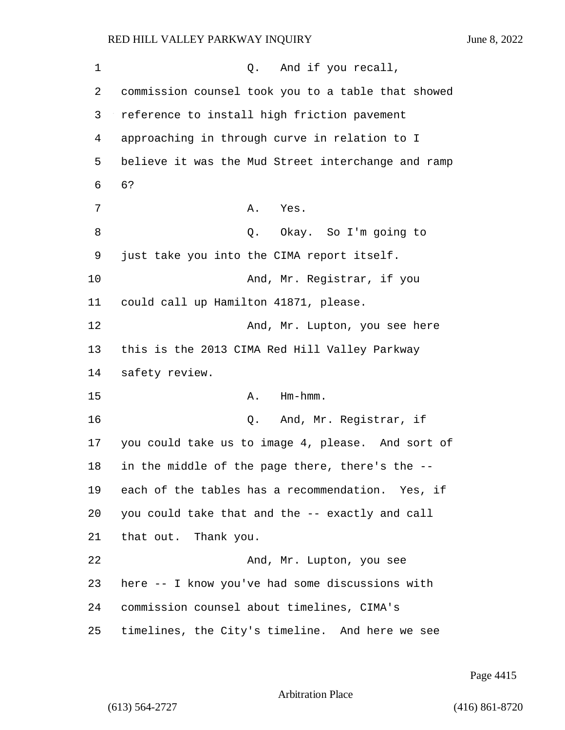Q. And if you recall, commission counsel took you to a table that showed reference to install high friction pavement approaching in through curve in relation to I believe it was the Mud Street interchange and ramp 6?

A. Yes.

Q. Okay. So I'm going to just take you into the CIMA report itself.

And, Mr. Registrar, if you could call up Hamilton 41871, please.

And, Mr. Lupton, you see here this is the 2013 CIMA Red Hill Valley Parkway safety review.

A. Hm-hmm.

Q. And, Mr. Registrar, if you could take us to image 4, please. And sort of in the middle of the page there, there's the -- each of the tables has a recommendation. Yes, if you could take that and the -- exactly and call that out. Thank you.

And, Mr. Lupton, you see here -- I know you've had some discussions with commission counsel about timelines, CIMA's timelines, the City's timeline. And here we see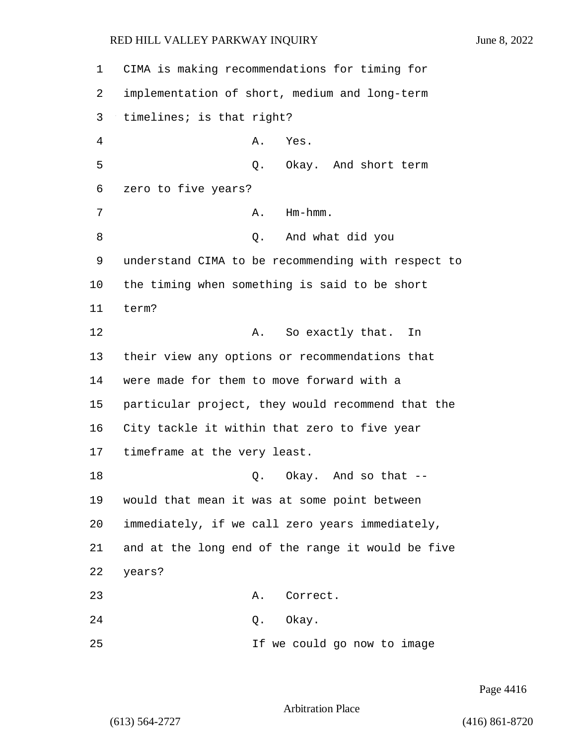CIMA is making recommendations for timing for implementation of short, medium and long-term timelines; is that right?

A. Yes.

Q. Okay. And short term zero to five years?

A. Hm-hmm.

Q. And what did you understand CIMA to be recommending with respect to the timing when something is said to be short term?

A. So exactly that. In their view any options or recommendations that were made for them to move forward with a particular project, they would recommend that the City tackle it within that zero to five year timeframe at the very least.

Q. Okay. And so that -- would that mean it was at some point between immediately, if we call zero years immediately, and at the long end of the range it would be five years?

A. Correct.

Q. Okay.

If we could go now to image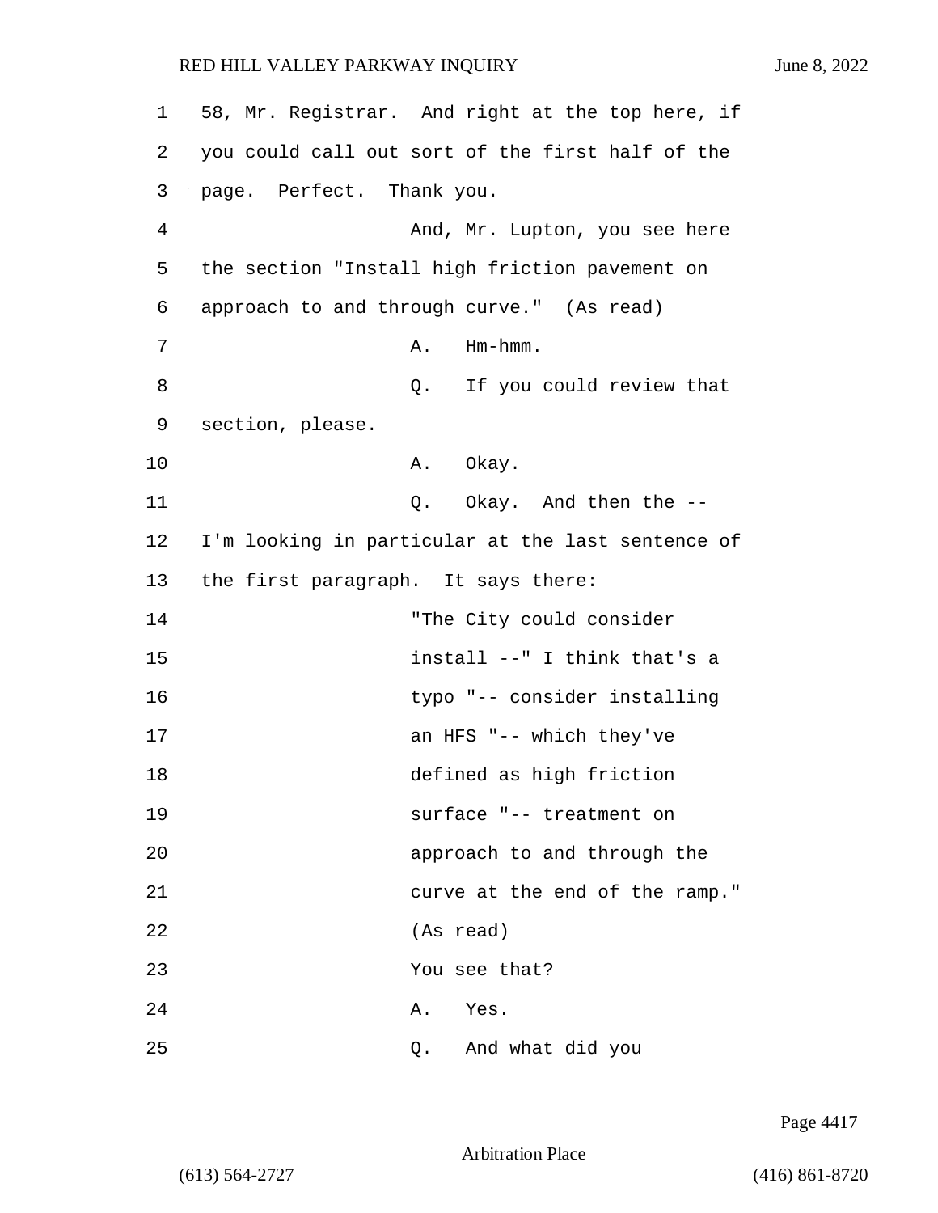58, Mr. Registrar. And right at the top here, if you could call out sort of the first half of the page. Perfect. Thank you.

And, Mr. Lupton, you see here the section "Install high friction pavement on approach to and through curve." (As read)

A. Hm-hmm.

Q. If you could review that section, please.

A. Okay.

Q. Okay. And then the -- I'm looking in particular at the last sentence of the first paragraph. It says there:

"The City could consider install --" I think that's a typo "-- consider installing an HFS "-- which they've defined as high friction surface "-- treatment on approach to and through the curve at the end of the ramp." (As read)

You see that?

A. Yes.

Q. And what did you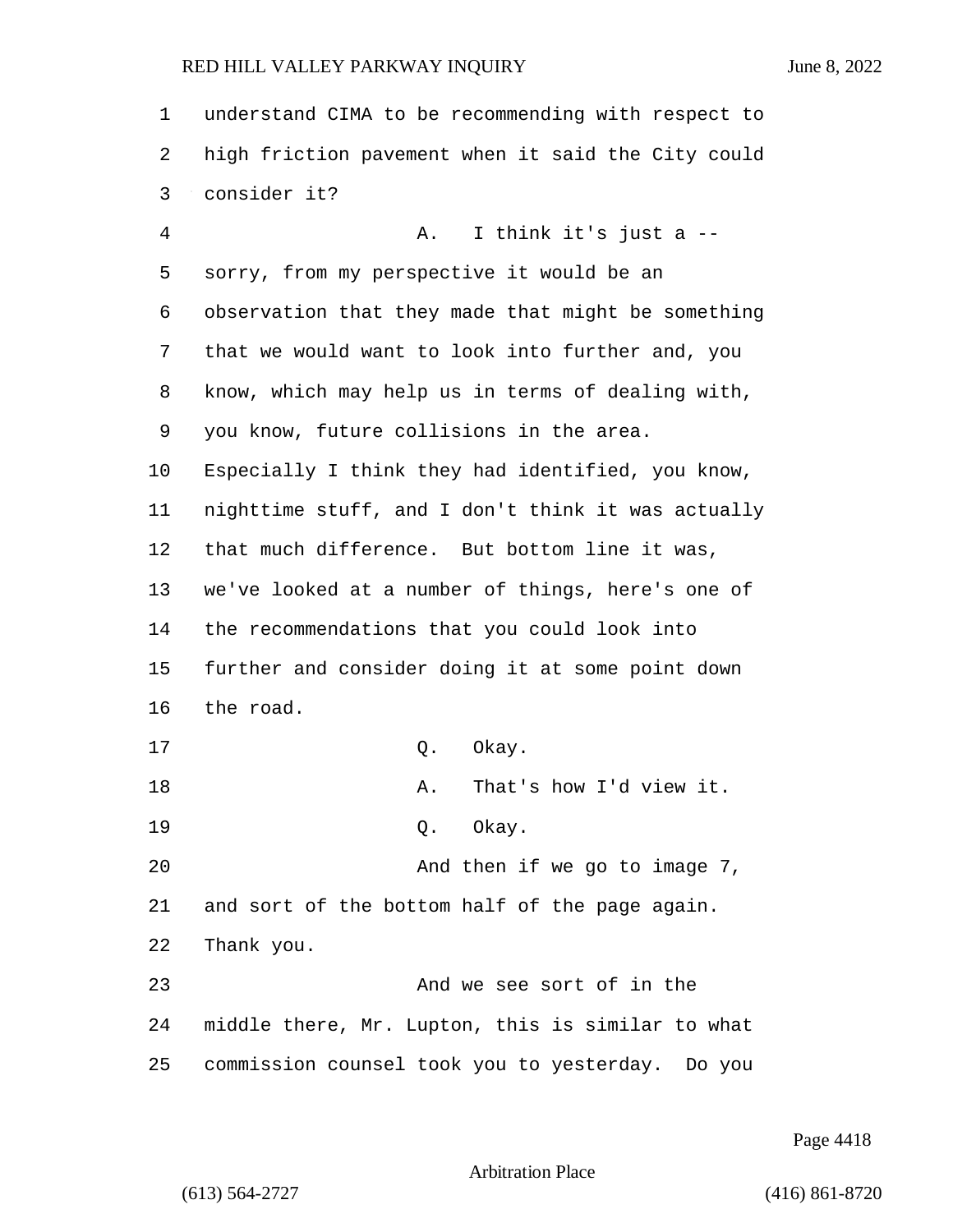understand CIMA to be recommending with respect to high friction pavement when it said the City could consider it?

A. I think it's just a -- sorry, from my perspective it would be an observation that they made that might be something that we would want to look into further and, you know, which may help us in terms of dealing with, you know, future collisions in the area. Especially I think they had identified, you know, nighttime stuff, and I don't think it was actually that much difference. But bottom line it was, we've looked at a number of things, here's one of the recommendations that you could look into further and consider doing it at some point down the road.

Q. Okay.

A. That's how I'd view it.

Q. Okay.

And then if we go to image 7, and sort of the bottom half of the page again. Thank you.

And we see sort of in the middle there, Mr. Lupton, this is similar to what commission counsel took you to yesterday. Do you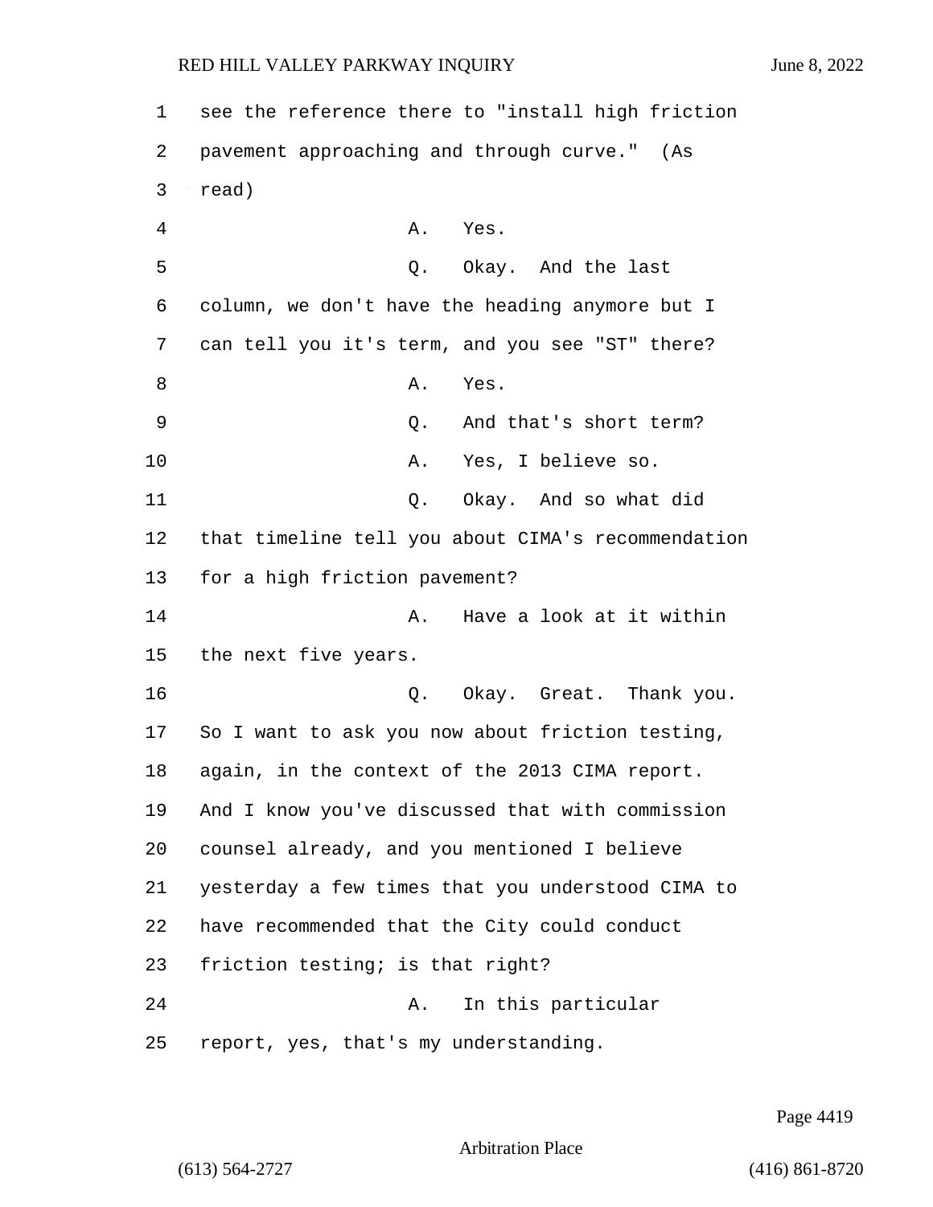see the reference there to "install high friction pavement approaching and through curve." (As read)

A. Yes.

Q. Okay. And the last column, we don't have the heading anymore but I can tell you it's term, and you see "ST" there?

A. Yes.

Q. And that's short term?

A. Yes, I believe so.

Q. Okay. And so what did that timeline tell you about CIMA's recommendation for a high friction pavement?

A. Have a look at it within the next five years.

Q. Okay. Great. Thank you. So I want to ask you now about friction testing, again, in the context of the 2013 CIMA report. And I know you've discussed that with commission counsel already, and you mentioned I believe yesterday a few times that you understood CIMA to have recommended that the City could conduct friction testing; is that right?

A. In this particular report, yes, that's my understanding.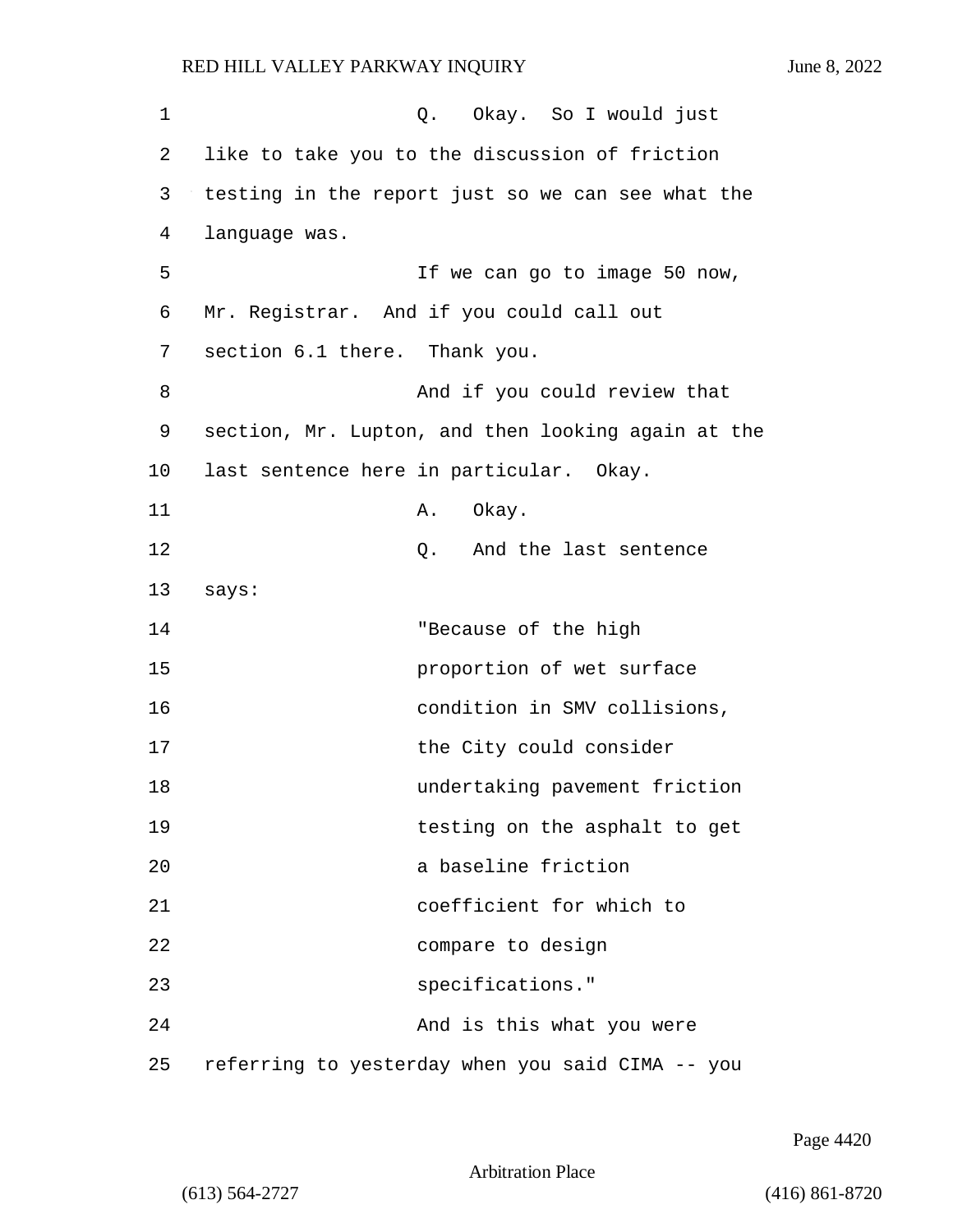Q. Okay. So I would just like to take you to the discussion of friction testing in the report just so we can see what the language was.

If we can go to image 50 now, Mr. Registrar. And if you could call out section 6.1 there. Thank you.

And if you could review that section, Mr. Lupton, and then looking again at the last sentence here in particular. Okay.

A. Okay.

Q. And the last sentence says:

> "Because of the high proportion of wet surface condition in SMV collisions, the City could consider undertaking pavement friction testing on the asphalt to get a baseline friction coefficient for which to compare to design specifications."

And is this what you were referring to yesterday when you said CIMA -- you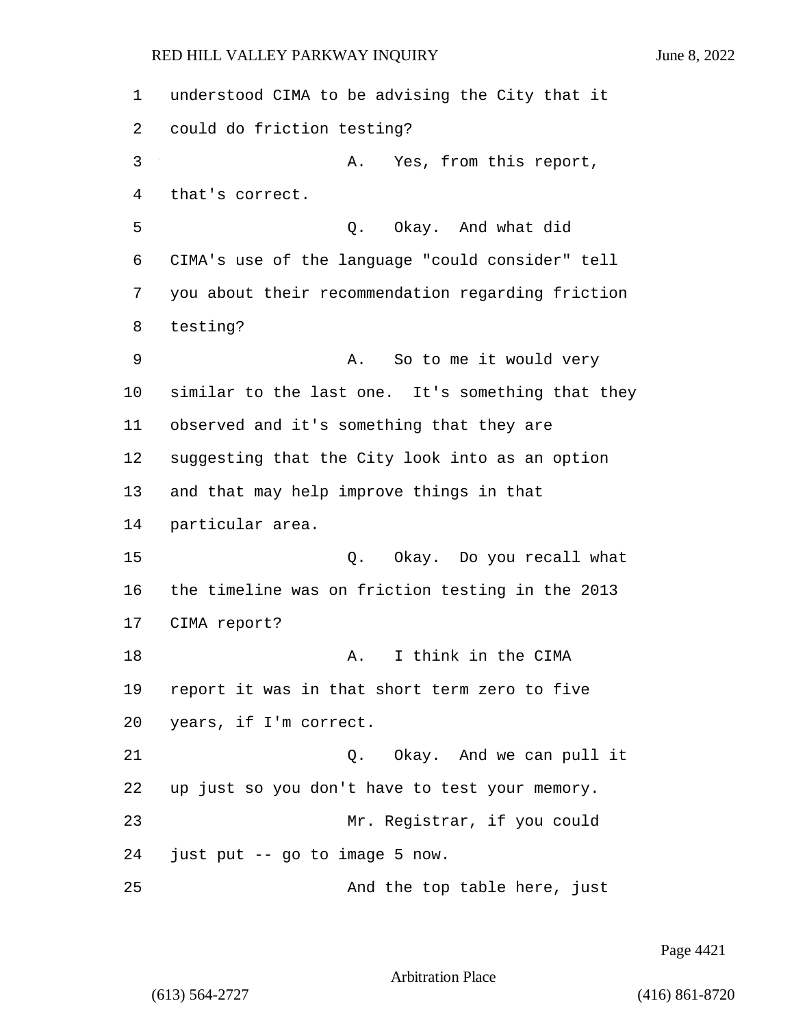understood CIMA to be advising the City that it could do friction testing?

A. Yes, from this report, that's correct.

Q. Okay. And what did CIMA's use of the language "could consider" tell you about their recommendation regarding friction testing?

A. So to me it would very similar to the last one. It's something that they observed and it's something that they are suggesting that the City look into as an option and that may help improve things in that particular area.

Q. Okay. Do you recall what the timeline was on friction testing in the 2013 CIMA report?

A. I think in the CIMA report it was in that short term zero to five years, if I'm correct.

Q. Okay. And we can pull it up just so you don't have to test your memory.

Mr. Registrar, if you could just put -- go to image 5 now.

And the top table here, just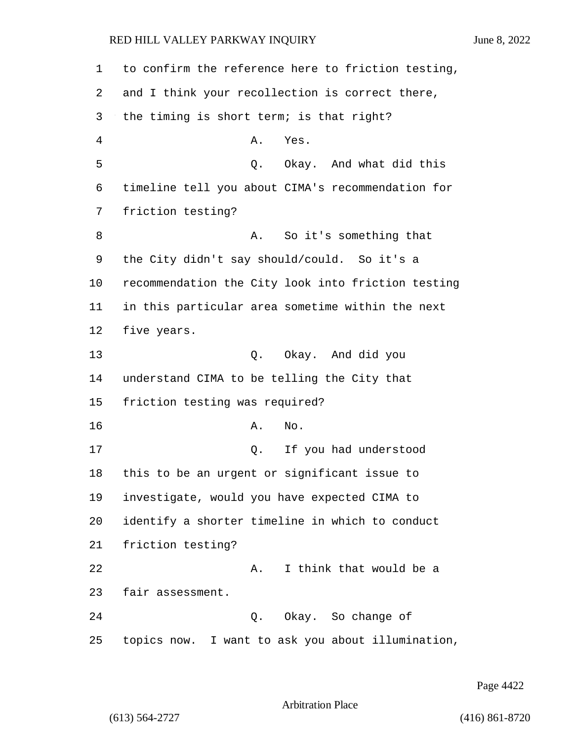to confirm the reference here to friction testing, and I think your recollection is correct there, the timing is short term; is that right?

A. Yes.

Q. Okay. And what did this timeline tell you about CIMA's recommendation for friction testing?

A. So it's something that the City didn't say should/could. So it's a recommendation the City look into friction testing in this particular area sometime within the next five years.

Q. Okay. And did you understand CIMA to be telling the City that friction testing was required?

A. No.

Q. If you had understood this to be an urgent or significant issue to investigate, would you have expected CIMA to identify a shorter timeline in which to conduct friction testing?

A. I think that would be a fair assessment.

Q. Okay. So change of topics now. I want to ask you about illumination,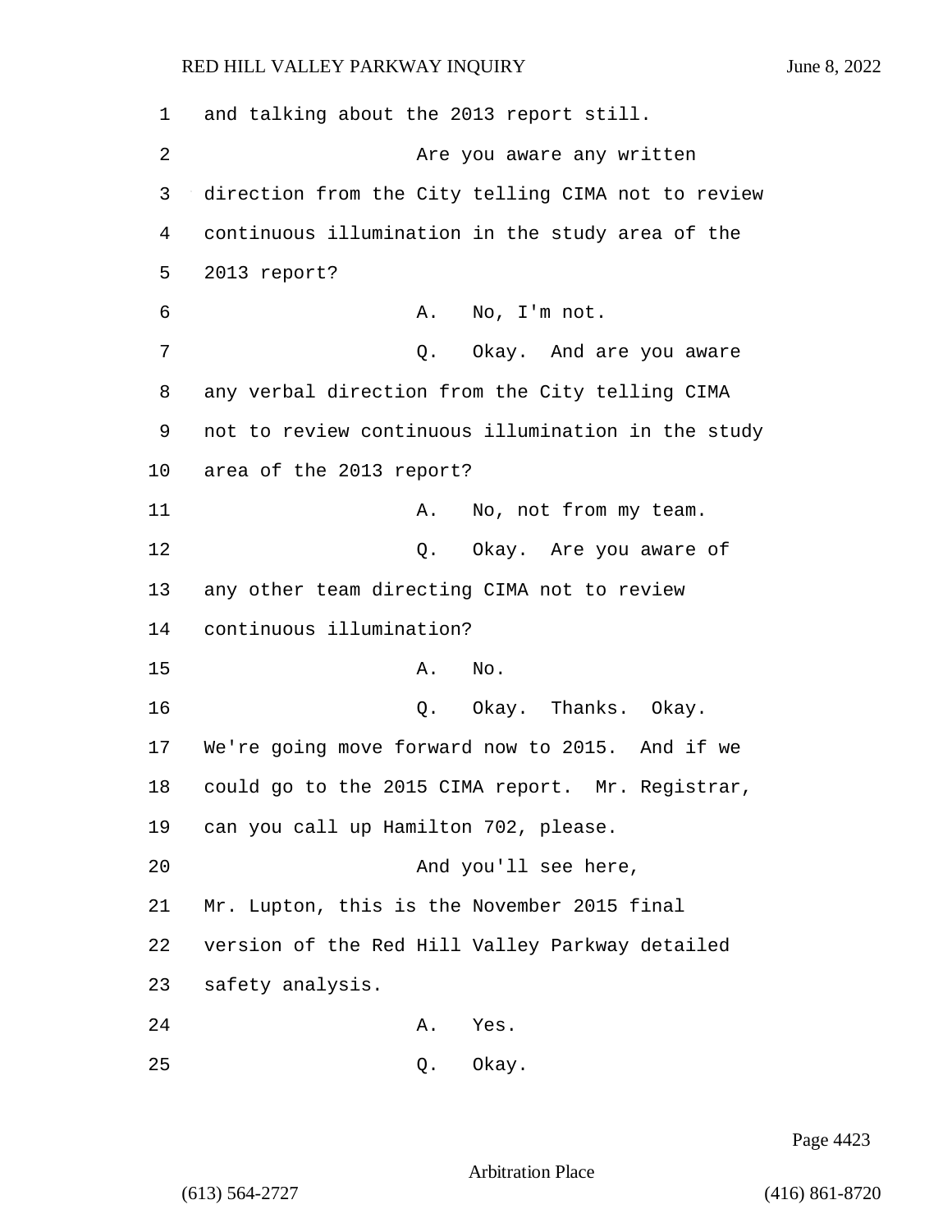and talking about the 2013 report still.

Are you aware any written direction from the City telling CIMA not to review continuous illumination in the study area of the 2013 report?

A. No, I'm not.

Q. Okay. And are you aware any verbal direction from the City telling CIMA not to review continuous illumination in the study area of the 2013 report?

A. No, not from my team.

Q. Okay. Are you aware of any other team directing CIMA not to review continuous illumination?

A. No.

Q. Okay. Thanks. Okay. We're going move forward now to 2015. And if we could go to the 2015 CIMA report. Mr. Registrar, can you call up Hamilton 702, please.

And you'll see here, Mr. Lupton, this is the November 2015 final version of the Red Hill Valley Parkway detailed safety analysis.

A. Yes.

Q. Okay.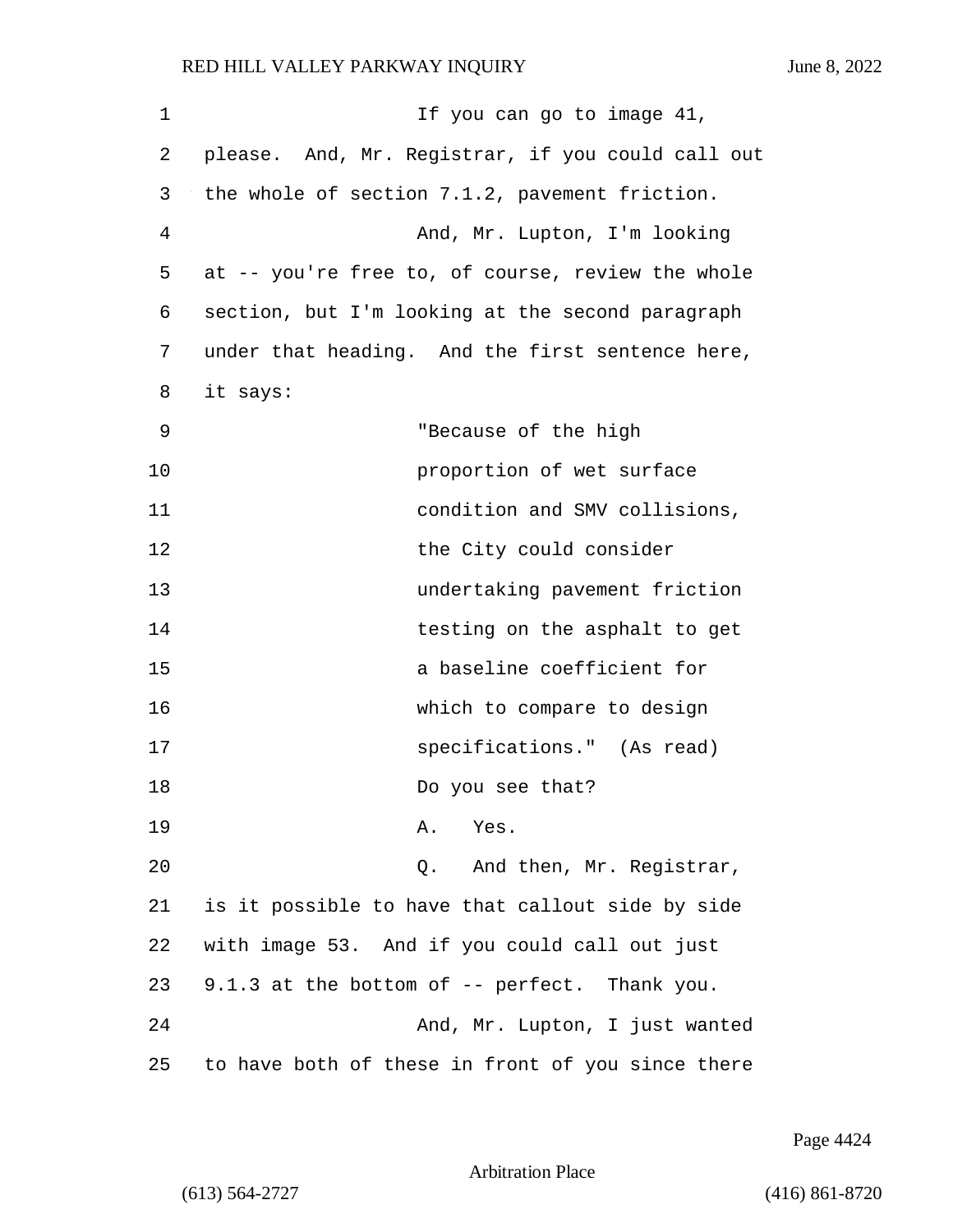If you can go to image 41, please. And, Mr. Registrar, if you could call out the whole of section 7.1.2, pavement friction.

And, Mr. Lupton, I'm looking at -- you're free to, of course, review the whole section, but I'm looking at the second paragraph under that heading. And the first sentence here, it says:

> "Because of the high proportion of wet surface condition and SMV collisions, the City could consider undertaking pavement friction testing on the asphalt to get a baseline coefficient for which to compare to design specifications." (As read)

Do you see that?

A. Yes.

Q. And then, Mr. Registrar, is it possible to have that callout side by side with image 53. And if you could call out just 9.1.3 at the bottom of -- perfect. Thank you.

And, Mr. Lupton, I just wanted to have both of these in front of you since there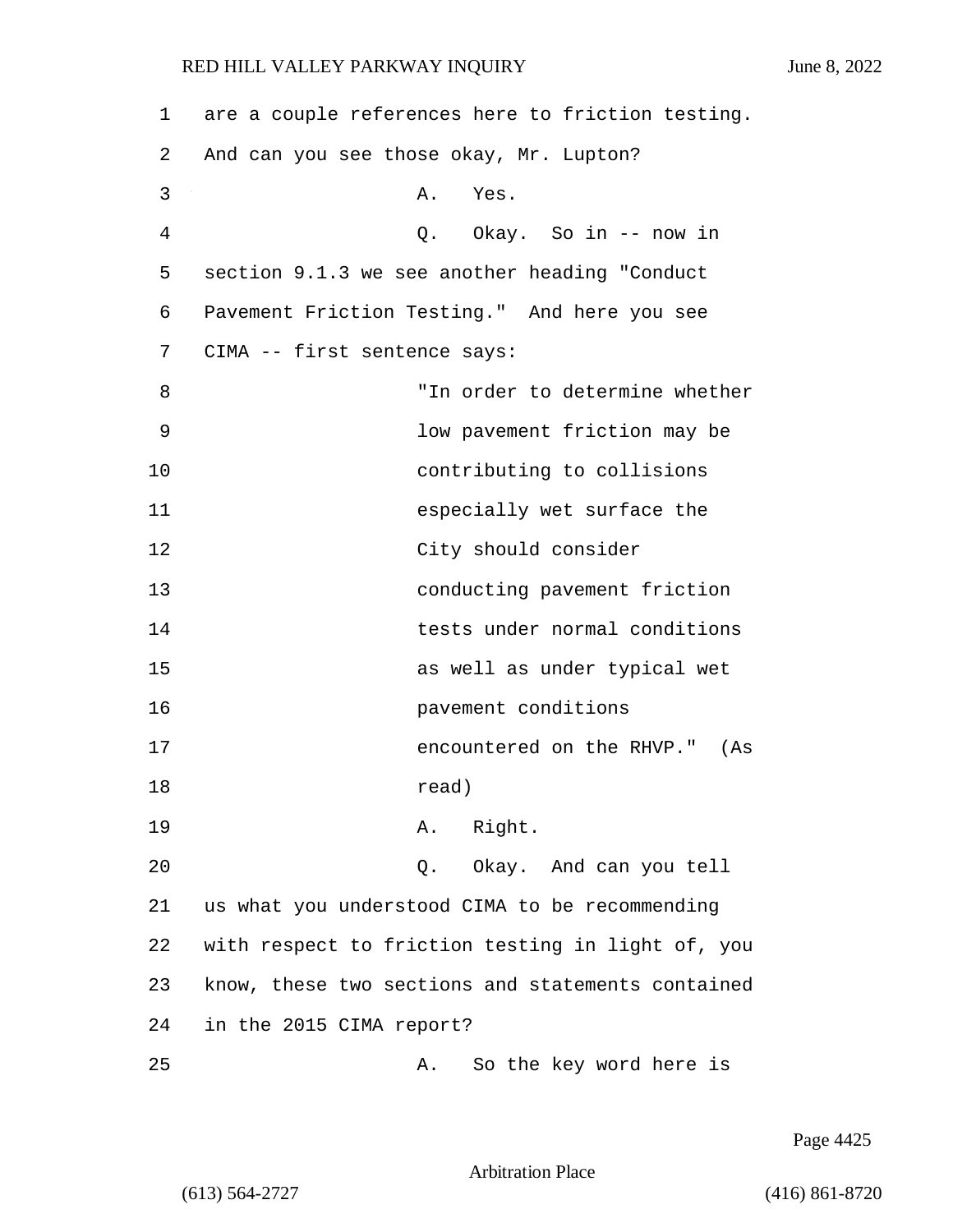are a couple references here to friction testing. And can you see those okay, Mr. Lupton?

A. Yes.

Q. Okay. So in -- now in section 9.1.3 we see another heading "Conduct Pavement Friction Testing." And here you see CIMA -- first sentence says:

"In order to determine whether low pavement friction may be contributing to collisions especially wet surface the City should consider conducting pavement friction tests under normal conditions as well as under typical wet pavement conditions encountered on the RHVP." (As read)

A. Right.

Q. Okay. And can you tell us what you understood CIMA to be recommending with respect to friction testing in light of, you know, these two sections and statements contained in the 2015 CIMA report?

A. So the key word here is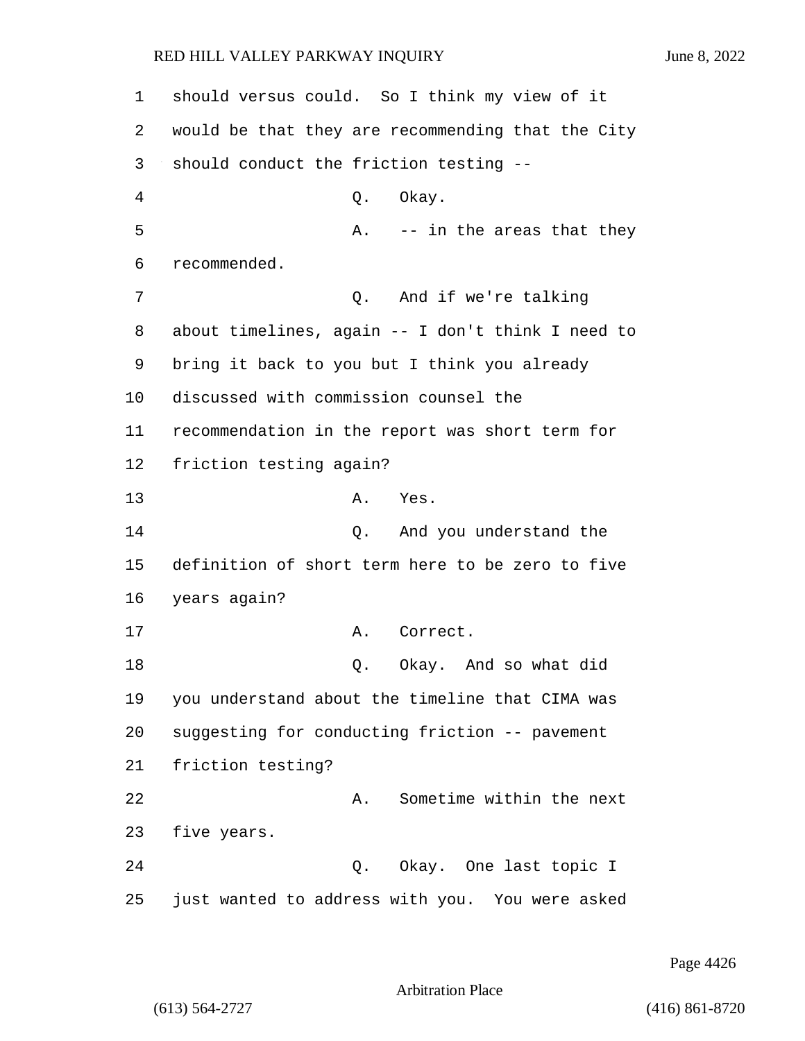should versus could. So I think my view of it would be that they are recommending that the City should conduct the friction testing --

Q. Okay.

A. -- in the areas that they recommended.

Q. And if we're talking about timelines, again -- I don't think I need to bring it back to you but I think you already discussed with commission counsel the recommendation in the report was short term for friction testing again?

A. Yes.

Q. And you understand the definition of short term here to be zero to five years again?

A. Correct.

Q. Okay. And so what did you understand about the timeline that CIMA was suggesting for conducting friction -- pavement friction testing?

A. Sometime within the next five years.

Q. Okay. One last topic I just wanted to address with you. You were asked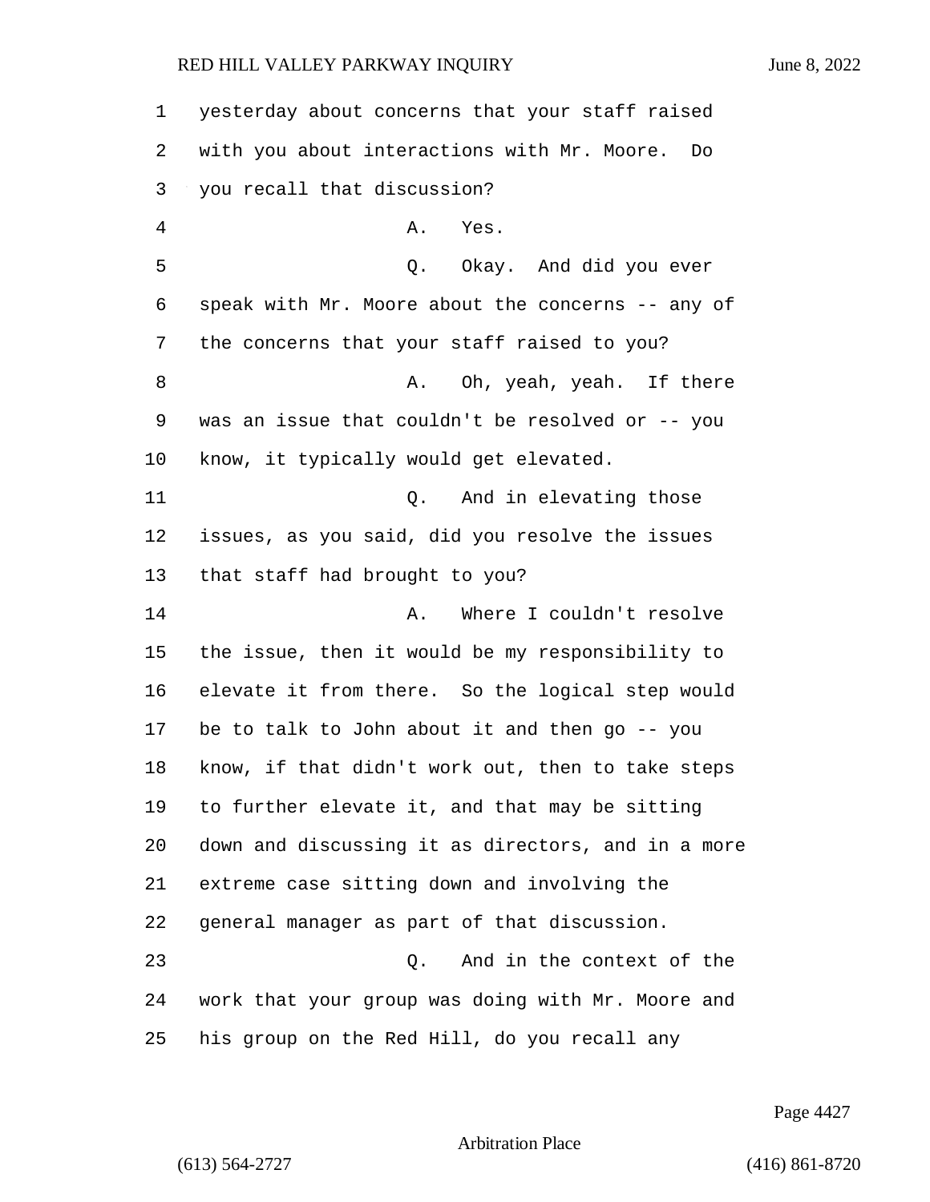1 yesterday about concerns that your staff raised
2 with you about interactions with Mr. Moore. Do
3 you recall that discussion?
4 A. Yes.
5 Q. Okay. And did you ever
6 speak with Mr. Moore about the concerns -- any of
7 the concerns that your staff raised to you?
8 A. Oh, yeah, yeah. If there
9 was an issue that couldn't be resolved or -- you
10 know, it typically would get elevated.
11 Q. And in elevating those
12 issues, as you said, did you resolve the issues
13 that staff had brought to you?
14 A. Where I couldn't resolve
15 the issue, then it would be my responsibility to
16 elevate it from there. So the logical step would
17 be to talk to John about it and then go -- you
18 know, if that didn't work out, then to take steps
19 to further elevate it, and that may be sitting
20 down and discussing it as directors, and in a more
21 extreme case sitting down and involving the
22 general manager as part of that discussion.
23 Q. And in the context of the
24 work that your group was doing with Mr. Moore and
25 his group on the Red Hill, do you recall any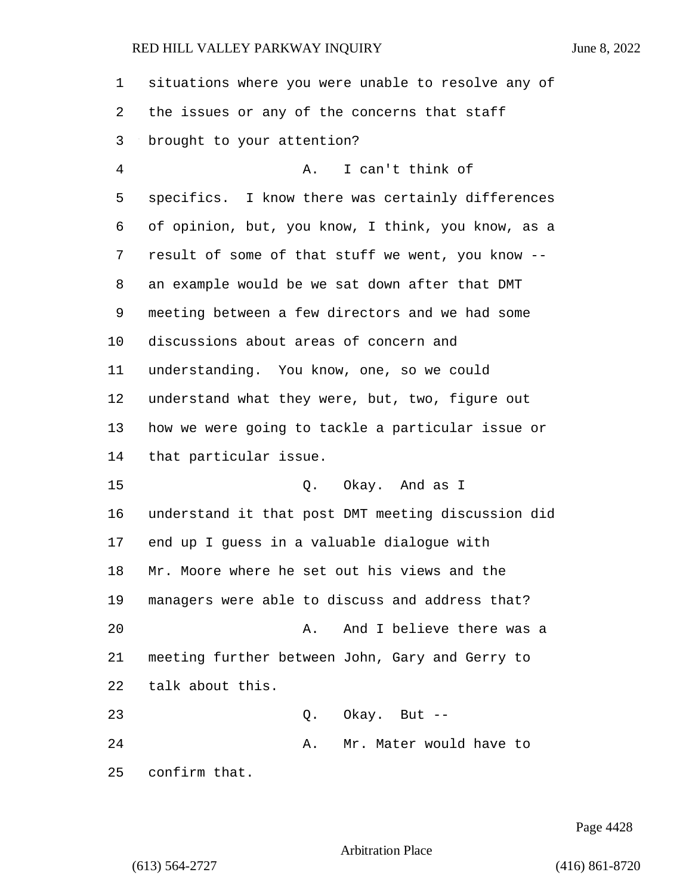situations where you were unable to resolve any of the issues or any of the concerns that staff brought to your attention?

A. I can't think of specifics. I know there was certainly differences of opinion, but, you know, I think, you know, as a result of some of that stuff we went, you know -- an example would be we sat down after that DMT meeting between a few directors and we had some discussions about areas of concern and understanding. You know, one, so we could understand what they were, but, two, figure out how we were going to tackle a particular issue or that particular issue.

Q. Okay. And as I understand it that post DMT meeting discussion did end up I guess in a valuable dialogue with Mr. Moore where he set out his views and the managers were able to discuss and address that?

A. And I believe there was a meeting further between John, Gary and Gerry to talk about this.

Q. Okay. But --

A. Mr. Mater would have to confirm that.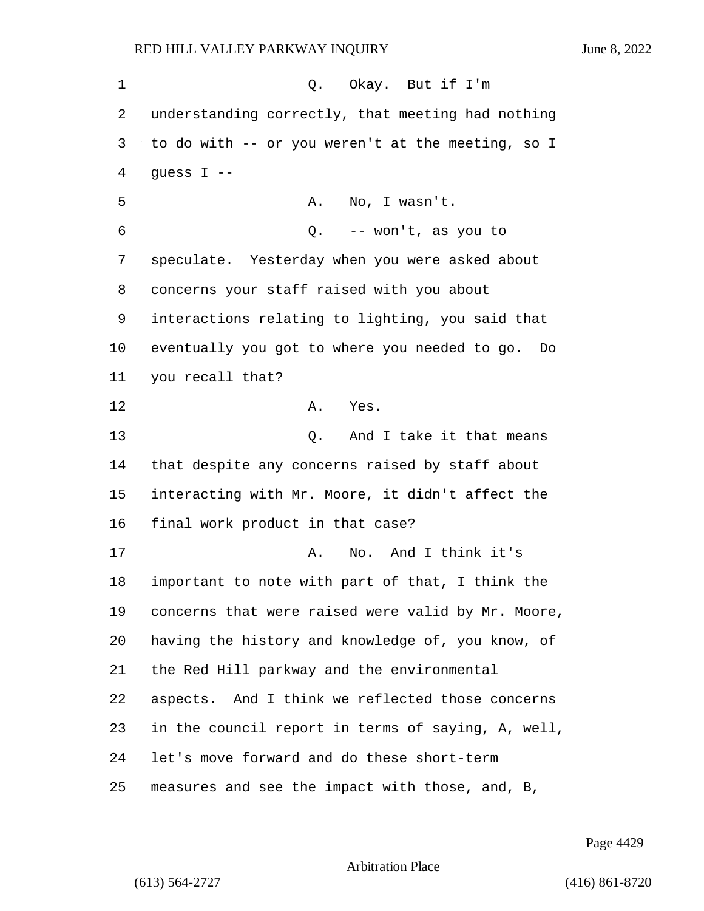Q. Okay. But if I'm understanding correctly, that meeting had nothing to do with -- or you weren't at the meeting, so I guess I --

A. No, I wasn't.

Q. -- won't, as you to speculate. Yesterday when you were asked about concerns your staff raised with you about interactions relating to lighting, you said that eventually you got to where you needed to go. Do you recall that?

A. Yes.

Q. And I take it that means that despite any concerns raised by staff about interacting with Mr. Moore, it didn't affect the final work product in that case?

A. No. And I think it's important to note with part of that, I think the concerns that were raised were valid by Mr. Moore, having the history and knowledge of, you know, of the Red Hill parkway and the environmental aspects. And I think we reflected those concerns in the council report in terms of saying, A, well, let's move forward and do these short-term measures and see the impact with those, and, B,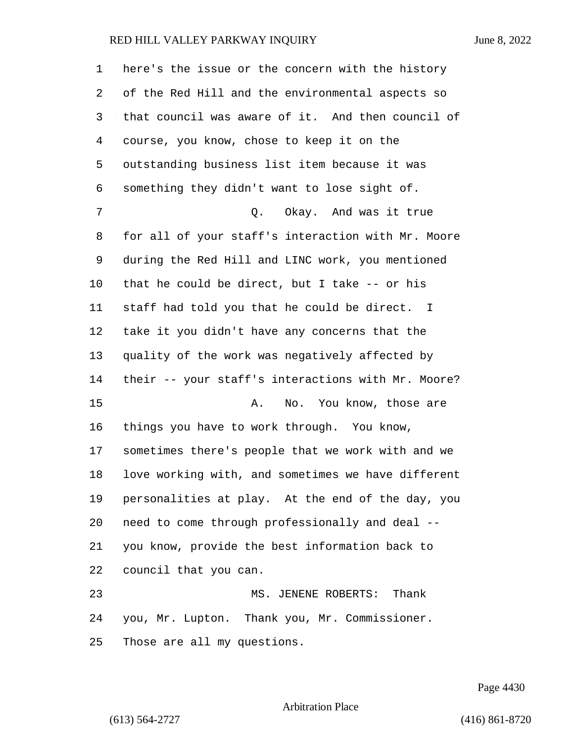here's the issue or the concern with the history of the Red Hill and the environmental aspects so that council was aware of it. And then council of course, you know, chose to keep it on the outstanding business list item because it was something they didn't want to lose sight of.

Q. Okay. And was it true for all of your staff's interaction with Mr. Moore during the Red Hill and LINC work, you mentioned that he could be direct, but I take -- or his staff had told you that he could be direct. I take it you didn't have any concerns that the quality of the work was negatively affected by their -- your staff's interactions with Mr. Moore?

A. No. You know, those are things you have to work through. You know, sometimes there's people that we work with and we love working with, and sometimes we have different personalities at play. At the end of the day, you need to come through professionally and deal -- you know, provide the best information back to council that you can.

MS. JENENE ROBERTS: Thank you, Mr. Lupton. Thank you, Mr. Commissioner. Those are all my questions.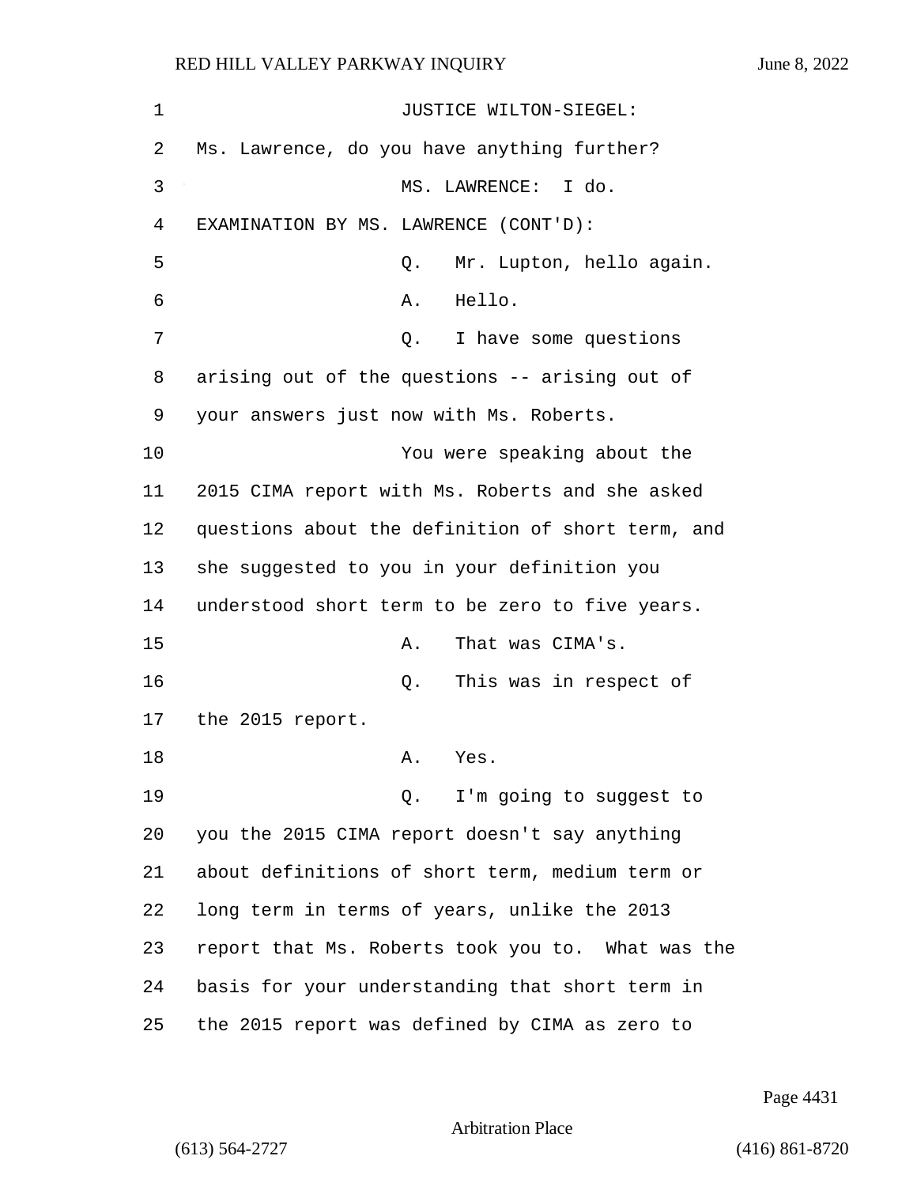JUSTICE WILTON-SIEGEL: Ms. Lawrence, do you have anything further?

MS. LAWRENCE: I do.

EXAMINATION BY MS. LAWRENCE (CONT'D):

Q. Mr. Lupton, hello again.

A. Hello.

Q. I have some questions arising out of the questions -- arising out of your answers just now with Ms. Roberts.

You were speaking about the 2015 CIMA report with Ms. Roberts and she asked questions about the definition of short term, and she suggested to you in your definition you understood short term to be zero to five years.

A. That was CIMA's.

Q. This was in respect of the 2015 report.

A. Yes.

Q. I'm going to suggest to you the 2015 CIMA report doesn't say anything about definitions of short term, medium term or long term in terms of years, unlike the 2013 report that Ms. Roberts took you to. What was the basis for your understanding that short term in the 2015 report was defined by CIMA as zero to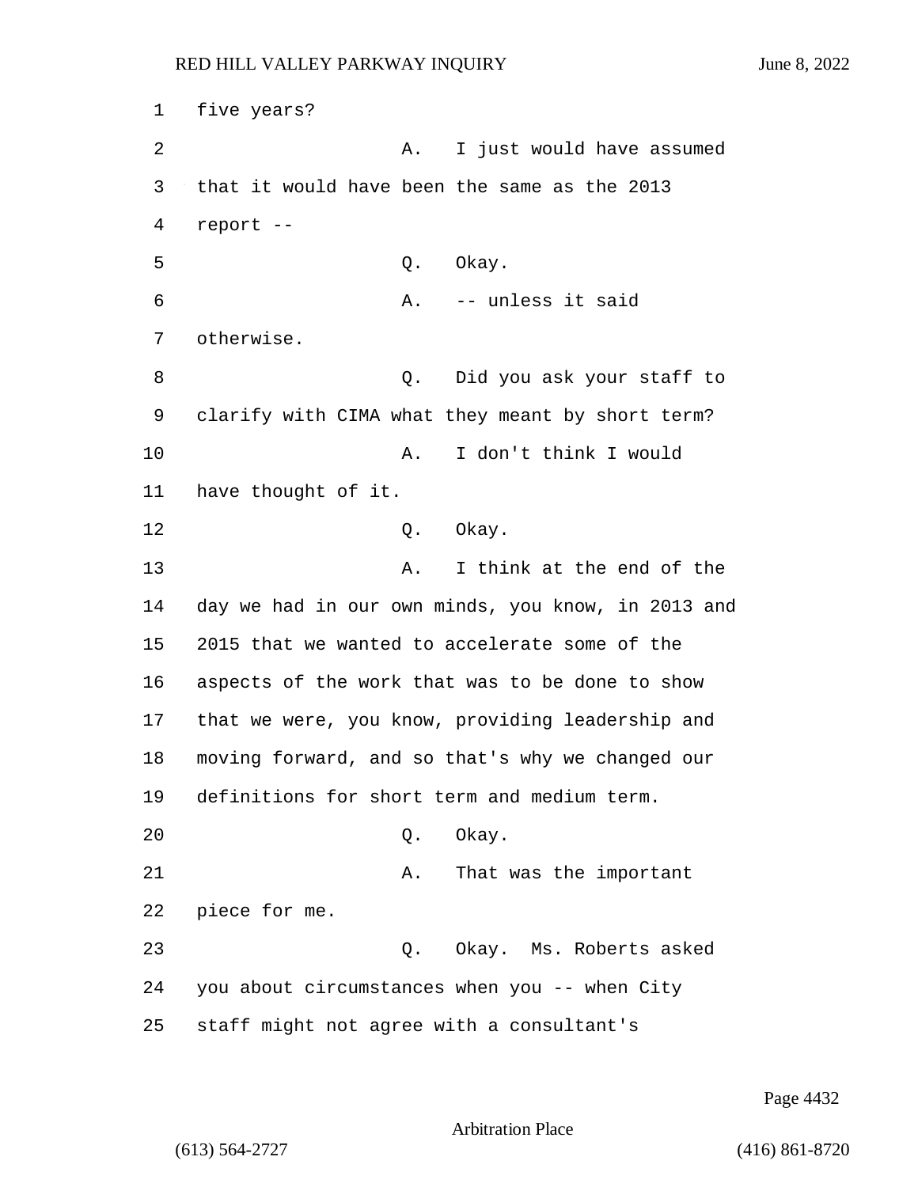five years?

A. I just would have assumed that it would have been the same as the 2013 report --

Q. Okay.

A. -- unless it said otherwise.

Q. Did you ask your staff to clarify with CIMA what they meant by short term?

A. I don't think I would have thought of it.

Q. Okay.

A. I think at the end of the day we had in our own minds, you know, in 2013 and 2015 that we wanted to accelerate some of the aspects of the work that was to be done to show that we were, you know, providing leadership and moving forward, and so that's why we changed our definitions for short term and medium term.

Q. Okay.

A. That was the important piece for me.

Q. Okay. Ms. Roberts asked you about circumstances when you -- when City staff might not agree with a consultant's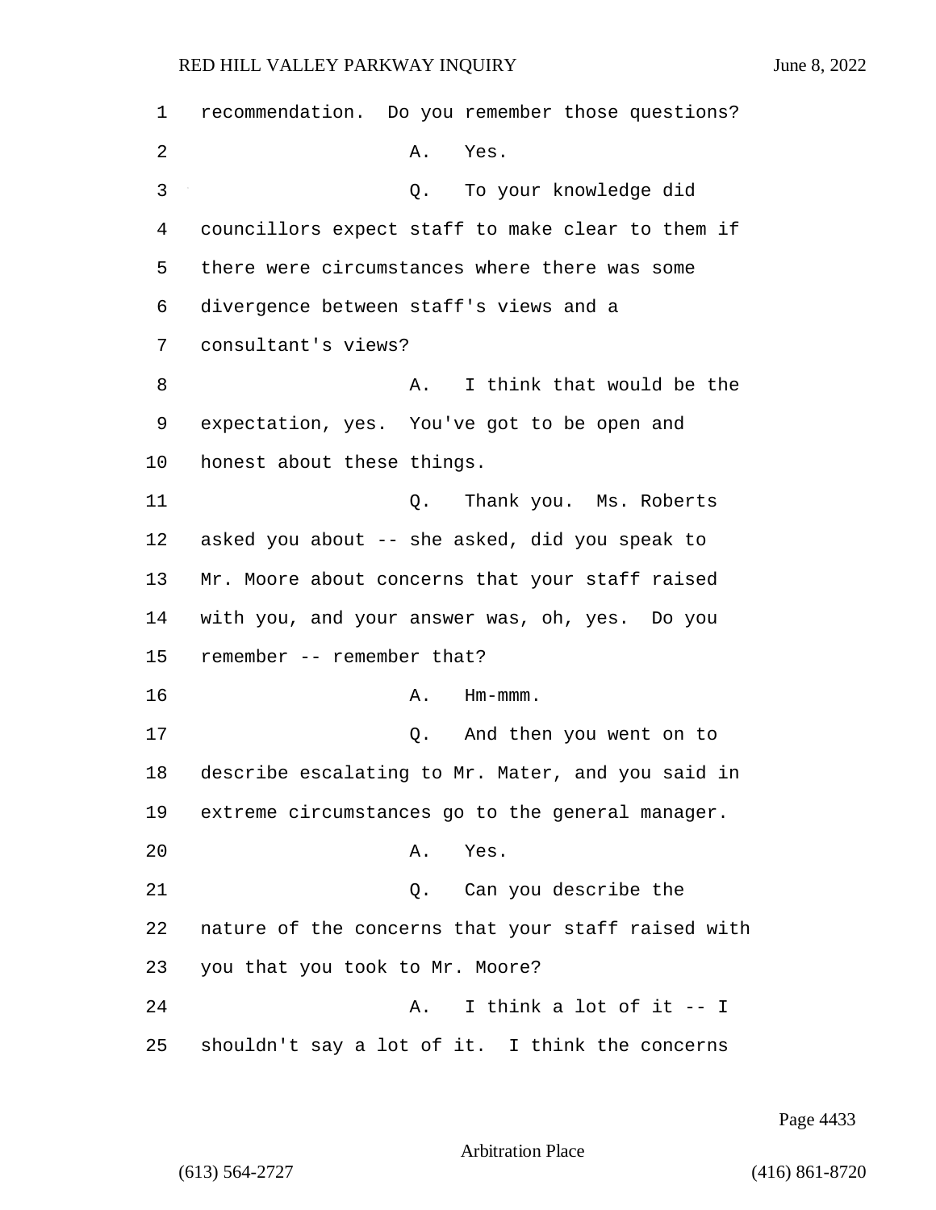1 recommendation. Do you remember those questions?

2 A. Yes.

3 Q. To your knowledge did

4 councillors expect staff to make clear to them if

5 there were circumstances where there was some

6 divergence between staff's views and a

7 consultant's views?

8 A. I think that would be the

9 expectation, yes. You've got to be open and

10 honest about these things.

11 Q. Thank you. Ms. Roberts

12 asked you about -- she asked, did you speak to

13 Mr. Moore about concerns that your staff raised

14 with you, and your answer was, oh, yes. Do you

15 remember -- remember that?

16 A. Hm-mmm.

17 Q. And then you went on to

18 describe escalating to Mr. Mater, and you said in

19 extreme circumstances go to the general manager.

20 A. Yes.

21 Q. Can you describe the

22 nature of the concerns that your staff raised with

23 you that you took to Mr. Moore?

24 A. I think a lot of it -- I

25 shouldn't say a lot of it. I think the concerns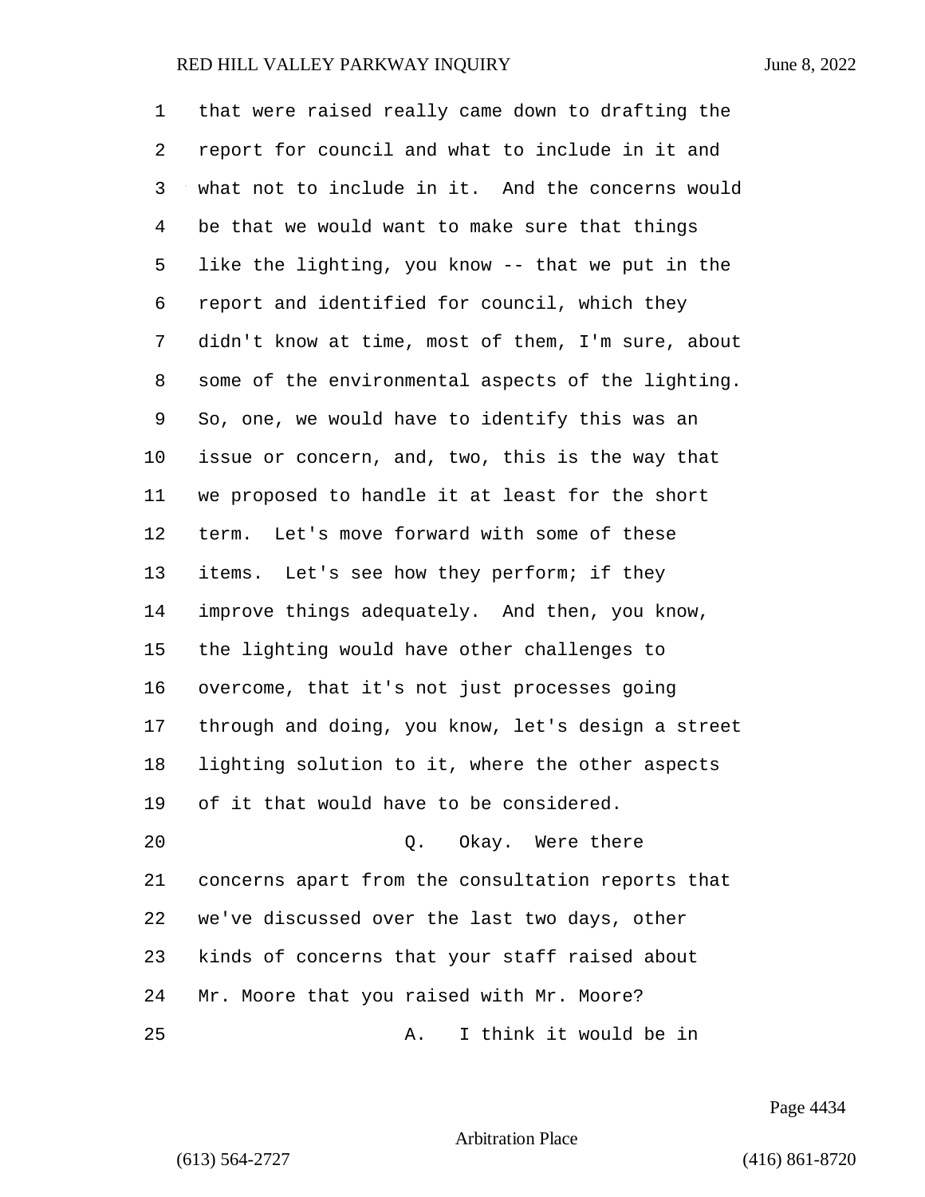that were raised really came down to drafting the report for council and what to include in it and what not to include in it. And the concerns would be that we would want to make sure that things like the lighting, you know -- that we put in the report and identified for council, which they didn't know at time, most of them, I'm sure, about some of the environmental aspects of the lighting. So, one, we would have to identify this was an issue or concern, and, two, this is the way that we proposed to handle it at least for the short term. Let's move forward with some of these items. Let's see how they perform; if they improve things adequately. And then, you know, the lighting would have other challenges to overcome, that it's not just processes going through and doing, you know, let's design a street lighting solution to it, where the other aspects of it that would have to be considered.

Q. Okay. Were there concerns apart from the consultation reports that we've discussed over the last two days, other kinds of concerns that your staff raised about Mr. Moore that you raised with Mr. Moore?

A. I think it would be in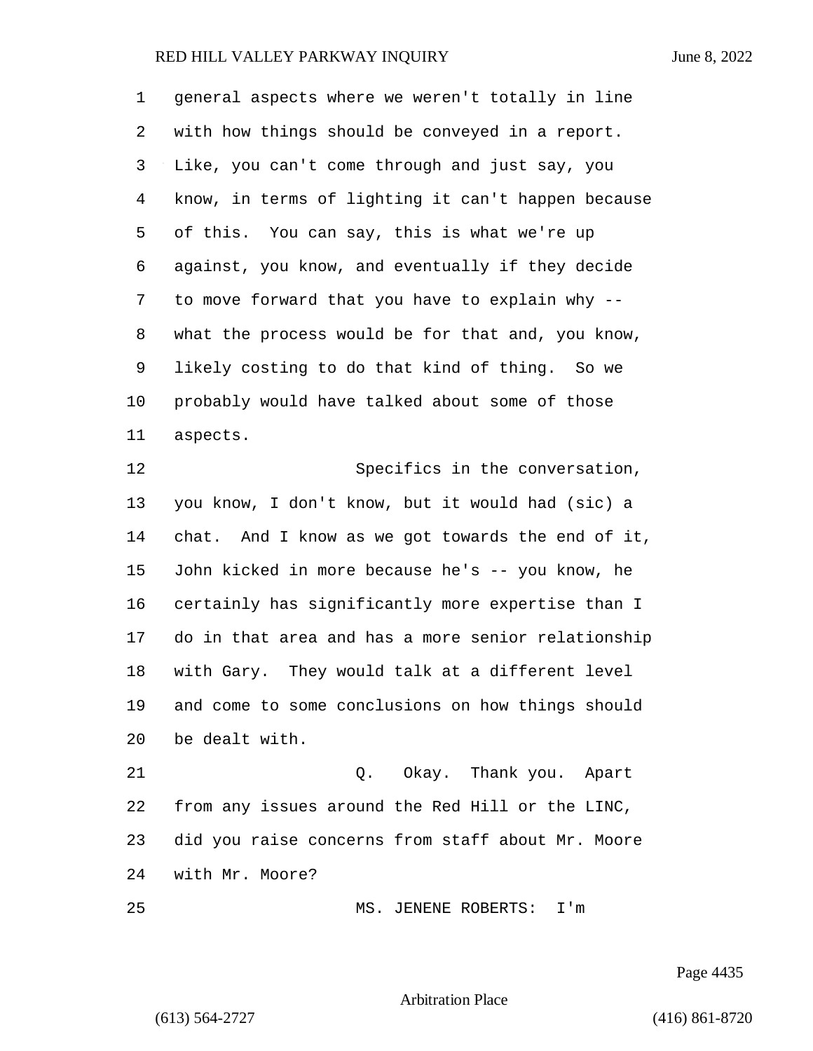general aspects where we weren't totally in line with how things should be conveyed in a report. Like, you can't come through and just say, you know, in terms of lighting it can't happen because of this. You can say, this is what we're up against, you know, and eventually if they decide to move forward that you have to explain why -- what the process would be for that and, you know, likely costing to do that kind of thing. So we probably would have talked about some of those aspects.

Specifics in the conversation, you know, I don't know, but it would had (sic) a chat. And I know as we got towards the end of it, John kicked in more because he's -- you know, he certainly has significantly more expertise than I do in that area and has a more senior relationship with Gary. They would talk at a different level and come to some conclusions on how things should be dealt with.

Q. Okay. Thank you. Apart from any issues around the Red Hill or the LINC, did you raise concerns from staff about Mr. Moore with Mr. Moore?

MS. JENENE ROBERTS: I'm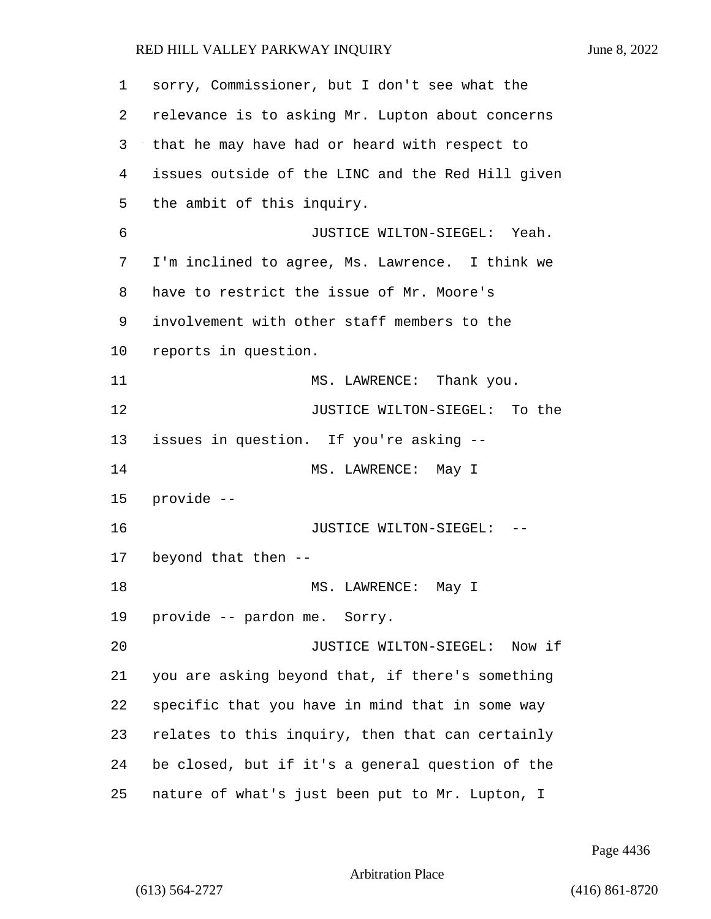sorry, Commissioner, but I don't see what the relevance is to asking Mr. Lupton about concerns that he may have had or heard with respect to issues outside of the LINC and the Red Hill given the ambit of this inquiry.

JUSTICE WILTON-SIEGEL: Yeah. I'm inclined to agree, Ms. Lawrence. I think we have to restrict the issue of Mr. Moore's involvement with other staff members to the reports in question.

MS. LAWRENCE: Thank you.

JUSTICE WILTON-SIEGEL: To the issues in question. If you're asking --

MS. LAWRENCE: May I provide --

JUSTICE WILTON-SIEGEL: -- beyond that then --

MS. LAWRENCE: May I provide -- pardon me. Sorry.

JUSTICE WILTON-SIEGEL: Now if you are asking beyond that, if there's something specific that you have in mind that in some way relates to this inquiry, then that can certainly be closed, but if it's a general question of the nature of what's just been put to Mr. Lupton, I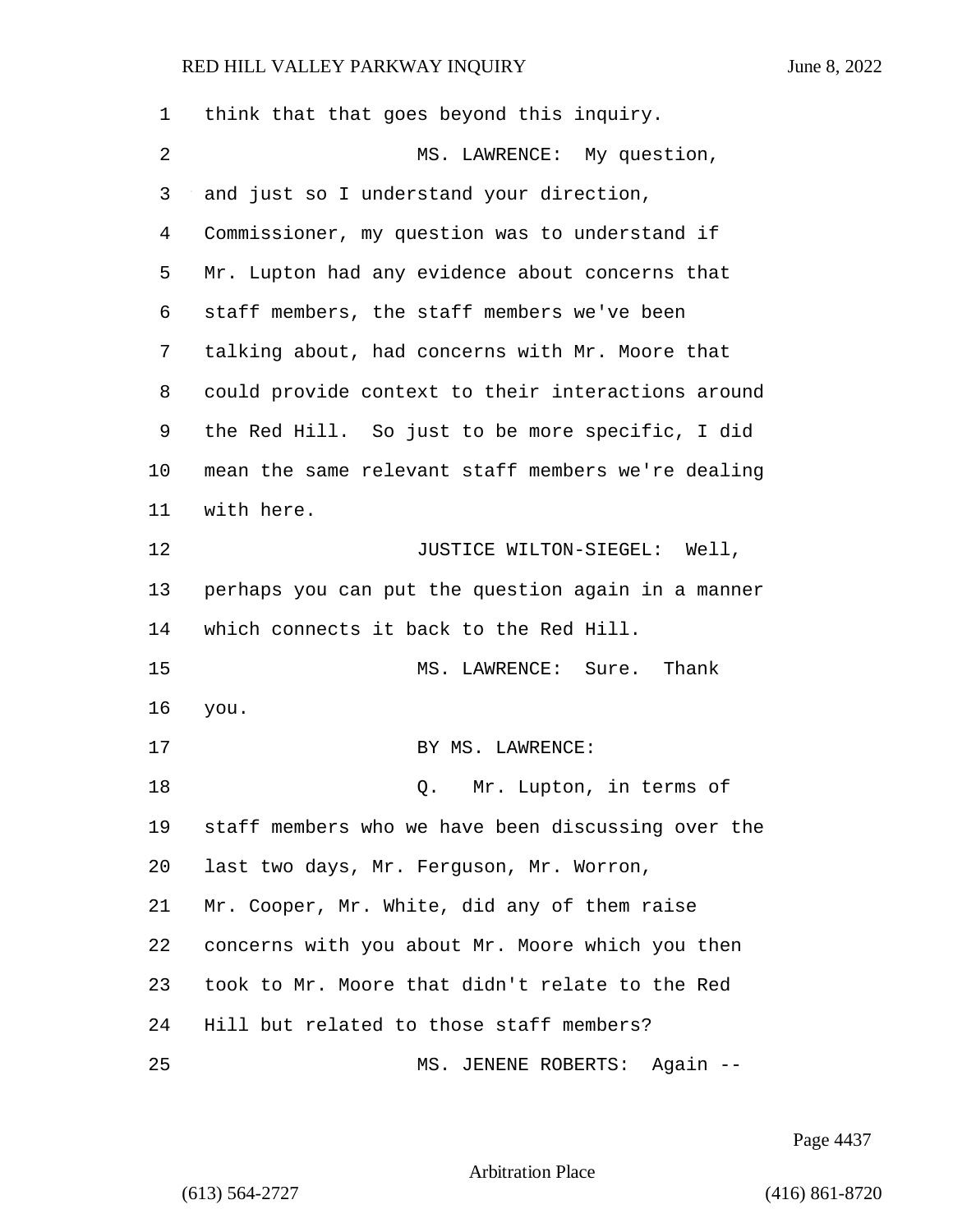think that that goes beyond this inquiry.

MS. LAWRENCE: My question, and just so I understand your direction, Commissioner, my question was to understand if Mr. Lupton had any evidence about concerns that staff members, the staff members we've been talking about, had concerns with Mr. Moore that could provide context to their interactions around the Red Hill. So just to be more specific, I did mean the same relevant staff members we're dealing with here.

JUSTICE WILTON-SIEGEL: Well, perhaps you can put the question again in a manner which connects it back to the Red Hill.

MS. LAWRENCE: Sure. Thank you.

BY MS. LAWRENCE:

Q. Mr. Lupton, in terms of staff members who we have been discussing over the last two days, Mr. Ferguson, Mr. Worron, Mr. Cooper, Mr. White, did any of them raise concerns with you about Mr. Moore which you then took to Mr. Moore that didn't relate to the Red Hill but related to those staff members?

MS. JENENE ROBERTS: Again --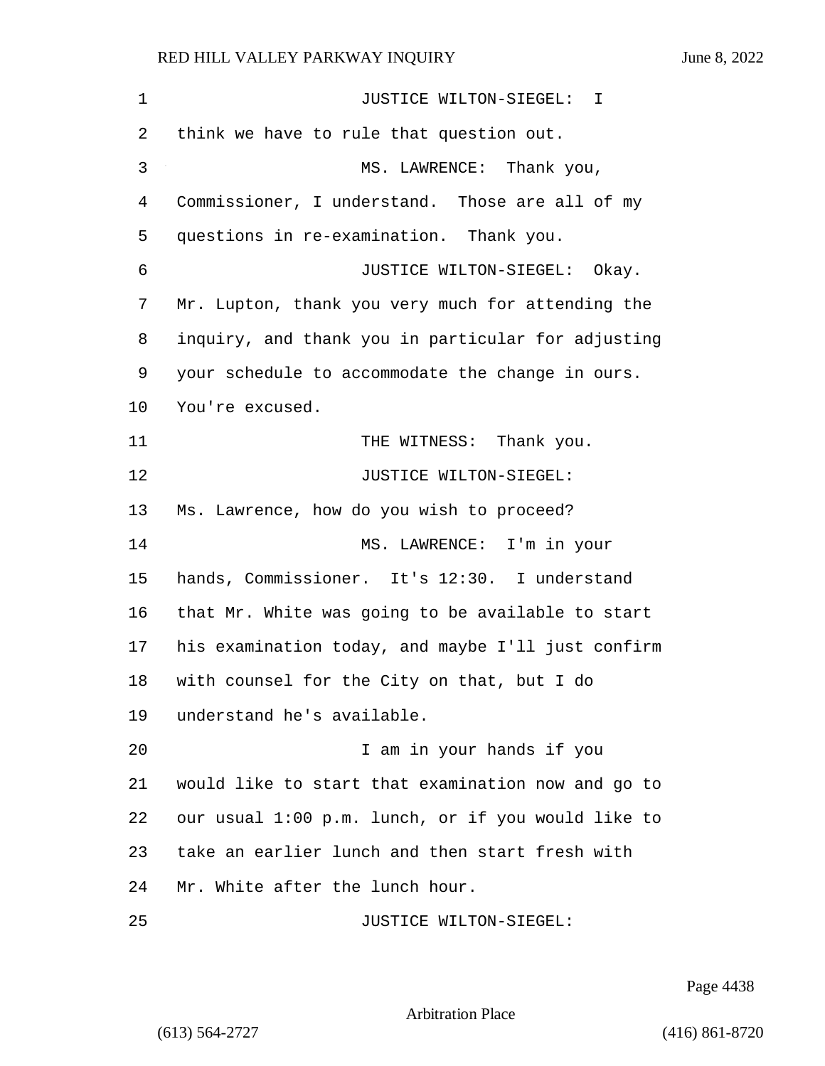JUSTICE WILTON-SIEGEL: I think we have to rule that question out.

MS. LAWRENCE: Thank you, Commissioner, I understand. Those are all of my questions in re-examination. Thank you.

JUSTICE WILTON-SIEGEL: Okay. Mr. Lupton, thank you very much for attending the inquiry, and thank you in particular for adjusting your schedule to accommodate the change in ours. You're excused.

THE WITNESS: Thank you.

JUSTICE WILTON-SIEGEL: Ms. Lawrence, how do you wish to proceed?

MS. LAWRENCE: I'm in your hands, Commissioner. It's 12:30. I understand that Mr. White was going to be available to start his examination today, and maybe I'll just confirm with counsel for the City on that, but I do understand he's available.

I am in your hands if you would like to start that examination now and go to our usual 1:00 p.m. lunch, or if you would like to take an earlier lunch and then start fresh with Mr. White after the lunch hour.

JUSTICE WILTON-SIEGEL: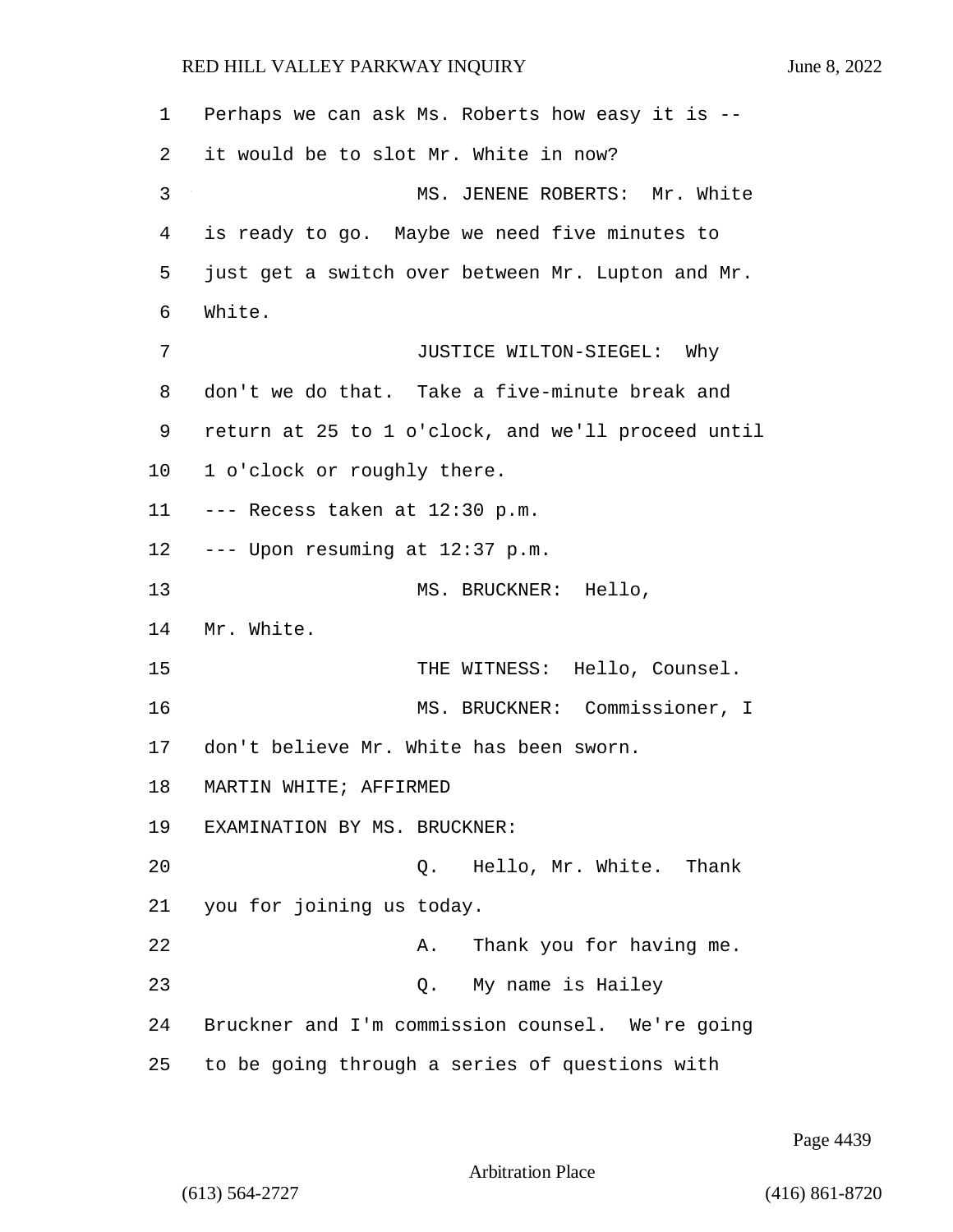Perhaps we can ask Ms. Roberts how easy it is -- it would be to slot Mr. White in now?

MS. JENENE ROBERTS: Mr. White is ready to go. Maybe we need five minutes to just get a switch over between Mr. Lupton and Mr. White.

JUSTICE WILTON-SIEGEL: Why don't we do that. Take a five-minute break and return at 25 to 1 o'clock, and we'll proceed until 1 o'clock or roughly there.

--- Recess taken at 12:30 p.m.

--- Upon resuming at 12:37 p.m.

MS. BRUCKNER: Hello, Mr. White.

THE WITNESS: Hello, Counsel.

MS. BRUCKNER: Commissioner, I don't believe Mr. White has been sworn.

MARTIN WHITE; AFFIRMED

EXAMINATION BY MS. BRUCKNER:

Q. Hello, Mr. White. Thank you for joining us today.

A. Thank you for having me.

Q. My name is Hailey Bruckner and I'm commission counsel. We're going to be going through a series of questions with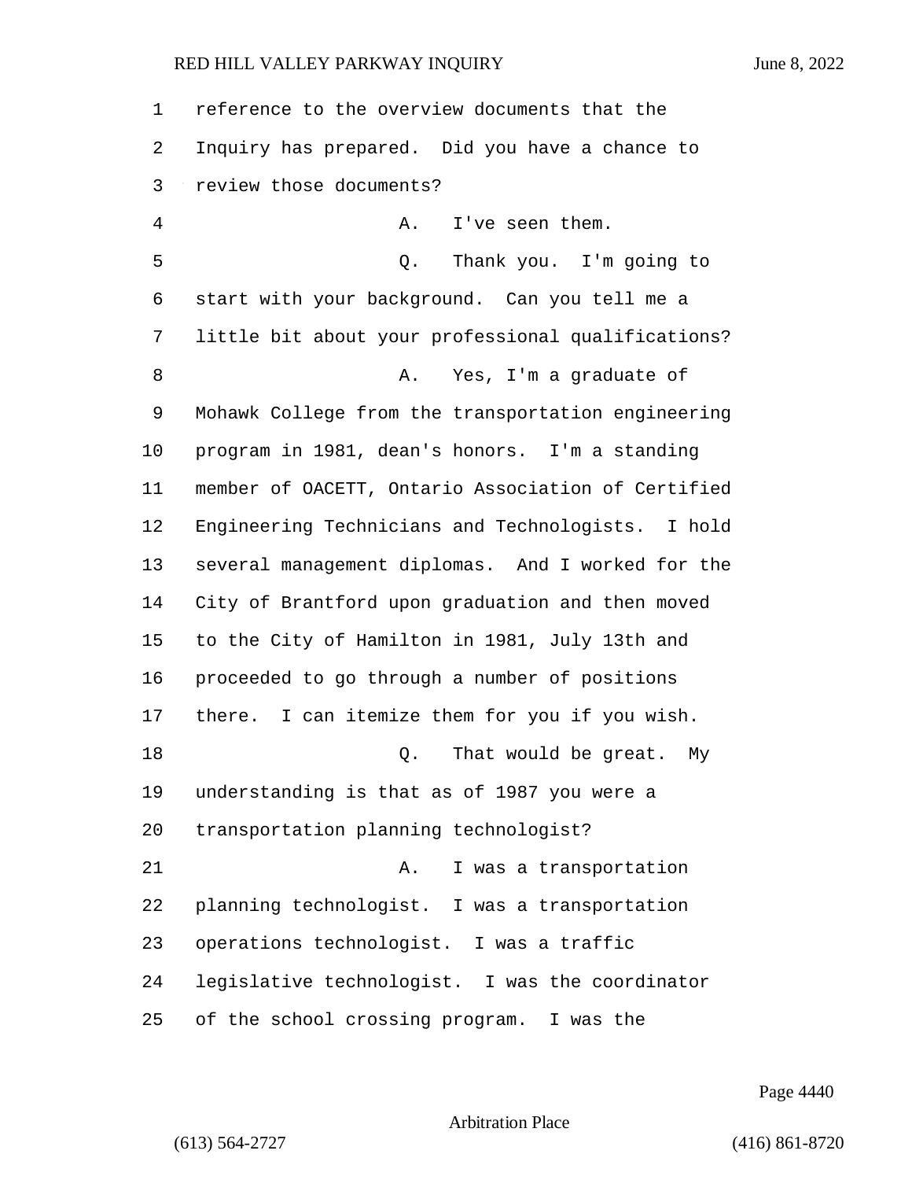reference to the overview documents that the Inquiry has prepared. Did you have a chance to review those documents?

A. I've seen them.

Q. Thank you. I'm going to start with your background. Can you tell me a little bit about your professional qualifications?

A. Yes, I'm a graduate of Mohawk College from the transportation engineering program in 1981, dean's honors. I'm a standing member of OACETT, Ontario Association of Certified Engineering Technicians and Technologists. I hold several management diplomas. And I worked for the City of Brantford upon graduation and then moved to the City of Hamilton in 1981, July 13th and proceeded to go through a number of positions there. I can itemize them for you if you wish.

Q. That would be great. My understanding is that as of 1987 you were a transportation planning technologist?

A. I was a transportation planning technologist. I was a transportation operations technologist. I was a traffic legislative technologist. I was the coordinator of the school crossing program. I was the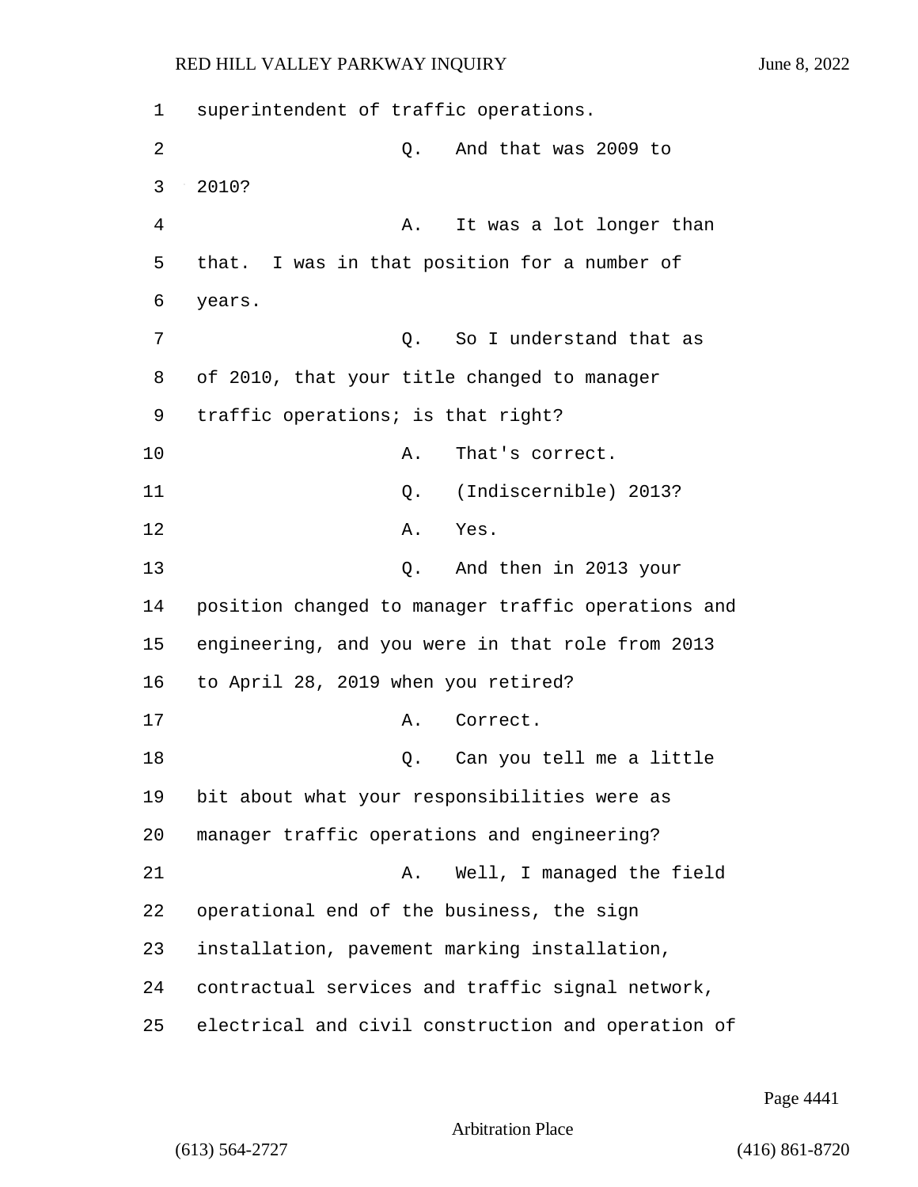superintendent of traffic operations.

Q. And that was 2009 to 2010?

A. It was a lot longer than that. I was in that position for a number of years.

Q. So I understand that as of 2010, that your title changed to manager traffic operations; is that right?

A. That's correct.

Q. (Indiscernible) 2013?

A. Yes.

Q. And then in 2013 your position changed to manager traffic operations and engineering, and you were in that role from 2013 to April 28, 2019 when you retired?

A. Correct.

Q. Can you tell me a little bit about what your responsibilities were as manager traffic operations and engineering?

A. Well, I managed the field operational end of the business, the sign installation, pavement marking installation, contractual services and traffic signal network, electrical and civil construction and operation of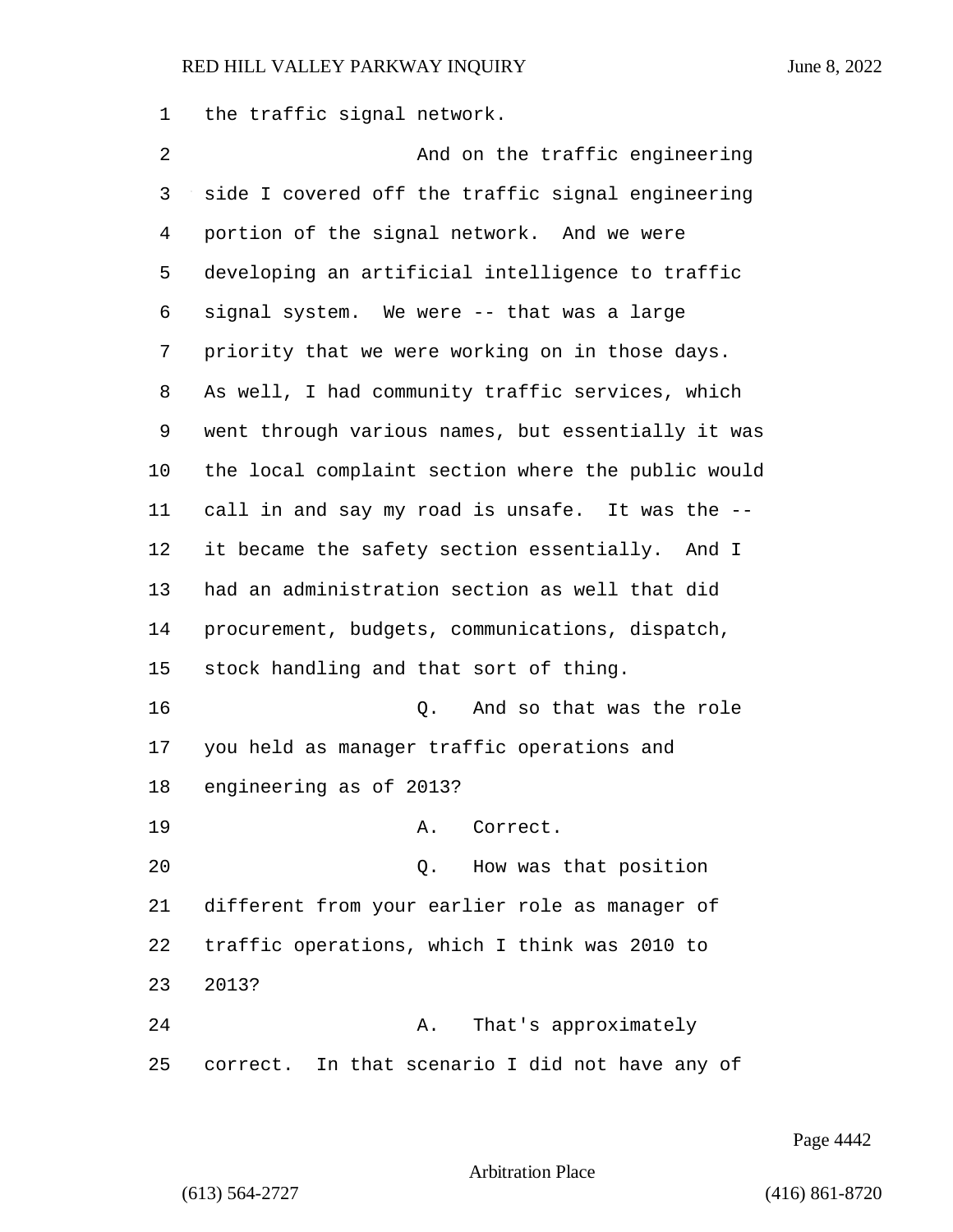the traffic signal network.

And on the traffic engineering side I covered off the traffic signal engineering portion of the signal network. And we were developing an artificial intelligence to traffic signal system. We were -- that was a large priority that we were working on in those days. As well, I had community traffic services, which went through various names, but essentially it was the local complaint section where the public would call in and say my road is unsafe. It was the -- it became the safety section essentially. And I had an administration section as well that did procurement, budgets, communications, dispatch, stock handling and that sort of thing.

Q. And so that was the role you held as manager traffic operations and engineering as of 2013?

A. Correct.

Q. How was that position different from your earlier role as manager of traffic operations, which I think was 2010 to 2013?

A. That's approximately correct. In that scenario I did not have any of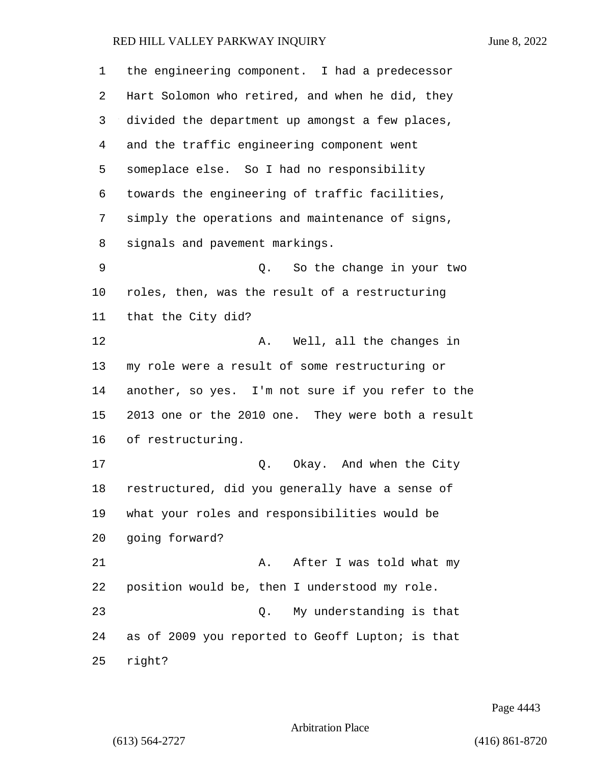the engineering component. I had a predecessor Hart Solomon who retired, and when he did, they divided the department up amongst a few places, and the traffic engineering component went someplace else. So I had no responsibility towards the engineering of traffic facilities, simply the operations and maintenance of signs, signals and pavement markings.

Q. So the change in your two roles, then, was the result of a restructuring that the City did?

A. Well, all the changes in my role were a result of some restructuring or another, so yes. I'm not sure if you refer to the 2013 one or the 2010 one. They were both a result of restructuring.

Q. Okay. And when the City restructured, did you generally have a sense of what your roles and responsibilities would be going forward?

A. After I was told what my position would be, then I understood my role.

Q. My understanding is that as of 2009 you reported to Geoff Lupton; is that right?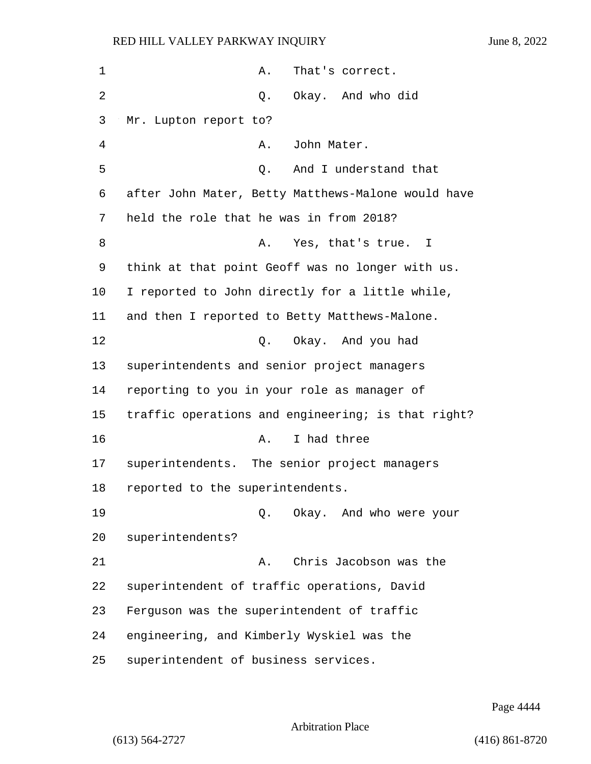A. That's correct.

Q. Okay. And who did Mr. Lupton report to?

A. John Mater.

Q. And I understand that after John Mater, Betty Matthews-Malone would have held the role that he was in from 2018?

A. Yes, that's true. I think at that point Geoff was no longer with us. I reported to John directly for a little while, and then I reported to Betty Matthews-Malone.

Q. Okay. And you had superintendents and senior project managers reporting to you in your role as manager of traffic operations and engineering; is that right?

A. I had three superintendents. The senior project managers reported to the superintendents.

Q. Okay. And who were your superintendents?

A. Chris Jacobson was the superintendent of traffic operations, David Ferguson was the superintendent of traffic engineering, and Kimberly Wyskiel was the superintendent of business services.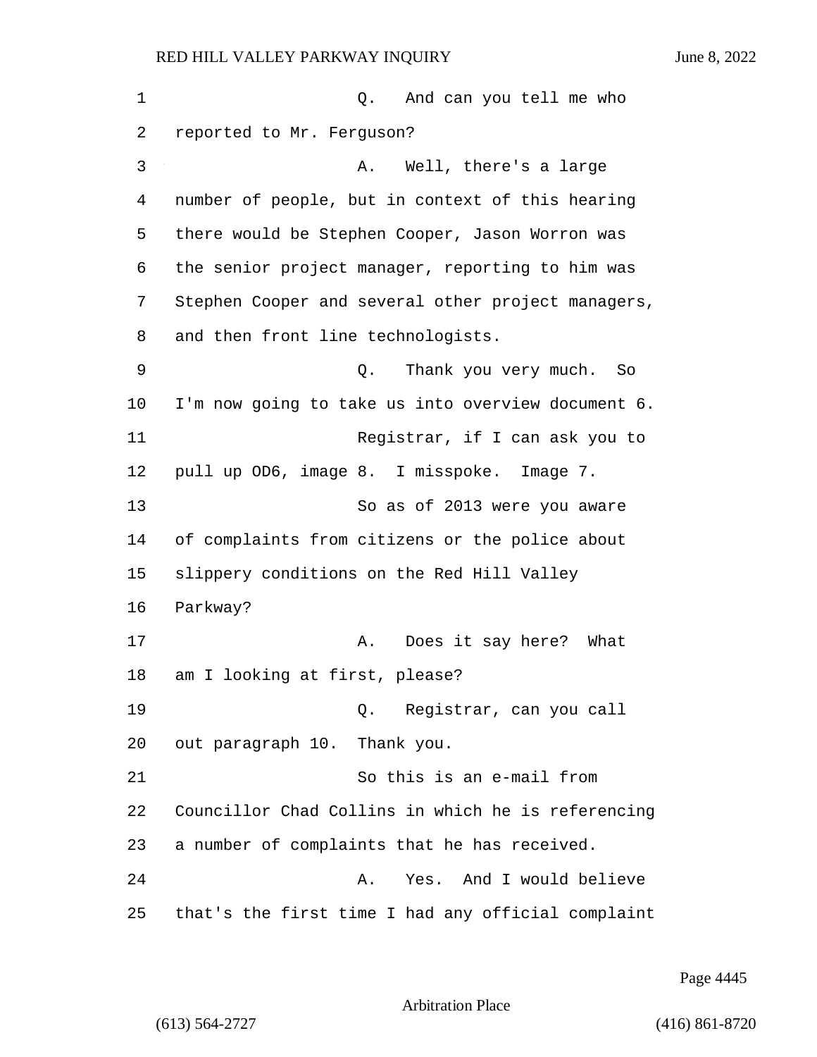Q. And can you tell me who reported to Mr. Ferguson?

A. Well, there's a large number of people, but in context of this hearing there would be Stephen Cooper, Jason Worron was the senior project manager, reporting to him was Stephen Cooper and several other project managers, and then front line technologists.

Q. Thank you very much. So I'm now going to take us into overview document 6.

Registrar, if I can ask you to pull up OD6, image 8. I misspoke. Image 7.

So as of 2013 were you aware of complaints from citizens or the police about slippery conditions on the Red Hill Valley Parkway?

A. Does it say here? What am I looking at first, please?

Q. Registrar, can you call out paragraph 10. Thank you.

So this is an e-mail from Councillor Chad Collins in which he is referencing a number of complaints that he has received.

A. Yes. And I would believe that's the first time I had any official complaint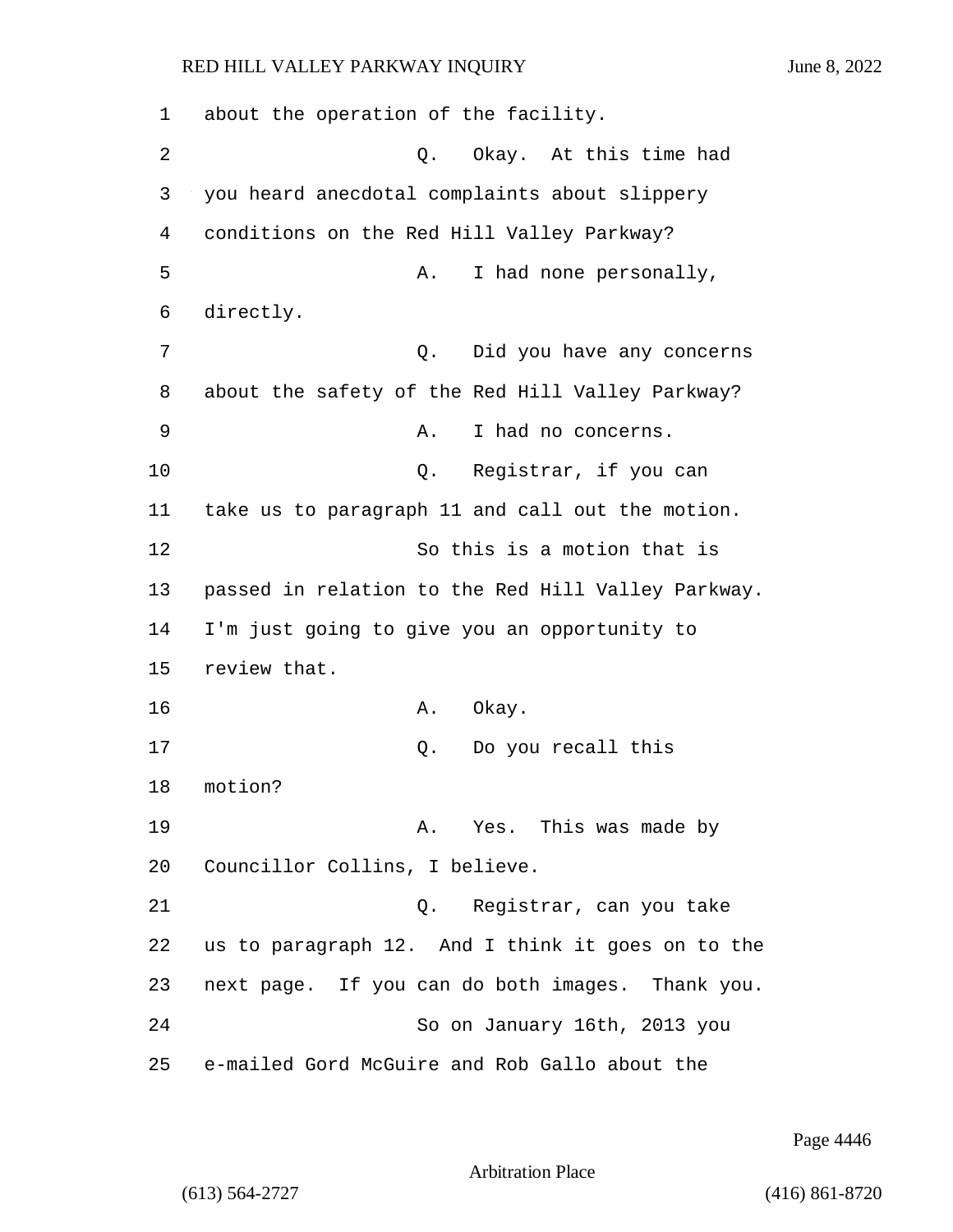about the operation of the facility.

Q. Okay. At this time had you heard anecdotal complaints about slippery conditions on the Red Hill Valley Parkway?

A. I had none personally, directly.

Q. Did you have any concerns about the safety of the Red Hill Valley Parkway?

A. I had no concerns.

Q. Registrar, if you can take us to paragraph 11 and call out the motion.

So this is a motion that is passed in relation to the Red Hill Valley Parkway. I'm just going to give you an opportunity to review that.

A. Okay.

Q. Do you recall this motion?

A. Yes. This was made by Councillor Collins, I believe.

Q. Registrar, can you take us to paragraph 12. And I think it goes on to the next page. If you can do both images. Thank you.

So on January 16th, 2013 you e-mailed Gord McGuire and Rob Gallo about the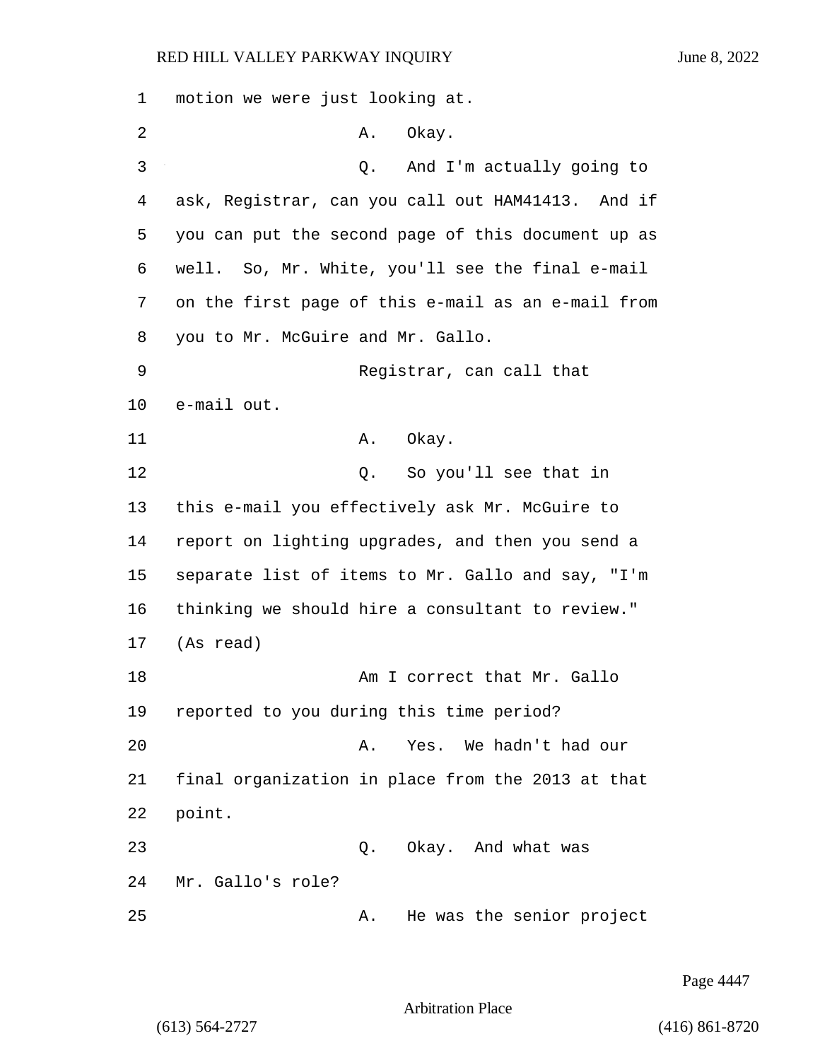motion we were just looking at.

A. Okay.

Q. And I'm actually going to ask, Registrar, can you call out HAM41413. And if you can put the second page of this document up as well. So, Mr. White, you'll see the final e-mail on the first page of this e-mail as an e-mail from you to Mr. McGuire and Mr. Gallo.

Registrar, can call that e-mail out.

A. Okay.

Q. So you'll see that in this e-mail you effectively ask Mr. McGuire to report on lighting upgrades, and then you send a separate list of items to Mr. Gallo and say, "I'm thinking we should hire a consultant to review." (As read)

Am I correct that Mr. Gallo reported to you during this time period?

A. Yes. We hadn't had our final organization in place from the 2013 at that point.

Q. Okay. And what was Mr. Gallo's role?

A. He was the senior project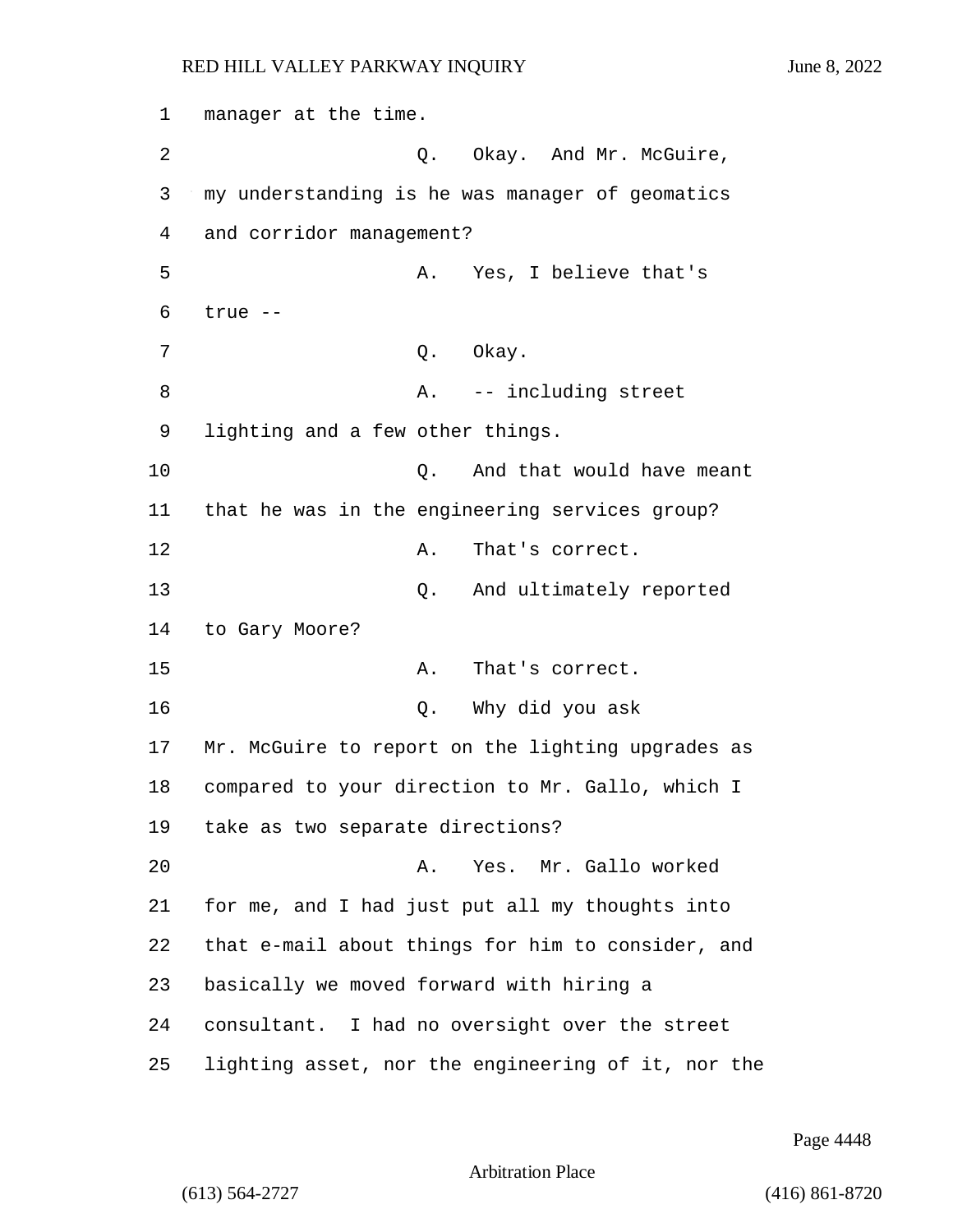1 manager at the time.

2 Q. Okay. And Mr. McGuire,

3 my understanding is he was manager of geomatics

4 and corridor management?

5 A. Yes, I believe that's

6 true --

7 Q. Okay.

8 A. -- including street

9 lighting and a few other things.

10 Q. And that would have meant

11 that he was in the engineering services group?

12 A. That's correct.

13 Q. And ultimately reported

14 to Gary Moore?

15 A. That's correct.

16 Q. Why did you ask

17 Mr. McGuire to report on the lighting upgrades as

18 compared to your direction to Mr. Gallo, which I

19 take as two separate directions?

20 A. Yes. Mr. Gallo worked

21 for me, and I had just put all my thoughts into

22 that e-mail about things for him to consider, and

23 basically we moved forward with hiring a

24 consultant. I had no oversight over the street

25 lighting asset, nor the engineering of it, nor the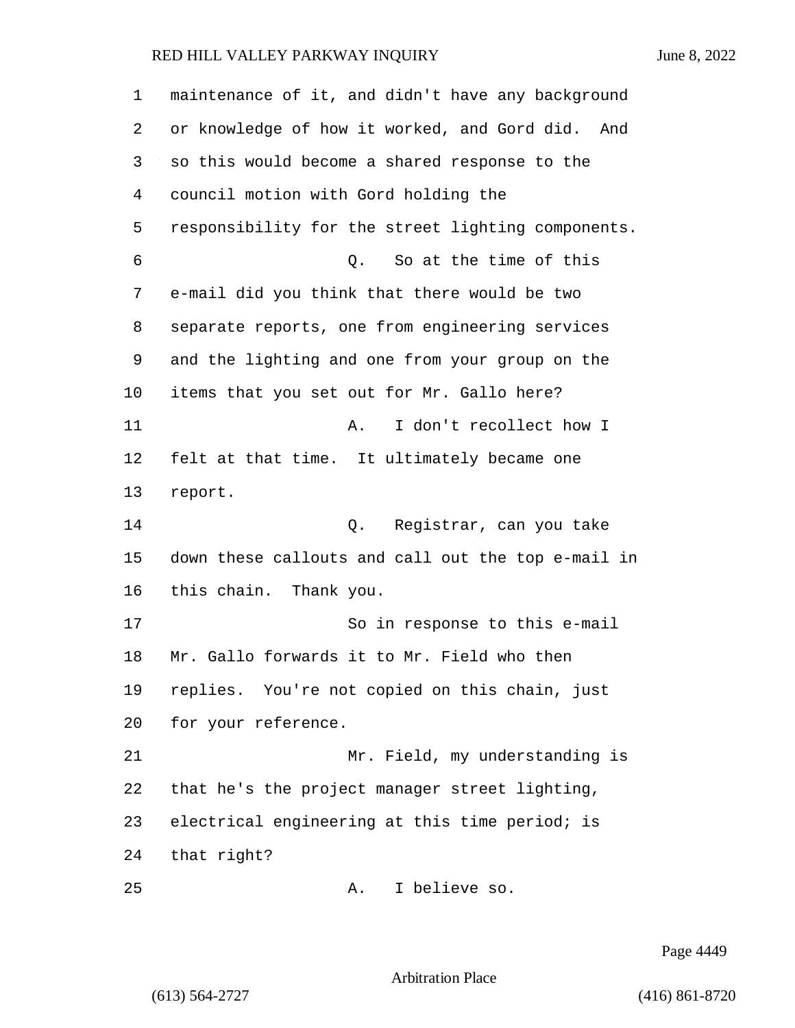maintenance of it, and didn't have any background or knowledge of how it worked, and Gord did. And so this would become a shared response to the council motion with Gord holding the responsibility for the street lighting components.

Q. So at the time of this e-mail did you think that there would be two separate reports, one from engineering services and the lighting and one from your group on the items that you set out for Mr. Gallo here?

A. I don't recollect how I felt at that time. It ultimately became one report.

Q. Registrar, can you take down these callouts and call out the top e-mail in this chain. Thank you.

So in response to this e-mail Mr. Gallo forwards it to Mr. Field who then replies. You're not copied on this chain, just for your reference.

Mr. Field, my understanding is that he's the project manager street lighting, electrical engineering at this time period; is that right?

A. I believe so.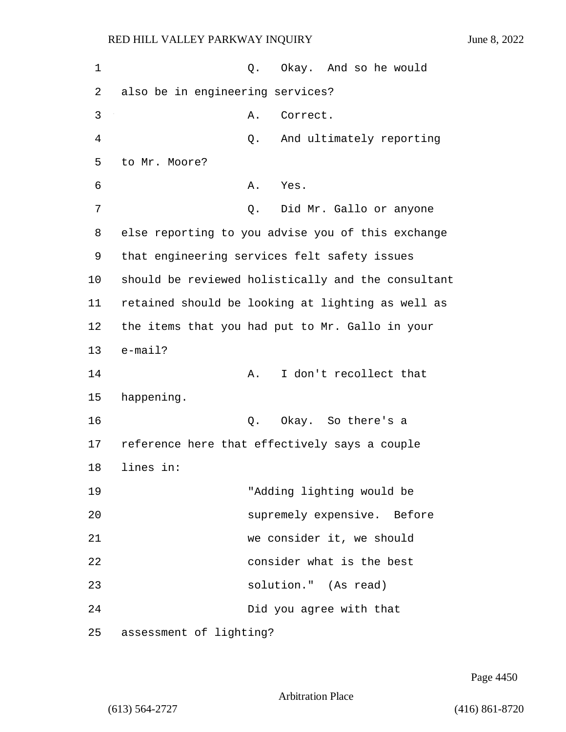Q. Okay. And so he would also be in engineering services?

A. Correct.

Q. And ultimately reporting to Mr. Moore?

A. Yes.

Q. Did Mr. Gallo or anyone else reporting to you advise you of this exchange that engineering services felt safety issues should be reviewed holistically and the consultant retained should be looking at lighting as well as the items that you had put to Mr. Gallo in your e-mail?

A. I don't recollect that happening.

Q. Okay. So there's a reference here that effectively says a couple lines in:

> "Adding lighting would be supremely expensive. Before we consider it, we should consider what is the best solution." (As read)

Did you agree with that assessment of lighting?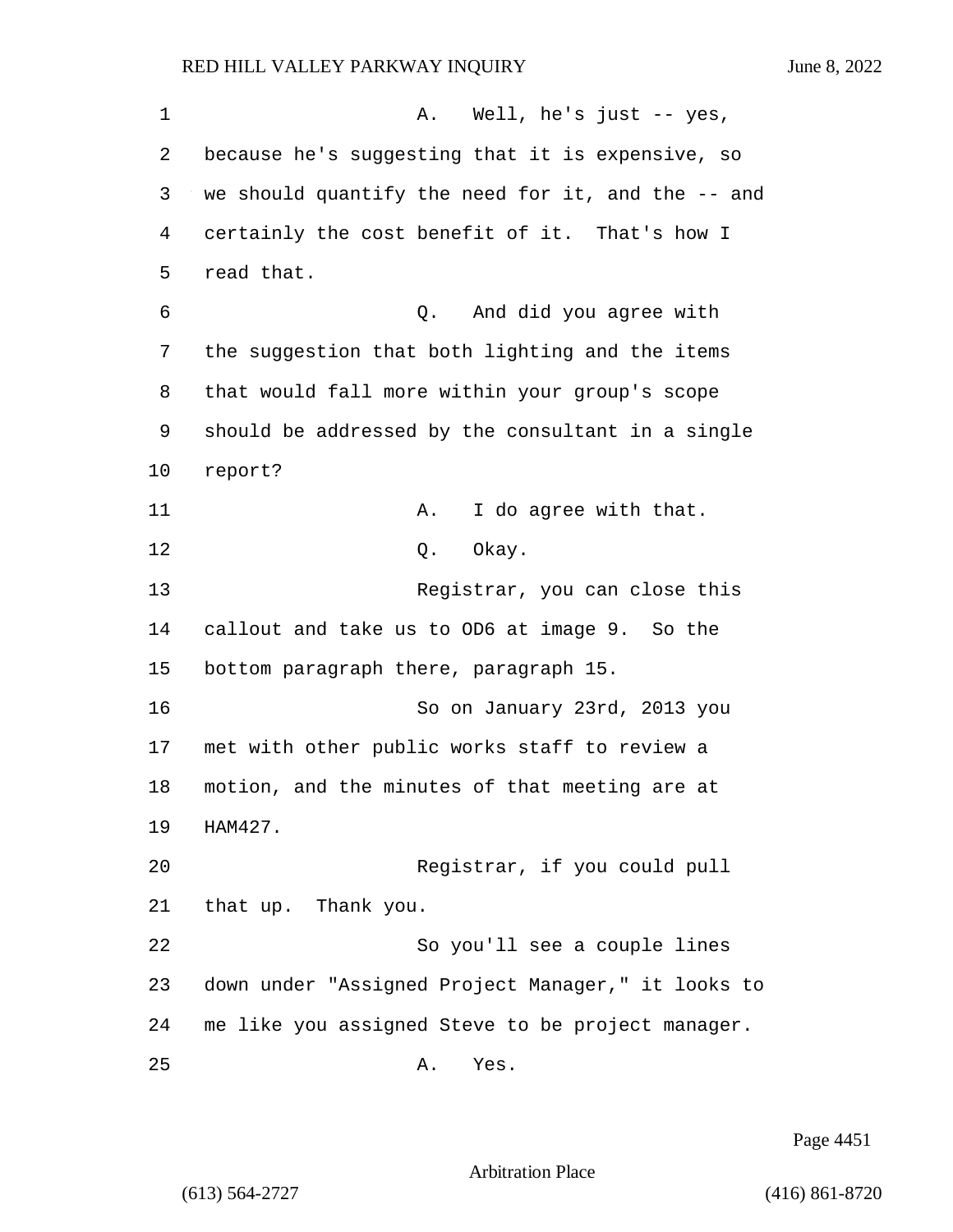A. Well, he's just -- yes, because he's suggesting that it is expensive, so we should quantify the need for it, and the -- and certainly the cost benefit of it. That's how I read that.

Q. And did you agree with the suggestion that both lighting and the items that would fall more within your group's scope should be addressed by the consultant in a single report?

A. I do agree with that.

Q. Okay.

Registrar, you can close this callout and take us to OD6 at image 9. So the bottom paragraph there, paragraph 15.

So on January 23rd, 2013 you met with other public works staff to review a motion, and the minutes of that meeting are at HAM427.

Registrar, if you could pull that up. Thank you.

So you'll see a couple lines down under "Assigned Project Manager," it looks to me like you assigned Steve to be project manager.

A. Yes.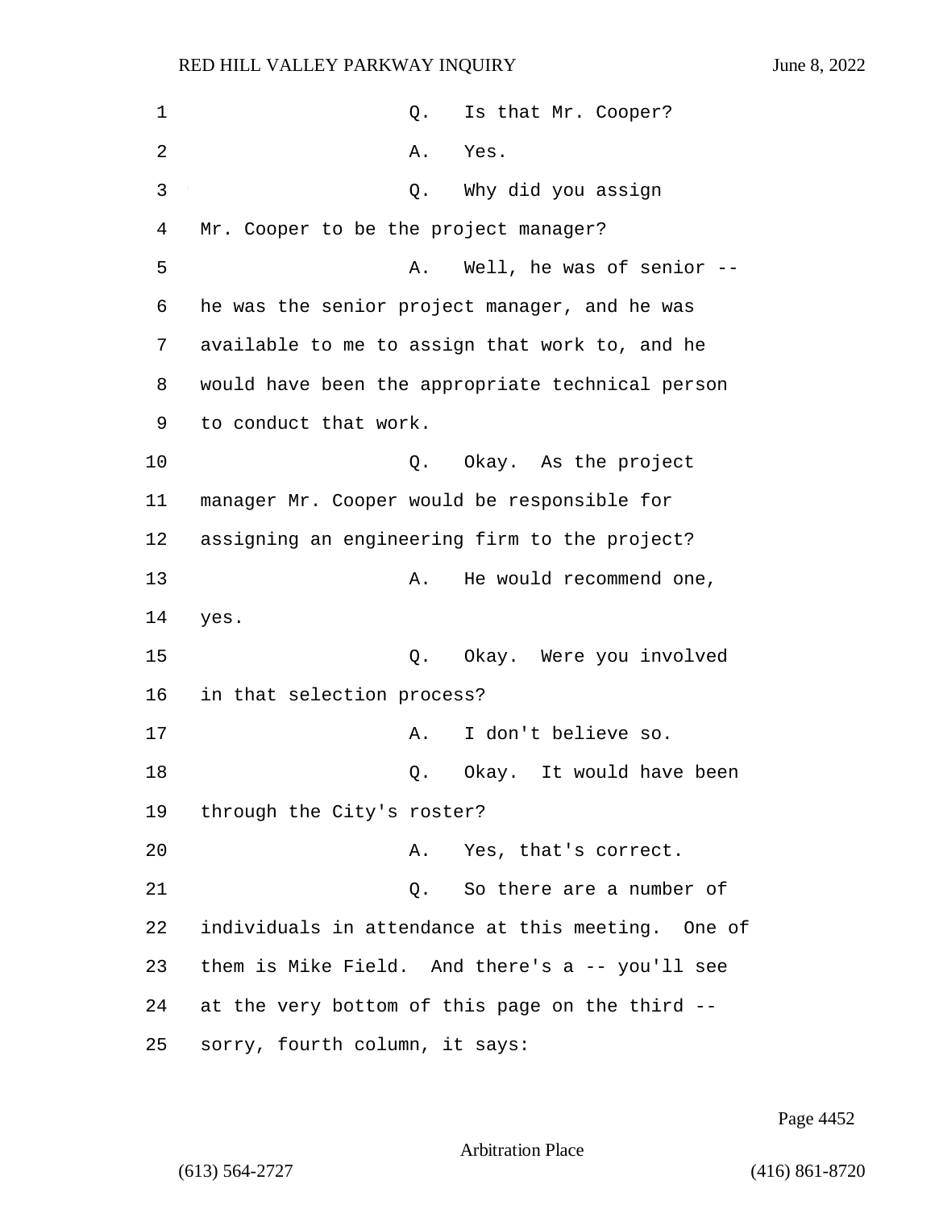Q. Is that Mr. Cooper?

A. Yes.

Q. Why did you assign Mr. Cooper to be the project manager?

A. Well, he was of senior -- he was the senior project manager, and he was available to me to assign that work to, and he would have been the appropriate technical person to conduct that work.

Q. Okay. As the project manager Mr. Cooper would be responsible for assigning an engineering firm to the project?

A. He would recommend one, yes.

Q. Okay. Were you involved in that selection process?

A. I don't believe so.

Q. Okay. It would have been through the City's roster?

A. Yes, that's correct.

Q. So there are a number of individuals in attendance at this meeting. One of them is Mike Field. And there's a -- you'll see at the very bottom of this page on the third -- sorry, fourth column, it says: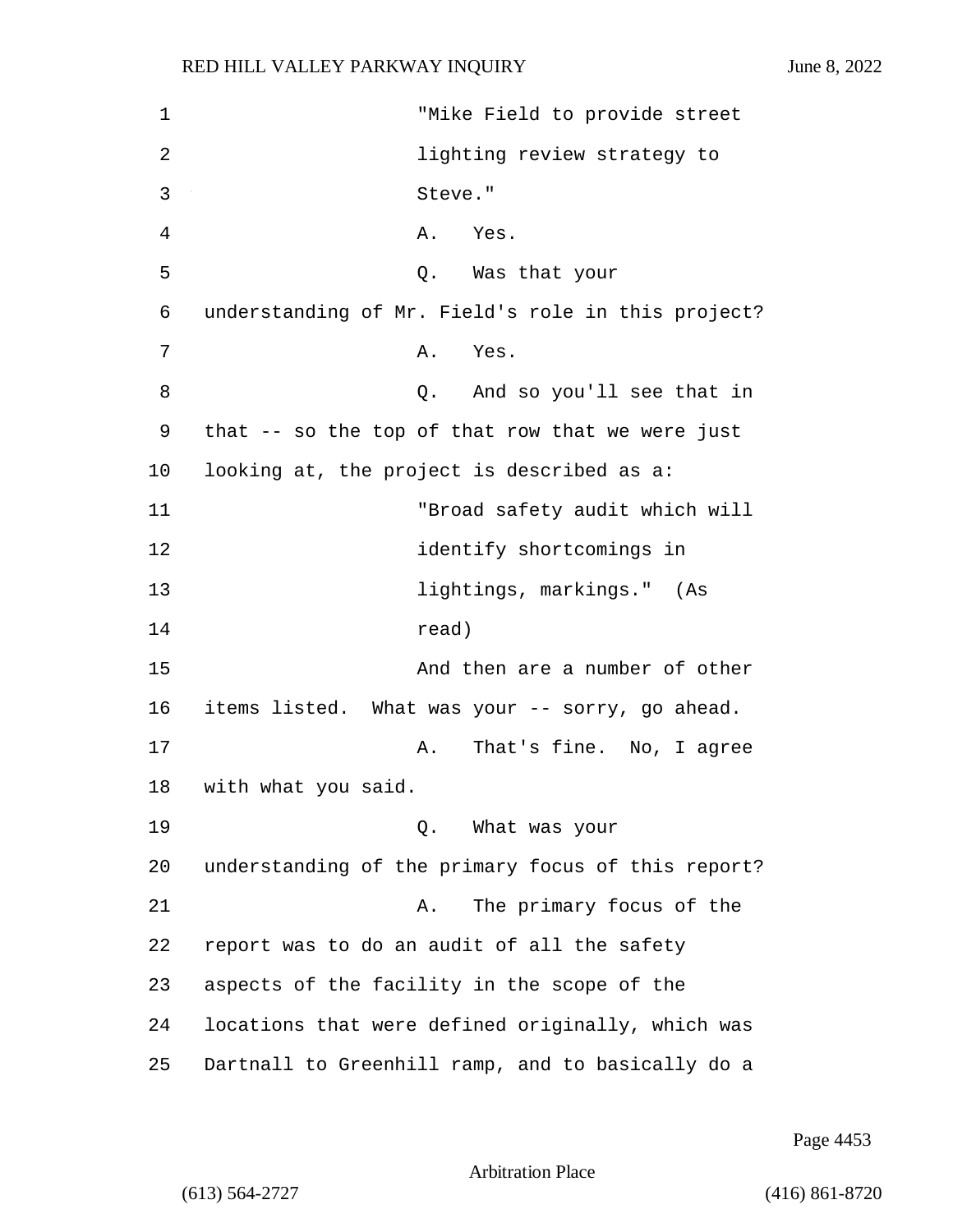"Mike Field to provide street lighting review strategy to Steve."

A. Yes.

Q. Was that your understanding of Mr. Field's role in this project?

A. Yes.

Q. And so you'll see that in that -- so the top of that row that we were just looking at, the project is described as a:

"Broad safety audit which will identify shortcomings in lightings, markings." (As read)

And then are a number of other items listed. What was your -- sorry, go ahead.

A. That's fine. No, I agree with what you said.

Q. What was your understanding of the primary focus of this report?

A. The primary focus of the report was to do an audit of all the safety aspects of the facility in the scope of the locations that were defined originally, which was Dartnall to Greenhill ramp, and to basically do a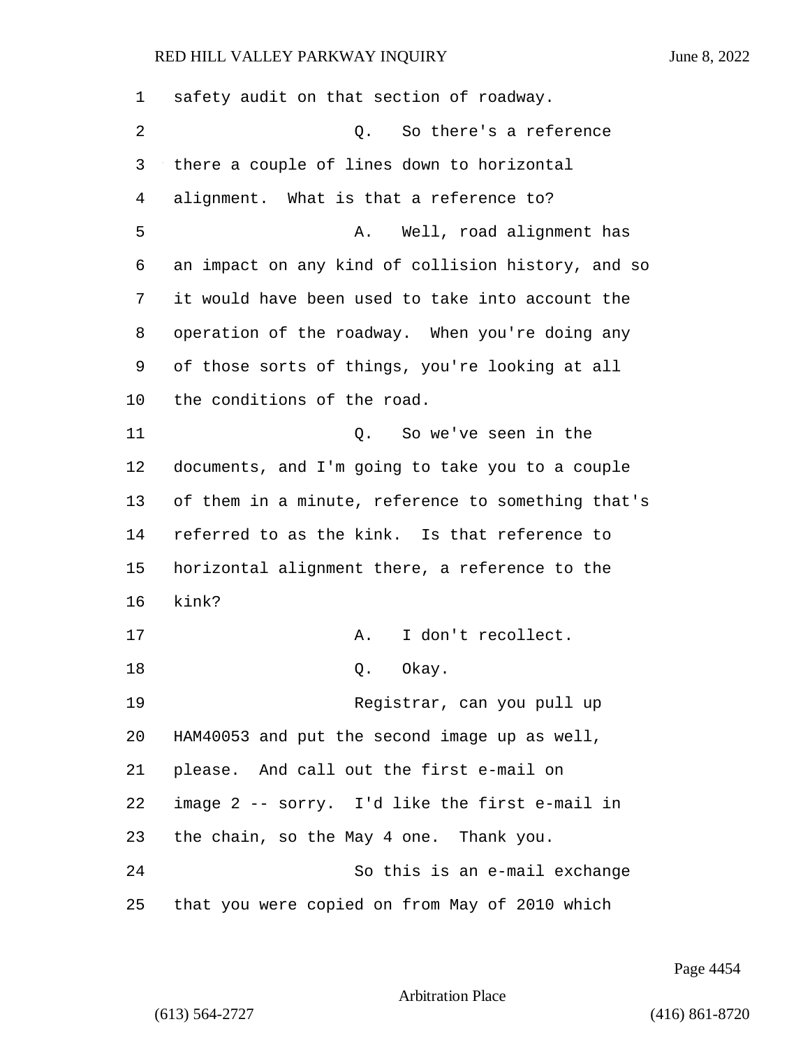safety audit on that section of roadway.

Q. So there's a reference there a couple of lines down to horizontal alignment. What is that a reference to?

A. Well, road alignment has an impact on any kind of collision history, and so it would have been used to take into account the operation of the roadway. When you're doing any of those sorts of things, you're looking at all the conditions of the road.

Q. So we've seen in the documents, and I'm going to take you to a couple of them in a minute, reference to something that's referred to as the kink. Is that reference to horizontal alignment there, a reference to the kink?

A. I don't recollect.

Q. Okay.

Registrar, can you pull up HAM40053 and put the second image up as well, please. And call out the first e-mail on image 2 -- sorry. I'd like the first e-mail in the chain, so the May 4 one. Thank you.

So this is an e-mail exchange that you were copied on from May of 2010 which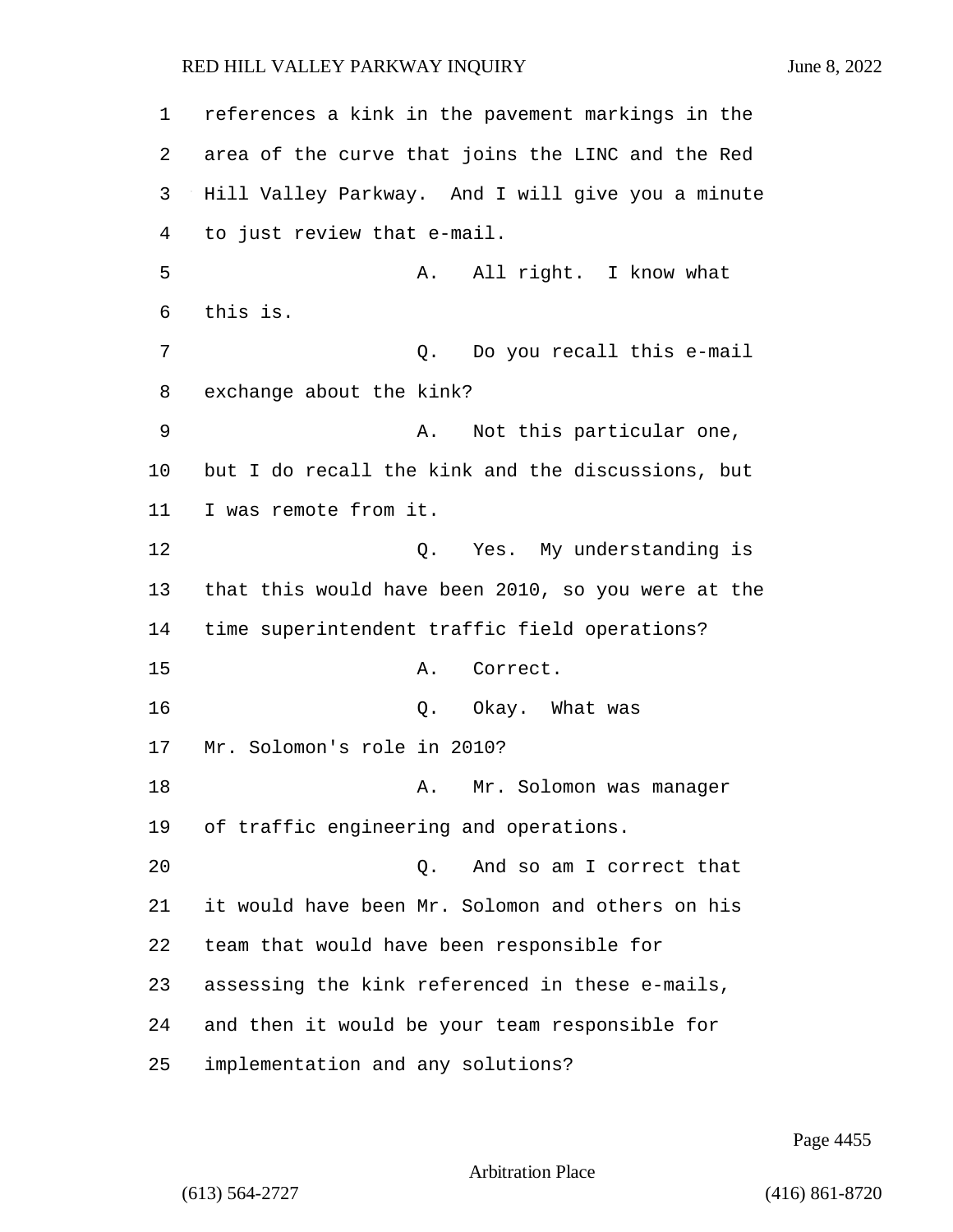references a kink in the pavement markings in the area of the curve that joins the LINC and the Red Hill Valley Parkway. And I will give you a minute to just review that e-mail.

A. All right. I know what this is.

Q. Do you recall this e-mail exchange about the kink?

A. Not this particular one, but I do recall the kink and the discussions, but I was remote from it.

Q. Yes. My understanding is that this would have been 2010, so you were at the time superintendent traffic field operations?

A. Correct.

Q. Okay. What was Mr. Solomon's role in 2010?

A. Mr. Solomon was manager of traffic engineering and operations.

Q. And so am I correct that it would have been Mr. Solomon and others on his team that would have been responsible for assessing the kink referenced in these e-mails, and then it would be your team responsible for implementation and any solutions?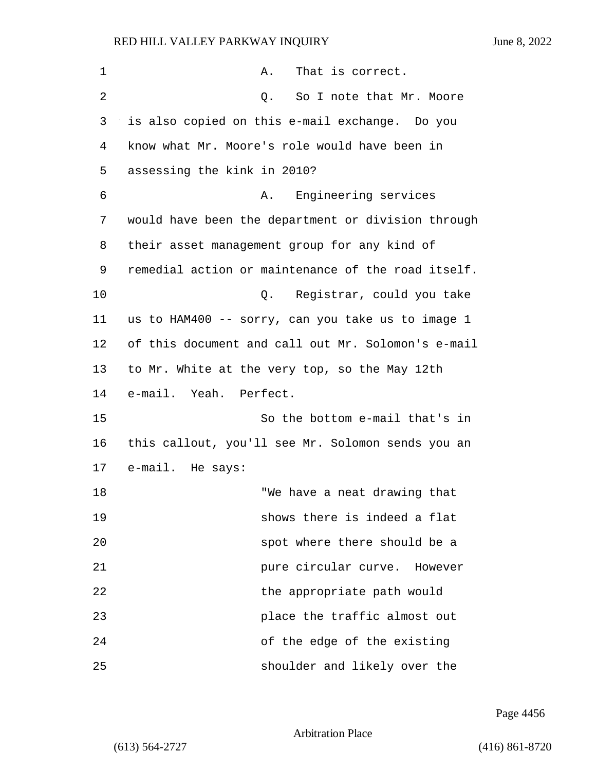A. That is correct.

Q. So I note that Mr. Moore is also copied on this e-mail exchange. Do you know what Mr. Moore's role would have been in assessing the kink in 2010?

A. Engineering services would have been the department or division through their asset management group for any kind of remedial action or maintenance of the road itself.

Q. Registrar, could you take us to HAM400 -- sorry, can you take us to image 1 of this document and call out Mr. Solomon's e-mail to Mr. White at the very top, so the May 12th e-mail. Yeah. Perfect.

So the bottom e-mail that's in this callout, you'll see Mr. Solomon sends you an e-mail. He says:

> "We have a neat drawing that shows there is indeed a flat spot where there should be a pure circular curve. However the appropriate path would place the traffic almost out of the edge of the existing shoulder and likely over the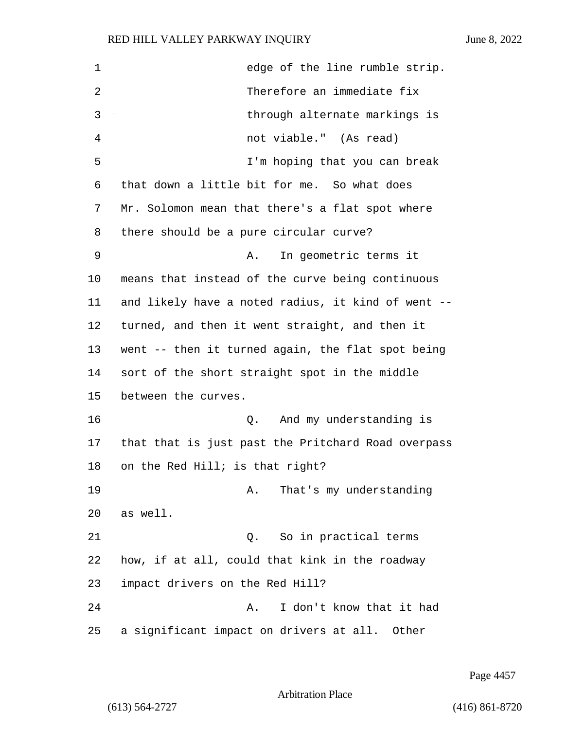edge of the line rumble strip. Therefore an immediate fix through alternate markings is not viable." (As read)

I'm hoping that you can break that down a little bit for me. So what does Mr. Solomon mean that there's a flat spot where there should be a pure circular curve?

A. In geometric terms it means that instead of the curve being continuous and likely have a noted radius, it kind of went -- turned, and then it went straight, and then it went -- then it turned again, the flat spot being sort of the short straight spot in the middle between the curves.

Q. And my understanding is that that is just past the Pritchard Road overpass on the Red Hill; is that right?

A. That's my understanding as well.

Q. So in practical terms how, if at all, could that kink in the roadway impact drivers on the Red Hill?

A. I don't know that it had a significant impact on drivers at all. Other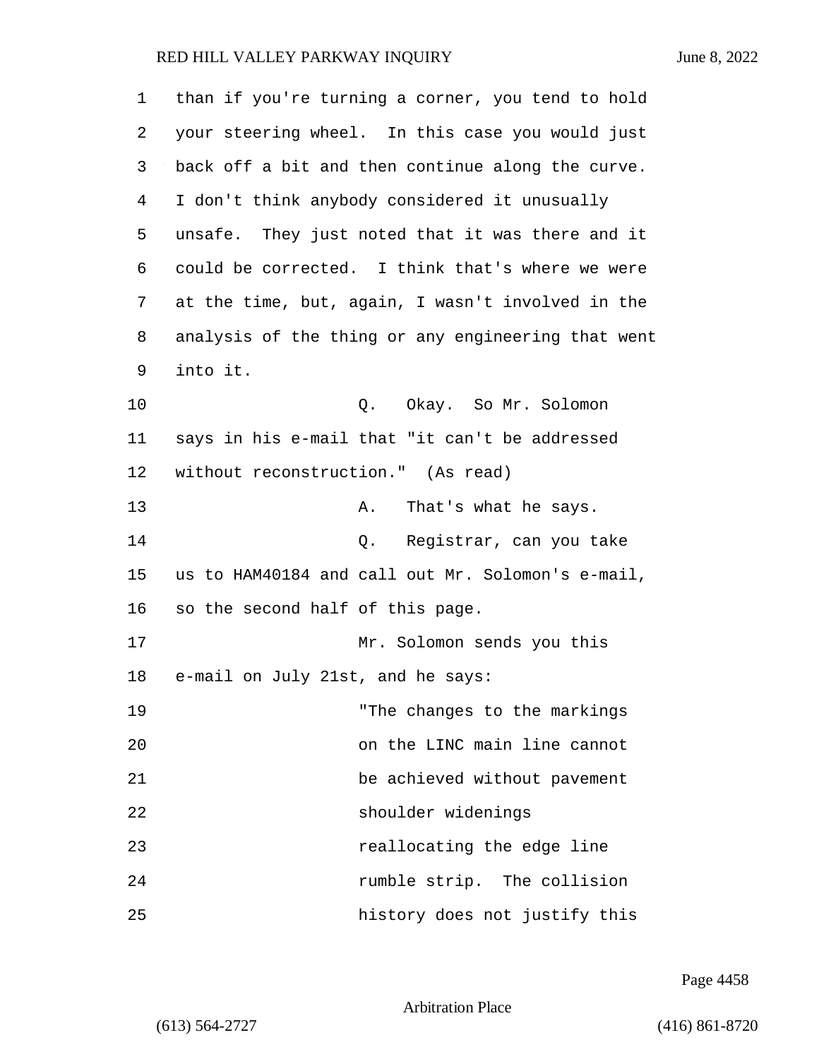than if you're turning a corner, you tend to hold your steering wheel. In this case you would just back off a bit and then continue along the curve. I don't think anybody considered it unusually unsafe. They just noted that it was there and it could be corrected. I think that's where we were at the time, but, again, I wasn't involved in the analysis of the thing or any engineering that went into it.

Q. Okay. So Mr. Solomon says in his e-mail that "it can't be addressed without reconstruction." (As read)

A. That's what he says.

Q. Registrar, can you take us to HAM40184 and call out Mr. Solomon's e-mail, so the second half of this page.

Mr. Solomon sends you this e-mail on July 21st, and he says:

"The changes to the markings on the LINC main line cannot be achieved without pavement shoulder widenings reallocating the edge line rumble strip. The collision history does not justify this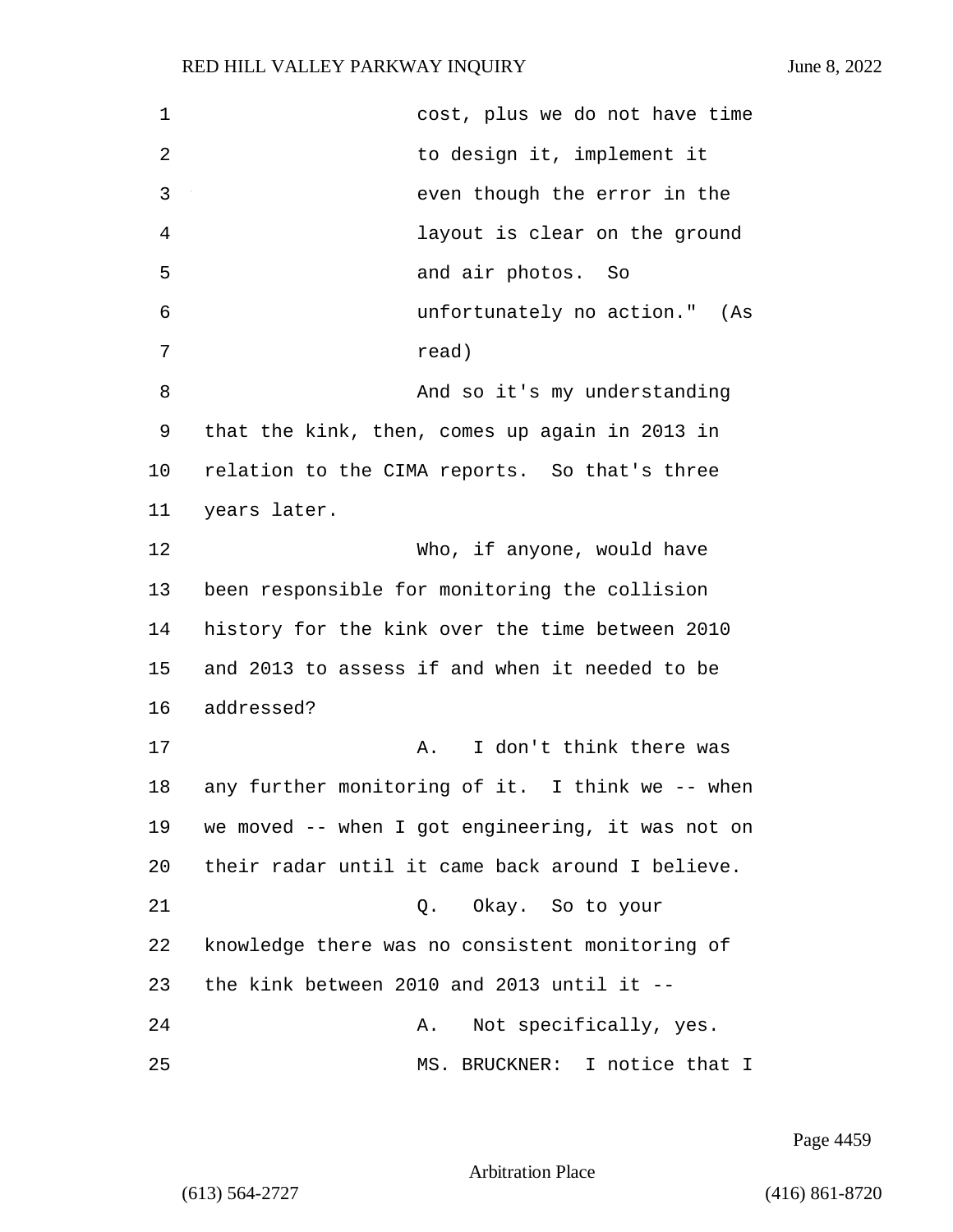cost, plus we do not have time to design it, implement it even though the error in the layout is clear on the ground and air photos. So unfortunately no action." (As read)

And so it's my understanding that the kink, then, comes up again in 2013 in relation to the CIMA reports. So that's three years later.

Who, if anyone, would have been responsible for monitoring the collision history for the kink over the time between 2010 and 2013 to assess if and when it needed to be addressed?

A. I don't think there was any further monitoring of it. I think we -- when we moved -- when I got engineering, it was not on their radar until it came back around I believe.

Q. Okay. So to your knowledge there was no consistent monitoring of the kink between 2010 and 2013 until it --

A. Not specifically, yes.

MS. BRUCKNER: I notice that I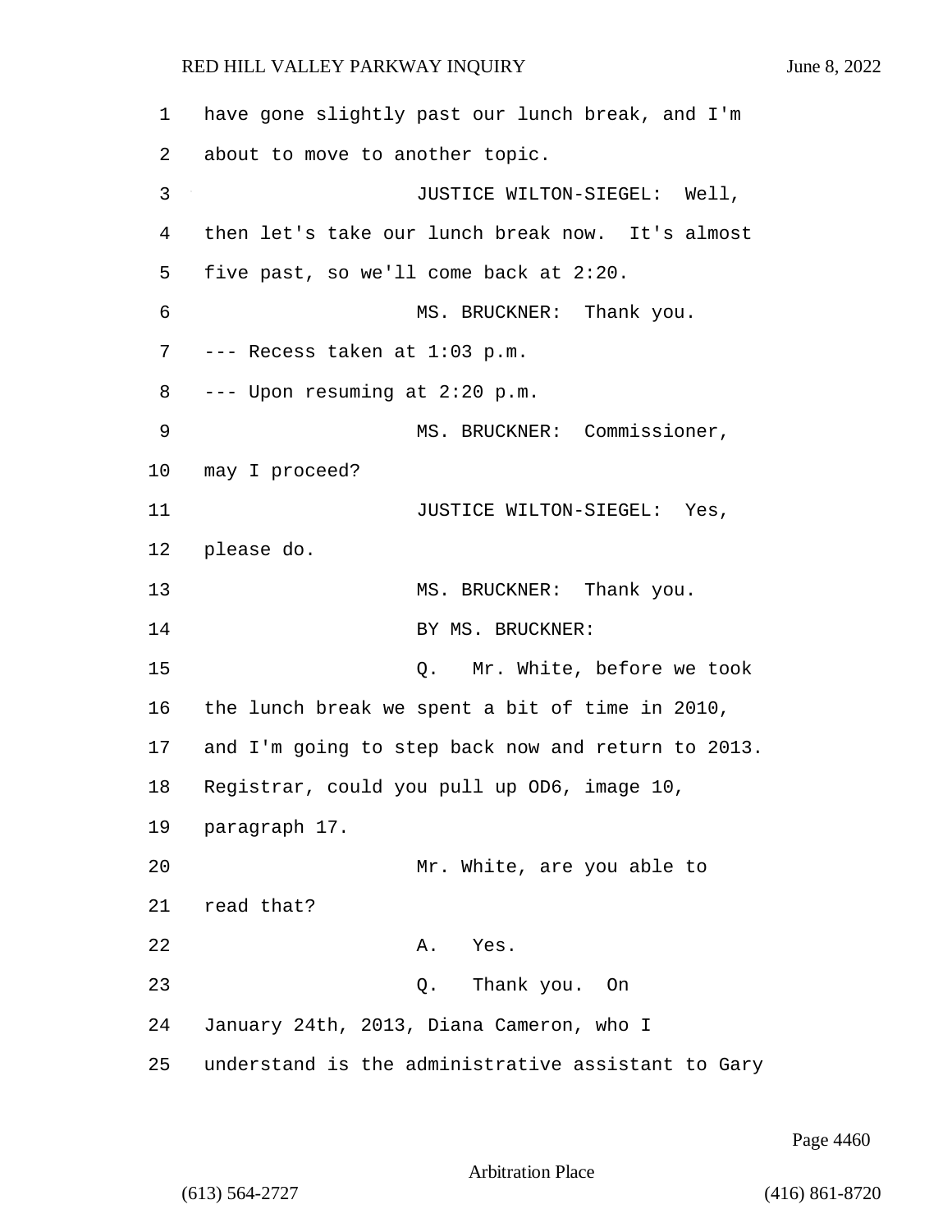1 have gone slightly past our lunch break, and I'm
2 about to move to another topic.
3 JUSTICE WILTON-SIEGEL: Well,
4 then let's take our lunch break now. It's almost
5 five past, so we'll come back at 2:20.
6 MS. BRUCKNER: Thank you.
7 --- Recess taken at 1:03 p.m.
8 --- Upon resuming at 2:20 p.m.
9 MS. BRUCKNER: Commissioner,
10 may I proceed?
11 JUSTICE WILTON-SIEGEL: Yes,
12 please do.
13 MS. BRUCKNER: Thank you.
14 BY MS. BRUCKNER:
15 Q. Mr. White, before we took
16 the lunch break we spent a bit of time in 2010,
17 and I'm going to step back now and return to 2013.
18 Registrar, could you pull up OD6, image 10,
19 paragraph 17.
20 Mr. White, are you able to
21 read that?
22 A. Yes.
23 Q. Thank you. On
24 January 24th, 2013, Diana Cameron, who I
25 understand is the administrative assistant to Gary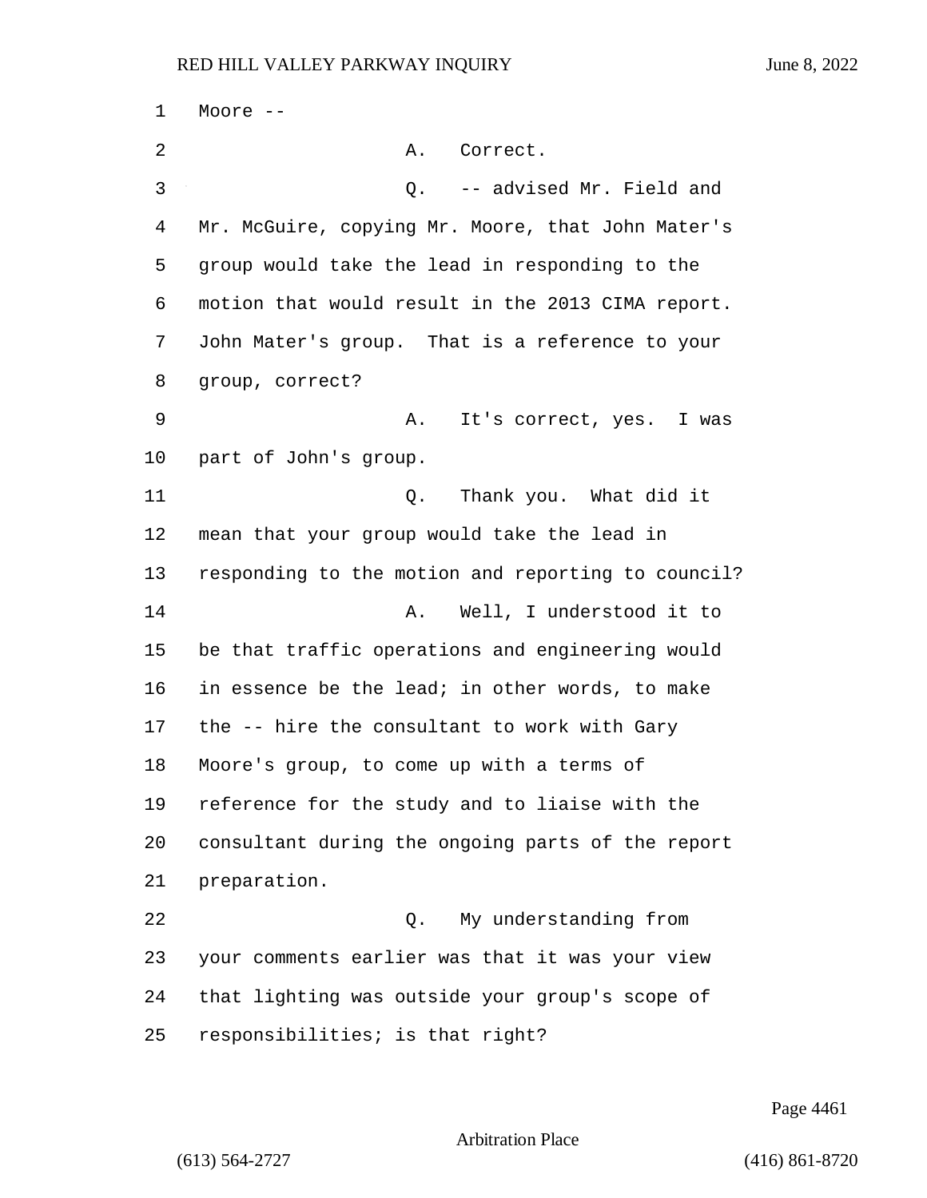Moore --

A. Correct.

Q. -- advised Mr. Field and Mr. McGuire, copying Mr. Moore, that John Mater's group would take the lead in responding to the motion that would result in the 2013 CIMA report. John Mater's group. That is a reference to your group, correct?

A. It's correct, yes. I was part of John's group.

Q. Thank you. What did it mean that your group would take the lead in responding to the motion and reporting to council?

A. Well, I understood it to be that traffic operations and engineering would in essence be the lead; in other words, to make the -- hire the consultant to work with Gary Moore's group, to come up with a terms of reference for the study and to liaise with the consultant during the ongoing parts of the report preparation.

Q. My understanding from your comments earlier was that it was your view that lighting was outside your group's scope of responsibilities; is that right?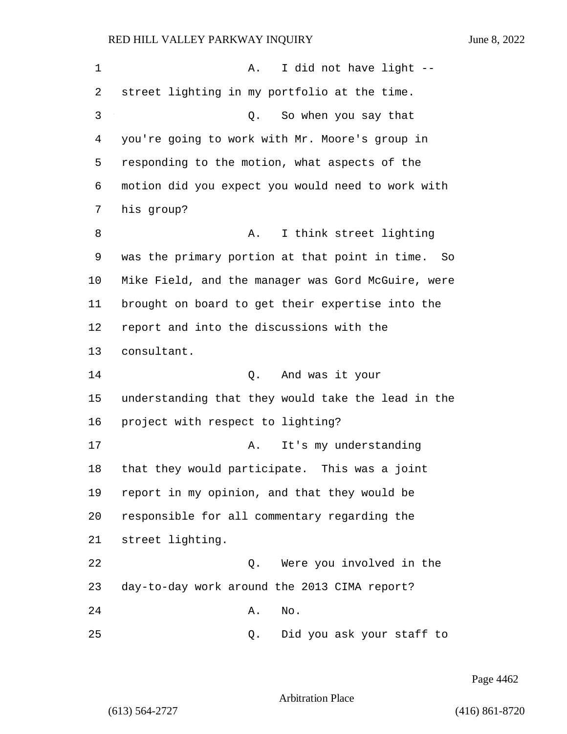A. I did not have light -- street lighting in my portfolio at the time.

Q. So when you say that you're going to work with Mr. Moore's group in responding to the motion, what aspects of the motion did you expect you would need to work with his group?

A. I think street lighting was the primary portion at that point in time. So Mike Field, and the manager was Gord McGuire, were brought on board to get their expertise into the report and into the discussions with the consultant.

Q. And was it your understanding that they would take the lead in the project with respect to lighting?

A. It's my understanding that they would participate. This was a joint report in my opinion, and that they would be responsible for all commentary regarding the street lighting.

Q. Were you involved in the day-to-day work around the 2013 CIMA report?

A. No.

Q. Did you ask your staff to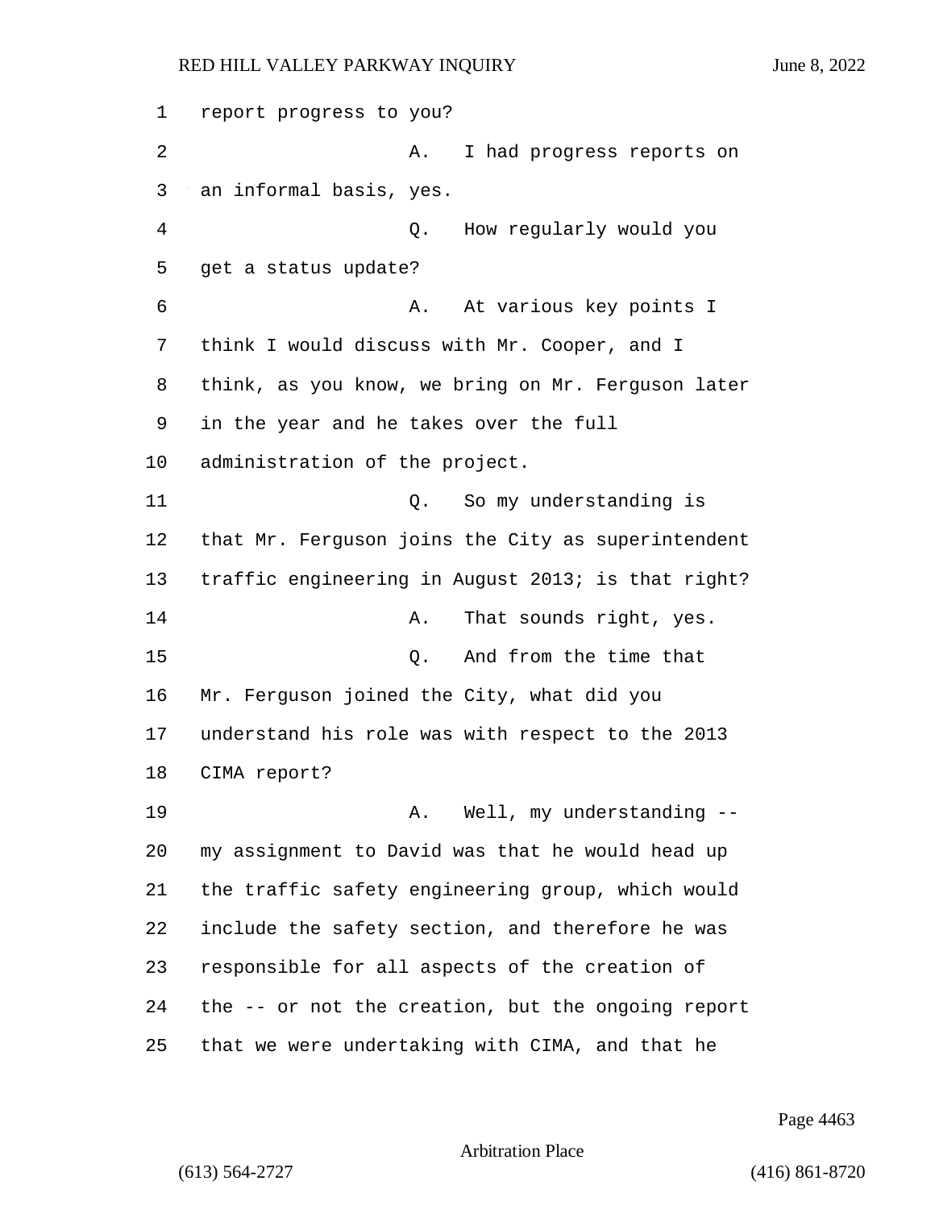report progress to you?

A. I had progress reports on an informal basis, yes.

Q. How regularly would you get a status update?

A. At various key points I think I would discuss with Mr. Cooper, and I think, as you know, we bring on Mr. Ferguson later in the year and he takes over the full administration of the project.

Q. So my understanding is that Mr. Ferguson joins the City as superintendent traffic engineering in August 2013; is that right?

A. That sounds right, yes.

Q. And from the time that Mr. Ferguson joined the City, what did you understand his role was with respect to the 2013 CIMA report?

A. Well, my understanding -- my assignment to David was that he would head up the traffic safety engineering group, which would include the safety section, and therefore he was responsible for all aspects of the creation of the -- or not the creation, but the ongoing report that we were undertaking with CIMA, and that he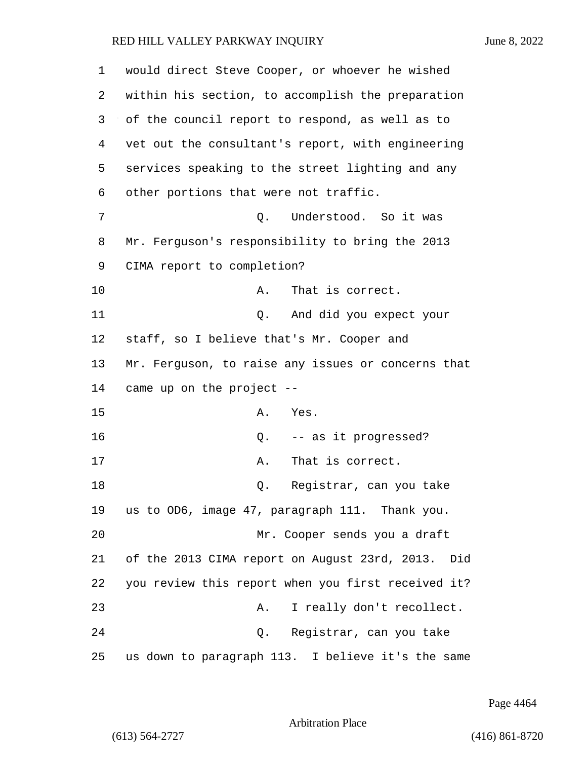would direct Steve Cooper, or whoever he wished within his section, to accomplish the preparation of the council report to respond, as well as to vet out the consultant's report, with engineering services speaking to the street lighting and any other portions that were not traffic.

Q. Understood. So it was Mr. Ferguson's responsibility to bring the 2013 CIMA report to completion?

A. That is correct.

Q. And did you expect your staff, so I believe that's Mr. Cooper and Mr. Ferguson, to raise any issues or concerns that came up on the project --

A. Yes.

Q. -- as it progressed?

A. That is correct.

Q. Registrar, can you take us to OD6, image 47, paragraph 111. Thank you.

Mr. Cooper sends you a draft of the 2013 CIMA report on August 23rd, 2013. Did you review this report when you first received it?

A. I really don't recollect.

Q. Registrar, can you take us down to paragraph 113. I believe it's the same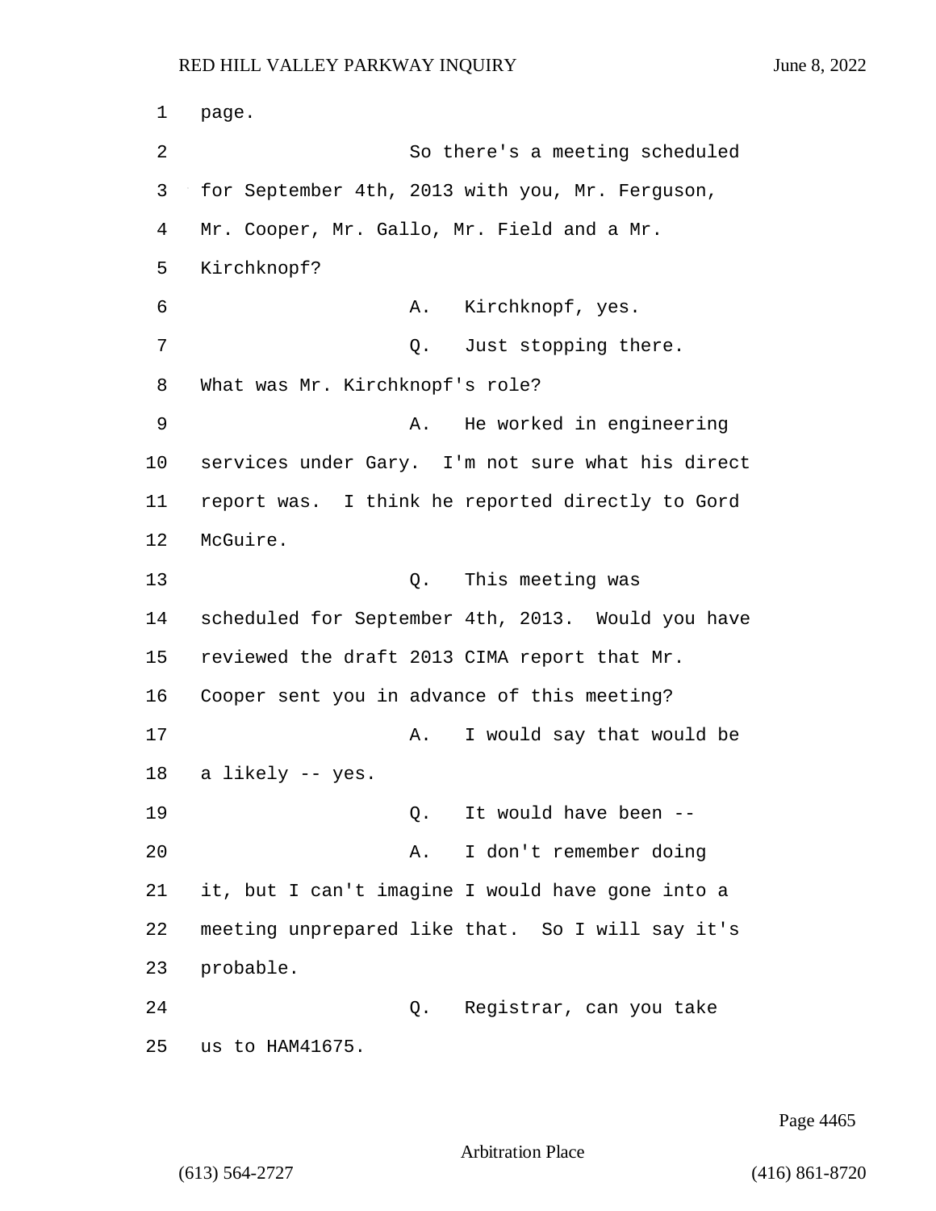page.

So there's a meeting scheduled for September 4th, 2013 with you, Mr. Ferguson, Mr. Cooper, Mr. Gallo, Mr. Field and a Mr. Kirchknopf?

A. Kirchknopf, yes.

Q. Just stopping there. What was Mr. Kirchknopf's role?

A. He worked in engineering services under Gary. I'm not sure what his direct report was. I think he reported directly to Gord McGuire.

Q. This meeting was scheduled for September 4th, 2013. Would you have reviewed the draft 2013 CIMA report that Mr. Cooper sent you in advance of this meeting?

A. I would say that would be a likely -- yes.

Q. It would have been --

A. I don't remember doing it, but I can't imagine I would have gone into a meeting unprepared like that. So I will say it's probable.

Q. Registrar, can you take us to HAM41675.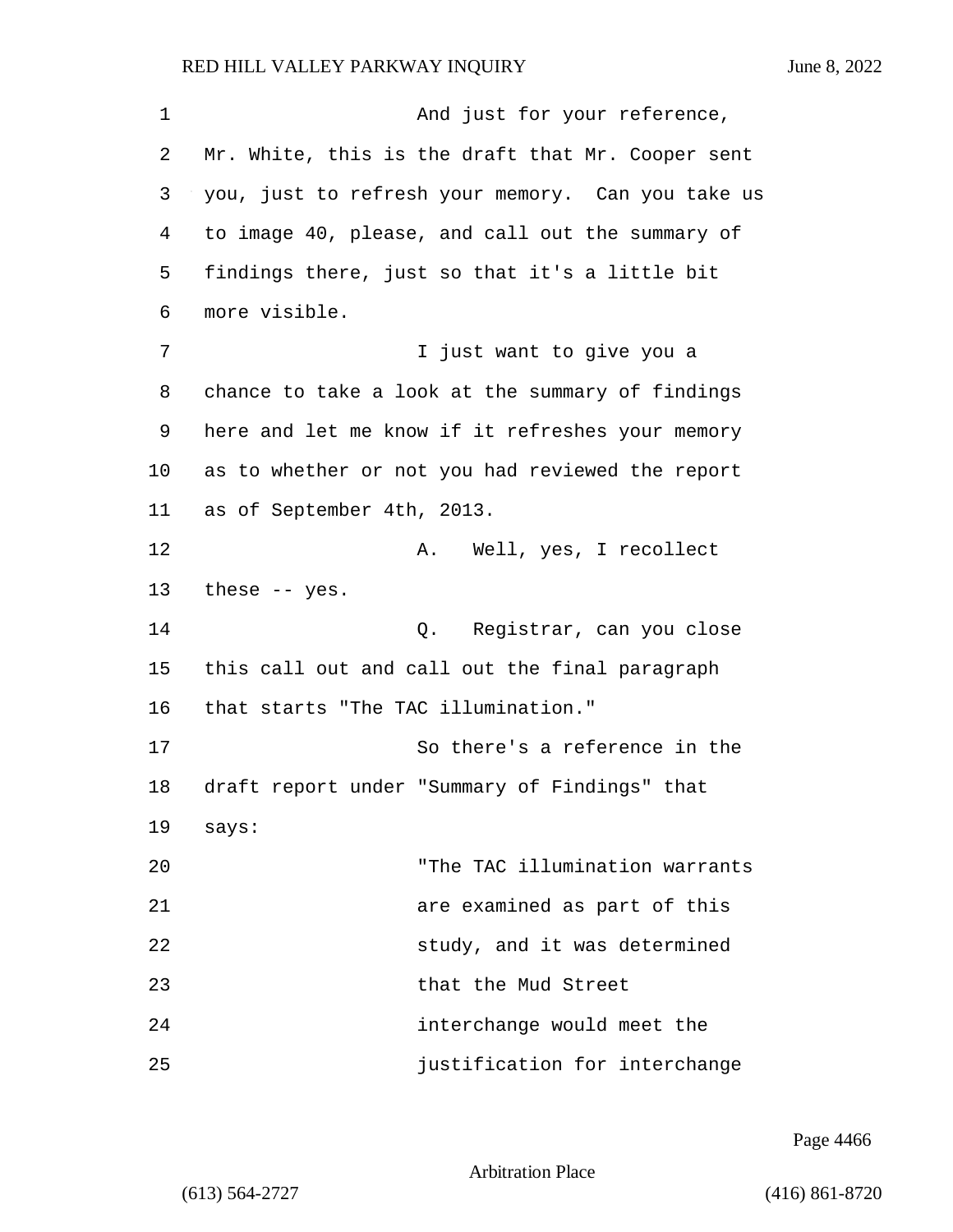And just for your reference, Mr. White, this is the draft that Mr. Cooper sent you, just to refresh your memory. Can you take us to image 40, please, and call out the summary of findings there, just so that it's a little bit more visible.

I just want to give you a chance to take a look at the summary of findings here and let me know if it refreshes your memory as to whether or not you had reviewed the report as of September 4th, 2013.

A. Well, yes, I recollect these -- yes.

Q. Registrar, can you close this call out and call out the final paragraph that starts "The TAC illumination."

So there's a reference in the draft report under "Summary of Findings" that says:

> "The TAC illumination warrants are examined as part of this study, and it was determined that the Mud Street interchange would meet the justification for interchange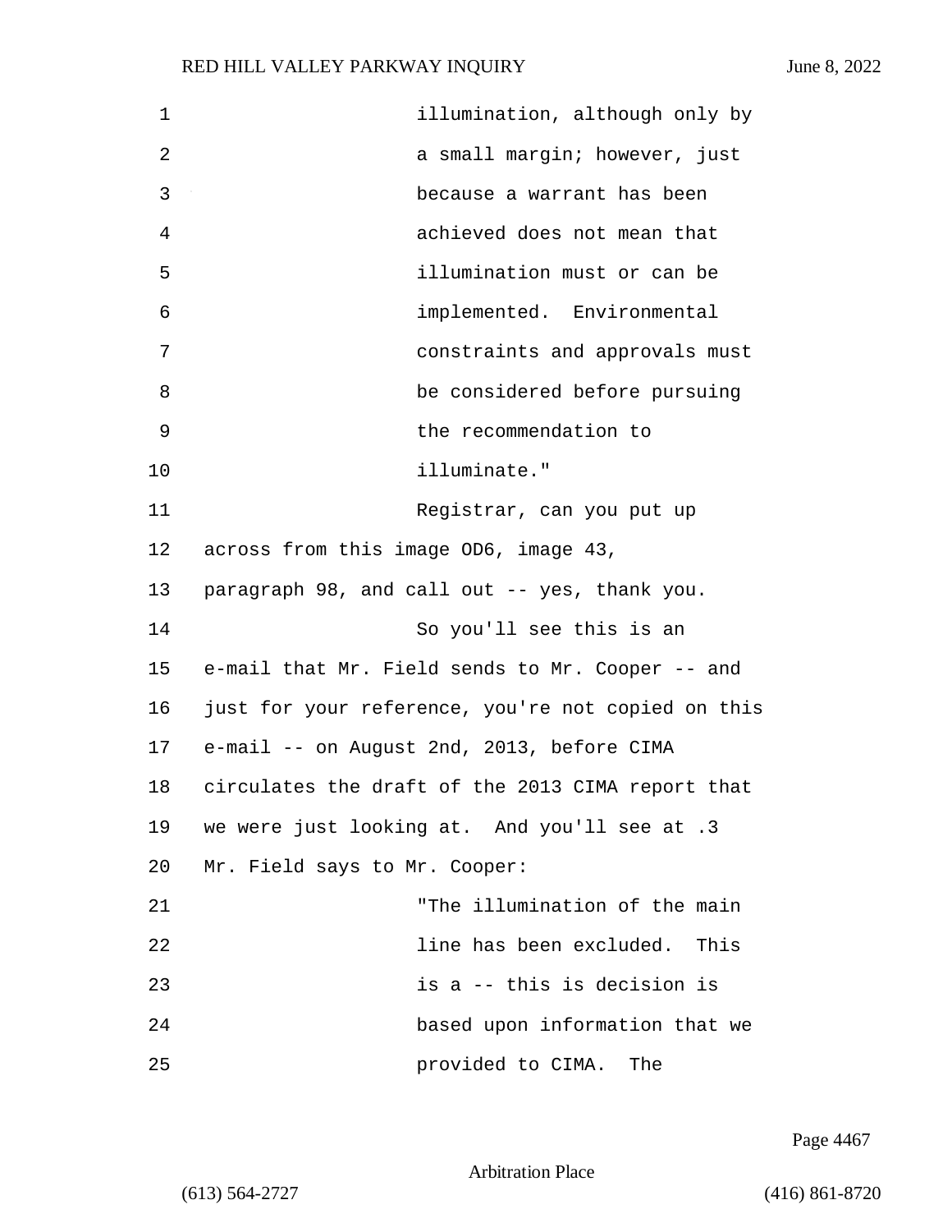illumination, although only by a small margin; however, just because a warrant has been achieved does not mean that illumination must or can be implemented. Environmental constraints and approvals must be considered before pursuing the recommendation to illuminate."

Registrar, can you put up across from this image OD6, image 43, paragraph 98, and call out -- yes, thank you.

So you'll see this is an e-mail that Mr. Field sends to Mr. Cooper -- and just for your reference, you're not copied on this e-mail -- on August 2nd, 2013, before CIMA circulates the draft of the 2013 CIMA report that we were just looking at. And you'll see at .3 Mr. Field says to Mr. Cooper:

"The illumination of the main line has been excluded. This is a -- this is decision is based upon information that we provided to CIMA. The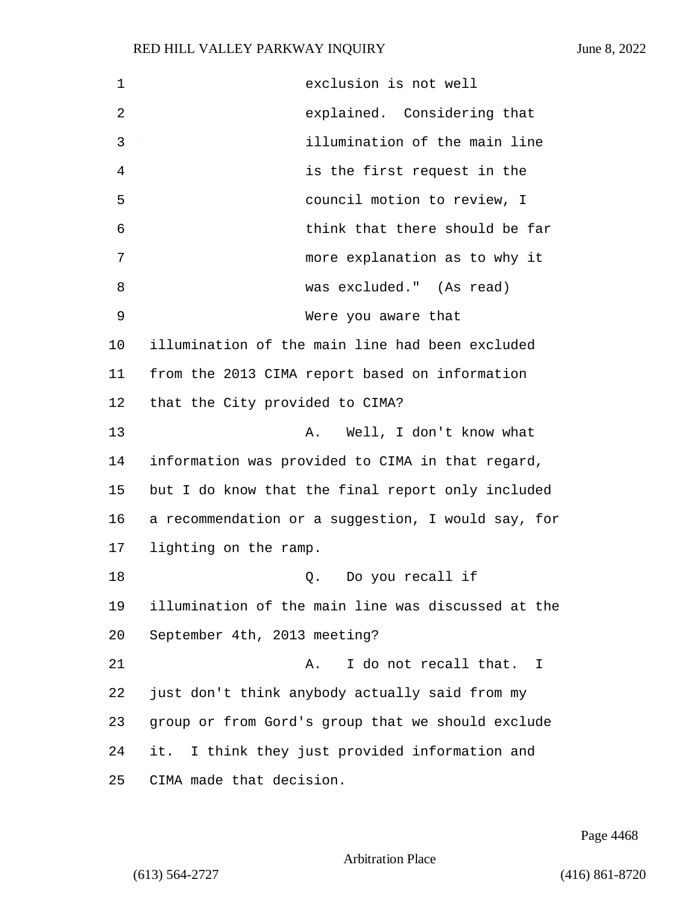exclusion is not well explained. Considering that illumination of the main line is the first request in the council motion to review, I think that there should be far more explanation as to why it was excluded." (As read)

Were you aware that illumination of the main line had been excluded from the 2013 CIMA report based on information that the City provided to CIMA?

A. Well, I don't know what information was provided to CIMA in that regard, but I do know that the final report only included a recommendation or a suggestion, I would say, for lighting on the ramp.

Q. Do you recall if illumination of the main line was discussed at the September 4th, 2013 meeting?

A. I do not recall that. I just don't think anybody actually said from my group or from Gord's group that we should exclude it. I think they just provided information and CIMA made that decision.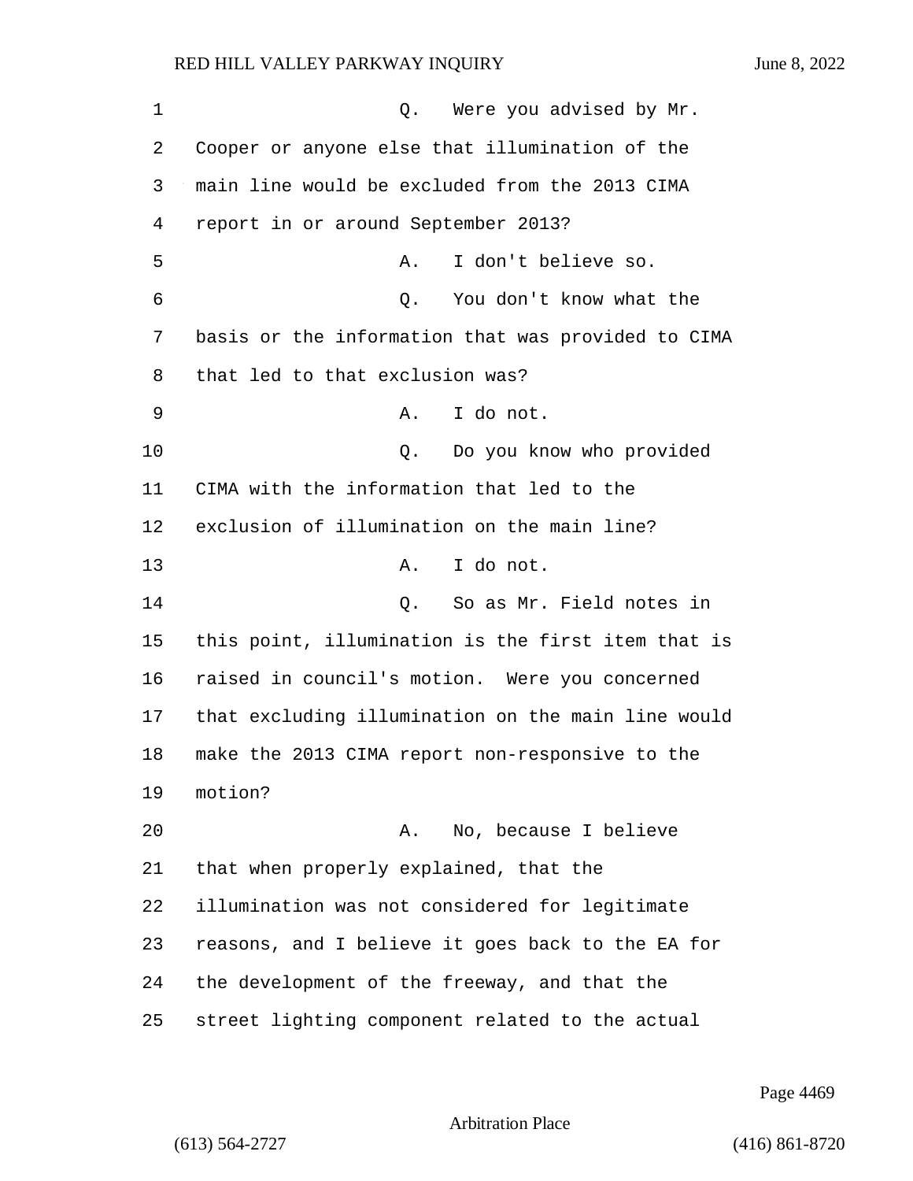Q. Were you advised by Mr. Cooper or anyone else that illumination of the main line would be excluded from the 2013 CIMA report in or around September 2013?

A. I don't believe so.

Q. You don't know what the basis or the information that was provided to CIMA that led to that exclusion was?

A. I do not.

Q. Do you know who provided CIMA with the information that led to the exclusion of illumination on the main line?

A. I do not.

Q. So as Mr. Field notes in this point, illumination is the first item that is raised in council's motion. Were you concerned that excluding illumination on the main line would make the 2013 CIMA report non-responsive to the motion?

A. No, because I believe that when properly explained, that the illumination was not considered for legitimate reasons, and I believe it goes back to the EA for the development of the freeway, and that the street lighting component related to the actual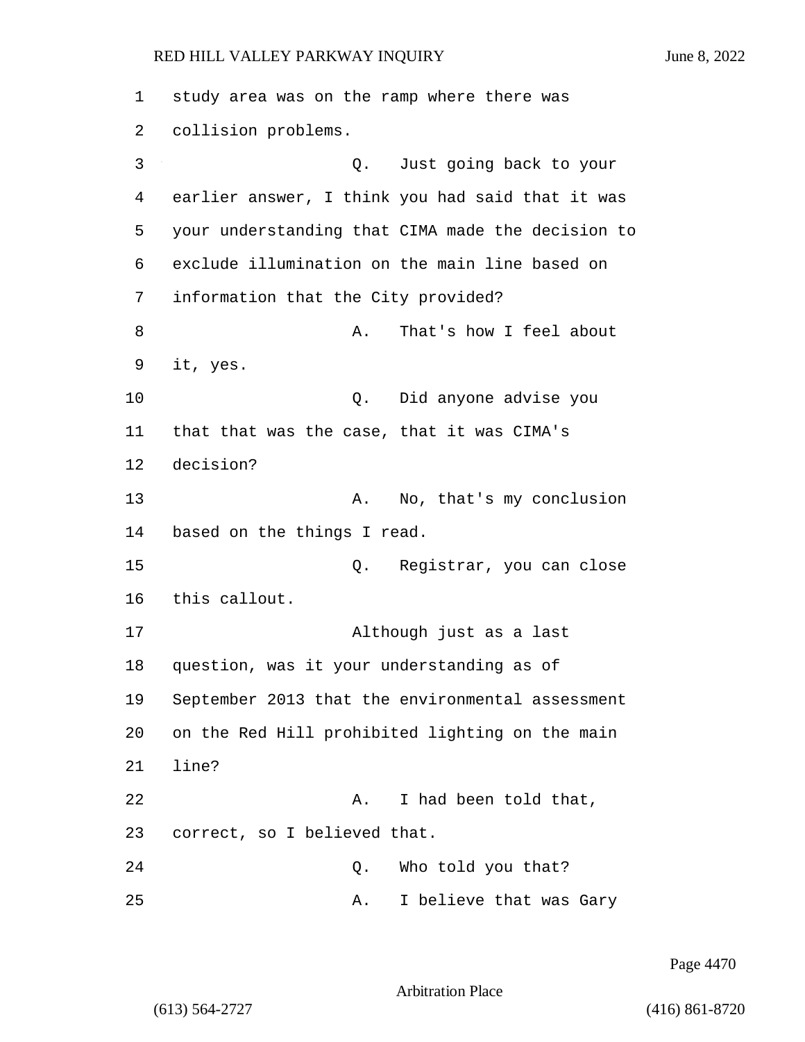1 study area was on the ramp where there was
2 collision problems.

3 Q. Just going back to your
4 earlier answer, I think you had said that it was
5 your understanding that CIMA made the decision to
6 exclude illumination on the main line based on
7 information that the City provided?

8 A. That's how I feel about
9 it, yes.

10 Q. Did anyone advise you
11 that that was the case, that it was CIMA's
12 decision?

13 A. No, that's my conclusion
14 based on the things I read.

15 Q. Registrar, you can close
16 this callout.

17 Although just as a last
18 question, was it your understanding as of
19 September 2013 that the environmental assessment
20 on the Red Hill prohibited lighting on the main
21 line?

22 A. I had been told that,
23 correct, so I believed that.

24 Q. Who told you that?

25 A. I believe that was Gary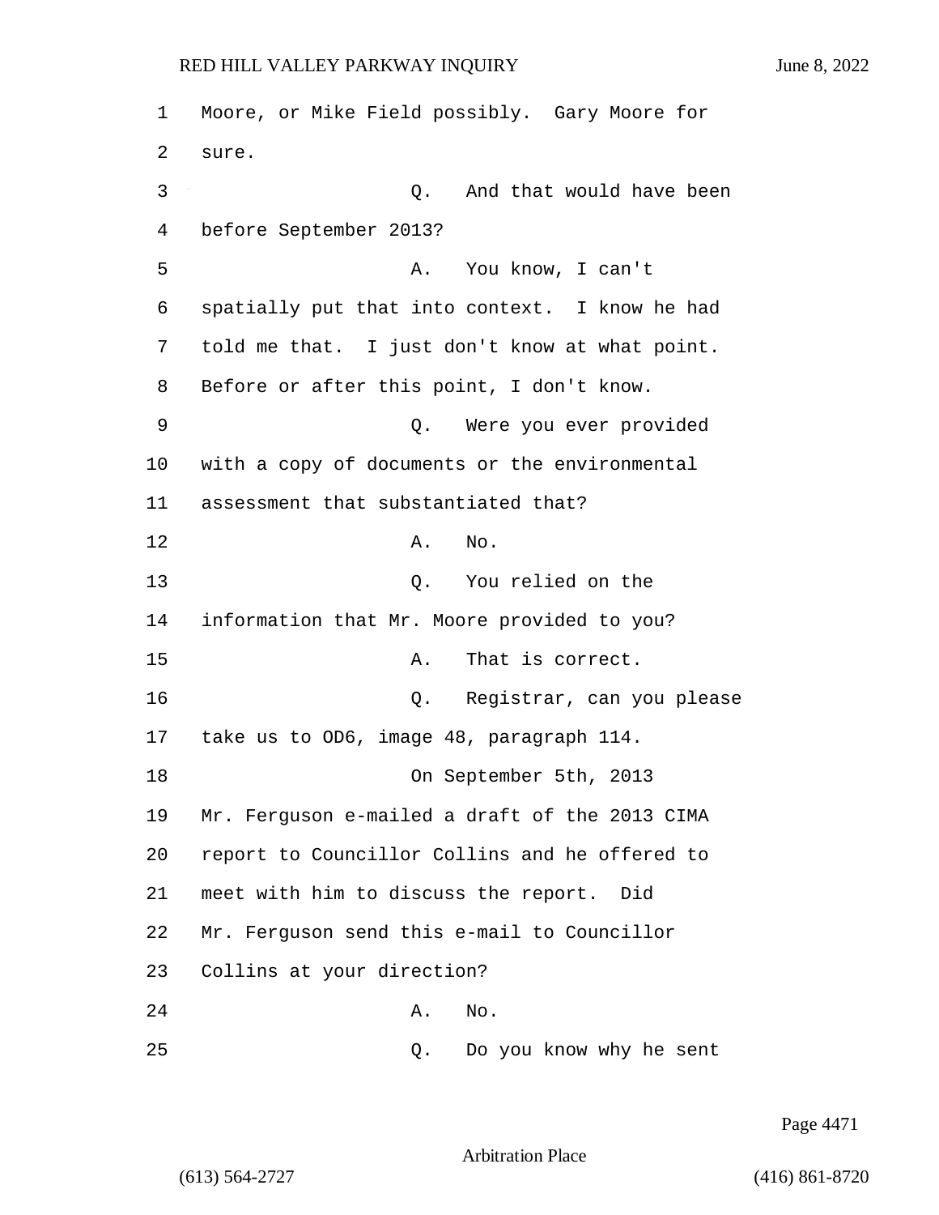Moore, or Mike Field possibly. Gary Moore for sure.

Q. And that would have been before September 2013?

A. You know, I can't spatially put that into context. I know he had told me that. I just don't know at what point. Before or after this point, I don't know.

Q. Were you ever provided with a copy of documents or the environmental assessment that substantiated that?

A. No.

Q. You relied on the information that Mr. Moore provided to you?

A. That is correct.

Q. Registrar, can you please take us to OD6, image 48, paragraph 114.

On September 5th, 2013 Mr. Ferguson e-mailed a draft of the 2013 CIMA report to Councillor Collins and he offered to meet with him to discuss the report. Did Mr. Ferguson send this e-mail to Councillor Collins at your direction?

A. No.

Q. Do you know why he sent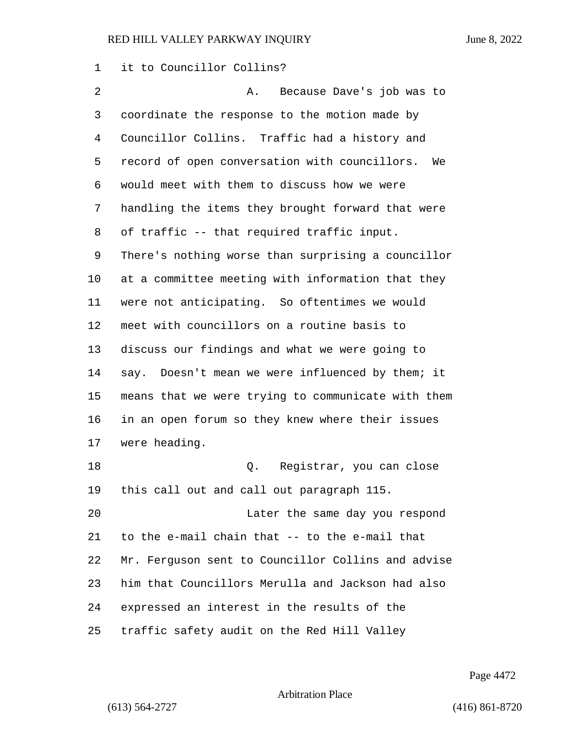it to Councillor Collins?

A. Because Dave's job was to coordinate the response to the motion made by Councillor Collins. Traffic had a history and record of open conversation with councillors. We would meet with them to discuss how we were handling the items they brought forward that were of traffic -- that required traffic input. There's nothing worse than surprising a councillor at a committee meeting with information that they were not anticipating. So oftentimes we would meet with councillors on a routine basis to discuss our findings and what we were going to say. Doesn't mean we were influenced by them; it means that we were trying to communicate with them in an open forum so they knew where their issues were heading.

Q. Registrar, you can close this call out and call out paragraph 115.

Later the same day you respond to the e-mail chain that -- to the e-mail that Mr. Ferguson sent to Councillor Collins and advise him that Councillors Merulla and Jackson had also expressed an interest in the results of the traffic safety audit on the Red Hill Valley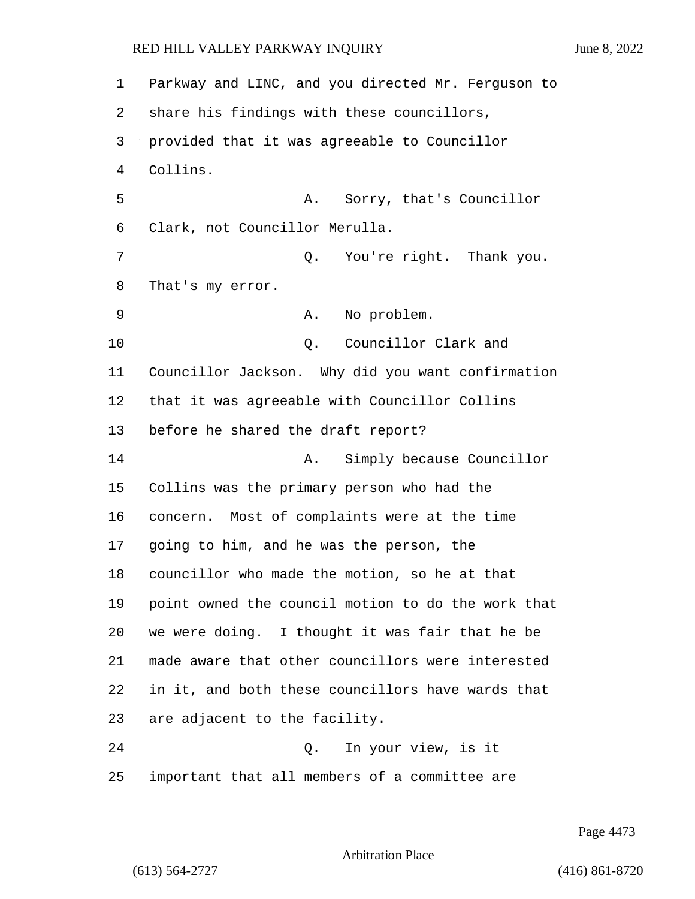Parkway and LINC, and you directed Mr. Ferguson to share his findings with these councillors, provided that it was agreeable to Councillor Collins.

A. Sorry, that's Councillor Clark, not Councillor Merulla.

Q. You're right. Thank you. That's my error.

A. No problem.

Q. Councillor Clark and Councillor Jackson. Why did you want confirmation that it was agreeable with Councillor Collins before he shared the draft report?

A. Simply because Councillor Collins was the primary person who had the concern. Most of complaints were at the time going to him, and he was the person, the councillor who made the motion, so he at that point owned the council motion to do the work that we were doing. I thought it was fair that he be made aware that other councillors were interested in it, and both these councillors have wards that are adjacent to the facility.

Q. In your view, is it important that all members of a committee are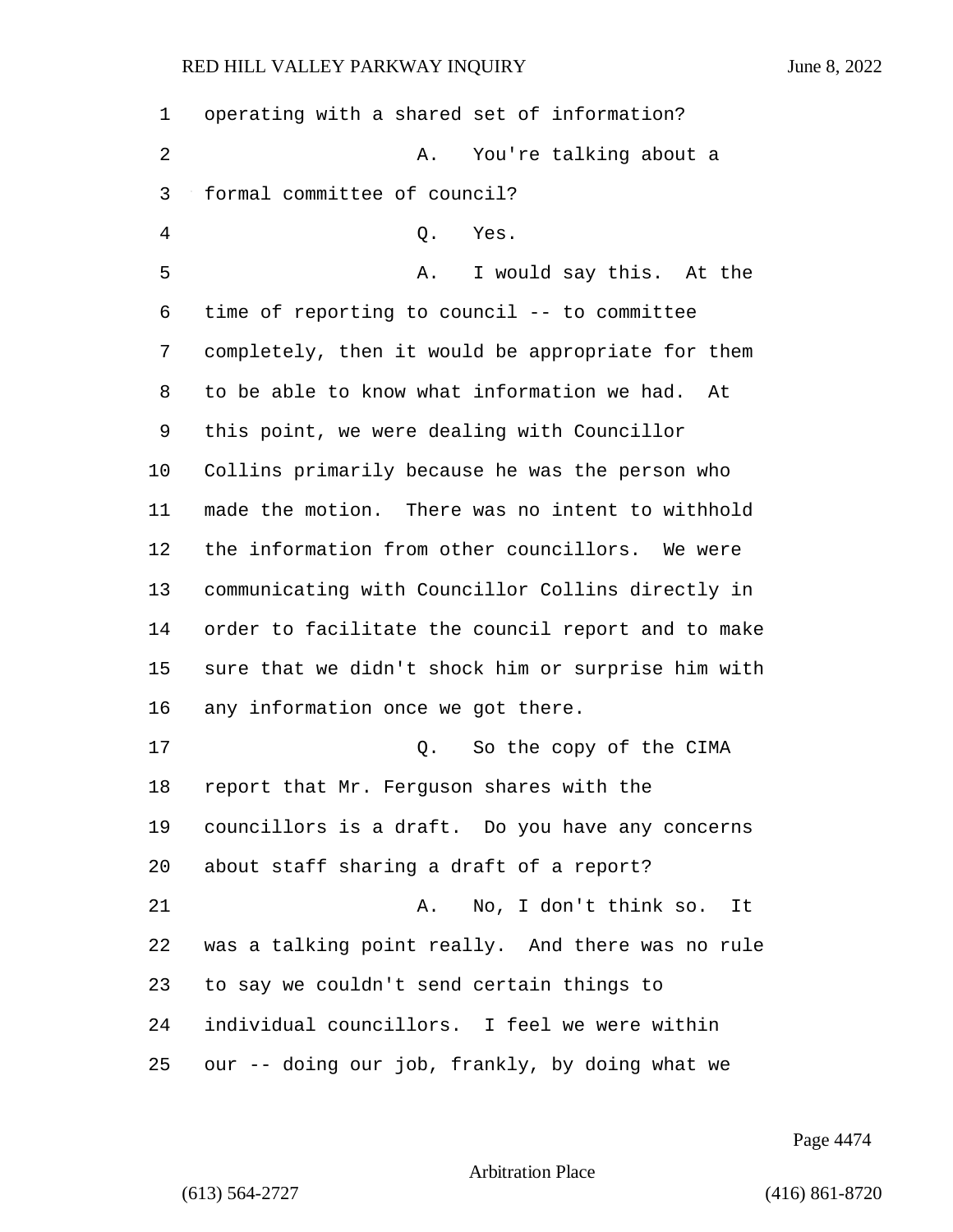operating with a shared set of information?

A. You're talking about a formal committee of council?

Q. Yes.

A. I would say this. At the time of reporting to council -- to committee completely, then it would be appropriate for them to be able to know what information we had. At this point, we were dealing with Councillor Collins primarily because he was the person who made the motion. There was no intent to withhold the information from other councillors. We were communicating with Councillor Collins directly in order to facilitate the council report and to make sure that we didn't shock him or surprise him with any information once we got there.

Q. So the copy of the CIMA report that Mr. Ferguson shares with the councillors is a draft. Do you have any concerns about staff sharing a draft of a report?

A. No, I don't think so. It was a talking point really. And there was no rule to say we couldn't send certain things to individual councillors. I feel we were within our -- doing our job, frankly, by doing what we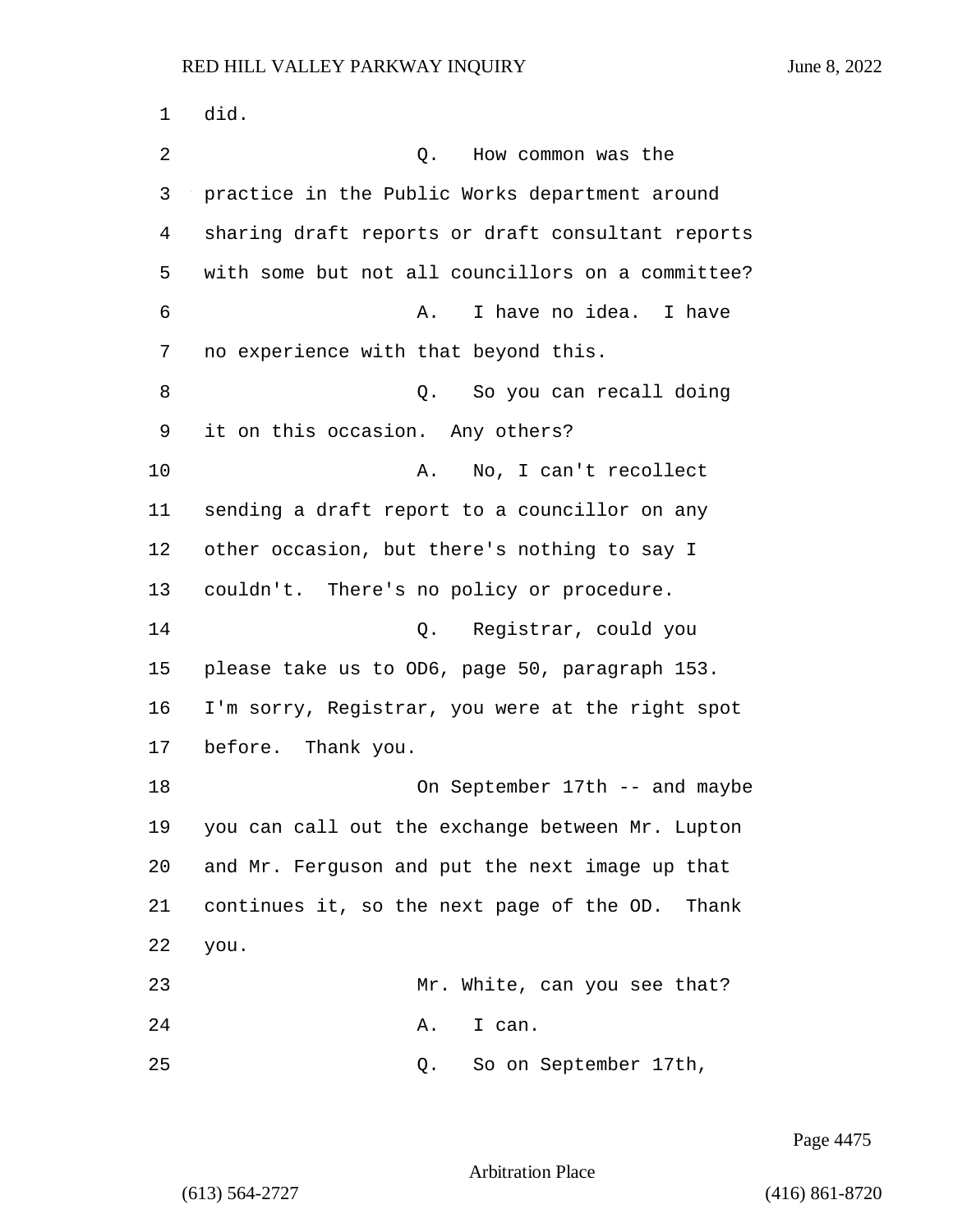did.

Q. How common was the practice in the Public Works department around sharing draft reports or draft consultant reports with some but not all councillors on a committee?

A. I have no idea. I have no experience with that beyond this.

Q. So you can recall doing it on this occasion. Any others?

A. No, I can't recollect sending a draft report to a councillor on any other occasion, but there's nothing to say I couldn't. There's no policy or procedure.

Q. Registrar, could you please take us to OD6, page 50, paragraph 153. I'm sorry, Registrar, you were at the right spot before. Thank you.

On September 17th -- and maybe you can call out the exchange between Mr. Lupton and Mr. Ferguson and put the next image up that continues it, so the next page of the OD. Thank you.

Mr. White, can you see that?

A. I can.

Q. So on September 17th,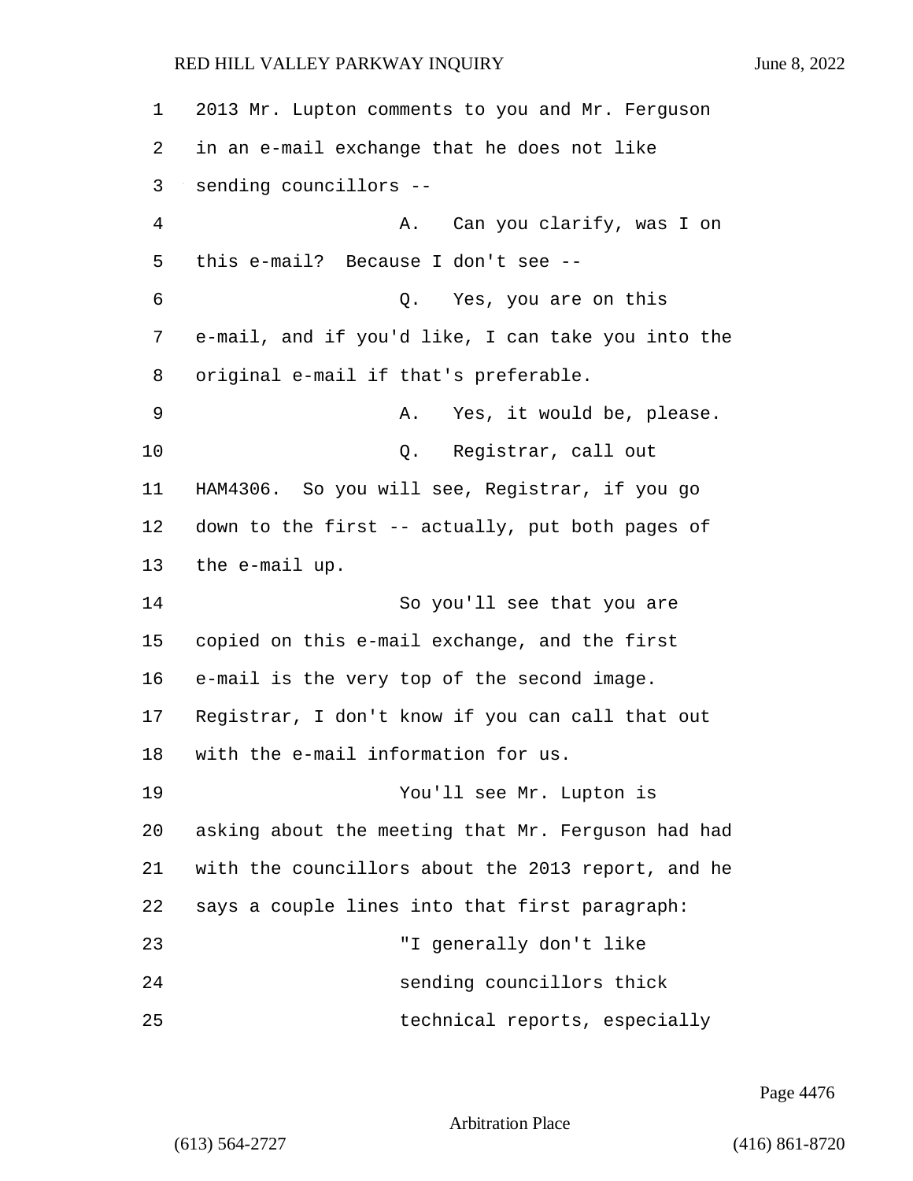2013 Mr. Lupton comments to you and Mr. Ferguson in an e-mail exchange that he does not like sending councillors --

A. Can you clarify, was I on this e-mail? Because I don't see --

Q. Yes, you are on this e-mail, and if you'd like, I can take you into the original e-mail if that's preferable.

A. Yes, it would be, please.

Q. Registrar, call out HAM4306. So you will see, Registrar, if you go down to the first -- actually, put both pages of the e-mail up.

So you'll see that you are copied on this e-mail exchange, and the first e-mail is the very top of the second image. Registrar, I don't know if you can call that out with the e-mail information for us.

You'll see Mr. Lupton is asking about the meeting that Mr. Ferguson had had with the councillors about the 2013 report, and he says a couple lines into that first paragraph:

"I generally don't like sending councillors thick technical reports, especially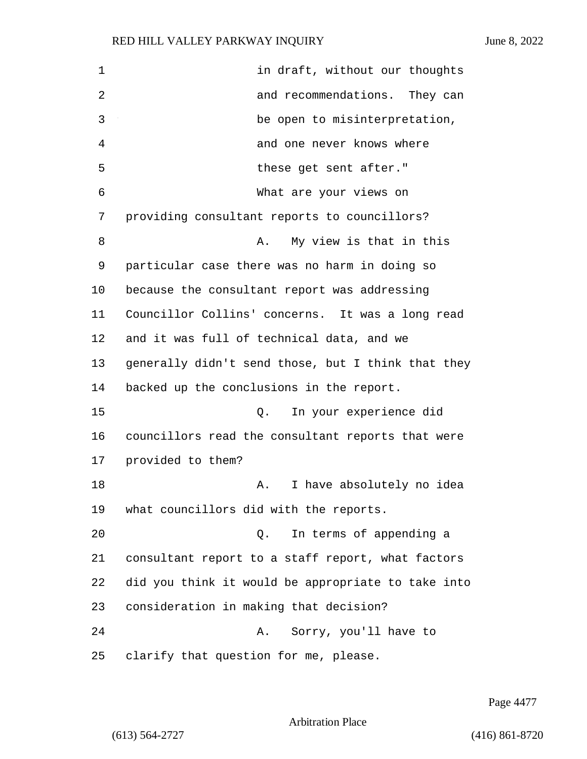in draft, without our thoughts and recommendations. They can be open to misinterpretation, and one never knows where these get sent after."

What are your views on providing consultant reports to councillors?

A. My view is that in this particular case there was no harm in doing so because the consultant report was addressing Councillor Collins' concerns. It was a long read and it was full of technical data, and we generally didn't send those, but I think that they backed up the conclusions in the report.

Q. In your experience did councillors read the consultant reports that were provided to them?

A. I have absolutely no idea what councillors did with the reports.

Q. In terms of appending a consultant report to a staff report, what factors did you think it would be appropriate to take into consideration in making that decision?

A. Sorry, you'll have to clarify that question for me, please.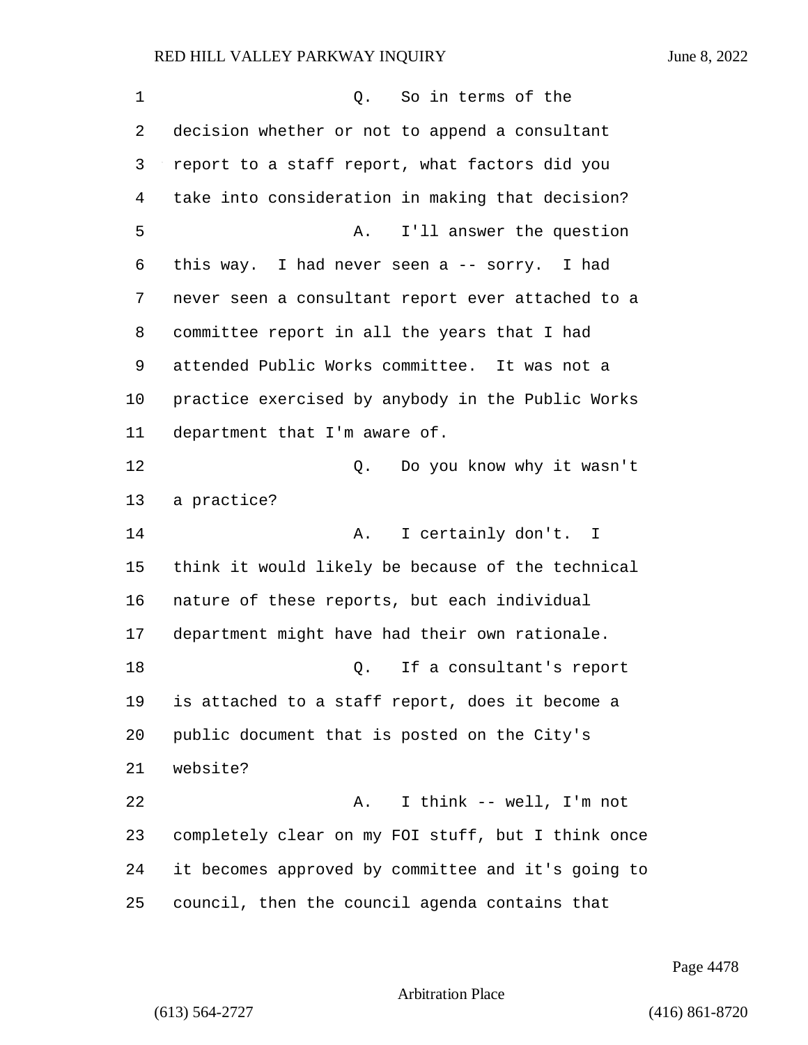Q. So in terms of the decision whether or not to append a consultant report to a staff report, what factors did you take into consideration in making that decision?

A. I'll answer the question this way. I had never seen a -- sorry. I had never seen a consultant report ever attached to a committee report in all the years that I had attended Public Works committee. It was not a practice exercised by anybody in the Public Works department that I'm aware of.

Q. Do you know why it wasn't a practice?

A. I certainly don't. I think it would likely be because of the technical nature of these reports, but each individual department might have had their own rationale.

Q. If a consultant's report is attached to a staff report, does it become a public document that is posted on the City's website?

A. I think -- well, I'm not completely clear on my FOI stuff, but I think once it becomes approved by committee and it's going to council, then the council agenda contains that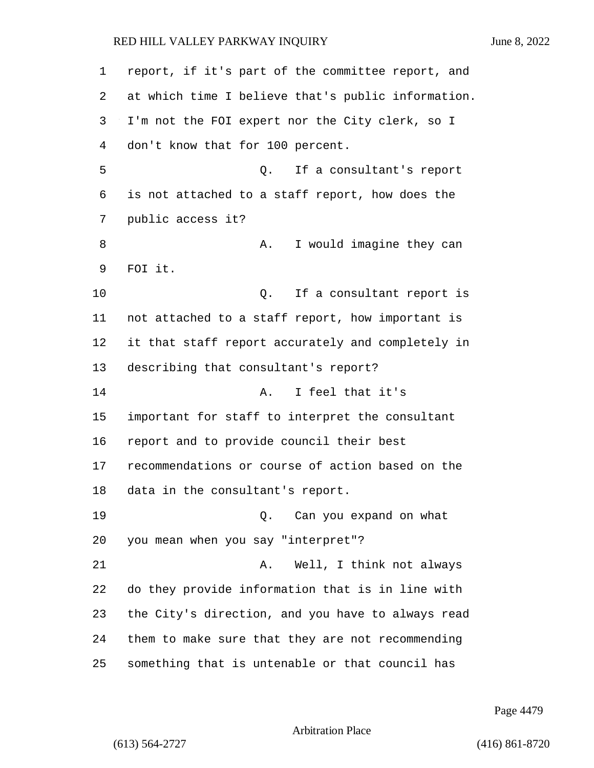report, if it's part of the committee report, and at which time I believe that's public information. I'm not the FOI expert nor the City clerk, so I don't know that for 100 percent.

Q. If a consultant's report is not attached to a staff report, how does the public access it?

A. I would imagine they can FOI it.

Q. If a consultant report is not attached to a staff report, how important is it that staff report accurately and completely in describing that consultant's report?

A. I feel that it's important for staff to interpret the consultant report and to provide council their best recommendations or course of action based on the data in the consultant's report.

Q. Can you expand on what you mean when you say "interpret"?

A. Well, I think not always do they provide information that is in line with the City's direction, and you have to always read them to make sure that they are not recommending something that is untenable or that council has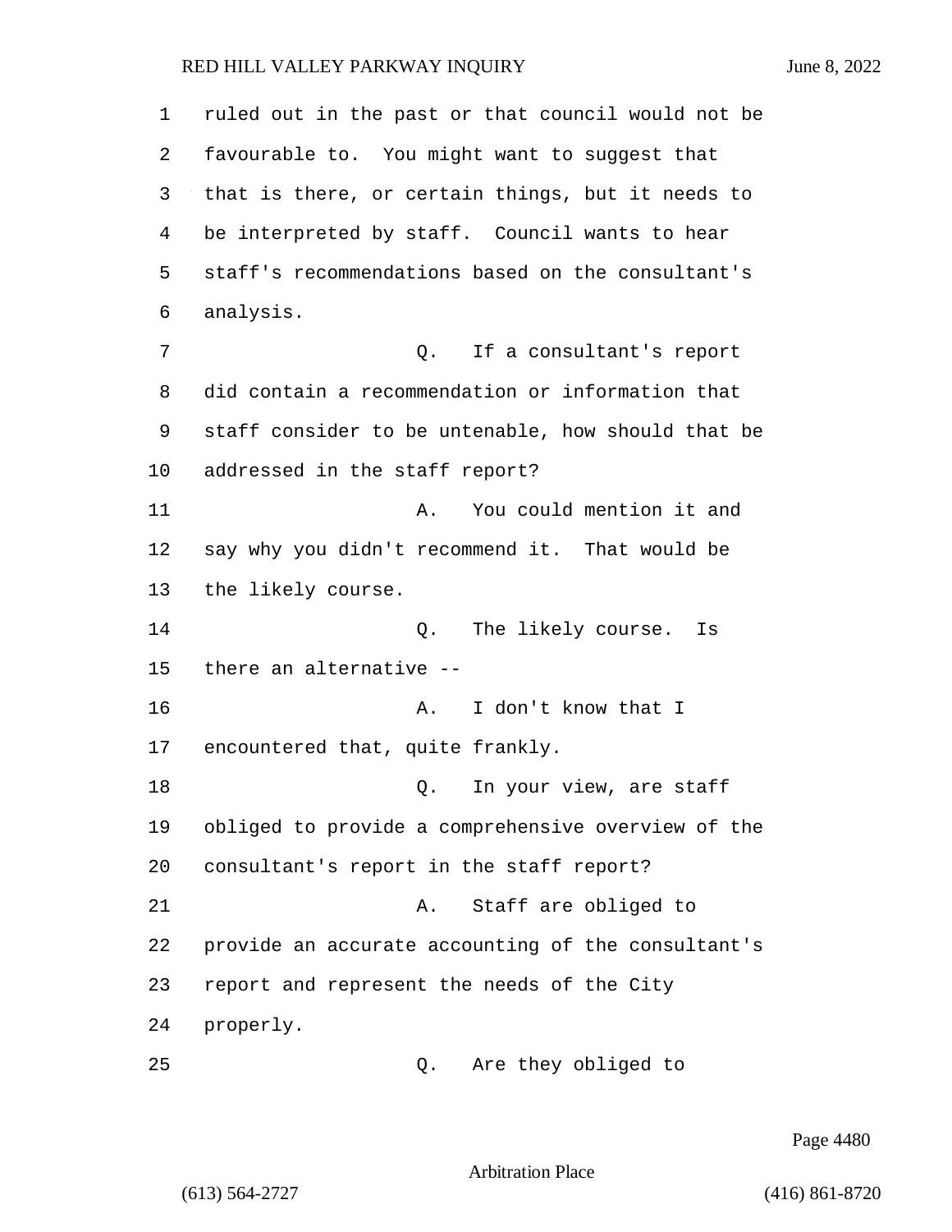ruled out in the past or that council would not be favourable to. You might want to suggest that that is there, or certain things, but it needs to be interpreted by staff. Council wants to hear staff's recommendations based on the consultant's analysis.

Q. If a consultant's report did contain a recommendation or information that staff consider to be untenable, how should that be addressed in the staff report?

A. You could mention it and say why you didn't recommend it. That would be the likely course.

Q. The likely course. Is there an alternative --

A. I don't know that I encountered that, quite frankly.

Q. In your view, are staff obliged to provide a comprehensive overview of the consultant's report in the staff report?

A. Staff are obliged to provide an accurate accounting of the consultant's report and represent the needs of the City properly.

Q. Are they obliged to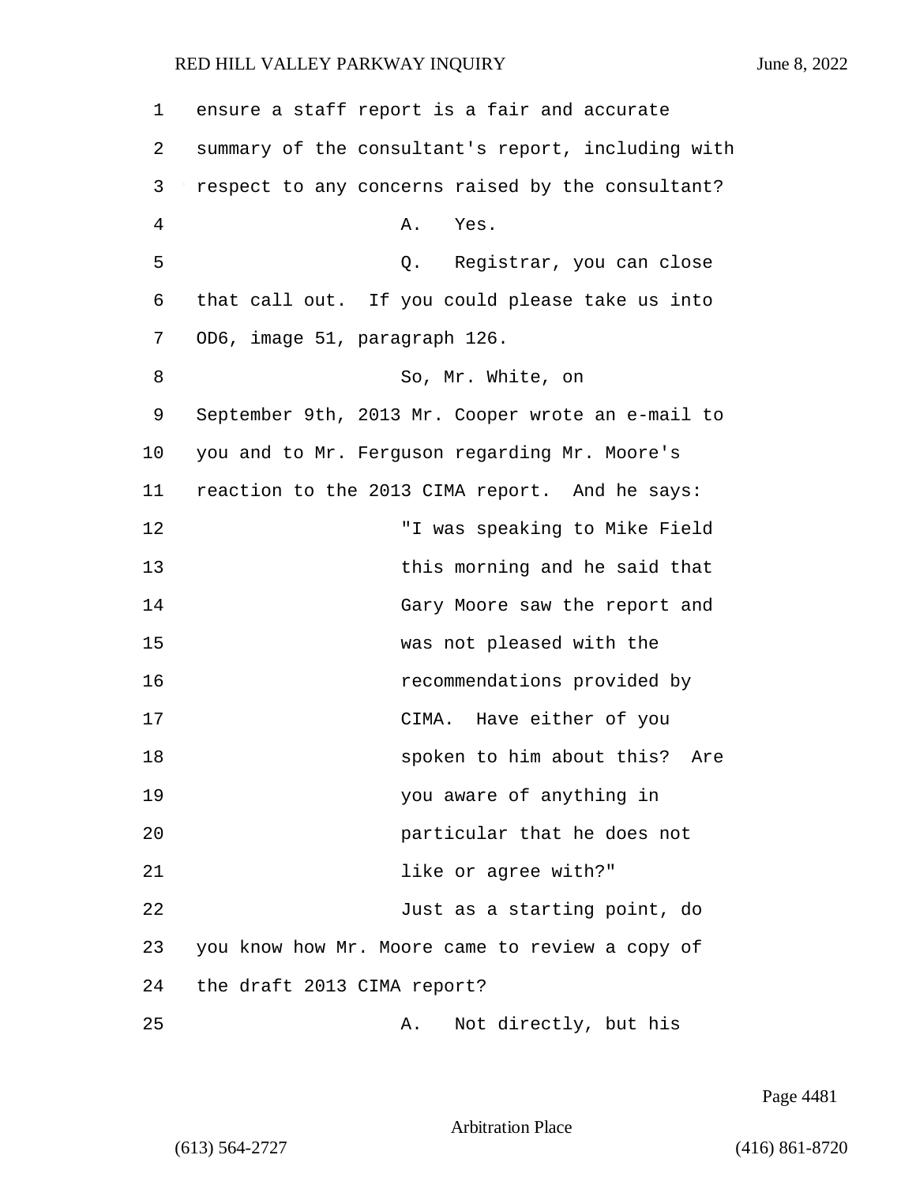1 ensure a staff report is a fair and accurate
2 summary of the consultant's report, including with
3 respect to any concerns raised by the consultant?
4 A. Yes.
5 Q. Registrar, you can close
6 that call out. If you could please take us into
7 OD6, image 51, paragraph 126.
8 So, Mr. White, on
9 September 9th, 2013 Mr. Cooper wrote an e-mail to
10 you and to Mr. Ferguson regarding Mr. Moore's
11 reaction to the 2013 CIMA report. And he says:
12 "I was speaking to Mike Field
13 this morning and he said that
14 Gary Moore saw the report and
15 was not pleased with the
16 recommendations provided by
17 CIMA. Have either of you
18 spoken to him about this? Are
19 you aware of anything in
20 particular that he does not
21 like or agree with?"
22 Just as a starting point, do
23 you know how Mr. Moore came to review a copy of
24 the draft 2013 CIMA report?
25 A. Not directly, but his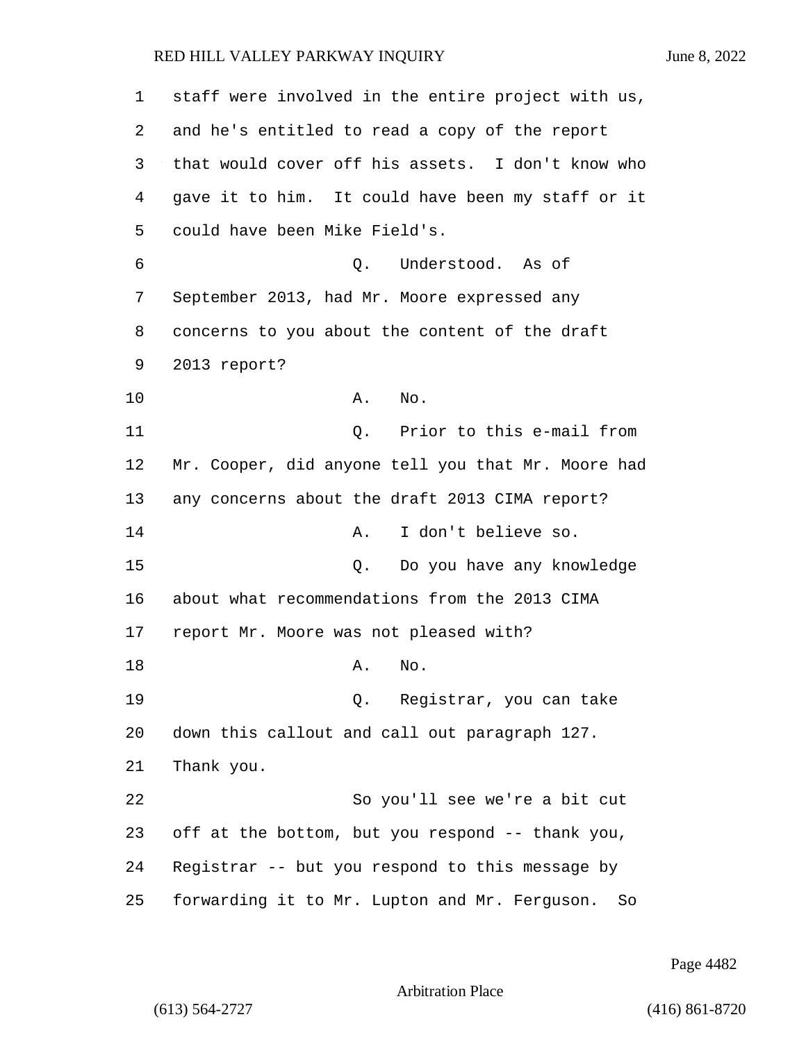staff were involved in the entire project with us, and he's entitled to read a copy of the report that would cover off his assets. I don't know who gave it to him. It could have been my staff or it could have been Mike Field's.

Q. Understood. As of September 2013, had Mr. Moore expressed any concerns to you about the content of the draft 2013 report?

A. No.

Q. Prior to this e-mail from Mr. Cooper, did anyone tell you that Mr. Moore had any concerns about the draft 2013 CIMA report?

A. I don't believe so.

Q. Do you have any knowledge about what recommendations from the 2013 CIMA report Mr. Moore was not pleased with?

A. No.

Q. Registrar, you can take down this callout and call out paragraph 127. Thank you.

So you'll see we're a bit cut off at the bottom, but you respond -- thank you, Registrar -- but you respond to this message by forwarding it to Mr. Lupton and Mr. Ferguson. So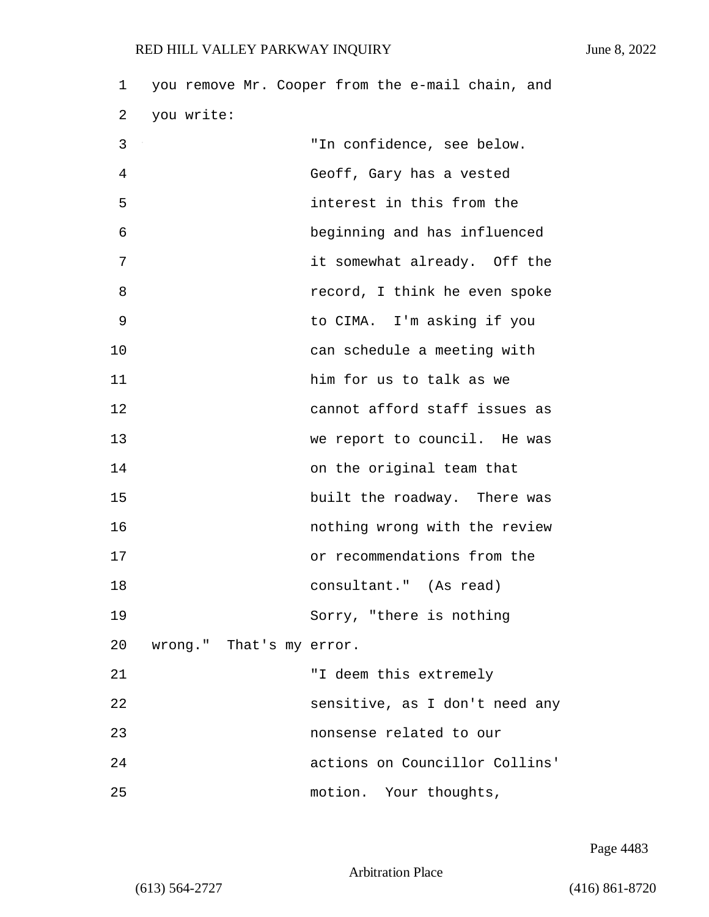you remove Mr. Cooper from the e-mail chain, and you write:

> "In confidence, see below. Geoff, Gary has a vested interest in this from the beginning and has influenced it somewhat already. Off the record, I think he even spoke to CIMA. I'm asking if you can schedule a meeting with him for us to talk as we cannot afford staff issues as we report to council. He was on the original team that built the roadway. There was nothing wrong with the review or recommendations from the consultant." (As read)

Sorry, "there is nothing wrong." That's my error.

> "I deem this extremely sensitive, as I don't need any nonsense related to our actions on Councillor Collins' motion. Your thoughts,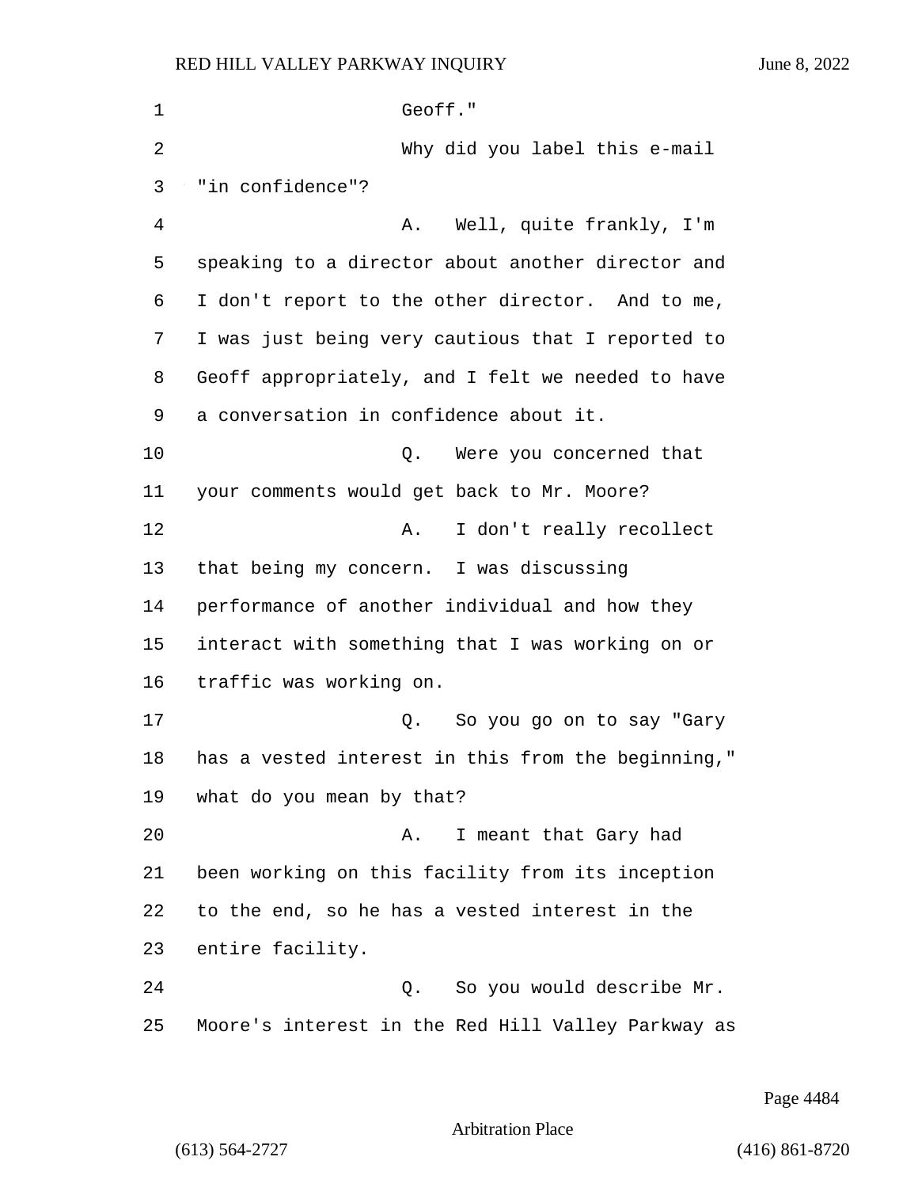Geoff."

Why did you label this e-mail "in confidence"?

A. Well, quite frankly, I'm speaking to a director about another director and I don't report to the other director. And to me, I was just being very cautious that I reported to Geoff appropriately, and I felt we needed to have a conversation in confidence about it.

Q. Were you concerned that your comments would get back to Mr. Moore?

A. I don't really recollect that being my concern. I was discussing performance of another individual and how they interact with something that I was working on or traffic was working on.

Q. So you go on to say "Gary has a vested interest in this from the beginning," what do you mean by that?

A. I meant that Gary had been working on this facility from its inception to the end, so he has a vested interest in the entire facility.

Q. So you would describe Mr. Moore's interest in the Red Hill Valley Parkway as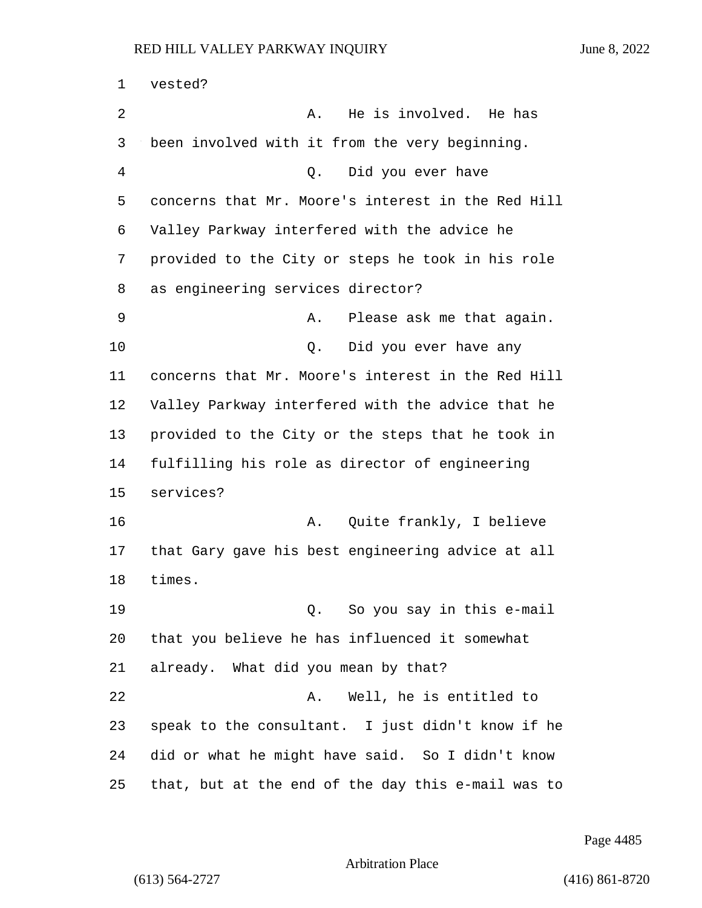vested?

A. He is involved. He has been involved with it from the very beginning.

Q. Did you ever have concerns that Mr. Moore's interest in the Red Hill Valley Parkway interfered with the advice he provided to the City or steps he took in his role as engineering services director?

A. Please ask me that again.

Q. Did you ever have any concerns that Mr. Moore's interest in the Red Hill Valley Parkway interfered with the advice that he provided to the City or the steps that he took in fulfilling his role as director of engineering services?

A. Quite frankly, I believe that Gary gave his best engineering advice at all times.

Q. So you say in this e-mail that you believe he has influenced it somewhat already. What did you mean by that?

A. Well, he is entitled to speak to the consultant. I just didn't know if he did or what he might have said. So I didn't know that, but at the end of the day this e-mail was to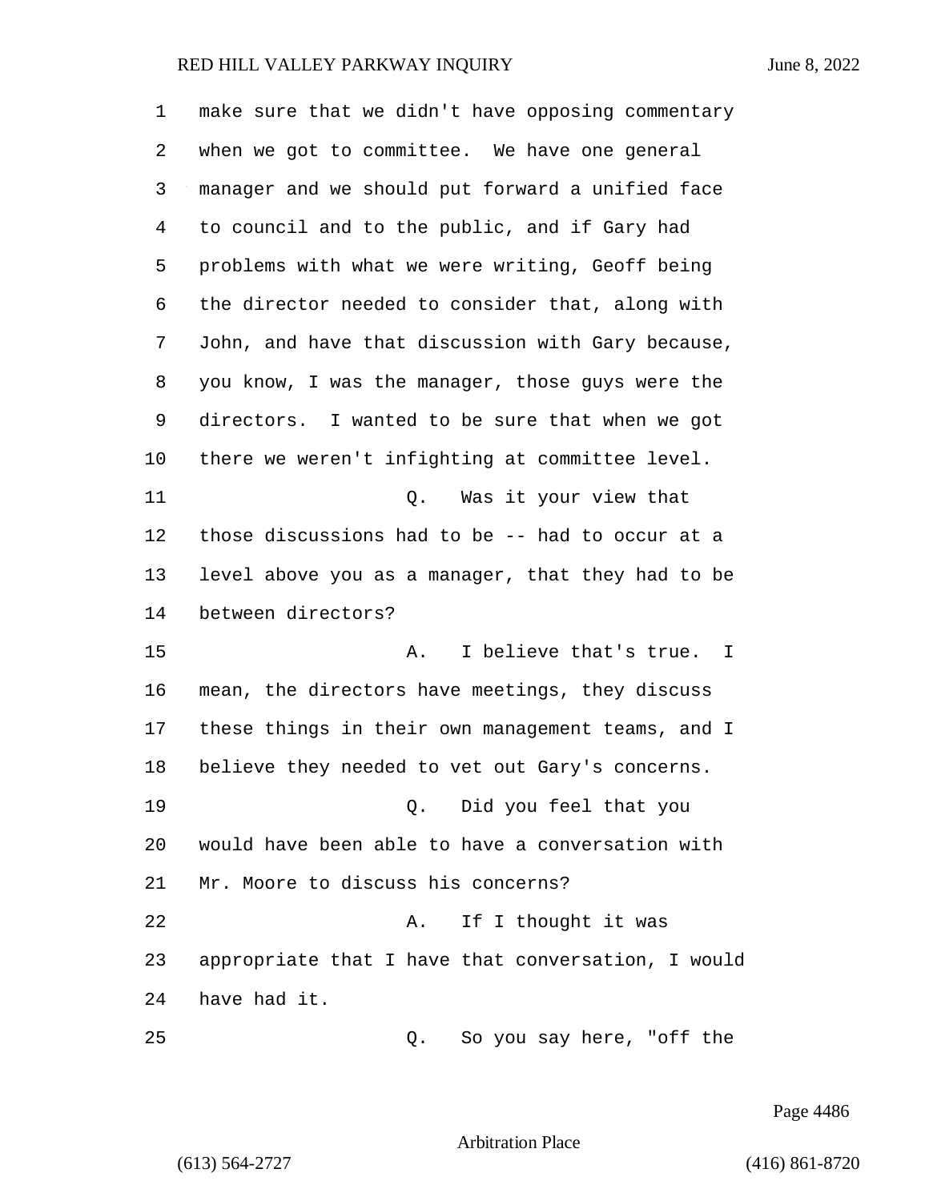make sure that we didn't have opposing commentary when we got to committee. We have one general manager and we should put forward a unified face to council and to the public, and if Gary had problems with what we were writing, Geoff being the director needed to consider that, along with John, and have that discussion with Gary because, you know, I was the manager, those guys were the directors. I wanted to be sure that when we got there we weren't infighting at committee level.

Q. Was it your view that those discussions had to be -- had to occur at a level above you as a manager, that they had to be between directors?

A. I believe that's true. I mean, the directors have meetings, they discuss these things in their own management teams, and I believe they needed to vet out Gary's concerns.

Q. Did you feel that you would have been able to have a conversation with Mr. Moore to discuss his concerns?

A. If I thought it was appropriate that I have that conversation, I would have had it.

Q. So you say here, "off the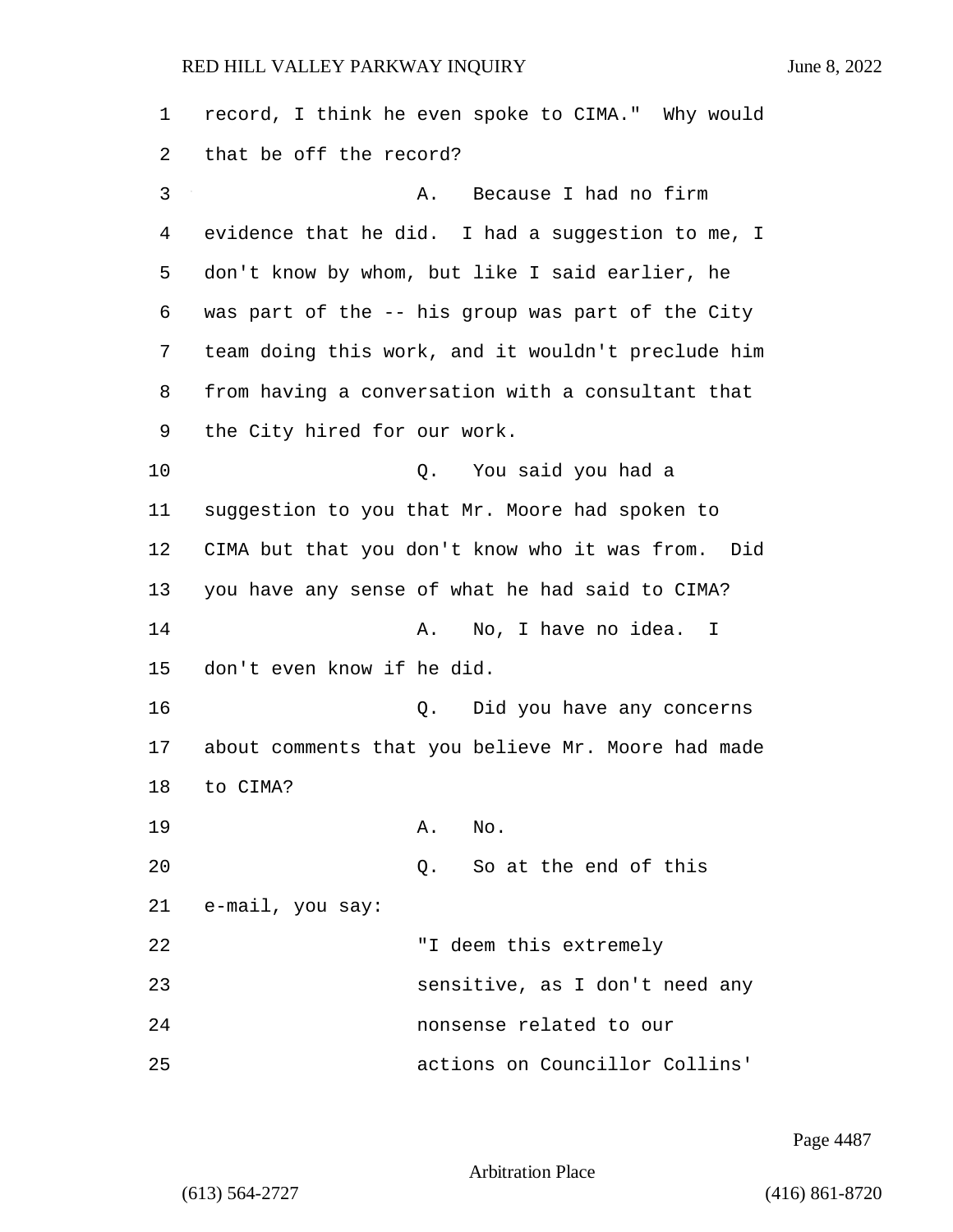record, I think he even spoke to CIMA." Why would that be off the record?

A. Because I had no firm evidence that he did. I had a suggestion to me, I don't know by whom, but like I said earlier, he was part of the -- his group was part of the City team doing this work, and it wouldn't preclude him from having a conversation with a consultant that the City hired for our work.

Q. You said you had a suggestion to you that Mr. Moore had spoken to CIMA but that you don't know who it was from. Did you have any sense of what he had said to CIMA?

A. No, I have no idea. I don't even know if he did.

Q. Did you have any concerns about comments that you believe Mr. Moore had made to CIMA?

A. No.

Q. So at the end of this e-mail, you say:

"I deem this extremely sensitive, as I don't need any nonsense related to our actions on Councillor Collins'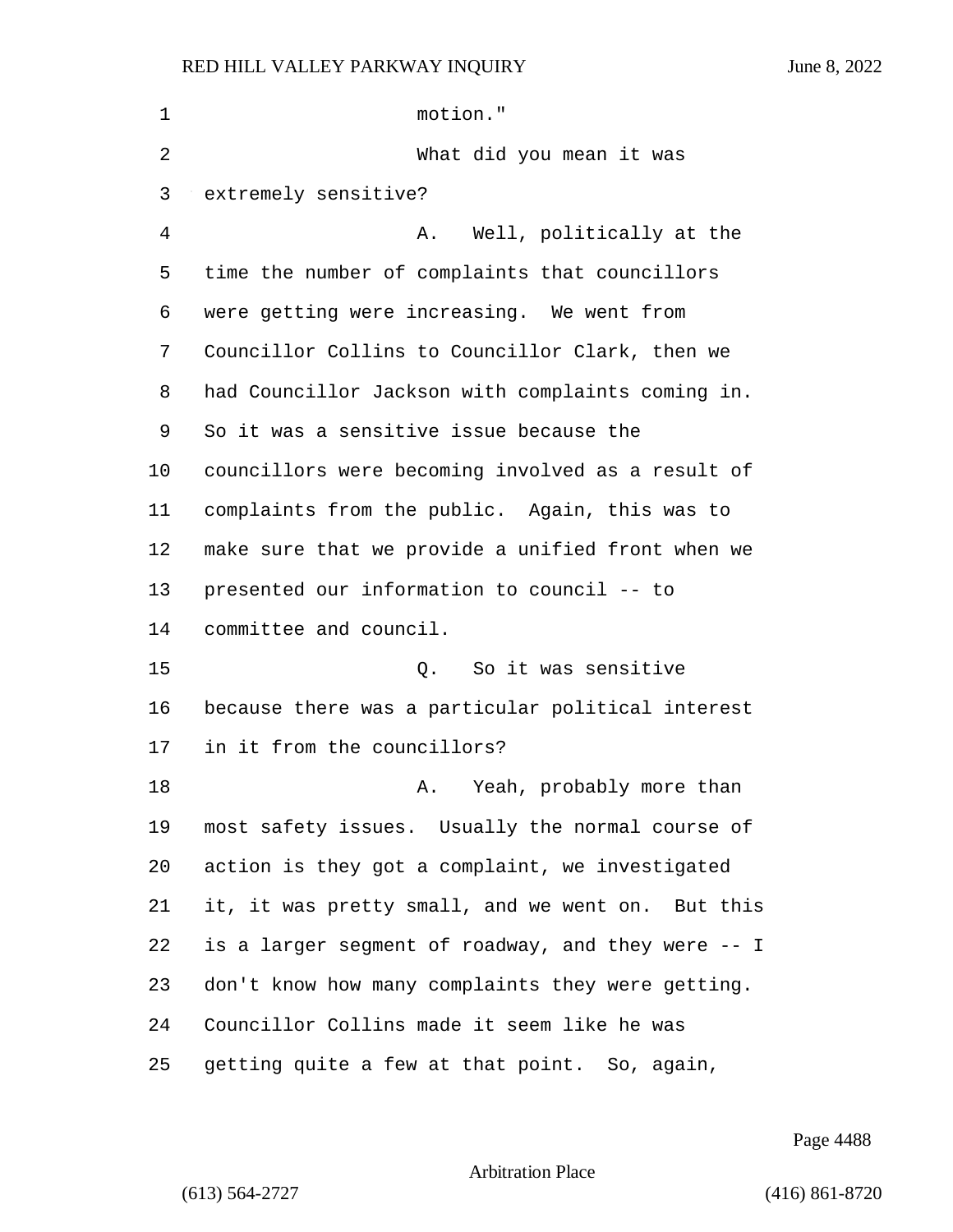motion."

What did you mean it was extremely sensitive?

A. Well, politically at the time the number of complaints that councillors were getting were increasing. We went from Councillor Collins to Councillor Clark, then we had Councillor Jackson with complaints coming in. So it was a sensitive issue because the councillors were becoming involved as a result of complaints from the public. Again, this was to make sure that we provide a unified front when we presented our information to council -- to committee and council.

Q. So it was sensitive because there was a particular political interest in it from the councillors?

A. Yeah, probably more than most safety issues. Usually the normal course of action is they got a complaint, we investigated it, it was pretty small, and we went on. But this is a larger segment of roadway, and they were -- I don't know how many complaints they were getting. Councillor Collins made it seem like he was getting quite a few at that point. So, again,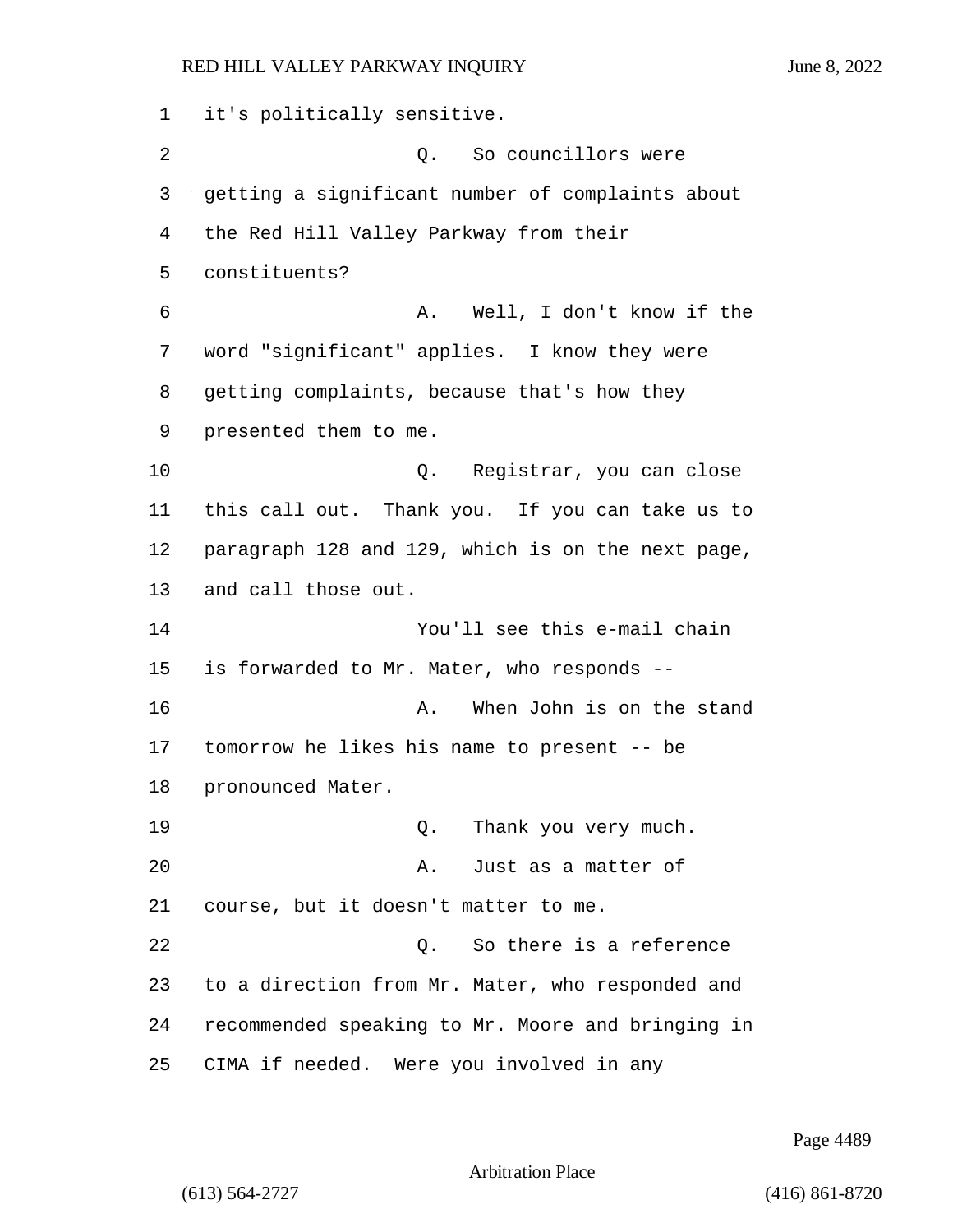it's politically sensitive.

Q. So councillors were getting a significant number of complaints about the Red Hill Valley Parkway from their constituents?

A. Well, I don't know if the word "significant" applies. I know they were getting complaints, because that's how they presented them to me.

Q. Registrar, you can close this call out. Thank you. If you can take us to paragraph 128 and 129, which is on the next page, and call those out.

You'll see this e-mail chain is forwarded to Mr. Mater, who responds --

A. When John is on the stand tomorrow he likes his name to present -- be pronounced Mater.

Q. Thank you very much.

A. Just as a matter of course, but it doesn't matter to me.

Q. So there is a reference to a direction from Mr. Mater, who responded and recommended speaking to Mr. Moore and bringing in CIMA if needed. Were you involved in any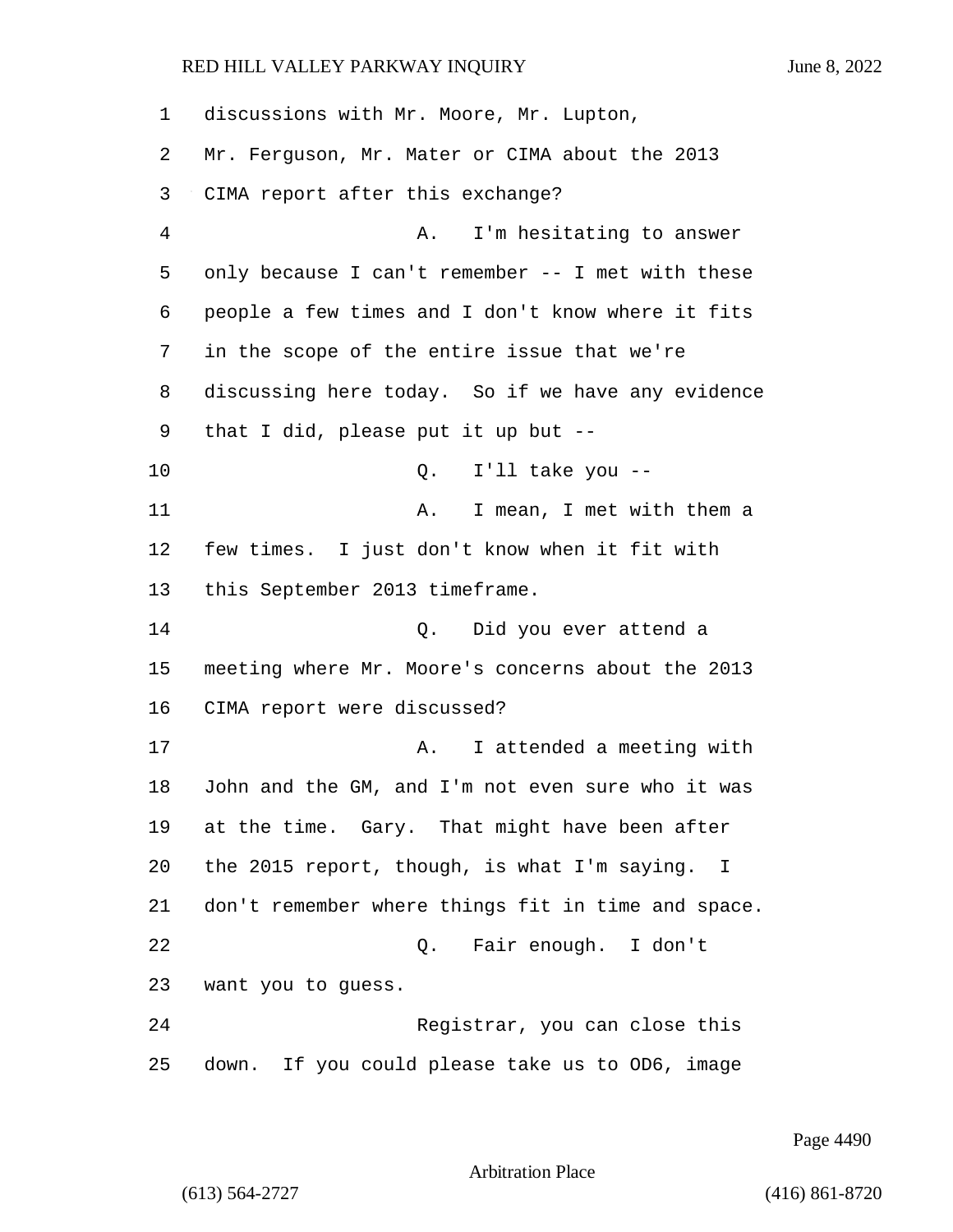discussions with Mr. Moore, Mr. Lupton, Mr. Ferguson, Mr. Mater or CIMA about the 2013 CIMA report after this exchange?

A. I'm hesitating to answer only because I can't remember -- I met with these people a few times and I don't know where it fits in the scope of the entire issue that we're discussing here today. So if we have any evidence that I did, please put it up but --

Q. I'll take you --

A. I mean, I met with them a few times. I just don't know when it fit with this September 2013 timeframe.

Q. Did you ever attend a meeting where Mr. Moore's concerns about the 2013 CIMA report were discussed?

A. I attended a meeting with John and the GM, and I'm not even sure who it was at the time. Gary. That might have been after the 2015 report, though, is what I'm saying. I don't remember where things fit in time and space.

Q. Fair enough. I don't want you to guess.

Registrar, you can close this down. If you could please take us to OD6, image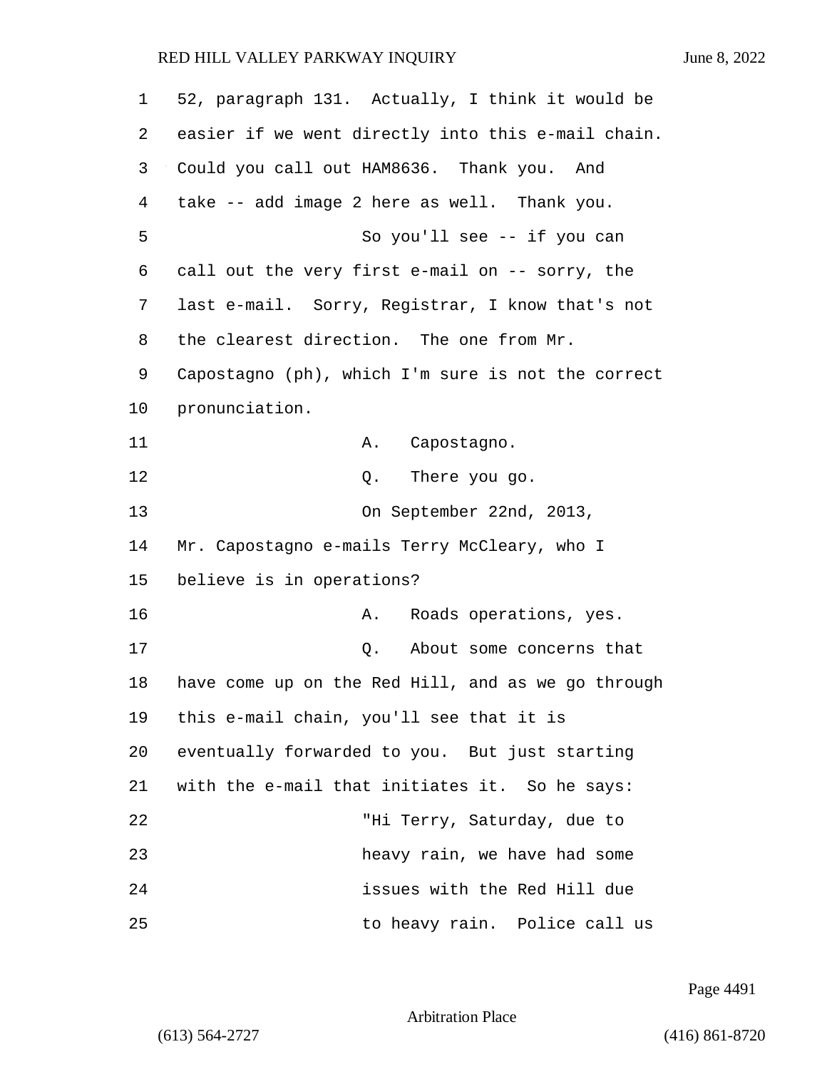52, paragraph 131. Actually, I think it would be easier if we went directly into this e-mail chain. Could you call out HAM8636. Thank you. And take -- add image 2 here as well. Thank you.

So you'll see -- if you can call out the very first e-mail on -- sorry, the last e-mail. Sorry, Registrar, I know that's not the clearest direction. The one from Mr. Capostagno (ph), which I'm sure is not the correct pronunciation.

A. Capostagno.

Q. There you go.

On September 22nd, 2013, Mr. Capostagno e-mails Terry McCleary, who I believe is in operations?

A. Roads operations, yes.

Q. About some concerns that have come up on the Red Hill, and as we go through this e-mail chain, you'll see that it is eventually forwarded to you. But just starting with the e-mail that initiates it. So he says:

"Hi Terry, Saturday, due to heavy rain, we have had some issues with the Red Hill due to heavy rain. Police call us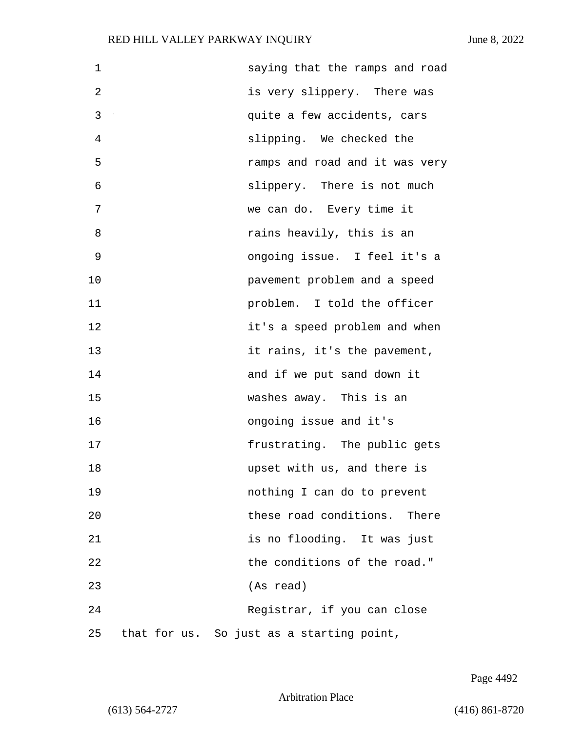saying that the ramps and road is very slippery. There was quite a few accidents, cars slipping. We checked the ramps and road and it was very slippery. There is not much we can do. Every time it rains heavily, this is an ongoing issue. I feel it's a pavement problem and a speed problem. I told the officer it's a speed problem and when it rains, it's the pavement, and if we put sand down it washes away. This is an ongoing issue and it's frustrating. The public gets upset with us, and there is nothing I can do to prevent these road conditions. There is no flooding. It was just the conditions of the road." (As read)

Registrar, if you can close that for us. So just as a starting point,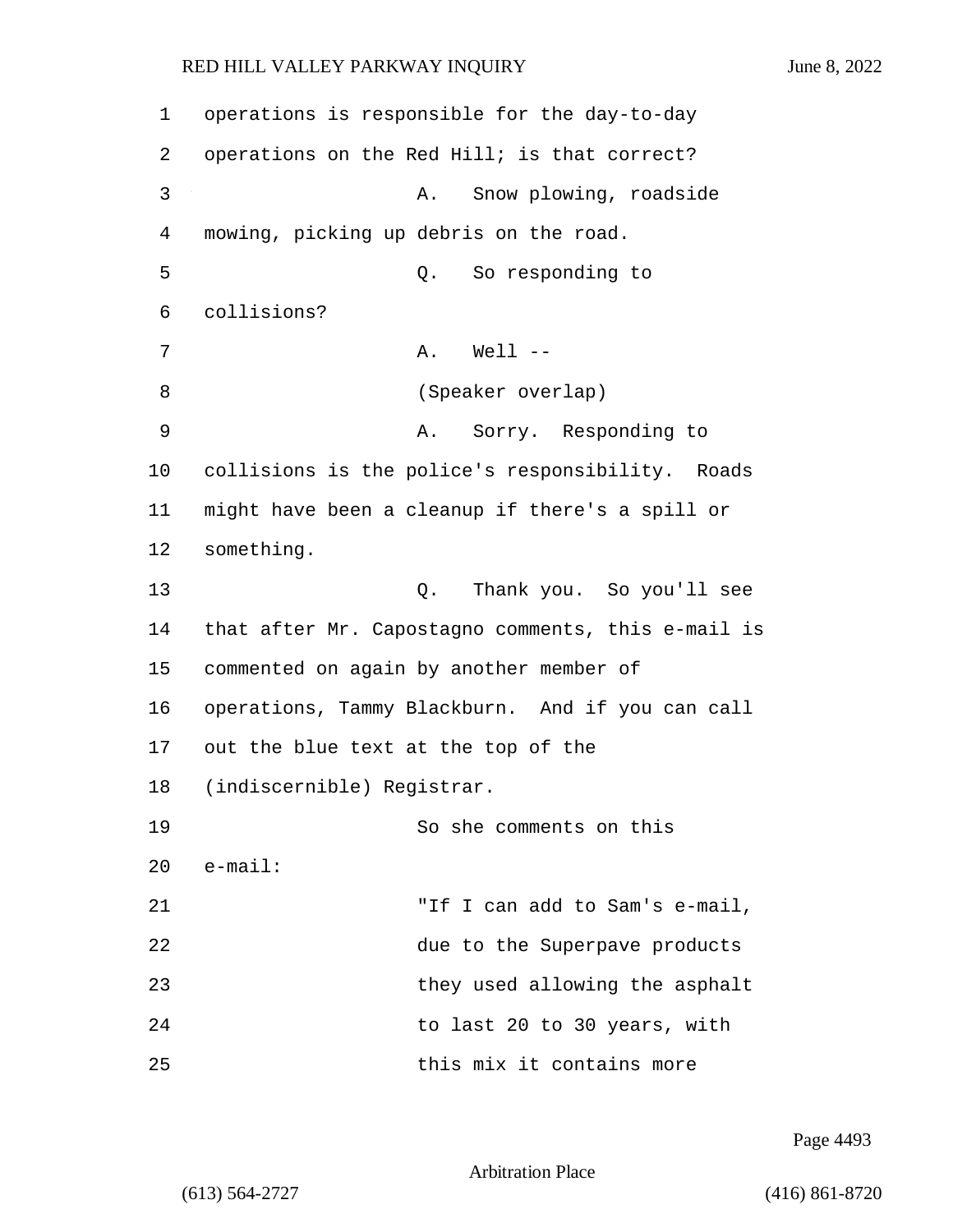operations is responsible for the day-to-day operations on the Red Hill; is that correct?

A. Snow plowing, roadside mowing, picking up debris on the road.

Q. So responding to collisions?

A. Well --

(Speaker overlap)

A. Sorry. Responding to collisions is the police's responsibility. Roads might have been a cleanup if there's a spill or something.

Q. Thank you. So you'll see that after Mr. Capostagno comments, this e-mail is commented on again by another member of operations, Tammy Blackburn. And if you can call out the blue text at the top of the (indiscernible) Registrar.

So she comments on this e-mail:

"If I can add to Sam's e-mail, due to the Superpave products they used allowing the asphalt to last 20 to 30 years, with this mix it contains more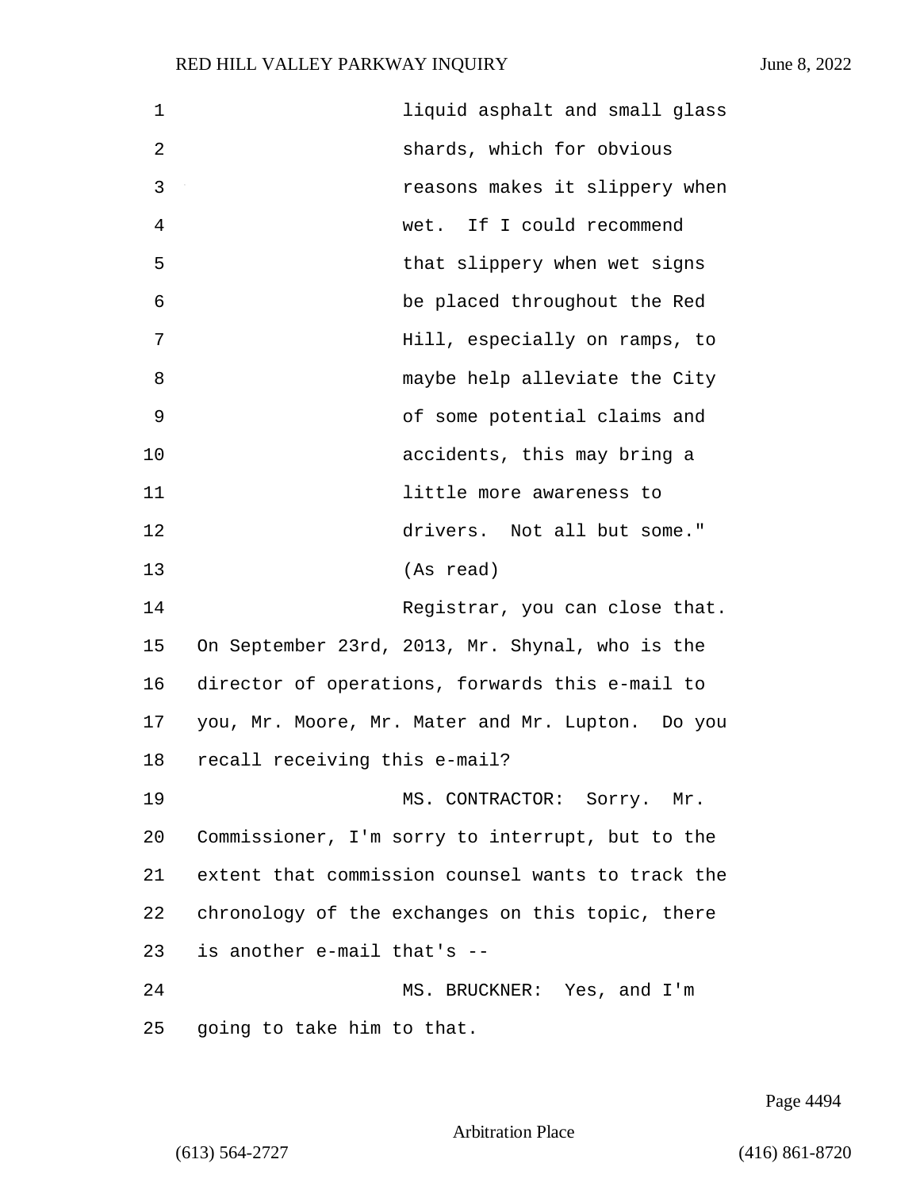liquid asphalt and small glass shards, which for obvious reasons makes it slippery when wet. If I could recommend that slippery when wet signs be placed throughout the Red Hill, especially on ramps, to maybe help alleviate the City of some potential claims and accidents, this may bring a little more awareness to drivers. Not all but some." (As read)

Registrar, you can close that. On September 23rd, 2013, Mr. Shynal, who is the director of operations, forwards this e-mail to you, Mr. Moore, Mr. Mater and Mr. Lupton. Do you recall receiving this e-mail?

MS. CONTRACTOR: Sorry. Mr. Commissioner, I'm sorry to interrupt, but to the extent that commission counsel wants to track the chronology of the exchanges on this topic, there is another e-mail that's --

MS. BRUCKNER: Yes, and I'm going to take him to that.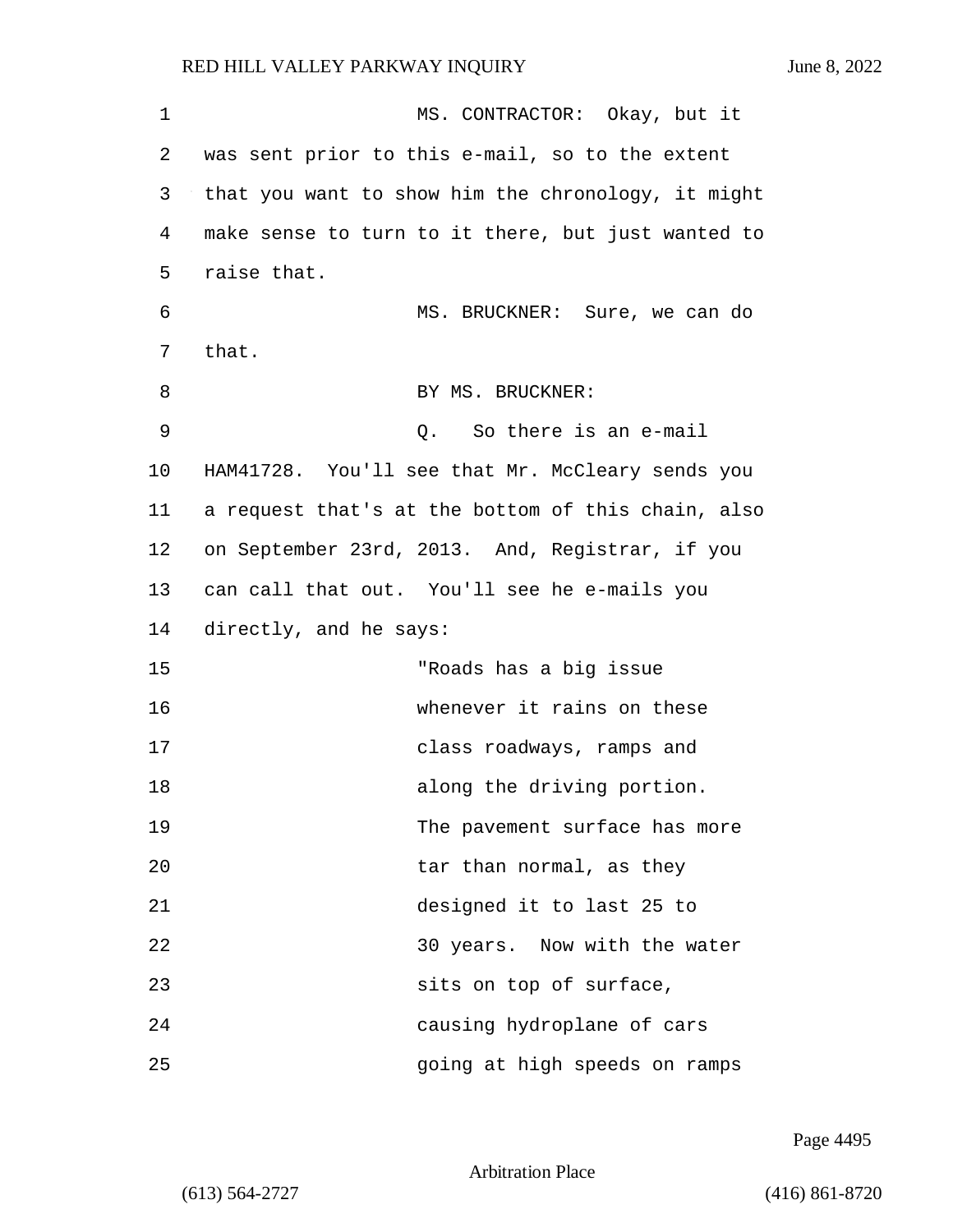MS. CONTRACTOR: Okay, but it was sent prior to this e-mail, so to the extent that you want to show him the chronology, it might make sense to turn to it there, but just wanted to raise that.

MS. BRUCKNER: Sure, we can do that.

BY MS. BRUCKNER:

Q. So there is an e-mail HAM41728. You'll see that Mr. McCleary sends you a request that's at the bottom of this chain, also on September 23rd, 2013. And, Registrar, if you can call that out. You'll see he e-mails you directly, and he says:

> "Roads has a big issue whenever it rains on these class roadways, ramps and along the driving portion. The pavement surface has more tar than normal, as they designed it to last 25 to 30 years. Now with the water sits on top of surface, causing hydroplane of cars going at high speeds on ramps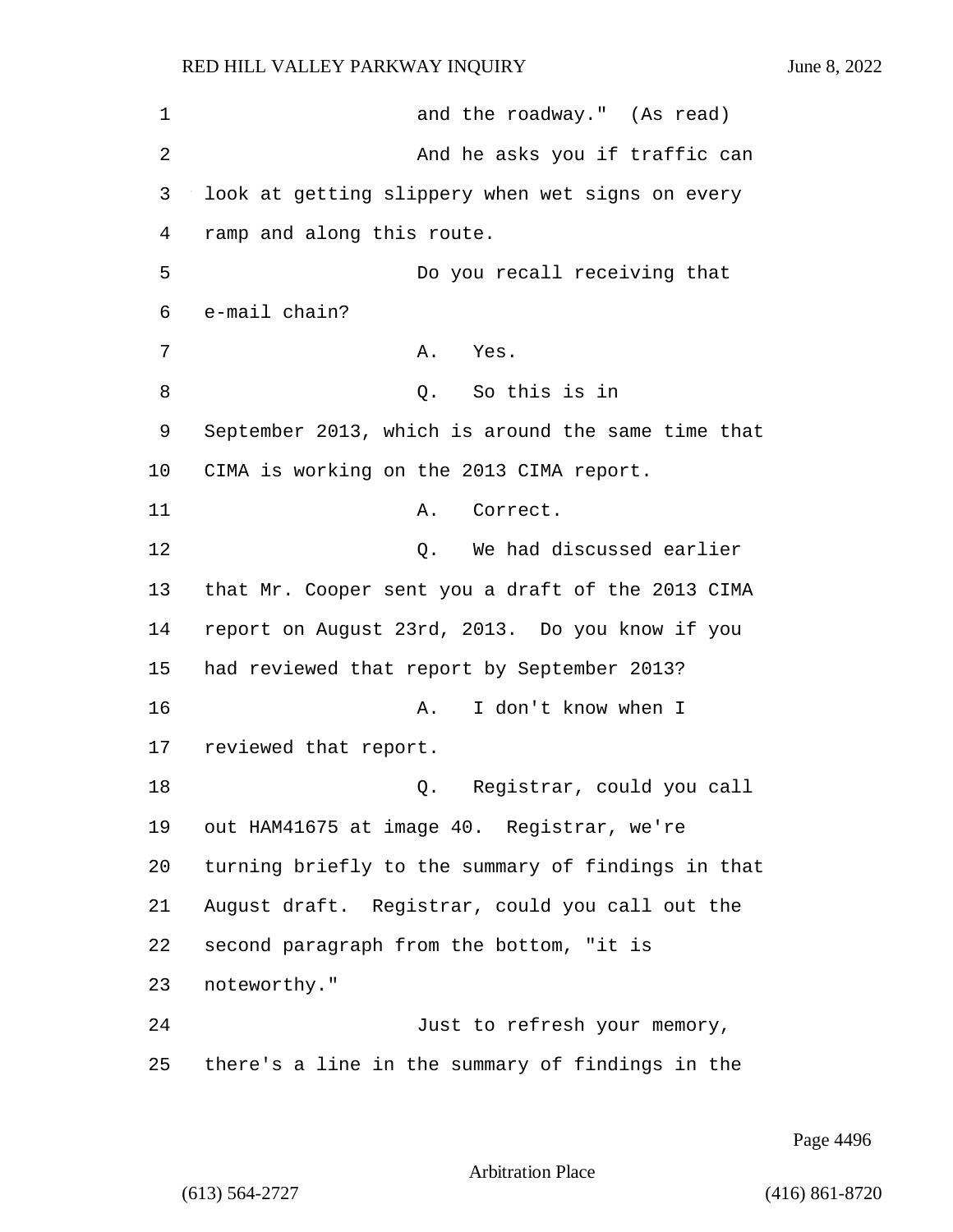and the roadway."  (As read)

And he asks you if traffic can look at getting slippery when wet signs on every ramp and along this route.

Do you recall receiving that e-mail chain?

A.   Yes.

Q.   So this is in September 2013, which is around the same time that CIMA is working on the 2013 CIMA report.

A.   Correct.

Q.   We had discussed earlier that Mr. Cooper sent you a draft of the 2013 CIMA report on August 23rd, 2013.  Do you know if you had reviewed that report by September 2013?

A.   I don't know when I reviewed that report.

Q.   Registrar, could you call out HAM41675 at image 40.  Registrar, we're turning briefly to the summary of findings in that August draft.  Registrar, could you call out the second paragraph from the bottom, "it is noteworthy."

Just to refresh your memory, there's a line in the summary of findings in the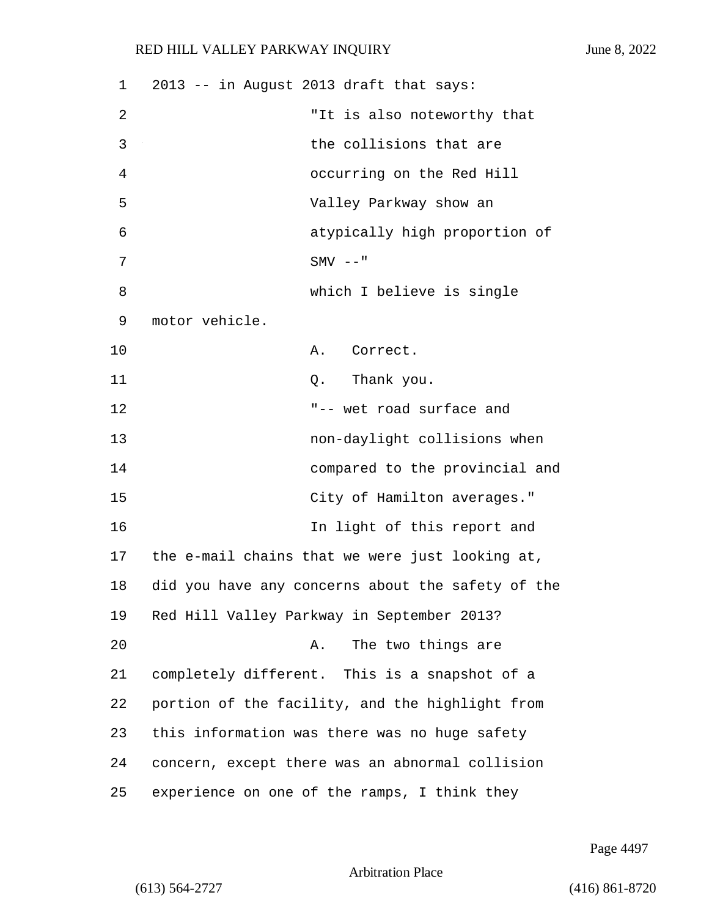2013 -- in August 2013 draft that says:

"It is also noteworthy that the collisions that are occurring on the Red Hill Valley Parkway show an atypically high proportion of SMV --"

which I believe is single motor vehicle.

A. Correct.

Q. Thank you.

"-- wet road surface and non-daylight collisions when compared to the provincial and City of Hamilton averages."

In light of this report and the e-mail chains that we were just looking at, did you have any concerns about the safety of the Red Hill Valley Parkway in September 2013?

A. The two things are completely different. This is a snapshot of a portion of the facility, and the highlight from this information was there was no huge safety concern, except there was an abnormal collision experience on one of the ramps, I think they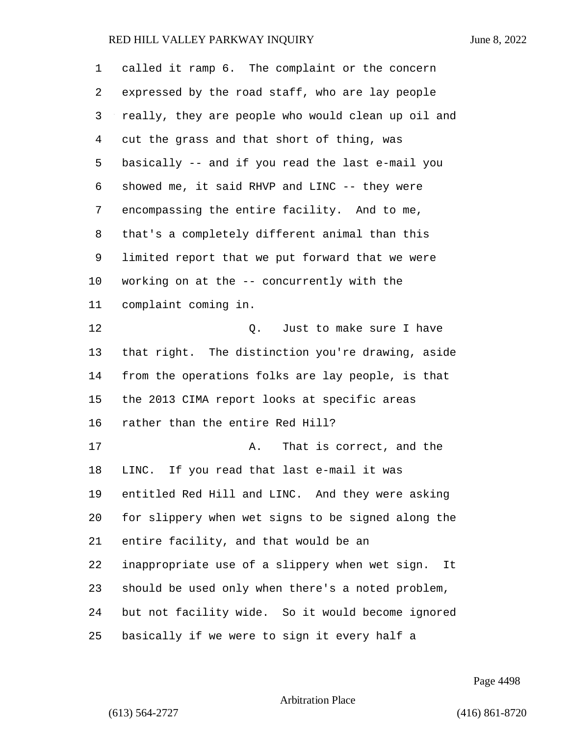called it ramp 6. The complaint or the concern expressed by the road staff, who are lay people really, they are people who would clean up oil and cut the grass and that short of thing, was basically -- and if you read the last e-mail you showed me, it said RHVP and LINC -- they were encompassing the entire facility. And to me, that's a completely different animal than this limited report that we put forward that we were working on at the -- concurrently with the complaint coming in.

Q. Just to make sure I have that right. The distinction you're drawing, aside from the operations folks are lay people, is that the 2013 CIMA report looks at specific areas rather than the entire Red Hill?

A. That is correct, and the LINC. If you read that last e-mail it was entitled Red Hill and LINC. And they were asking for slippery when wet signs to be signed along the entire facility, and that would be an inappropriate use of a slippery when wet sign. It should be used only when there's a noted problem, but not facility wide. So it would become ignored basically if we were to sign it every half a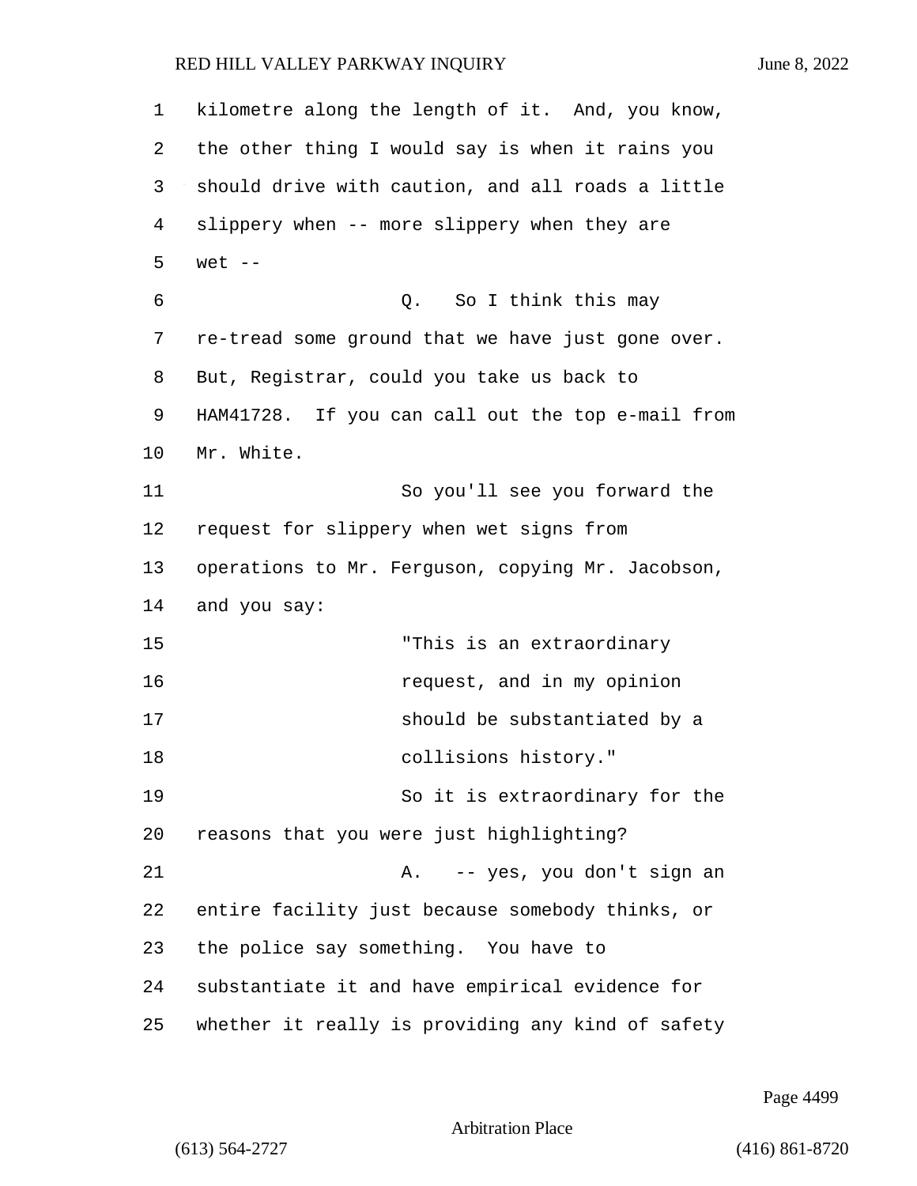kilometre along the length of it. And, you know, the other thing I would say is when it rains you should drive with caution, and all roads a little slippery when -- more slippery when they are wet --

Q. So I think this may re-tread some ground that we have just gone over. But, Registrar, could you take us back to HAM41728. If you can call out the top e-mail from Mr. White.

So you'll see you forward the request for slippery when wet signs from operations to Mr. Ferguson, copying Mr. Jacobson, and you say:

> "This is an extraordinary request, and in my opinion should be substantiated by a collisions history."

So it is extraordinary for the reasons that you were just highlighting?

A. -- yes, you don't sign an entire facility just because somebody thinks, or the police say something. You have to substantiate it and have empirical evidence for whether it really is providing any kind of safety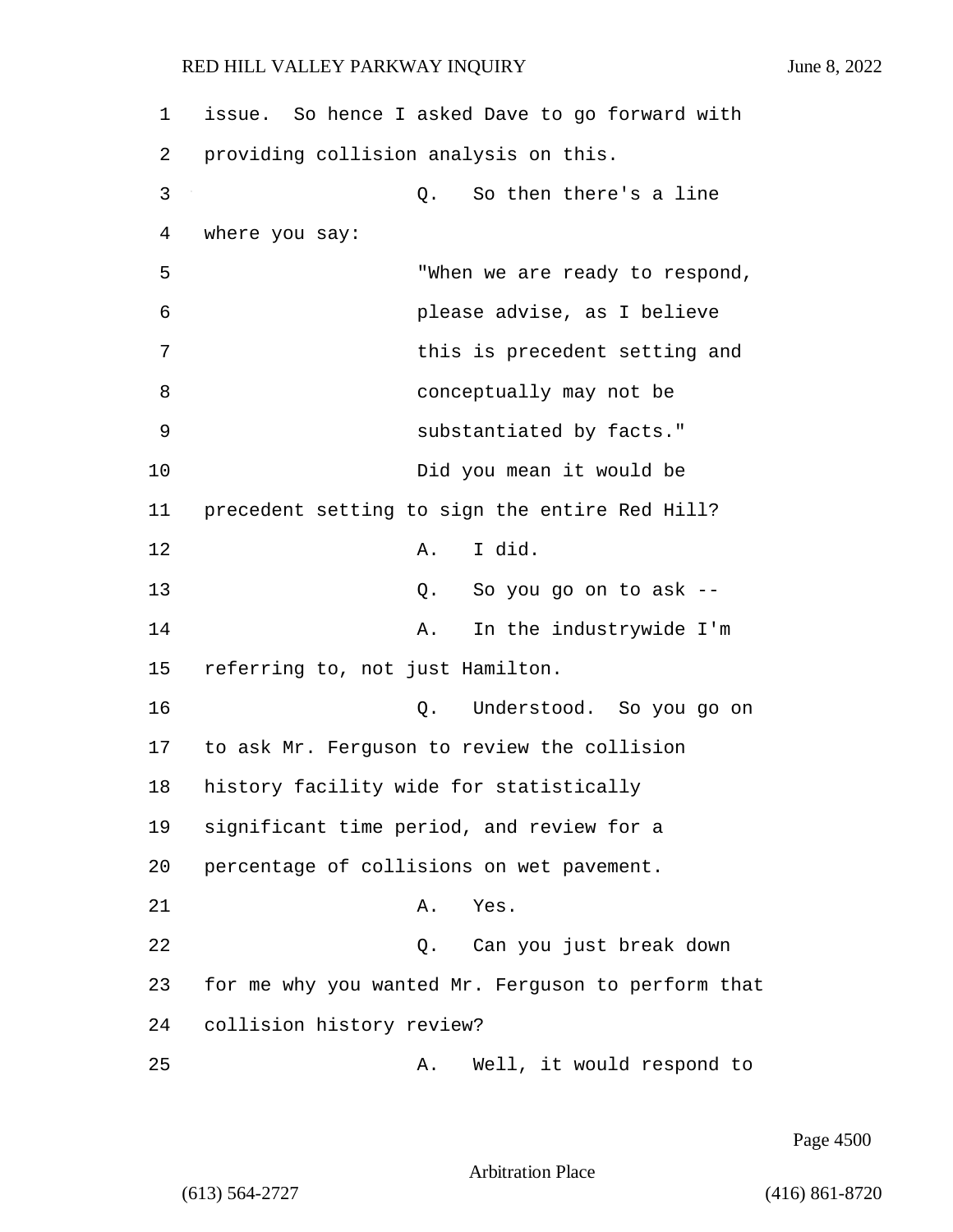issue. So hence I asked Dave to go forward with providing collision analysis on this.

Q. So then there's a line where you say:

> "When we are ready to respond, please advise, as I believe this is precedent setting and conceptually may not be substantiated by facts."

Did you mean it would be precedent setting to sign the entire Red Hill?

A. I did.

Q. So you go on to ask --

A. In the industrywide I'm referring to, not just Hamilton.

Q. Understood. So you go on to ask Mr. Ferguson to review the collision history facility wide for statistically significant time period, and review for a percentage of collisions on wet pavement.

A. Yes.

Q. Can you just break down for me why you wanted Mr. Ferguson to perform that collision history review?

A. Well, it would respond to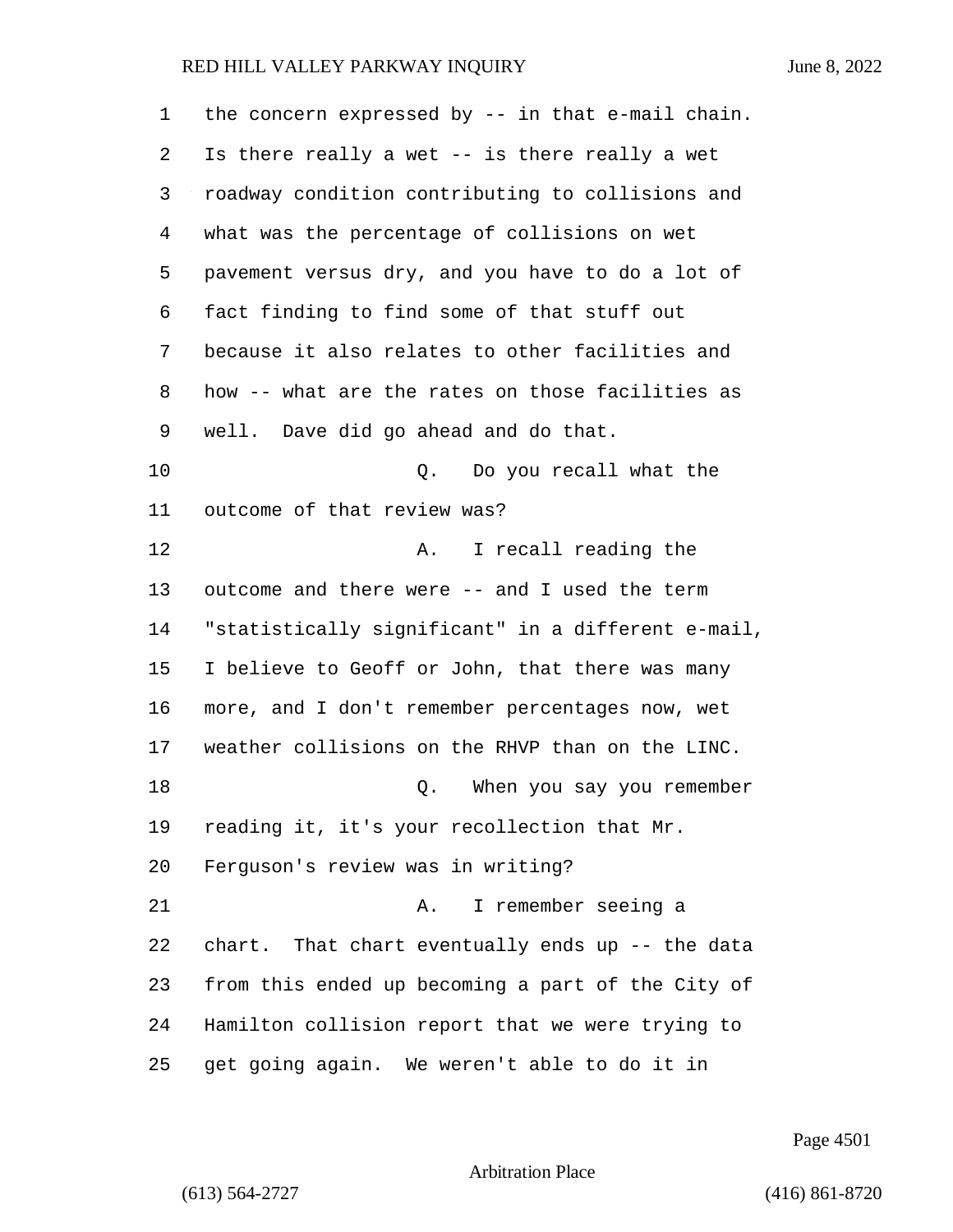the concern expressed by -- in that e-mail chain. Is there really a wet -- is there really a wet roadway condition contributing to collisions and what was the percentage of collisions on wet pavement versus dry, and you have to do a lot of fact finding to find some of that stuff out because it also relates to other facilities and how -- what are the rates on those facilities as well. Dave did go ahead and do that.

Q. Do you recall what the outcome of that review was?

A. I recall reading the outcome and there were -- and I used the term "statistically significant" in a different e-mail, I believe to Geoff or John, that there was many more, and I don't remember percentages now, wet weather collisions on the RHVP than on the LINC.

Q. When you say you remember reading it, it's your recollection that Mr. Ferguson's review was in writing?

A. I remember seeing a chart. That chart eventually ends up -- the data from this ended up becoming a part of the City of Hamilton collision report that we were trying to get going again. We weren't able to do it in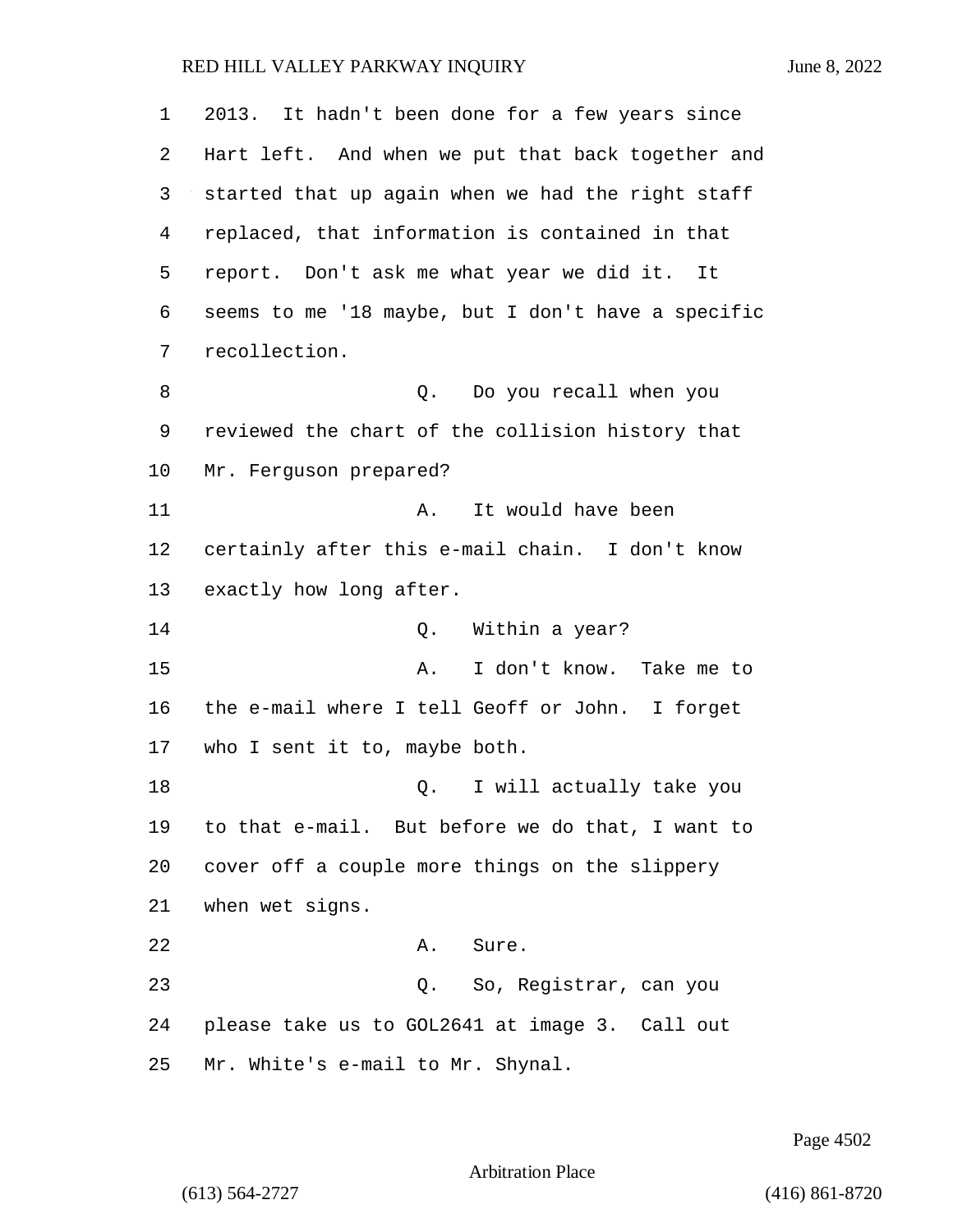2013. It hadn't been done for a few years since Hart left. And when we put that back together and started that up again when we had the right staff replaced, that information is contained in that report. Don't ask me what year we did it. It seems to me '18 maybe, but I don't have a specific recollection.

Q. Do you recall when you reviewed the chart of the collision history that Mr. Ferguson prepared?

A. It would have been certainly after this e-mail chain. I don't know exactly how long after.

Q. Within a year?

A. I don't know. Take me to the e-mail where I tell Geoff or John. I forget who I sent it to, maybe both.

Q. I will actually take you to that e-mail. But before we do that, I want to cover off a couple more things on the slippery when wet signs.

A. Sure.

Q. So, Registrar, can you please take us to GOL2641 at image 3. Call out Mr. White's e-mail to Mr. Shynal.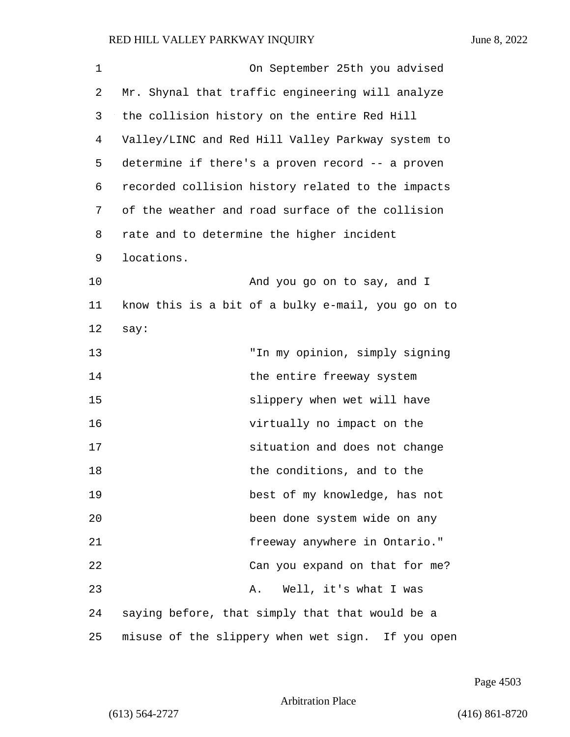On September 25th you advised Mr. Shynal that traffic engineering will analyze the collision history on the entire Red Hill Valley/LINC and Red Hill Valley Parkway system to determine if there's a proven record -- a proven recorded collision history related to the impacts of the weather and road surface of the collision rate and to determine the higher incident locations.

And you go on to say, and I know this is a bit of a bulky e-mail, you go on to say:

> "In my opinion, simply signing the entire freeway system slippery when wet will have virtually no impact on the situation and does not change the conditions, and to the best of my knowledge, has not been done system wide on any freeway anywhere in Ontario."

Can you expand on that for me?

A. Well, it's what I was saying before, that simply that that would be a misuse of the slippery when wet sign. If you open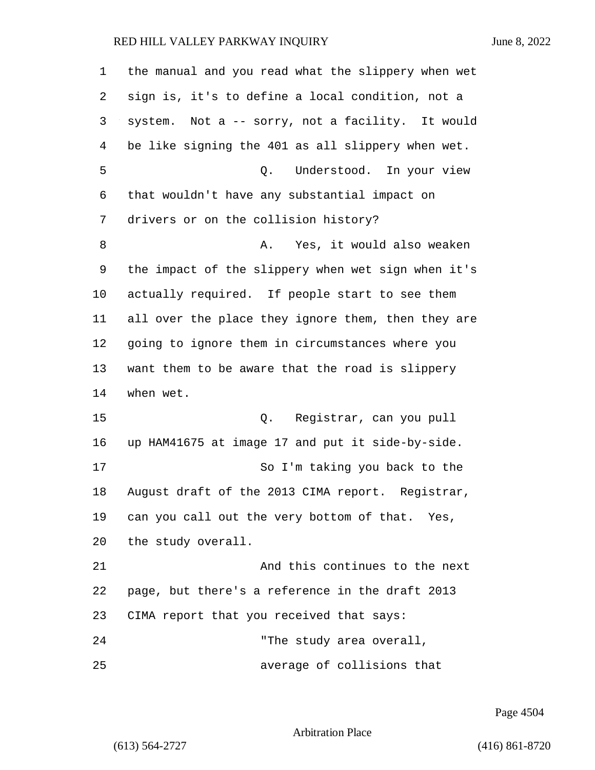the manual and you read what the slippery when wet sign is, it's to define a local condition, not a system. Not a -- sorry, not a facility. It would be like signing the 401 as all slippery when wet.

Q. Understood. In your view that wouldn't have any substantial impact on drivers or on the collision history?

A. Yes, it would also weaken the impact of the slippery when wet sign when it's actually required. If people start to see them all over the place they ignore them, then they are going to ignore them in circumstances where you want them to be aware that the road is slippery when wet.

Q. Registrar, can you pull up HAM41675 at image 17 and put it side-by-side.

So I'm taking you back to the August draft of the 2013 CIMA report. Registrar, can you call out the very bottom of that. Yes, the study overall.

And this continues to the next page, but there's a reference in the draft 2013 CIMA report that you received that says:

"The study area overall, average of collisions that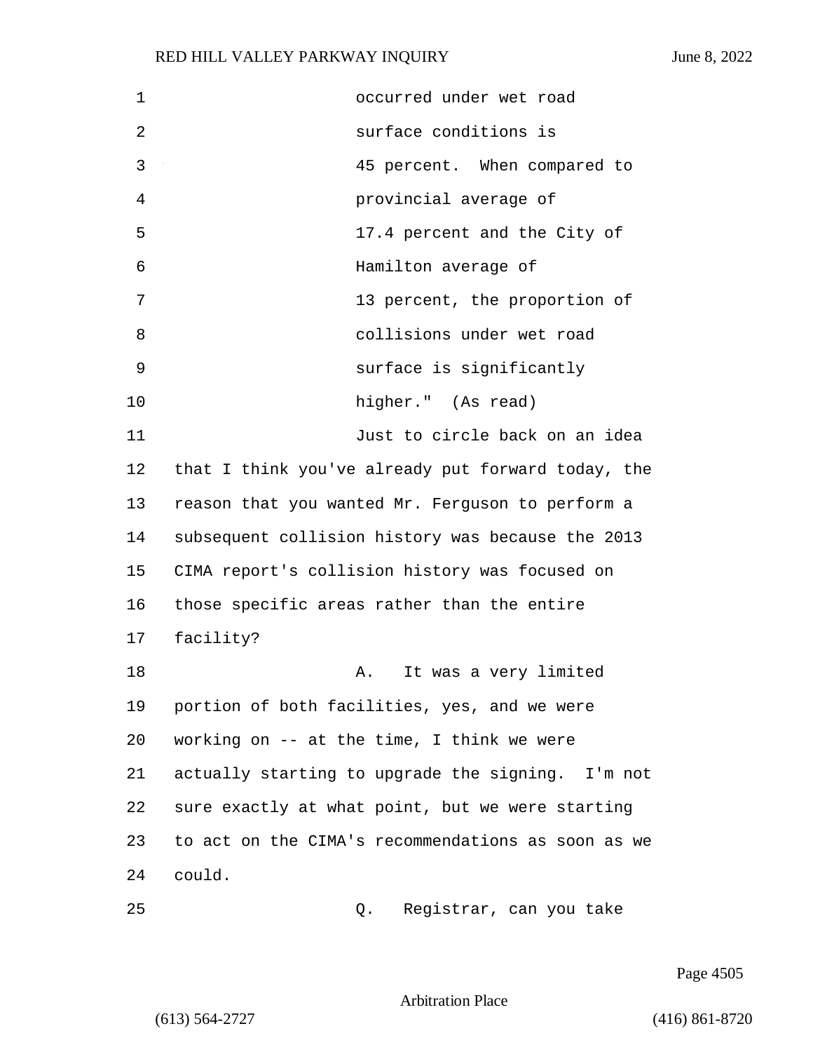occurred under wet road surface conditions is 45 percent. When compared to provincial average of 17.4 percent and the City of Hamilton average of 13 percent, the proportion of collisions under wet road surface is significantly higher." (As read)

Just to circle back on an idea that I think you've already put forward today, the reason that you wanted Mr. Ferguson to perform a subsequent collision history was because the 2013 CIMA report's collision history was focused on those specific areas rather than the entire facility?

A. It was a very limited portion of both facilities, yes, and we were working on -- at the time, I think we were actually starting to upgrade the signing. I'm not sure exactly at what point, but we were starting to act on the CIMA's recommendations as soon as we could.

Q. Registrar, can you take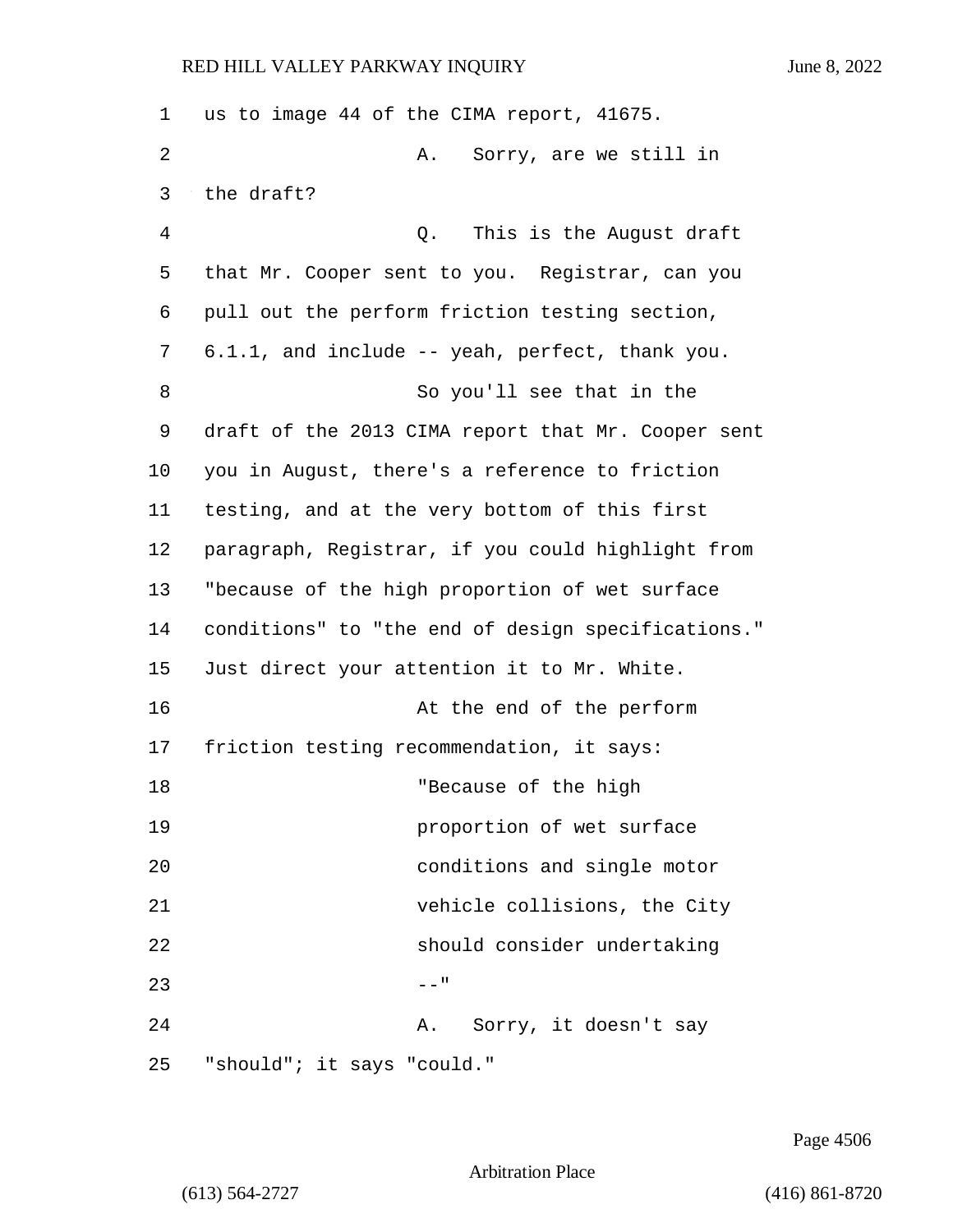us to image 44 of the CIMA report, 41675.

A. Sorry, are we still in the draft?

Q. This is the August draft that Mr. Cooper sent to you. Registrar, can you pull out the perform friction testing section, 6.1.1, and include -- yeah, perfect, thank you.

So you'll see that in the draft of the 2013 CIMA report that Mr. Cooper sent you in August, there's a reference to friction testing, and at the very bottom of this first paragraph, Registrar, if you could highlight from "because of the high proportion of wet surface conditions" to "the end of design specifications." Just direct your attention it to Mr. White.

At the end of the perform friction testing recommendation, it says:

> "Because of the high proportion of wet surface conditions and single motor vehicle collisions, the City should consider undertaking --"

A. Sorry, it doesn't say "should"; it says "could."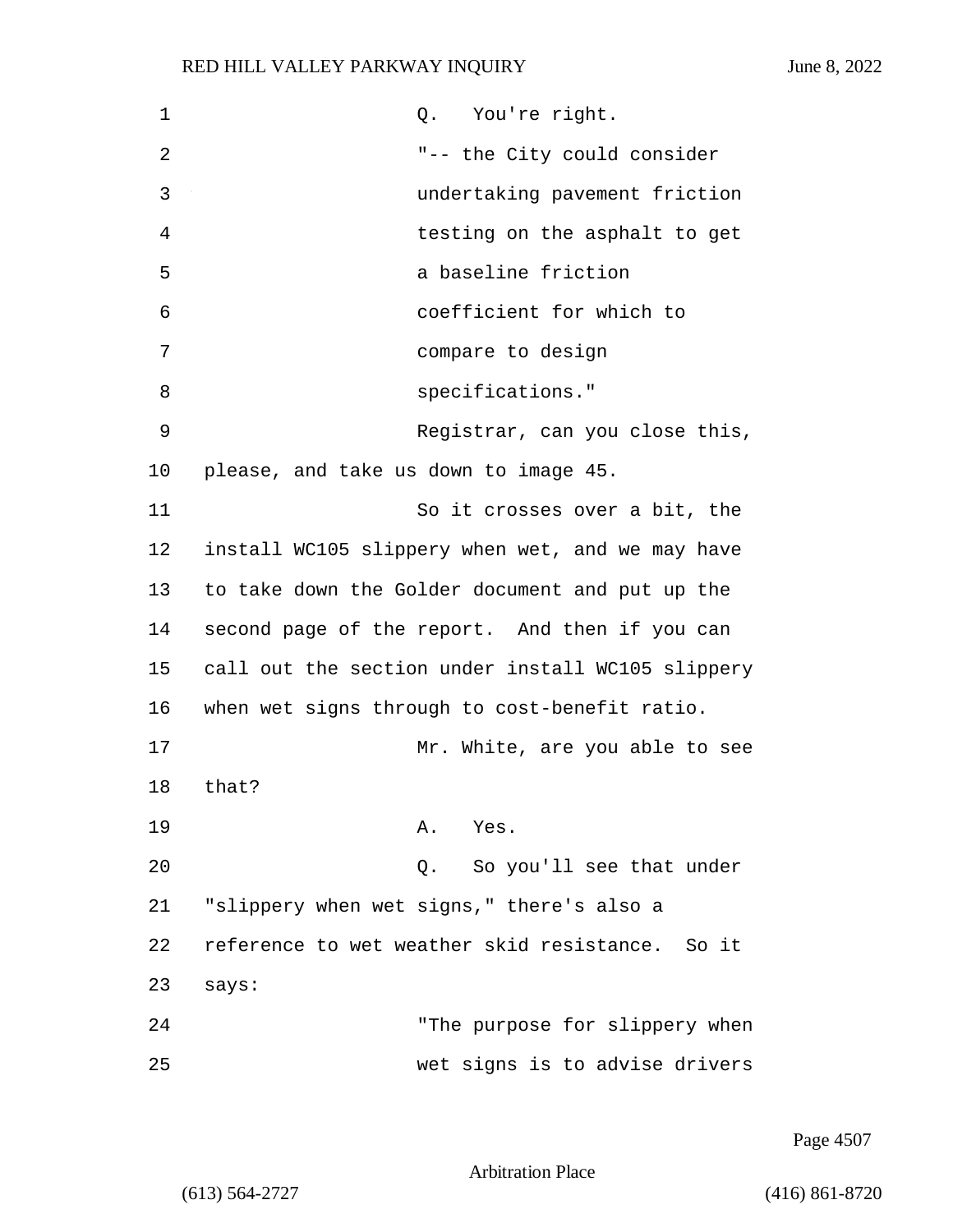Q. You're right.

"-- the City could consider undertaking pavement friction testing on the asphalt to get a baseline friction coefficient for which to compare to design specifications."

Registrar, can you close this, please, and take us down to image 45.

So it crosses over a bit, the install WC105 slippery when wet, and we may have to take down the Golder document and put up the second page of the report. And then if you can call out the section under install WC105 slippery when wet signs through to cost-benefit ratio.

Mr. White, are you able to see that?

A. Yes.

Q. So you'll see that under "slippery when wet signs," there's also a reference to wet weather skid resistance. So it says:

"The purpose for slippery when wet signs is to advise drivers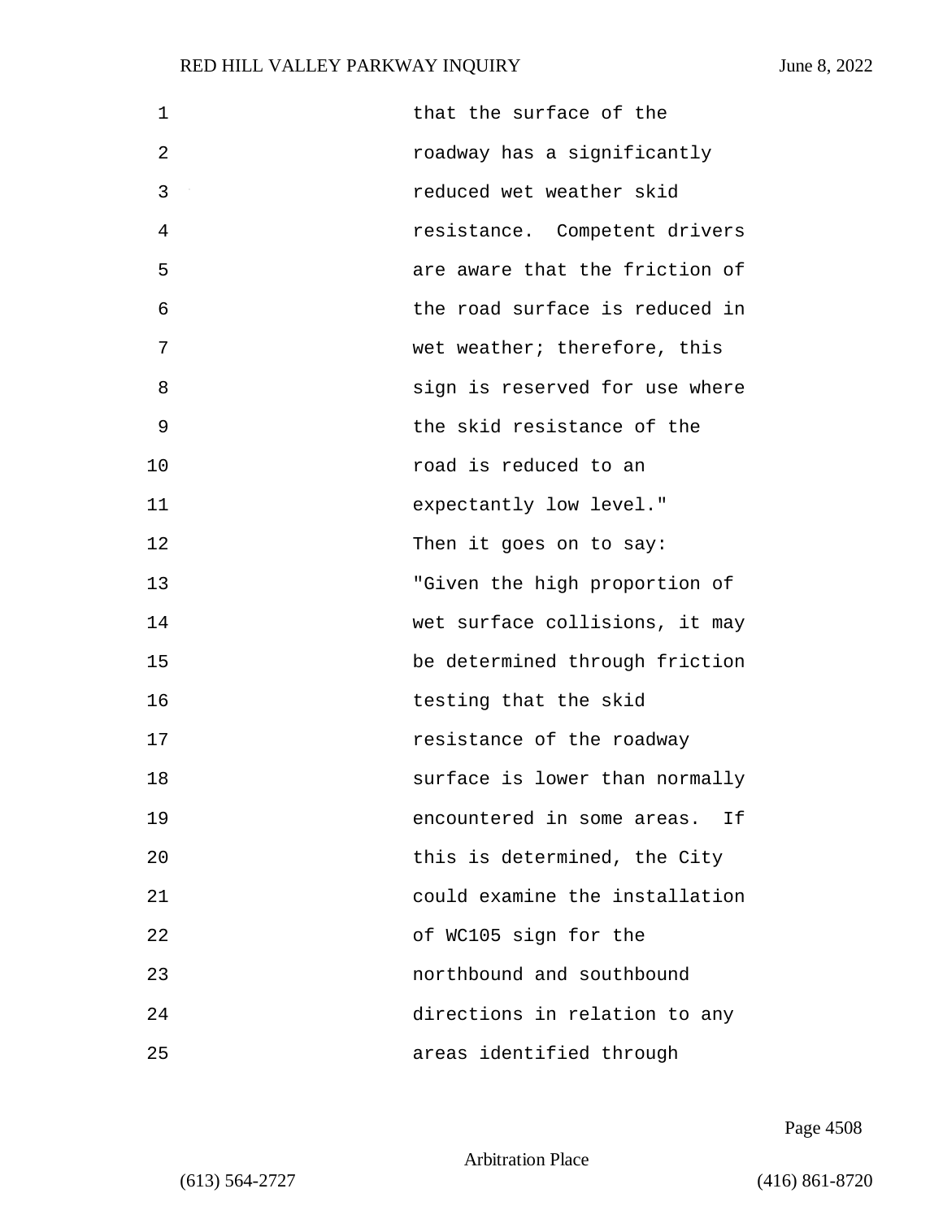that the surface of the roadway has a significantly reduced wet weather skid resistance. Competent drivers are aware that the friction of the road surface is reduced in wet weather; therefore, this sign is reserved for use where the skid resistance of the road is reduced to an expectantly low level."

Then it goes on to say:

"Given the high proportion of wet surface collisions, it may be determined through friction testing that the skid resistance of the roadway surface is lower than normally encountered in some areas. If this is determined, the City could examine the installation of WC105 sign for the northbound and southbound directions in relation to any areas identified through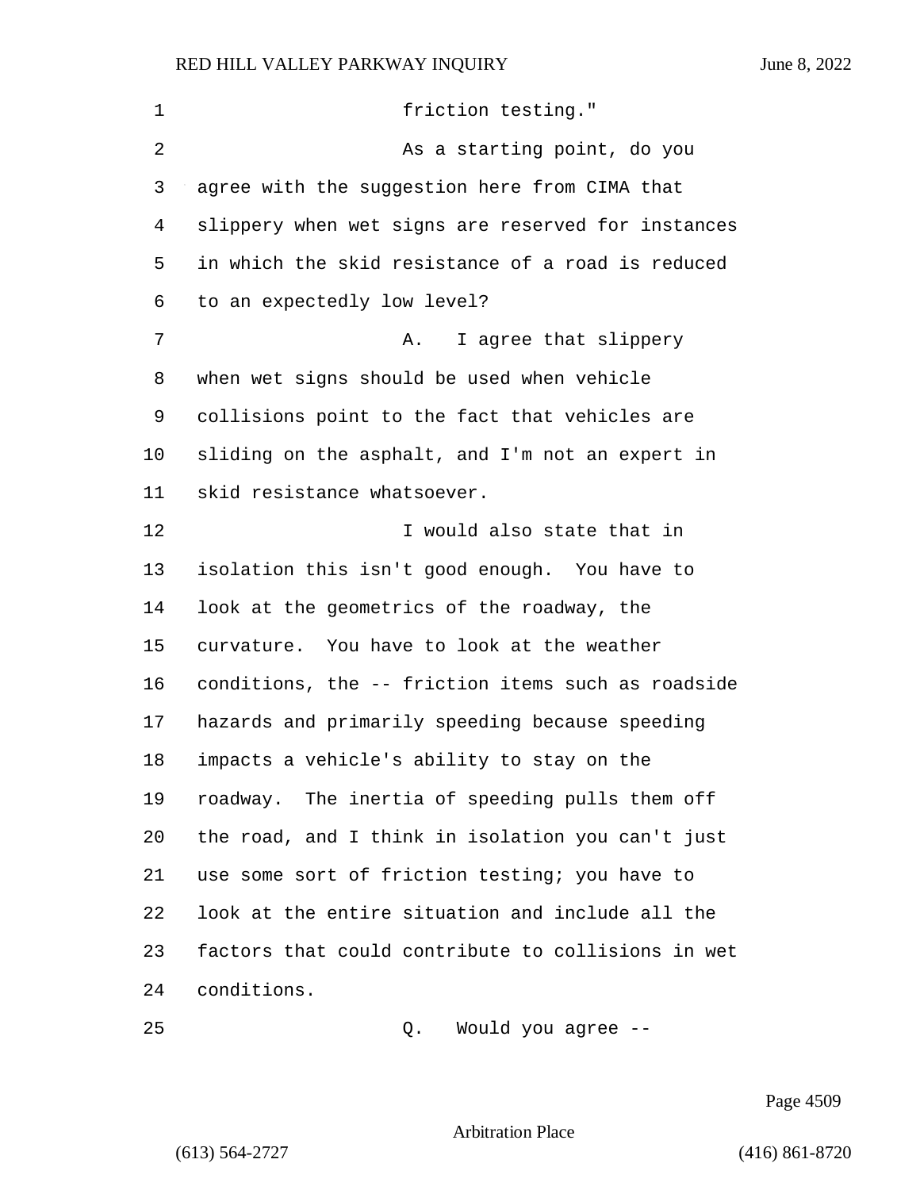friction testing."

As a starting point, do you agree with the suggestion here from CIMA that slippery when wet signs are reserved for instances in which the skid resistance of a road is reduced to an expectedly low level?

A. I agree that slippery when wet signs should be used when vehicle collisions point to the fact that vehicles are sliding on the asphalt, and I'm not an expert in skid resistance whatsoever.

I would also state that in isolation this isn't good enough. You have to look at the geometrics of the roadway, the curvature. You have to look at the weather conditions, the -- friction items such as roadside hazards and primarily speeding because speeding impacts a vehicle's ability to stay on the roadway. The inertia of speeding pulls them off the road, and I think in isolation you can't just use some sort of friction testing; you have to look at the entire situation and include all the factors that could contribute to collisions in wet conditions.

Q. Would you agree --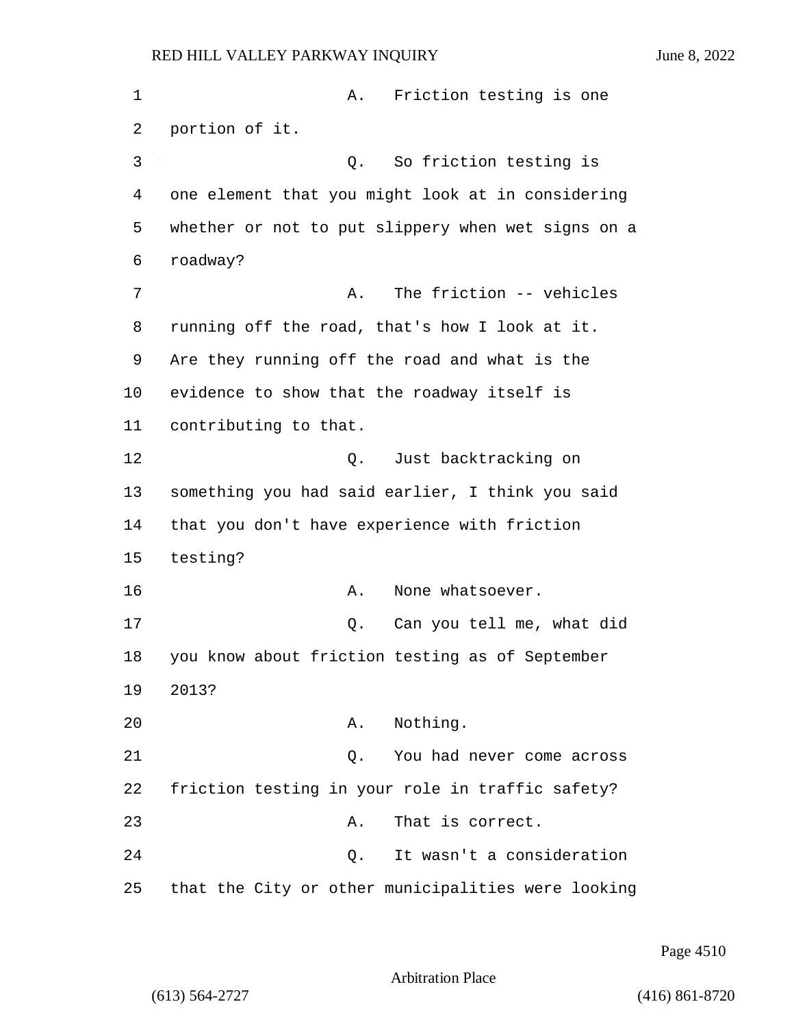A. Friction testing is one portion of it.

Q. So friction testing is one element that you might look at in considering whether or not to put slippery when wet signs on a roadway?

A. The friction -- vehicles running off the road, that's how I look at it. Are they running off the road and what is the evidence to show that the roadway itself is contributing to that.

Q. Just backtracking on something you had said earlier, I think you said that you don't have experience with friction testing?

A. None whatsoever.

Q. Can you tell me, what did you know about friction testing as of September 2013?

A. Nothing.

Q. You had never come across friction testing in your role in traffic safety?

A. That is correct.

Q. It wasn't a consideration that the City or other municipalities were looking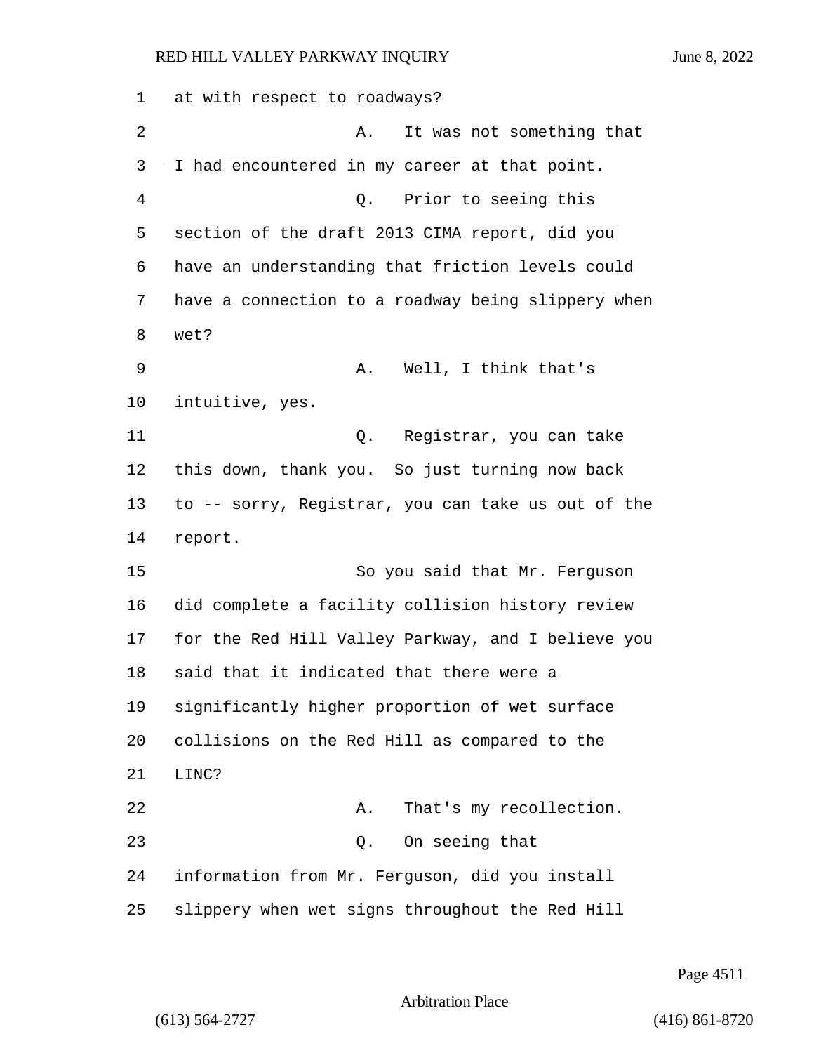1 at with respect to roadways?

2 A. It was not something that

3 I had encountered in my career at that point.

4 Q. Prior to seeing this

5 section of the draft 2013 CIMA report, did you

6 have an understanding that friction levels could

7 have a connection to a roadway being slippery when

8 wet?

9 A. Well, I think that's

10 intuitive, yes.

11 Q. Registrar, you can take

12 this down, thank you. So just turning now back

13 to -- sorry, Registrar, you can take us out of the

14 report.

15 So you said that Mr. Ferguson

16 did complete a facility collision history review

17 for the Red Hill Valley Parkway, and I believe you

18 said that it indicated that there were a

19 significantly higher proportion of wet surface

20 collisions on the Red Hill as compared to the

21 LINC?

22 A. That's my recollection.

23 Q. On seeing that

24 information from Mr. Ferguson, did you install

25 slippery when wet signs throughout the Red Hill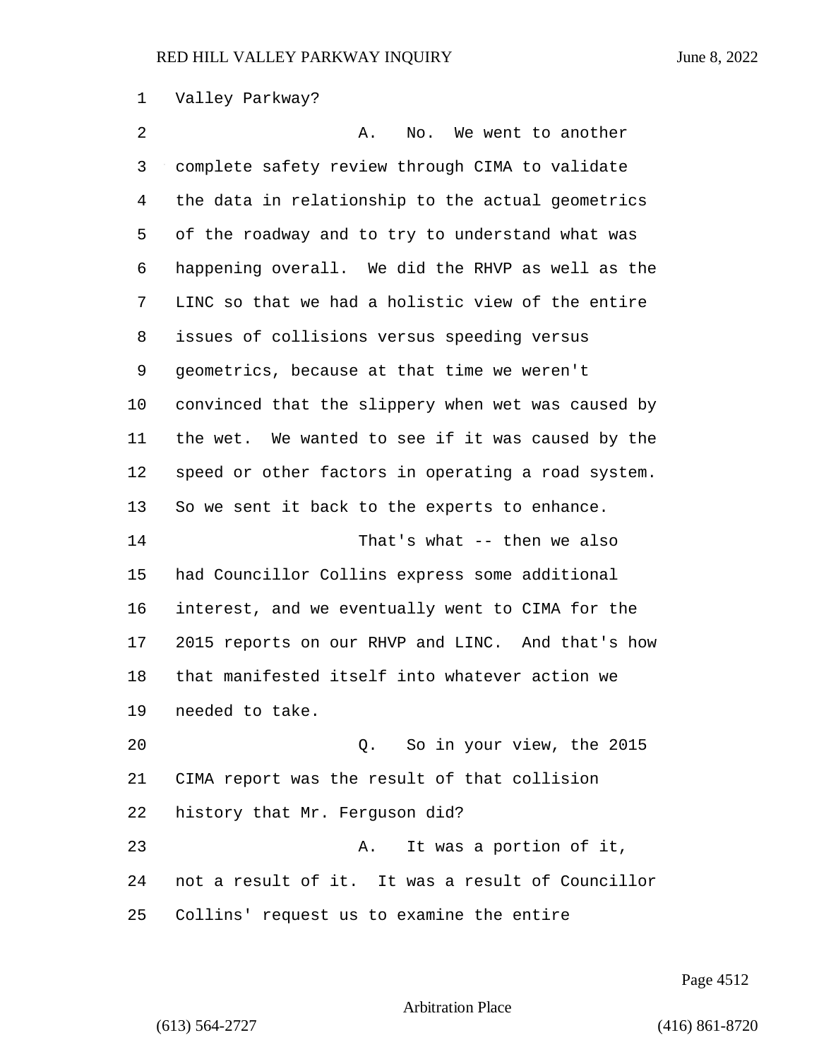Valley Parkway?

A. No. We went to another complete safety review through CIMA to validate the data in relationship to the actual geometrics of the roadway and to try to understand what was happening overall. We did the RHVP as well as the LINC so that we had a holistic view of the entire issues of collisions versus speeding versus geometrics, because at that time we weren't convinced that the slippery when wet was caused by the wet. We wanted to see if it was caused by the speed or other factors in operating a road system. So we sent it back to the experts to enhance.

That's what -- then we also had Councillor Collins express some additional interest, and we eventually went to CIMA for the 2015 reports on our RHVP and LINC. And that's how that manifested itself into whatever action we needed to take.

Q. So in your view, the 2015 CIMA report was the result of that collision history that Mr. Ferguson did?

A. It was a portion of it, not a result of it. It was a result of Councillor Collins' request us to examine the entire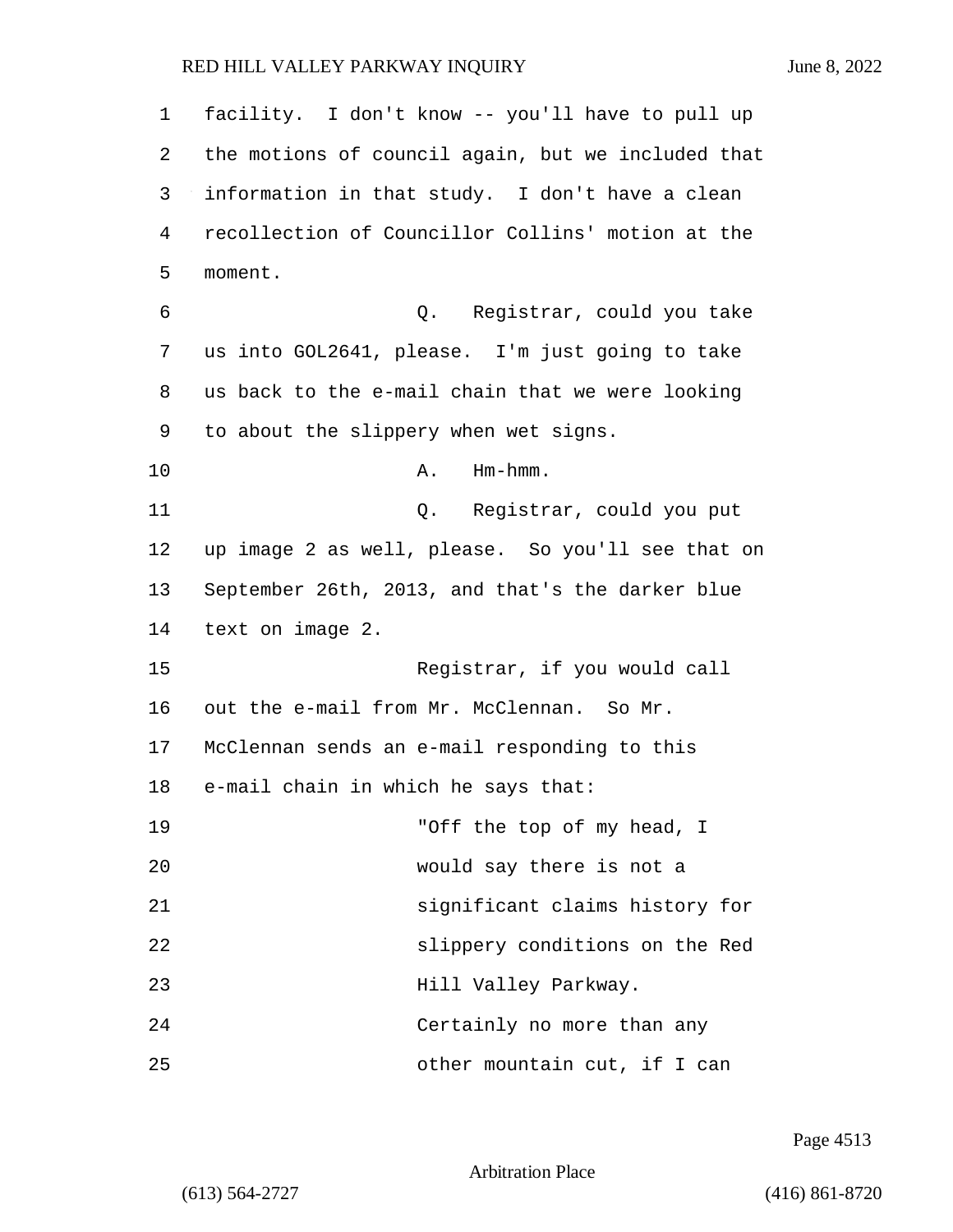facility. I don't know -- you'll have to pull up the motions of council again, but we included that information in that study. I don't have a clean recollection of Councillor Collins' motion at the moment.

Q. Registrar, could you take us into GOL2641, please. I'm just going to take us back to the e-mail chain that we were looking to about the slippery when wet signs.

A. Hm-hmm.

Q. Registrar, could you put up image 2 as well, please. So you'll see that on September 26th, 2013, and that's the darker blue text on image 2.

Registrar, if you would call out the e-mail from Mr. McClennan. So Mr. McClennan sends an e-mail responding to this e-mail chain in which he says that:

"Off the top of my head, I would say there is not a significant claims history for slippery conditions on the Red Hill Valley Parkway. Certainly no more than any other mountain cut, if I can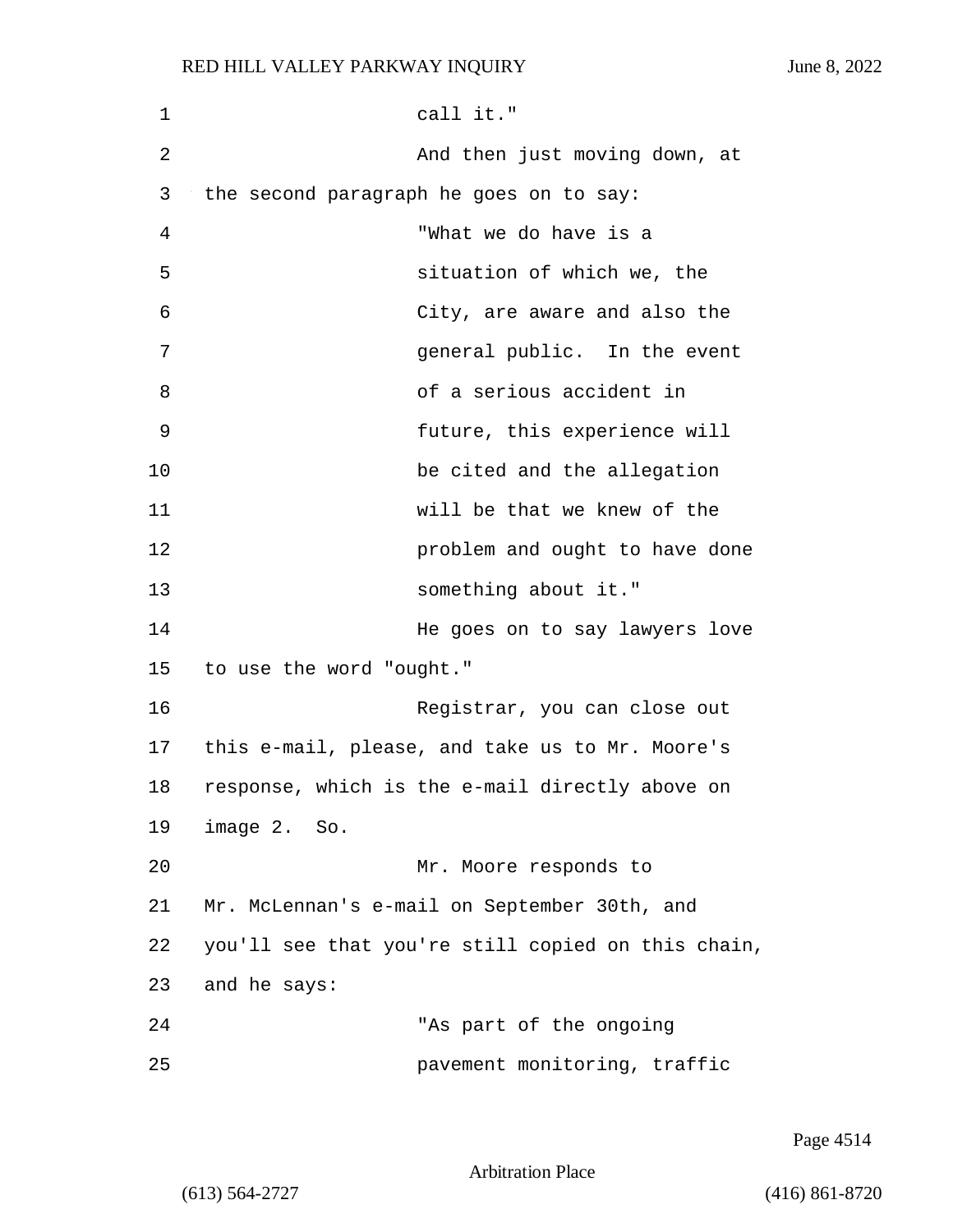call it."

And then just moving down, at the second paragraph he goes on to say:

"What we do have is a situation of which we, the City, are aware and also the general public. In the event of a serious accident in future, this experience will be cited and the allegation will be that we knew of the problem and ought to have done something about it."

He goes on to say lawyers love to use the word "ought."

Registrar, you can close out this e-mail, please, and take us to Mr. Moore's response, which is the e-mail directly above on image 2. So.

Mr. Moore responds to Mr. McLennan's e-mail on September 30th, and you'll see that you're still copied on this chain, and he says:

"As part of the ongoing pavement monitoring, traffic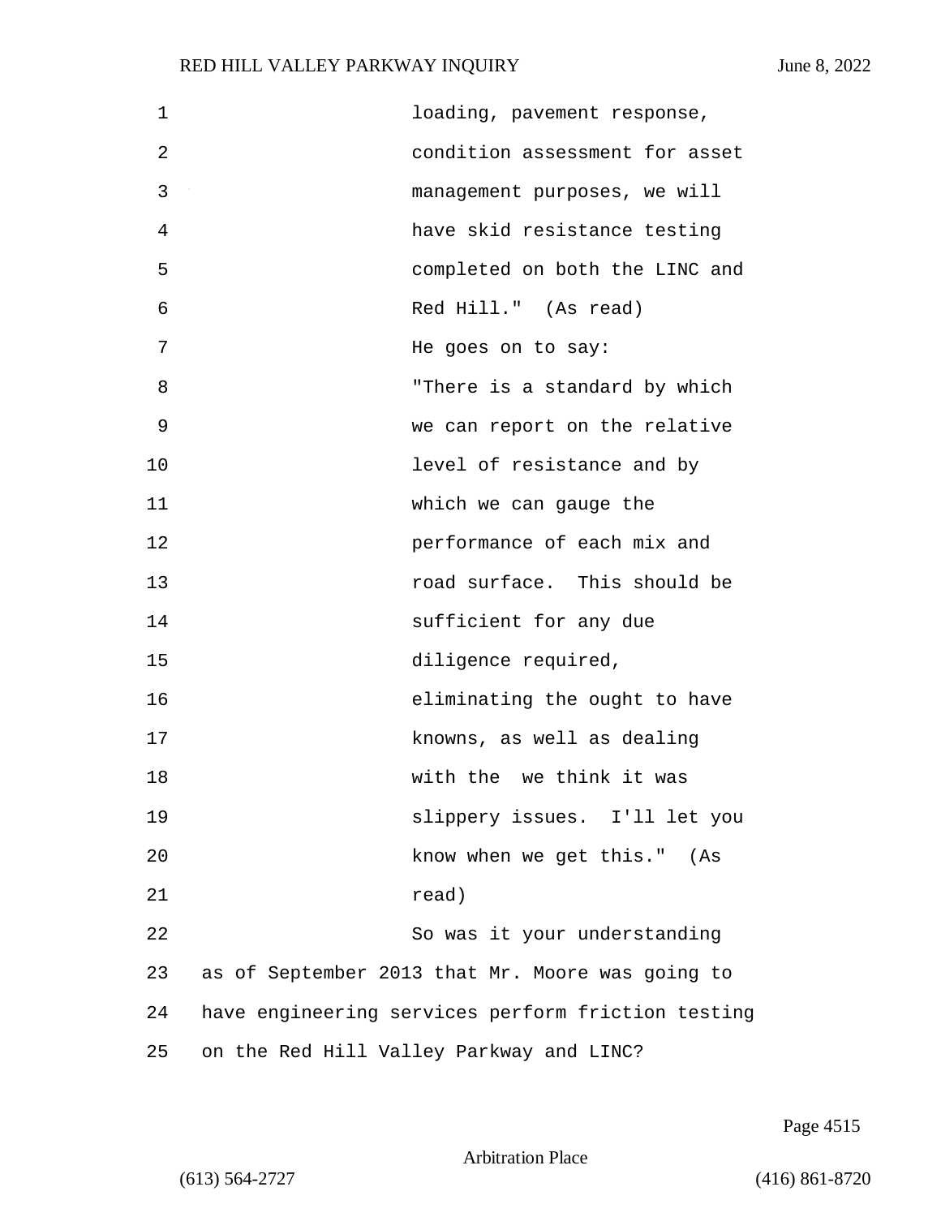loading, pavement response, condition assessment for asset management purposes, we will have skid resistance testing completed on both the LINC and Red Hill." (As read)

He goes on to say:

"There is a standard by which we can report on the relative level of resistance and by which we can gauge the performance of each mix and road surface. This should be sufficient for any due diligence required, eliminating the ought to have knowns, as well as dealing with the we think it was slippery issues. I'll let you know when we get this." (As read)

So was it your understanding as of September 2013 that Mr. Moore was going to have engineering services perform friction testing on the Red Hill Valley Parkway and LINC?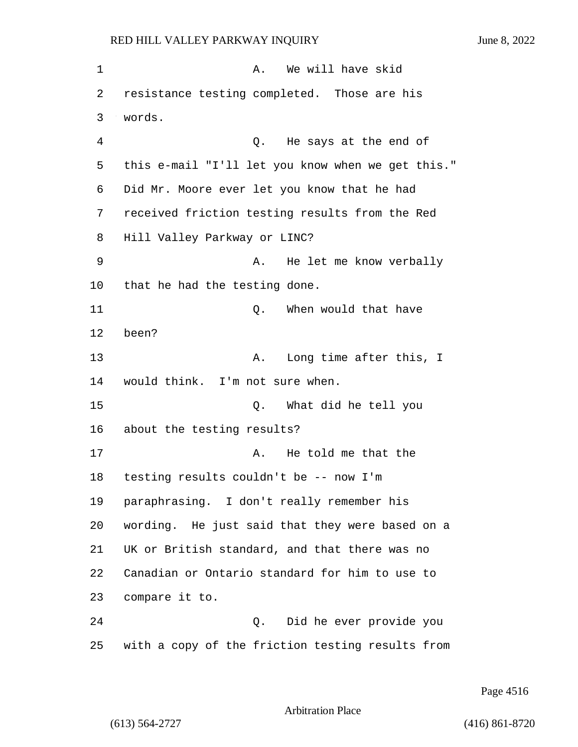A. We will have skid resistance testing completed. Those are his words.

Q. He says at the end of this e-mail "I'll let you know when we get this." Did Mr. Moore ever let you know that he had received friction testing results from the Red Hill Valley Parkway or LINC?

A. He let me know verbally that he had the testing done.

Q. When would that have been?

A. Long time after this, I would think. I'm not sure when.

Q. What did he tell you about the testing results?

A. He told me that the testing results couldn't be -- now I'm paraphrasing. I don't really remember his wording. He just said that they were based on a UK or British standard, and that there was no Canadian or Ontario standard for him to use to compare it to.

Q. Did he ever provide you with a copy of the friction testing results from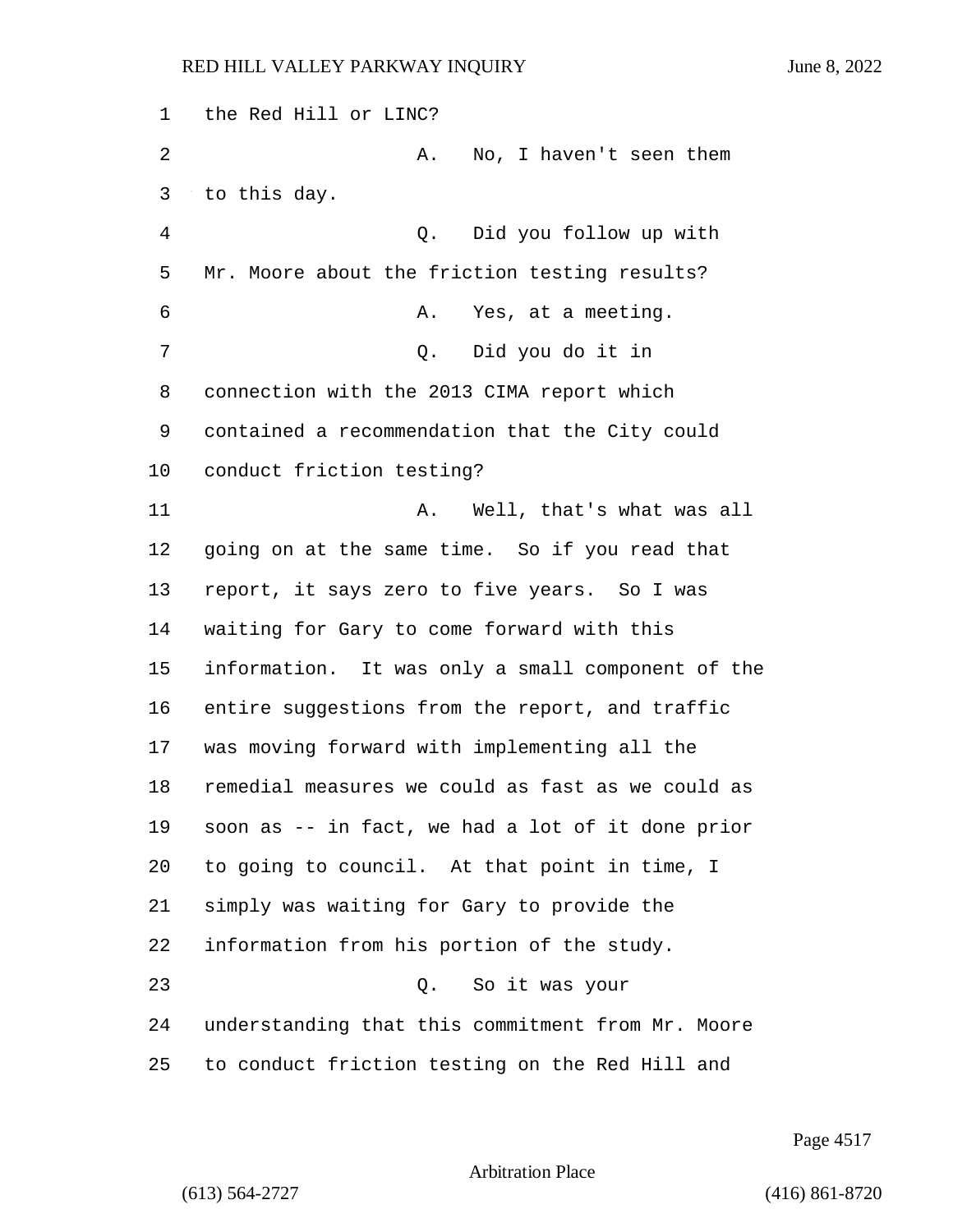1 the Red Hill or LINC?

2 A. No, I haven't seen them

3 to this day.

4 Q. Did you follow up with

5 Mr. Moore about the friction testing results?

6 A. Yes, at a meeting.

7 Q. Did you do it in

8 connection with the 2013 CIMA report which

9 contained a recommendation that the City could

10 conduct friction testing?

11 A. Well, that's what was all

12 going on at the same time. So if you read that

13 report, it says zero to five years. So I was

14 waiting for Gary to come forward with this

15 information. It was only a small component of the

16 entire suggestions from the report, and traffic

17 was moving forward with implementing all the

18 remedial measures we could as fast as we could as

19 soon as -- in fact, we had a lot of it done prior

20 to going to council. At that point in time, I

21 simply was waiting for Gary to provide the

22 information from his portion of the study.

23 Q. So it was your

24 understanding that this commitment from Mr. Moore

25 to conduct friction testing on the Red Hill and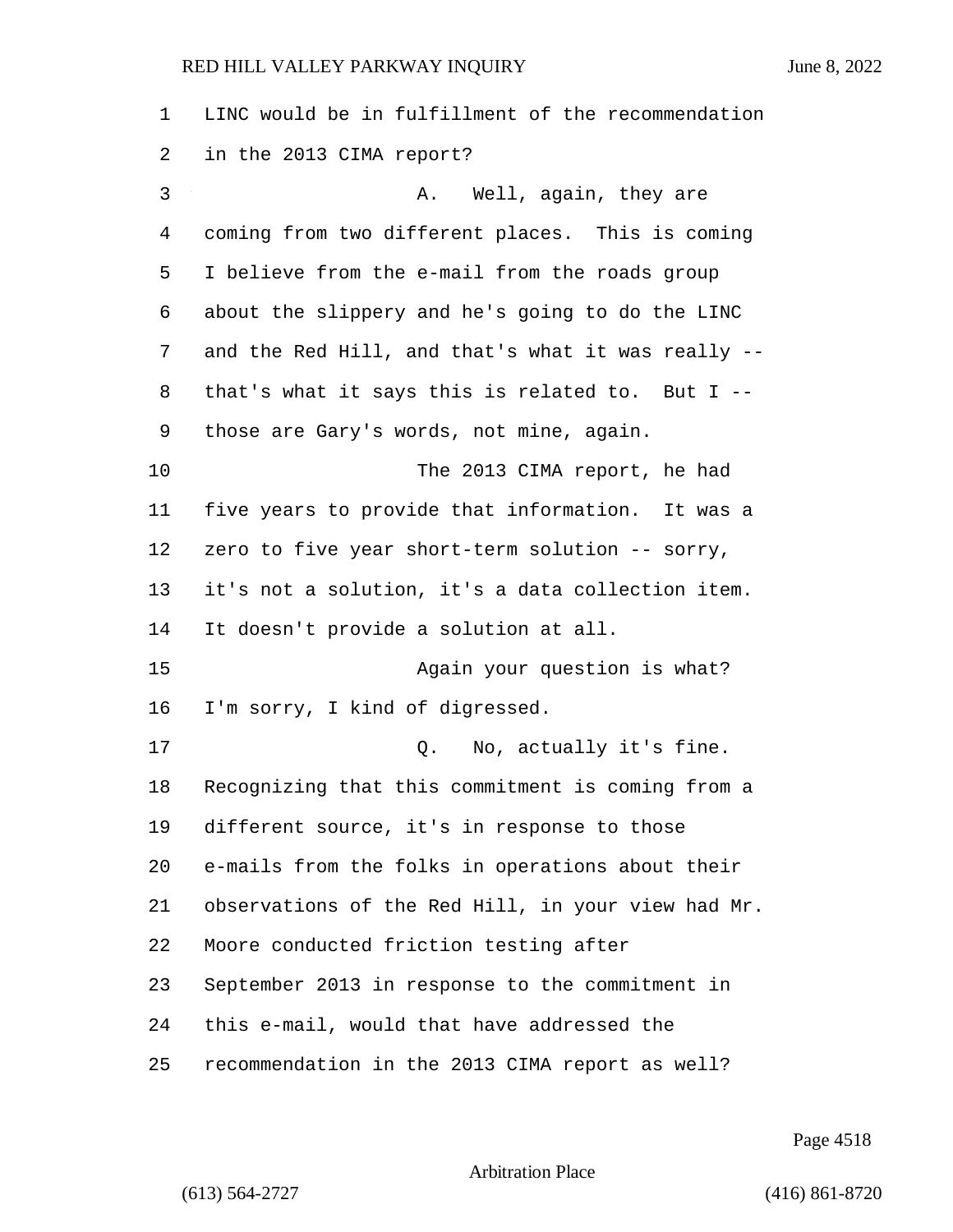LINC would be in fulfillment of the recommendation in the 2013 CIMA report?

A. Well, again, they are coming from two different places. This is coming I believe from the e-mail from the roads group about the slippery and he's going to do the LINC and the Red Hill, and that's what it was really -- that's what it says this is related to. But I -- those are Gary's words, not mine, again.

The 2013 CIMA report, he had five years to provide that information. It was a zero to five year short-term solution -- sorry, it's not a solution, it's a data collection item. It doesn't provide a solution at all.

Again your question is what? I'm sorry, I kind of digressed.

Q. No, actually it's fine. Recognizing that this commitment is coming from a different source, it's in response to those e-mails from the folks in operations about their observations of the Red Hill, in your view had Mr. Moore conducted friction testing after September 2013 in response to the commitment in this e-mail, would that have addressed the recommendation in the 2013 CIMA report as well?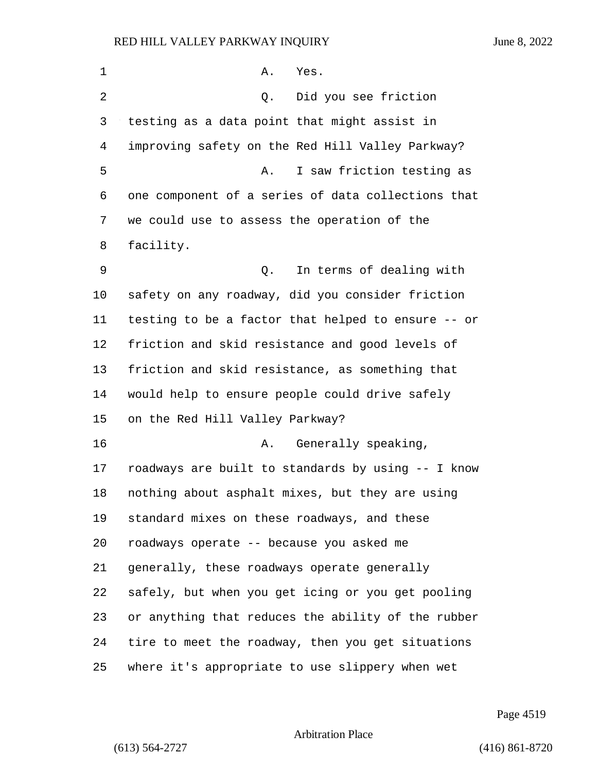A. Yes.

Q. Did you see friction testing as a data point that might assist in improving safety on the Red Hill Valley Parkway?

A. I saw friction testing as one component of a series of data collections that we could use to assess the operation of the facility.

Q. In terms of dealing with safety on any roadway, did you consider friction testing to be a factor that helped to ensure -- or friction and skid resistance and good levels of friction and skid resistance, as something that would help to ensure people could drive safely on the Red Hill Valley Parkway?

A. Generally speaking, roadways are built to standards by using -- I know nothing about asphalt mixes, but they are using standard mixes on these roadways, and these roadways operate -- because you asked me generally, these roadways operate generally safely, but when you get icing or you get pooling or anything that reduces the ability of the rubber tire to meet the roadway, then you get situations where it's appropriate to use slippery when wet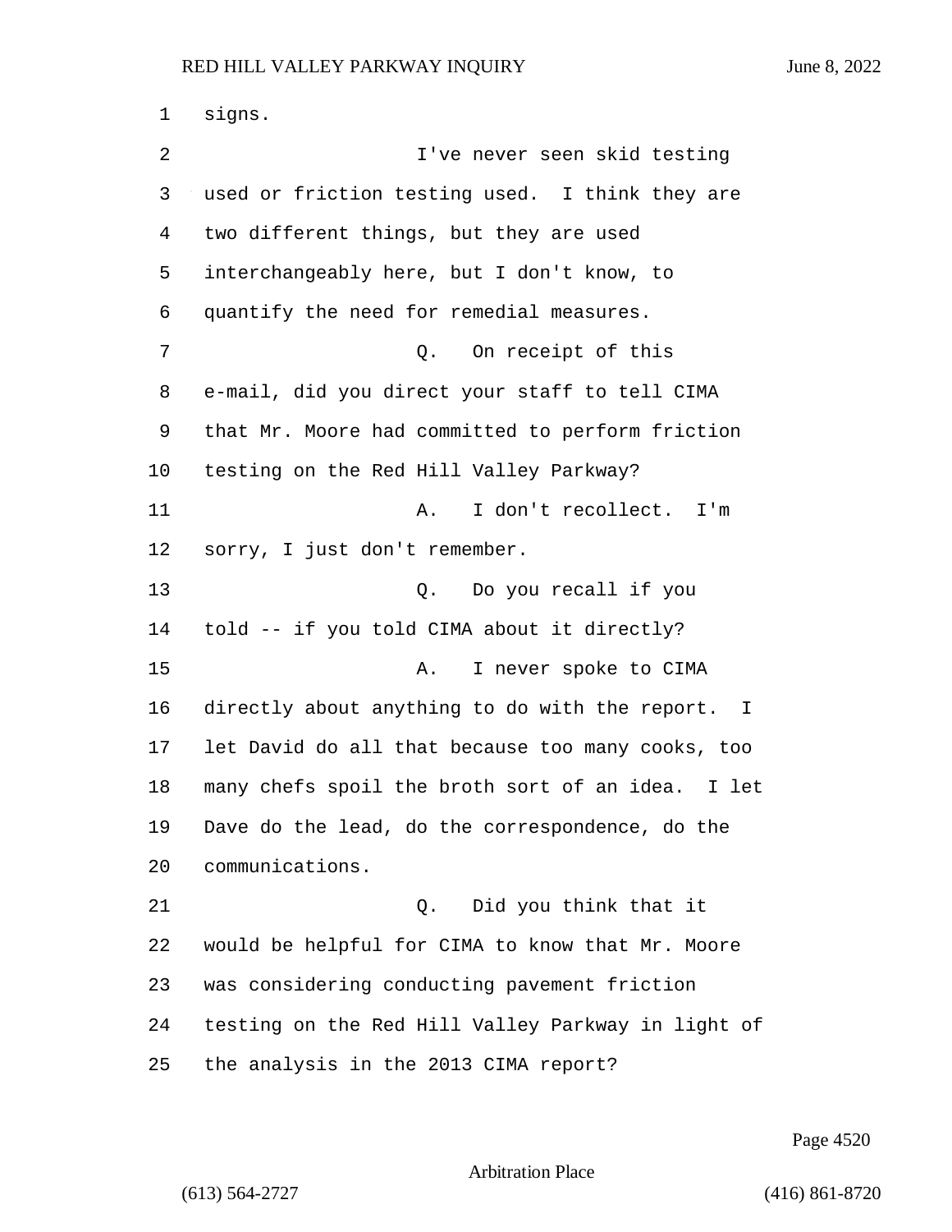1 signs.

2 I've never seen skid testing

3 used or friction testing used. I think they are

4 two different things, but they are used

5 interchangeably here, but I don't know, to

6 quantify the need for remedial measures.

7 Q. On receipt of this

8 e-mail, did you direct your staff to tell CIMA

9 that Mr. Moore had committed to perform friction

10 testing on the Red Hill Valley Parkway?

11 A. I don't recollect. I'm

12 sorry, I just don't remember.

13 Q. Do you recall if you

14 told -- if you told CIMA about it directly?

15 A. I never spoke to CIMA

16 directly about anything to do with the report. I

17 let David do all that because too many cooks, too

18 many chefs spoil the broth sort of an idea. I let

19 Dave do the lead, do the correspondence, do the

20 communications.

21 Q. Did you think that it

22 would be helpful for CIMA to know that Mr. Moore

23 was considering conducting pavement friction

24 testing on the Red Hill Valley Parkway in light of

25 the analysis in the 2013 CIMA report?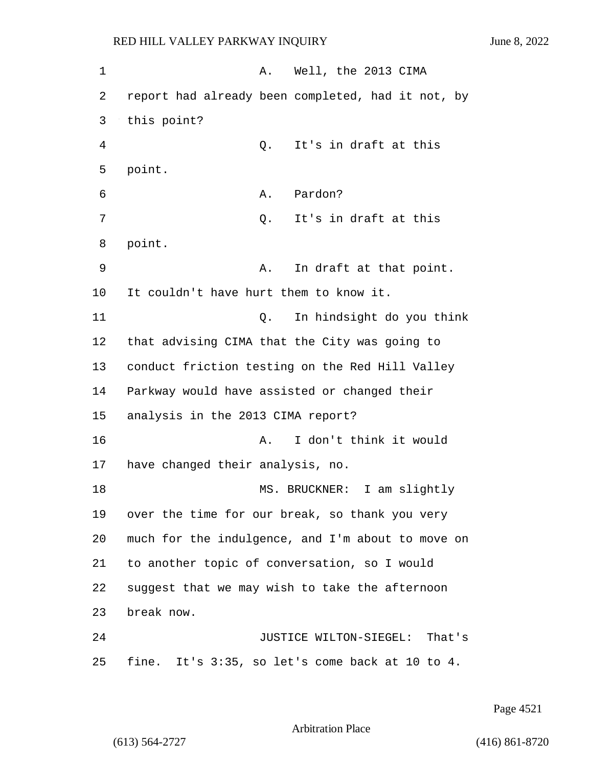A. Well, the 2013 CIMA report had already been completed, had it not, by this point?

Q. It's in draft at this point.

A. Pardon?

Q. It's in draft at this point.

A. In draft at that point. It couldn't have hurt them to know it.

Q. In hindsight do you think that advising CIMA that the City was going to conduct friction testing on the Red Hill Valley Parkway would have assisted or changed their analysis in the 2013 CIMA report?

A. I don't think it would have changed their analysis, no.

MS. BRUCKNER: I am slightly over the time for our break, so thank you very much for the indulgence, and I'm about to move on to another topic of conversation, so I would suggest that we may wish to take the afternoon break now.

JUSTICE WILTON-SIEGEL: That's fine. It's 3:35, so let's come back at 10 to 4.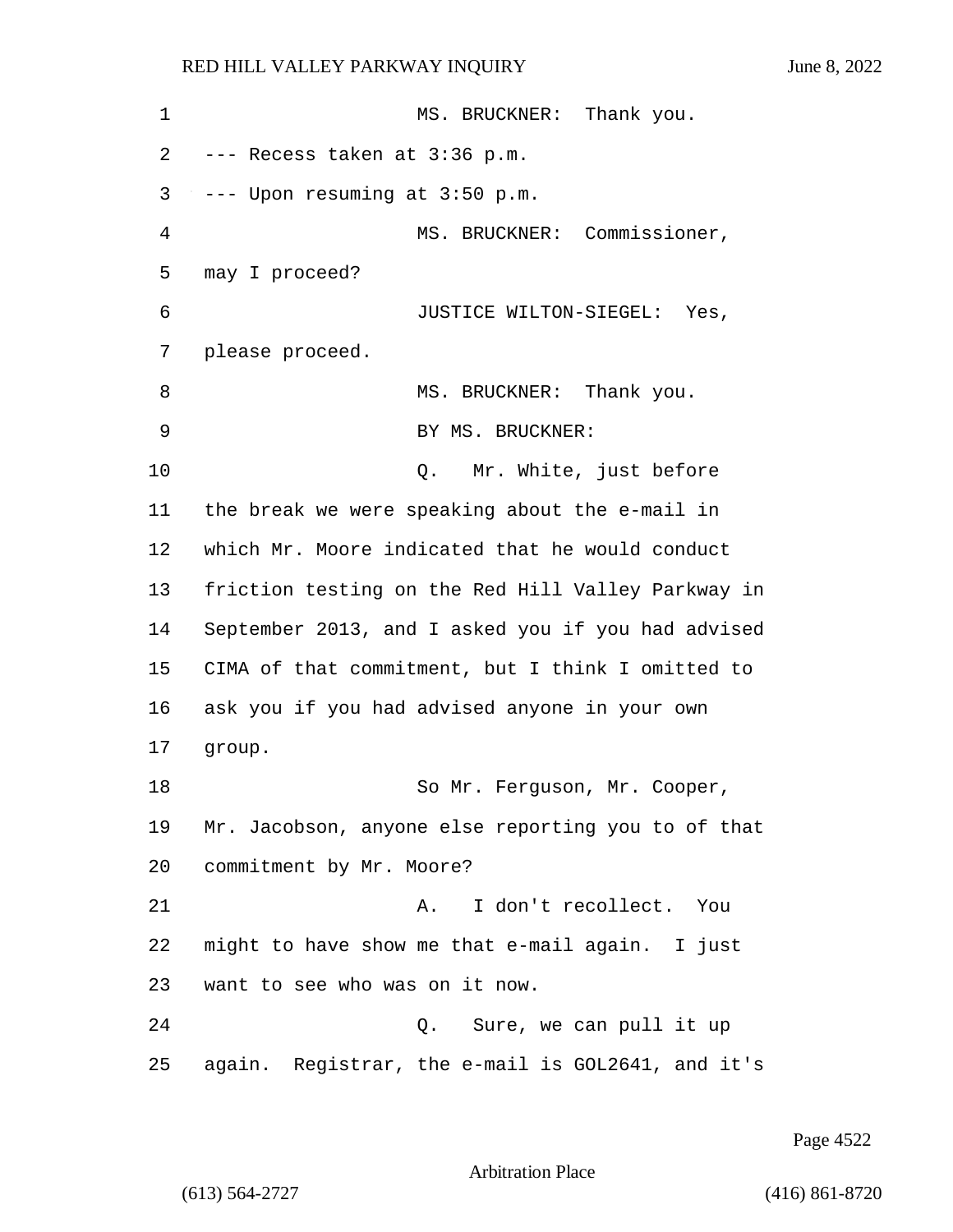MS. BRUCKNER: Thank you.

--- Recess taken at 3:36 p.m.

--- Upon resuming at 3:50 p.m.

MS. BRUCKNER: Commissioner, may I proceed?

JUSTICE WILTON-SIEGEL: Yes, please proceed.

MS. BRUCKNER: Thank you.

BY MS. BRUCKNER:

Q. Mr. White, just before the break we were speaking about the e-mail in which Mr. Moore indicated that he would conduct friction testing on the Red Hill Valley Parkway in September 2013, and I asked you if you had advised CIMA of that commitment, but I think I omitted to ask you if you had advised anyone in your own group.

So Mr. Ferguson, Mr. Cooper, Mr. Jacobson, anyone else reporting you to of that commitment by Mr. Moore?

A. I don't recollect. You might to have show me that e-mail again. I just want to see who was on it now.

Q. Sure, we can pull it up again. Registrar, the e-mail is GOL2641, and it's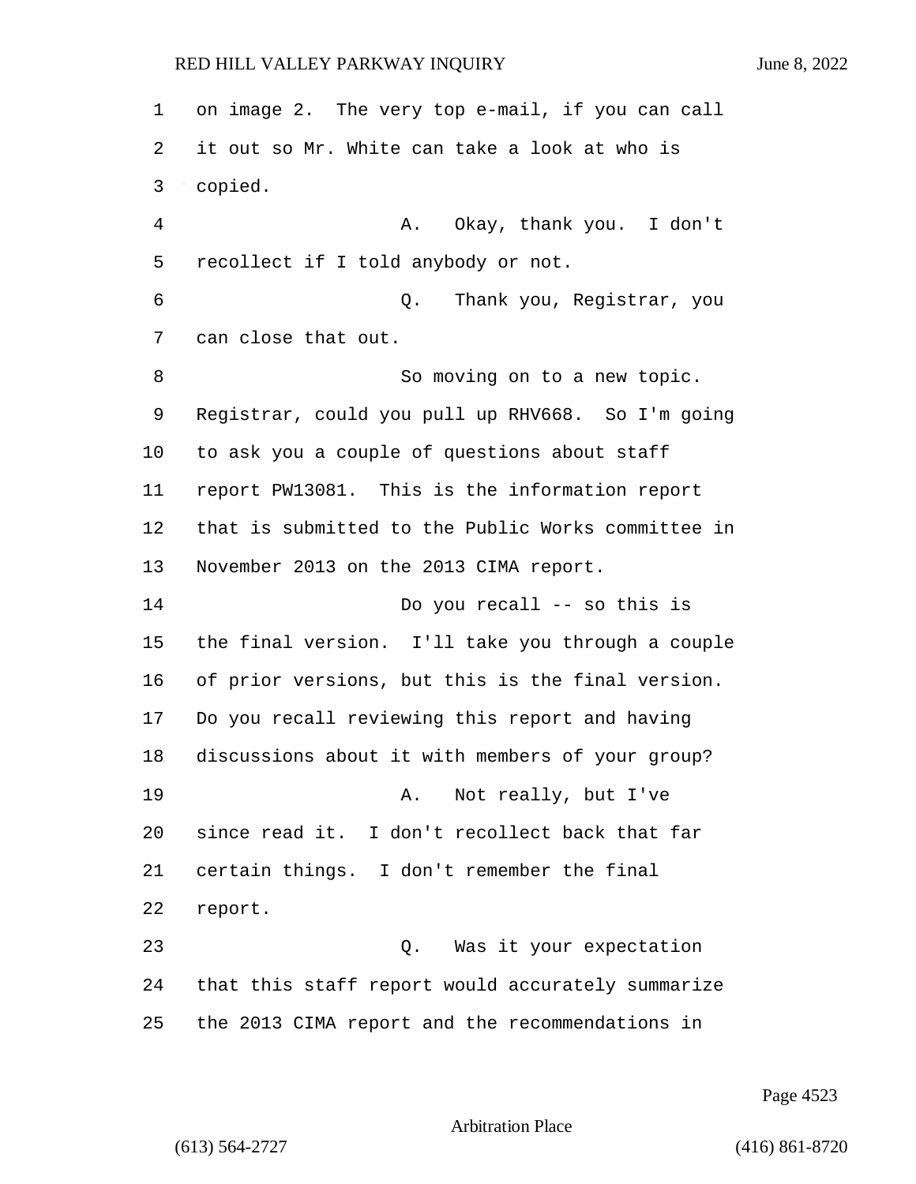on image 2. The very top e-mail, if you can call it out so Mr. White can take a look at who is copied.

A. Okay, thank you. I don't recollect if I told anybody or not.

Q. Thank you, Registrar, you can close that out.

So moving on to a new topic. Registrar, could you pull up RHV668. So I'm going to ask you a couple of questions about staff report PW13081. This is the information report that is submitted to the Public Works committee in November 2013 on the 2013 CIMA report.

Do you recall -- so this is the final version. I'll take you through a couple of prior versions, but this is the final version. Do you recall reviewing this report and having discussions about it with members of your group?

A. Not really, but I've since read it. I don't recollect back that far certain things. I don't remember the final report.

Q. Was it your expectation that this staff report would accurately summarize the 2013 CIMA report and the recommendations in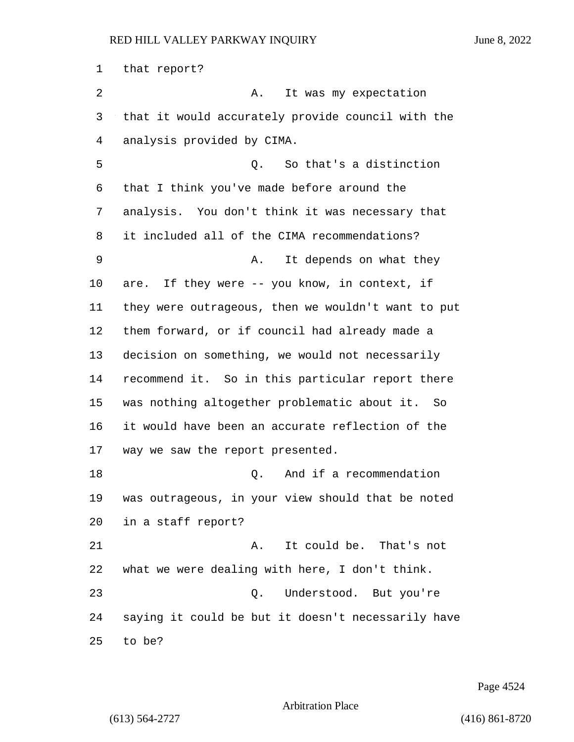that report?

A. It was my expectation that it would accurately provide council with the analysis provided by CIMA.

Q. So that's a distinction that I think you've made before around the analysis. You don't think it was necessary that it included all of the CIMA recommendations?

A. It depends on what they are. If they were -- you know, in context, if they were outrageous, then we wouldn't want to put them forward, or if council had already made a decision on something, we would not necessarily recommend it. So in this particular report there was nothing altogether problematic about it. So it would have been an accurate reflection of the way we saw the report presented.

Q. And if a recommendation was outrageous, in your view should that be noted in a staff report?

A. It could be. That's not what we were dealing with here, I don't think.

Q. Understood. But you're saying it could be but it doesn't necessarily have to be?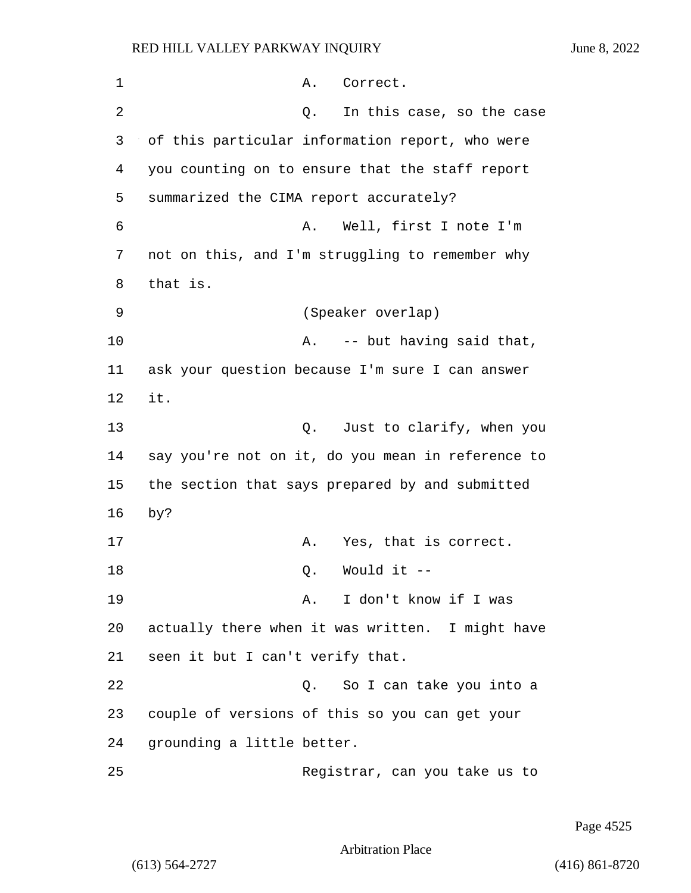A. Correct.

Q. In this case, so the case of this particular information report, who were you counting on to ensure that the staff report summarized the CIMA report accurately?

A. Well, first I note I'm not on this, and I'm struggling to remember why that is.

(Speaker overlap)

A. -- but having said that, ask your question because I'm sure I can answer it.

Q. Just to clarify, when you say you're not on it, do you mean in reference to the section that says prepared by and submitted by?

A. Yes, that is correct.

Q. Would it --

A. I don't know if I was actually there when it was written. I might have seen it but I can't verify that.

Q. So I can take you into a couple of versions of this so you can get your grounding a little better.

Registrar, can you take us to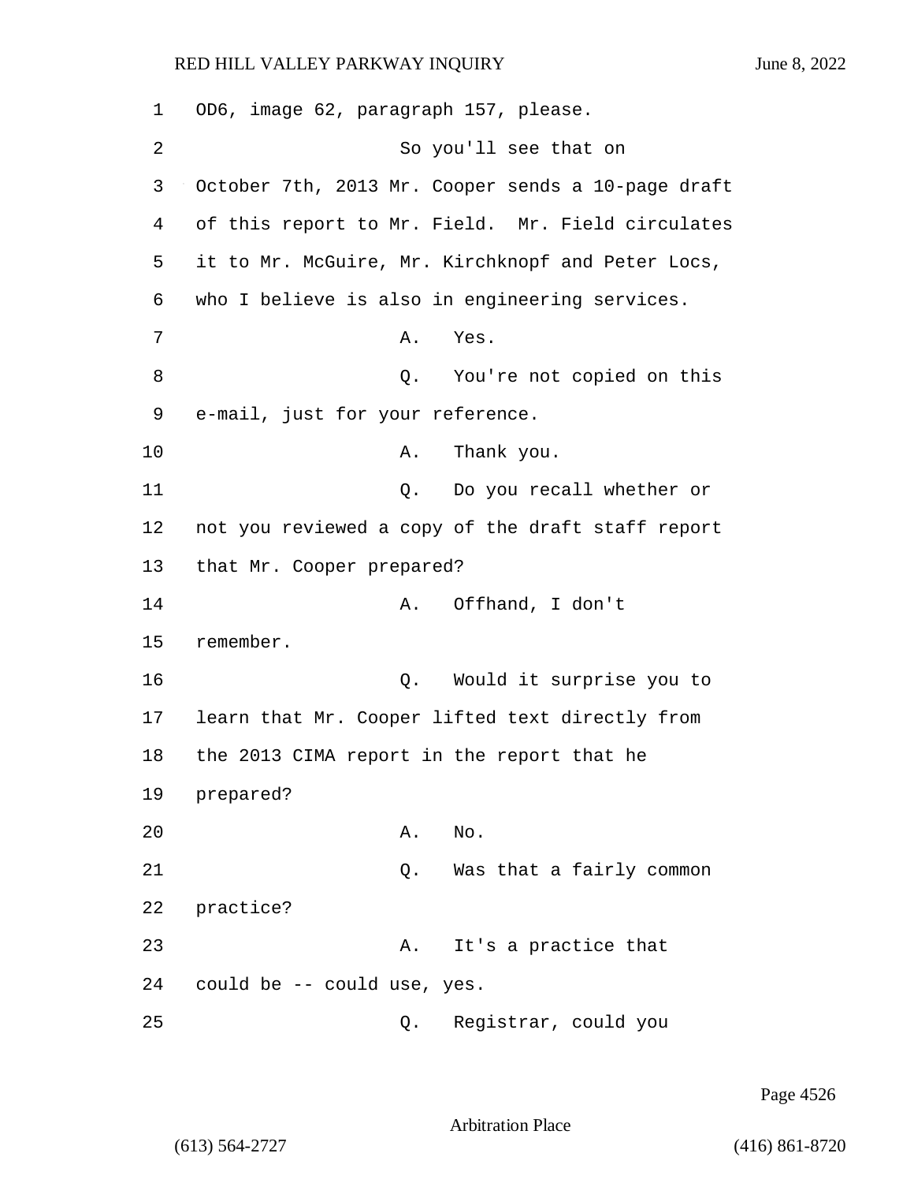OD6, image 62, paragraph 157, please.

So you'll see that on October 7th, 2013 Mr. Cooper sends a 10-page draft of this report to Mr. Field. Mr. Field circulates it to Mr. McGuire, Mr. Kirchknopf and Peter Locs, who I believe is also in engineering services.

A. Yes.

Q. You're not copied on this e-mail, just for your reference.

A. Thank you.

Q. Do you recall whether or not you reviewed a copy of the draft staff report that Mr. Cooper prepared?

A. Offhand, I don't remember.

Q. Would it surprise you to learn that Mr. Cooper lifted text directly from the 2013 CIMA report in the report that he prepared?

A. No.

Q. Was that a fairly common practice?

A. It's a practice that could be -- could use, yes.

Q. Registrar, could you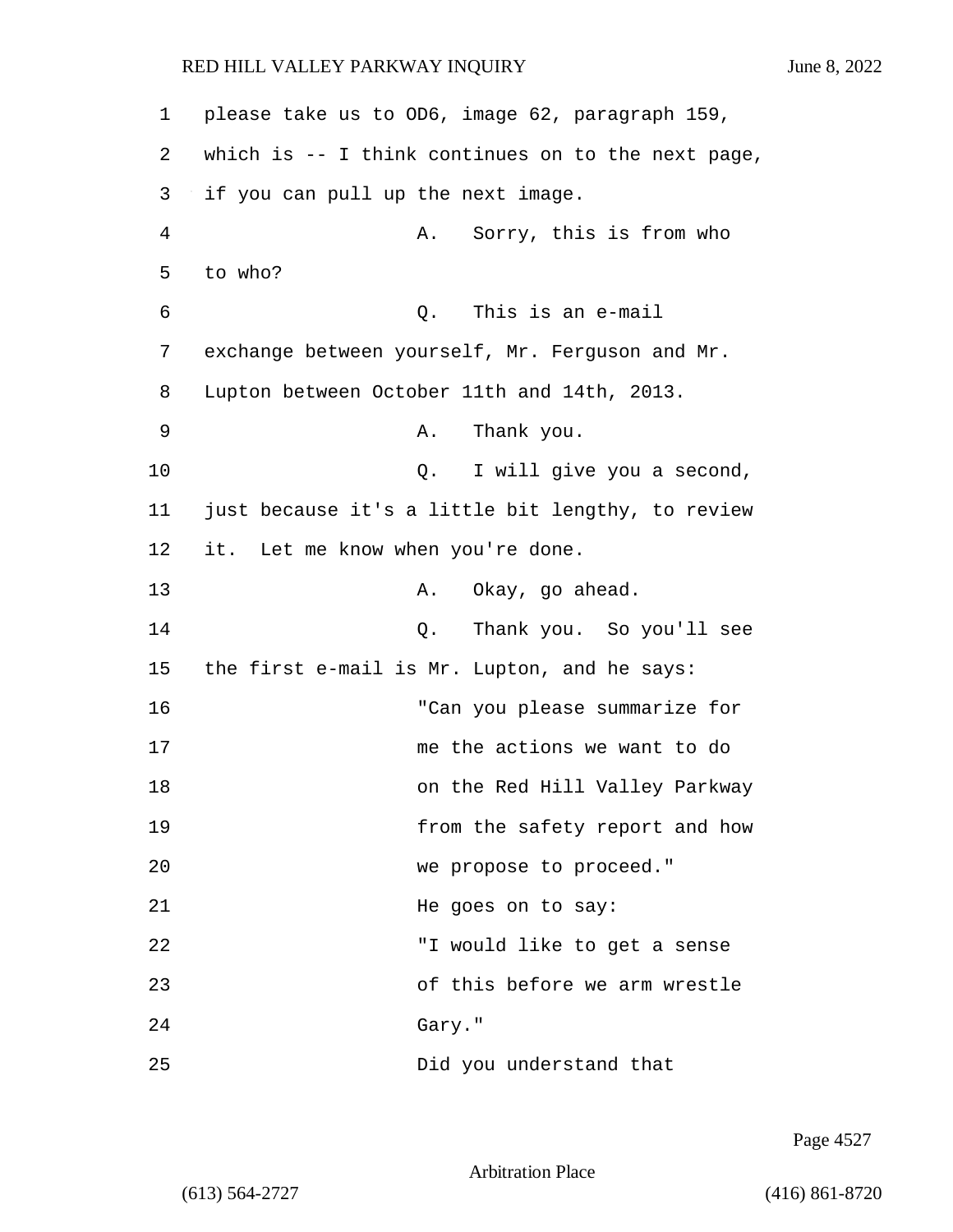please take us to OD6, image 62, paragraph 159, which is -- I think continues on to the next page, if you can pull up the next image.

A. Sorry, this is from who to who?

Q. This is an e-mail exchange between yourself, Mr. Ferguson and Mr. Lupton between October 11th and 14th, 2013.

A. Thank you.

Q. I will give you a second, just because it's a little bit lengthy, to review it. Let me know when you're done.

A. Okay, go ahead.

Q. Thank you. So you'll see the first e-mail is Mr. Lupton, and he says:

"Can you please summarize for me the actions we want to do on the Red Hill Valley Parkway from the safety report and how we propose to proceed."

He goes on to say:

"I would like to get a sense of this before we arm wrestle Gary."

Did you understand that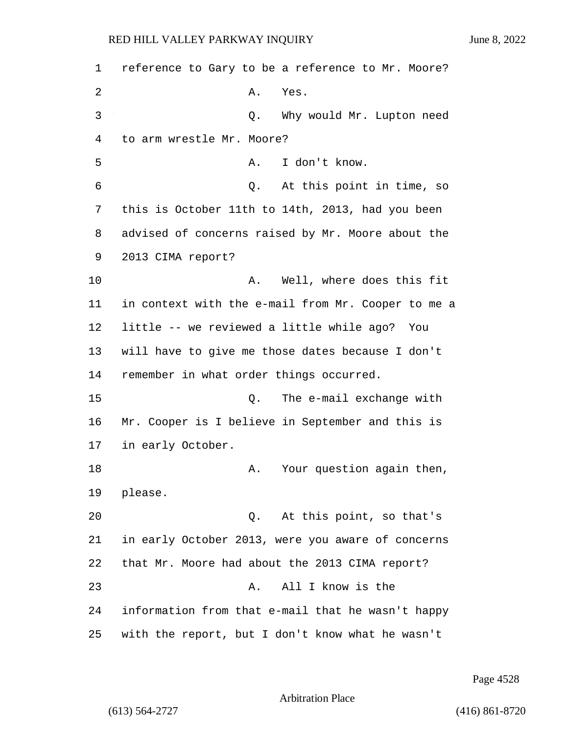reference to Gary to be a reference to Mr. Moore?

A. Yes.

Q. Why would Mr. Lupton need to arm wrestle Mr. Moore?

A. I don't know.

Q. At this point in time, so this is October 11th to 14th, 2013, had you been advised of concerns raised by Mr. Moore about the 2013 CIMA report?

A. Well, where does this fit in context with the e-mail from Mr. Cooper to me a little -- we reviewed a little while ago? You will have to give me those dates because I don't remember in what order things occurred.

Q. The e-mail exchange with Mr. Cooper is I believe in September and this is in early October.

A. Your question again then, please.

Q. At this point, so that's in early October 2013, were you aware of concerns that Mr. Moore had about the 2013 CIMA report?

A. All I know is the information from that e-mail that he wasn't happy with the report, but I don't know what he wasn't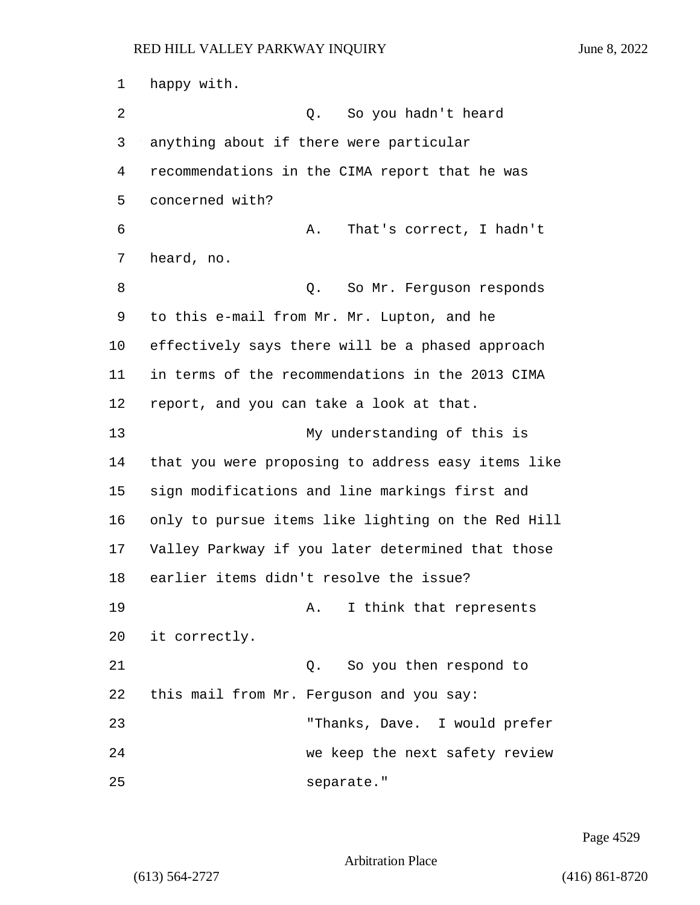happy with.

Q. So you hadn't heard anything about if there were particular recommendations in the CIMA report that he was concerned with?

A. That's correct, I hadn't heard, no.

Q. So Mr. Ferguson responds to this e-mail from Mr. Mr. Lupton, and he effectively says there will be a phased approach in terms of the recommendations in the 2013 CIMA report, and you can take a look at that.

My understanding of this is that you were proposing to address easy items like sign modifications and line markings first and only to pursue items like lighting on the Red Hill Valley Parkway if you later determined that those earlier items didn't resolve the issue?

A. I think that represents it correctly.

Q. So you then respond to this mail from Mr. Ferguson and you say:

"Thanks, Dave. I would prefer we keep the next safety review separate."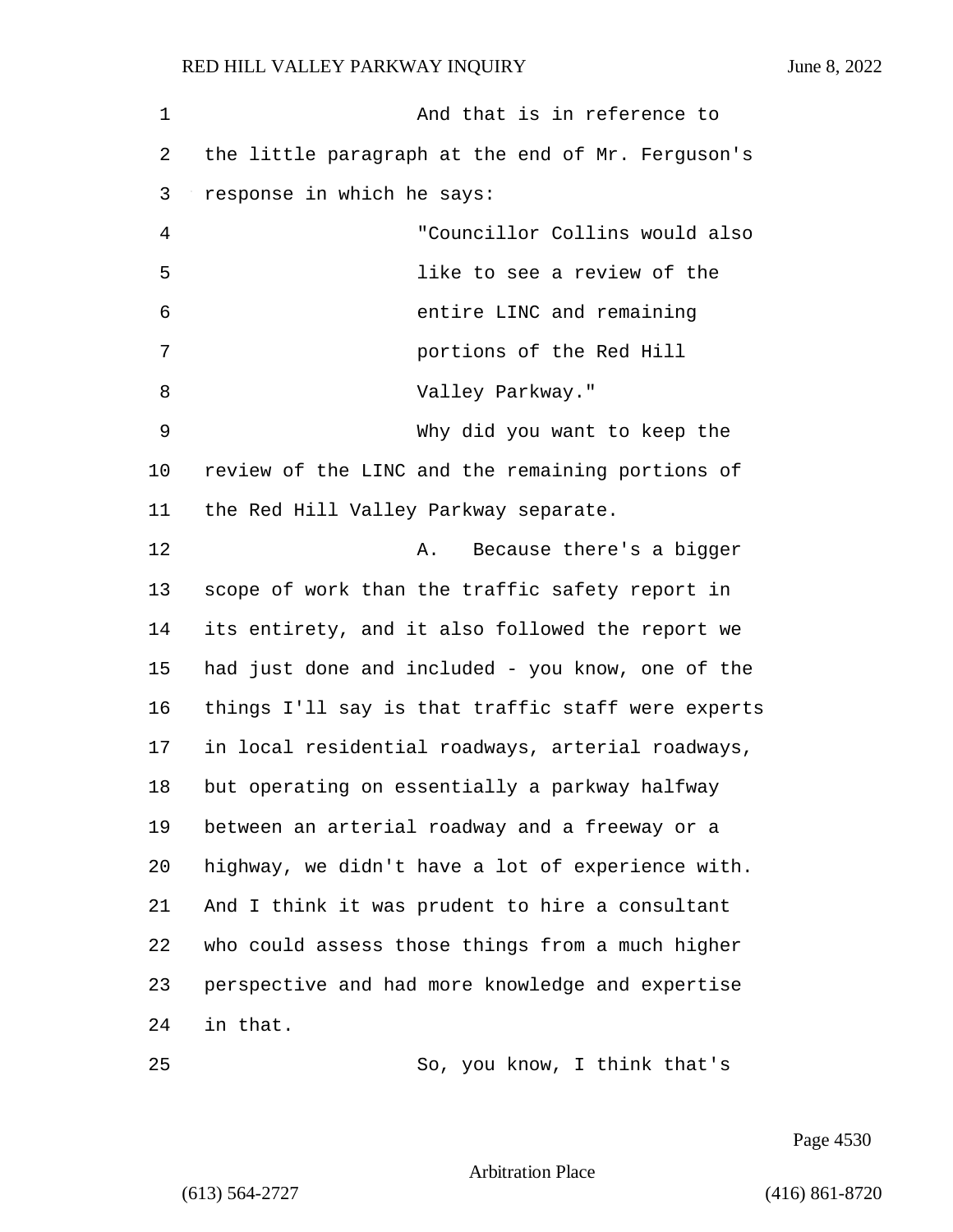And that is in reference to the little paragraph at the end of Mr. Ferguson's response in which he says:

> "Councillor Collins would also like to see a review of the entire LINC and remaining portions of the Red Hill Valley Parkway."

Why did you want to keep the review of the LINC and the remaining portions of the Red Hill Valley Parkway separate.

A. Because there's a bigger scope of work than the traffic safety report in its entirety, and it also followed the report we had just done and included - you know, one of the things I'll say is that traffic staff were experts in local residential roadways, arterial roadways, but operating on essentially a parkway halfway between an arterial roadway and a freeway or a highway, we didn't have a lot of experience with. And I think it was prudent to hire a consultant who could assess those things from a much higher perspective and had more knowledge and expertise in that.

So, you know, I think that's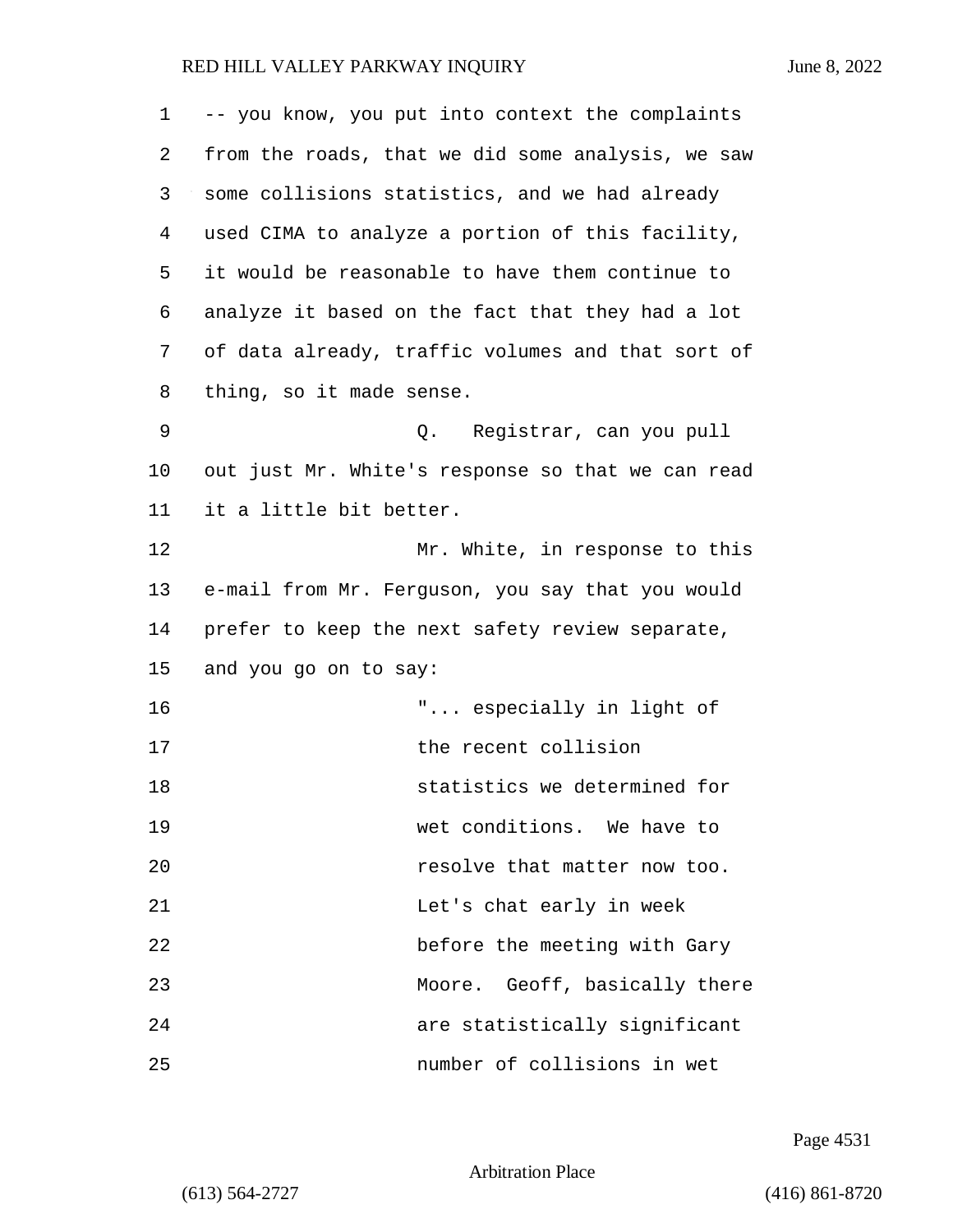-- you know, you put into context the complaints from the roads, that we did some analysis, we saw some collisions statistics, and we had already used CIMA to analyze a portion of this facility, it would be reasonable to have them continue to analyze it based on the fact that they had a lot of data already, traffic volumes and that sort of thing, so it made sense.

Q. Registrar, can you pull out just Mr. White's response so that we can read it a little bit better.

Mr. White, in response to this e-mail from Mr. Ferguson, you say that you would prefer to keep the next safety review separate, and you go on to say:

> "... especially in light of the recent collision statistics we determined for wet conditions. We have to resolve that matter now too. Let's chat early in week before the meeting with Gary Moore. Geoff, basically there are statistically significant number of collisions in wet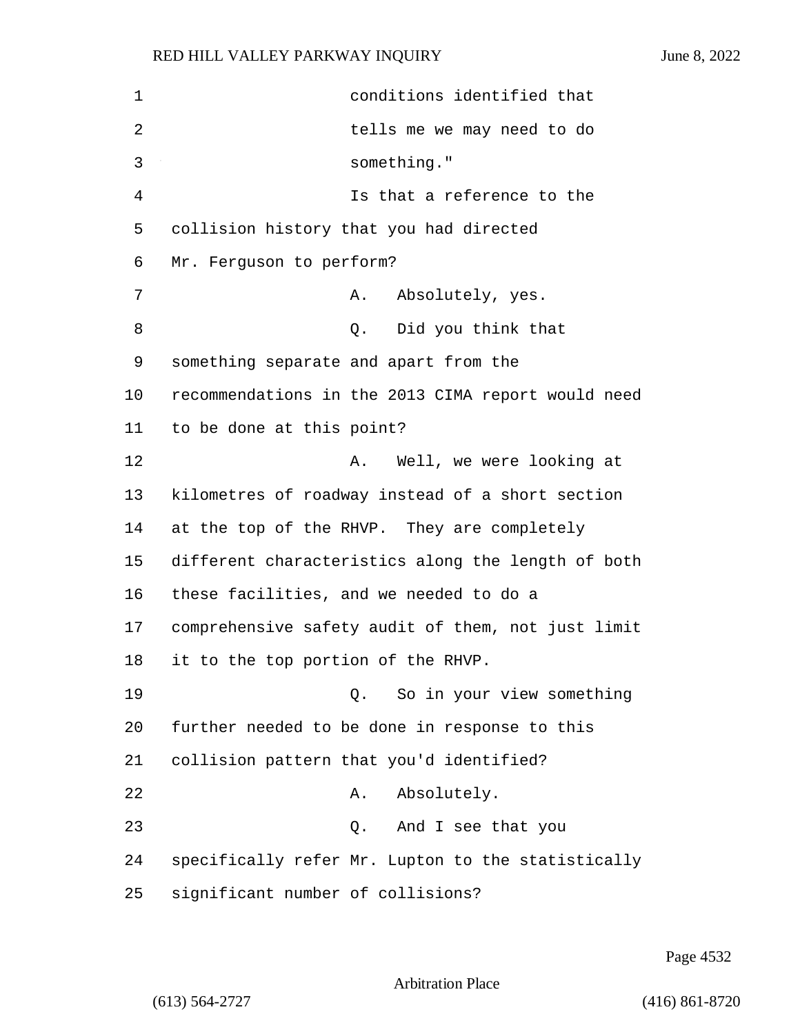conditions identified that tells me we may need to do something."

Is that a reference to the collision history that you had directed Mr. Ferguson to perform?

A. Absolutely, yes.

Q. Did you think that something separate and apart from the recommendations in the 2013 CIMA report would need to be done at this point?

A. Well, we were looking at kilometres of roadway instead of a short section at the top of the RHVP. They are completely different characteristics along the length of both these facilities, and we needed to do a comprehensive safety audit of them, not just limit it to the top portion of the RHVP.

Q. So in your view something further needed to be done in response to this collision pattern that you'd identified?

A. Absolutely.

Q. And I see that you specifically refer Mr. Lupton to the statistically significant number of collisions?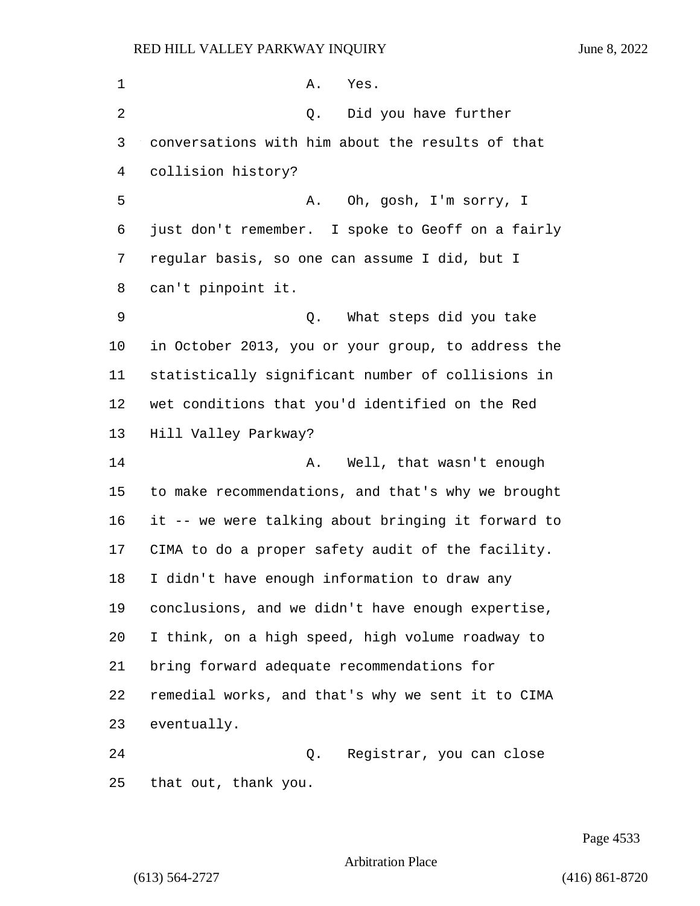A. Yes.

Q. Did you have further conversations with him about the results of that collision history?

A. Oh, gosh, I'm sorry, I just don't remember. I spoke to Geoff on a fairly regular basis, so one can assume I did, but I can't pinpoint it.

Q. What steps did you take in October 2013, you or your group, to address the statistically significant number of collisions in wet conditions that you'd identified on the Red Hill Valley Parkway?

A. Well, that wasn't enough to make recommendations, and that's why we brought it -- we were talking about bringing it forward to CIMA to do a proper safety audit of the facility. I didn't have enough information to draw any conclusions, and we didn't have enough expertise, I think, on a high speed, high volume roadway to bring forward adequate recommendations for remedial works, and that's why we sent it to CIMA eventually.

Q. Registrar, you can close that out, thank you.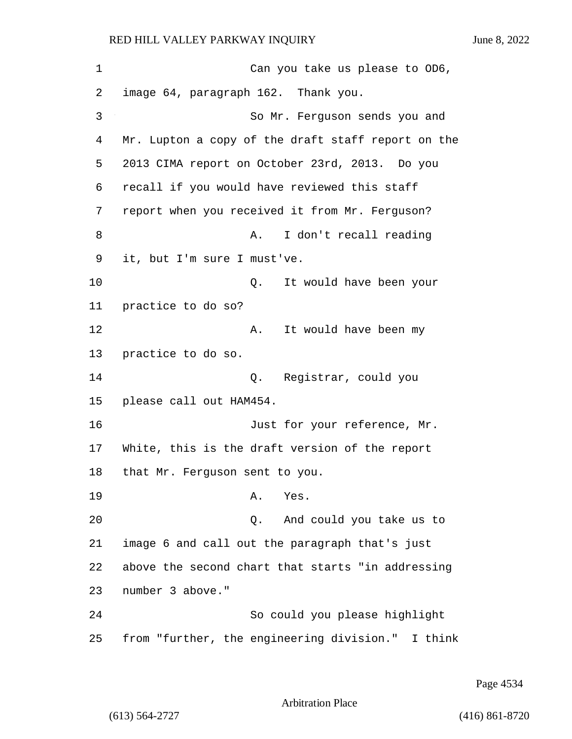Can you take us please to OD6, image 64, paragraph 162. Thank you.

So Mr. Ferguson sends you and Mr. Lupton a copy of the draft staff report on the 2013 CIMA report on October 23rd, 2013. Do you recall if you would have reviewed this staff report when you received it from Mr. Ferguson?

A. I don't recall reading it, but I'm sure I must've.

Q. It would have been your practice to do so?

A. It would have been my practice to do so.

Q. Registrar, could you please call out HAM454.

Just for your reference, Mr. White, this is the draft version of the report that Mr. Ferguson sent to you.

A. Yes.

Q. And could you take us to image 6 and call out the paragraph that's just above the second chart that starts "in addressing number 3 above."

So could you please highlight from "further, the engineering division." I think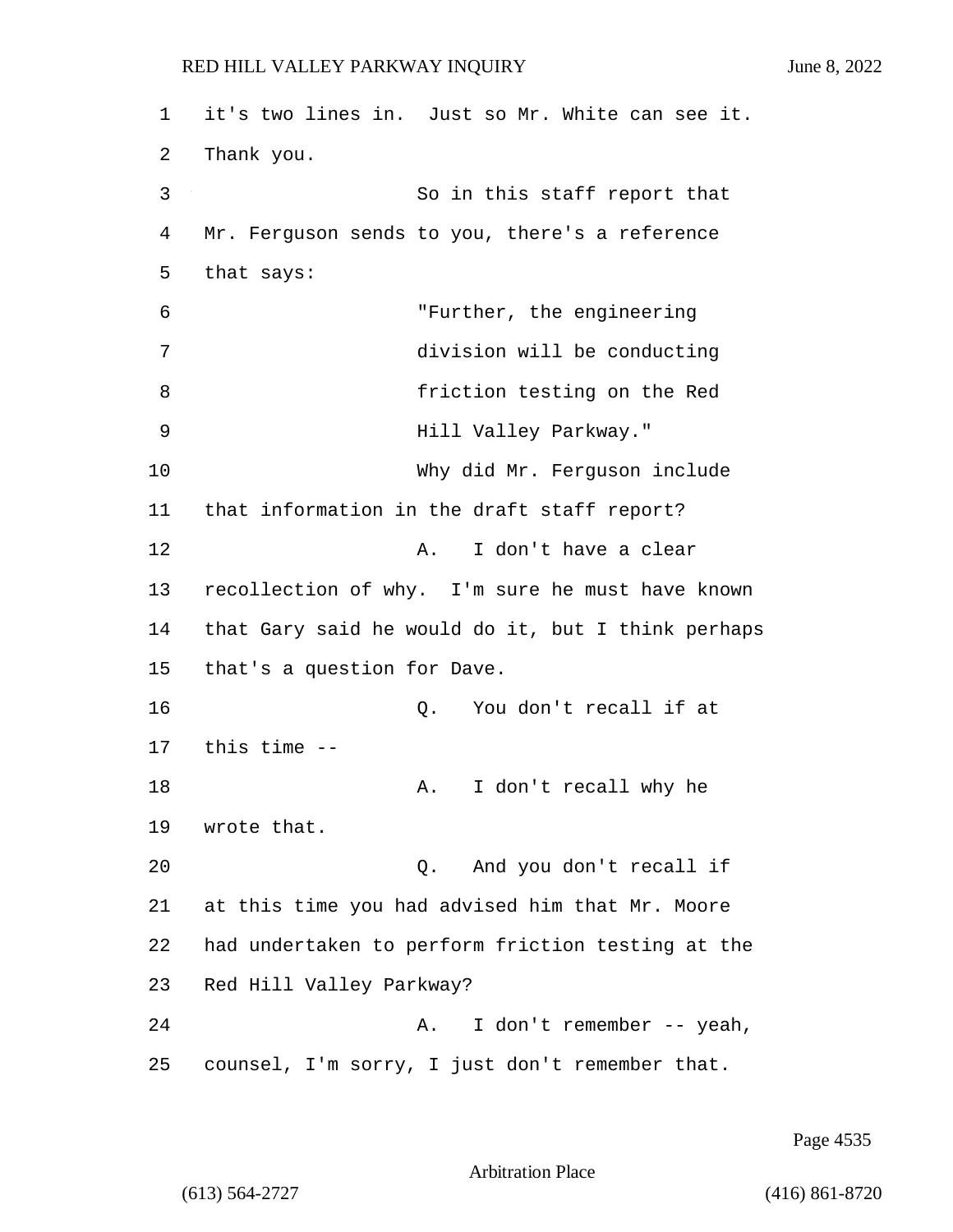1 it's two lines in. Just so Mr. White can see it.
2 Thank you.
3 So in this staff report that
4 Mr. Ferguson sends to you, there's a reference
5 that says:
6 "Further, the engineering
7 division will be conducting
8 friction testing on the Red
9 Hill Valley Parkway."
10 Why did Mr. Ferguson include
11 that information in the draft staff report?
12 A. I don't have a clear
13 recollection of why. I'm sure he must have known
14 that Gary said he would do it, but I think perhaps
15 that's a question for Dave.
16 Q. You don't recall if at
17 this time --
18 A. I don't recall why he
19 wrote that.
20 Q. And you don't recall if
21 at this time you had advised him that Mr. Moore
22 had undertaken to perform friction testing at the
23 Red Hill Valley Parkway?
24 A. I don't remember -- yeah,
25 counsel, I'm sorry, I just don't remember that.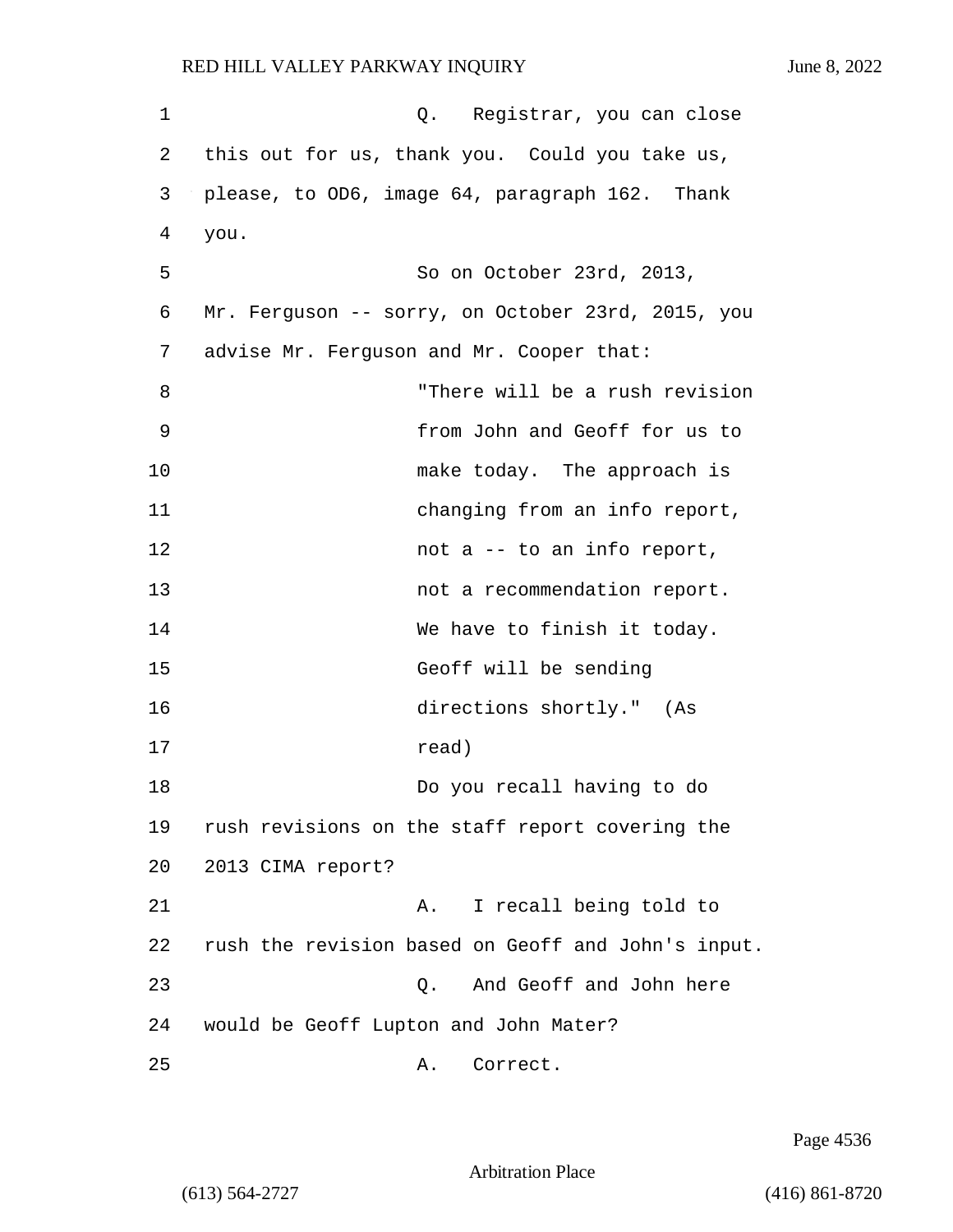Q. Registrar, you can close this out for us, thank you. Could you take us, please, to OD6, image 64, paragraph 162. Thank you.

So on October 23rd, 2013, Mr. Ferguson -- sorry, on October 23rd, 2015, you advise Mr. Ferguson and Mr. Cooper that:

> "There will be a rush revision from John and Geoff for us to make today. The approach is changing from an info report, not a -- to an info report, not a recommendation report. We have to finish it today. Geoff will be sending directions shortly." (As read)

Do you recall having to do rush revisions on the staff report covering the 2013 CIMA report?

A. I recall being told to rush the revision based on Geoff and John's input.

Q. And Geoff and John here would be Geoff Lupton and John Mater?

A. Correct.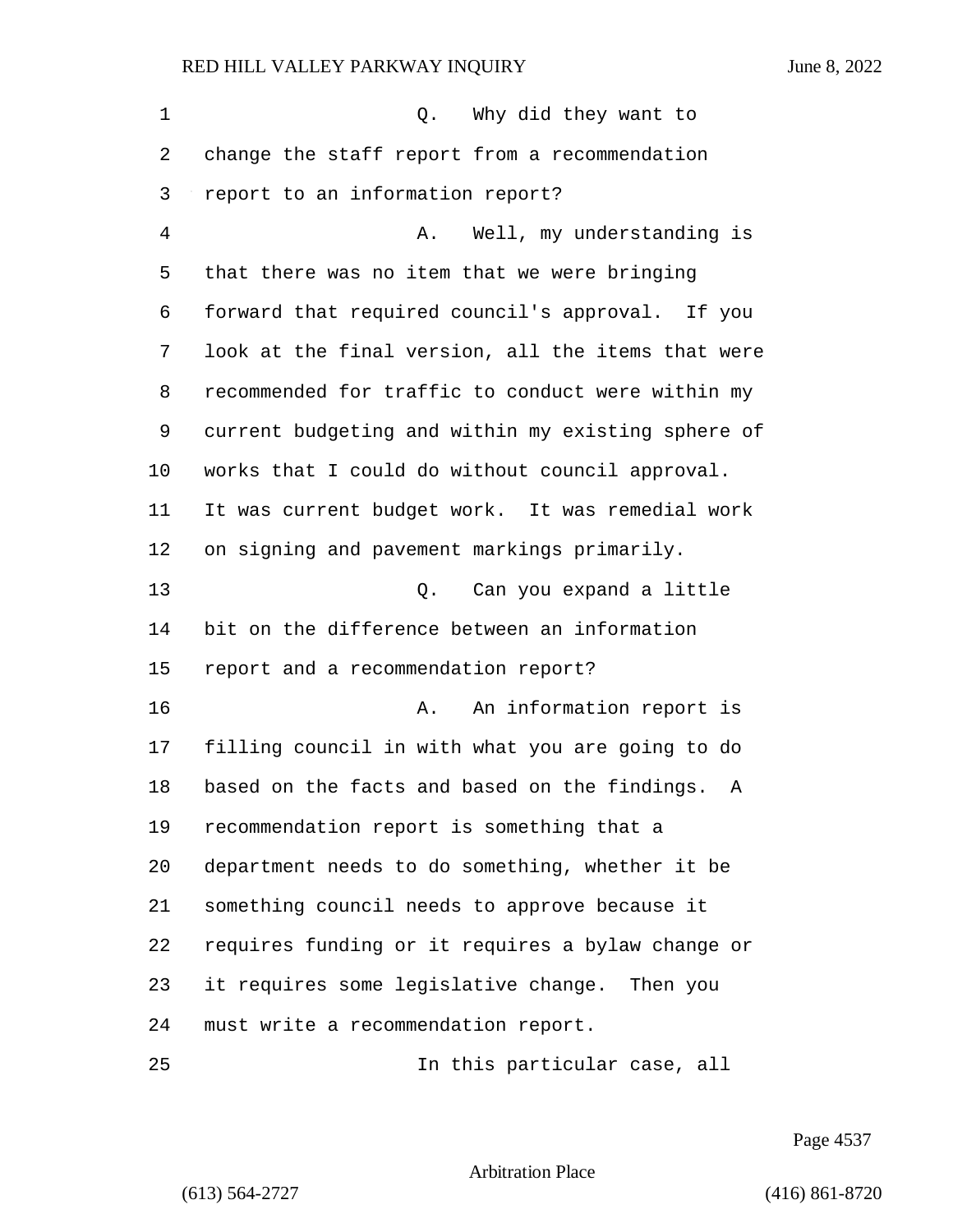Q. Why did they want to change the staff report from a recommendation report to an information report?

A. Well, my understanding is that there was no item that we were bringing forward that required council's approval. If you look at the final version, all the items that were recommended for traffic to conduct were within my current budgeting and within my existing sphere of works that I could do without council approval. It was current budget work. It was remedial work on signing and pavement markings primarily.

Q. Can you expand a little bit on the difference between an information report and a recommendation report?

A. An information report is filling council in with what you are going to do based on the facts and based on the findings. A recommendation report is something that a department needs to do something, whether it be something council needs to approve because it requires funding or it requires a bylaw change or it requires some legislative change. Then you must write a recommendation report.

In this particular case, all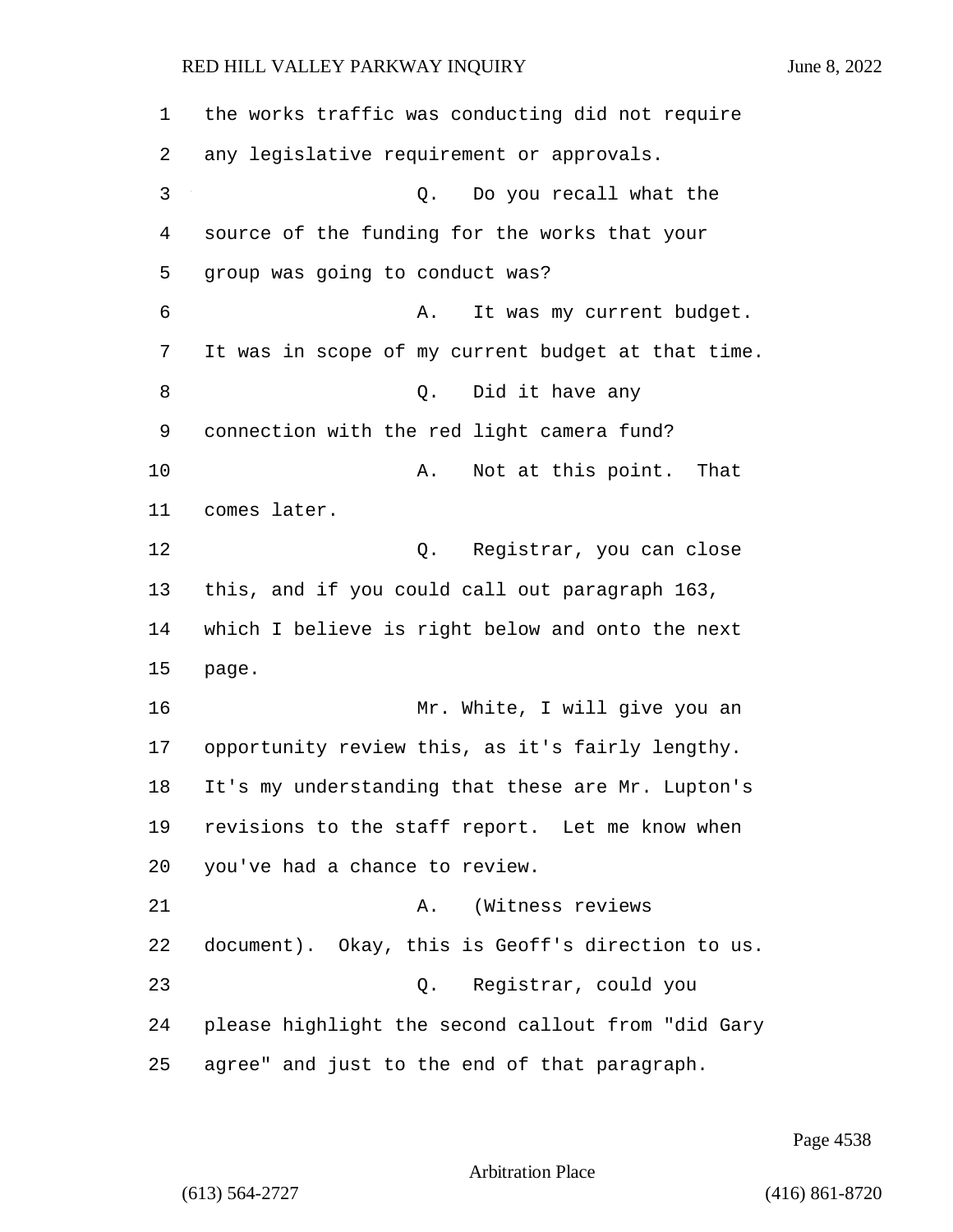1 the works traffic was conducting did not require
2 any legislative requirement or approvals.
3 Q. Do you recall what the
4 source of the funding for the works that your
5 group was going to conduct was?
6 A. It was my current budget.
7 It was in scope of my current budget at that time.
8 Q. Did it have any
9 connection with the red light camera fund?
10 A. Not at this point. That
11 comes later.
12 Q. Registrar, you can close
13 this, and if you could call out paragraph 163,
14 which I believe is right below and onto the next
15 page.
16 Mr. White, I will give you an
17 opportunity review this, as it's fairly lengthy.
18 It's my understanding that these are Mr. Lupton's
19 revisions to the staff report. Let me know when
20 you've had a chance to review.
21 A. (Witness reviews
22 document). Okay, this is Geoff's direction to us.
23 Q. Registrar, could you
24 please highlight the second callout from "did Gary
25 agree" and just to the end of that paragraph.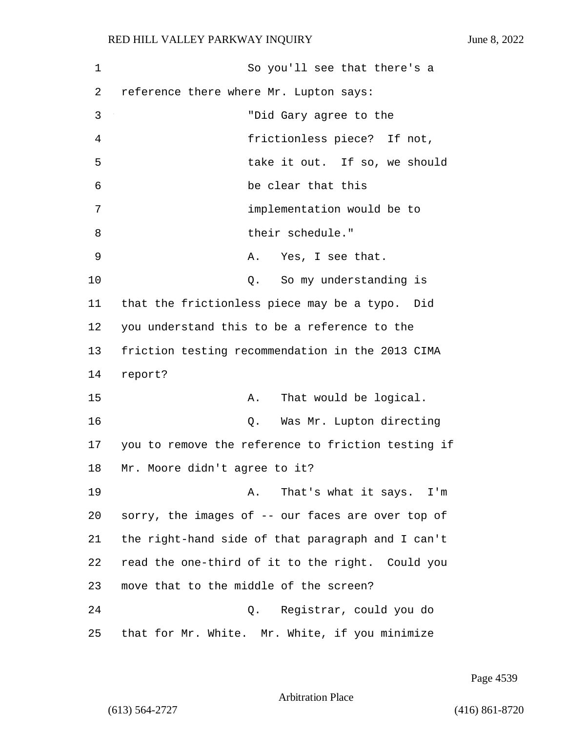So you'll see that there's a reference there where Mr. Lupton says:

> "Did Gary agree to the frictionless piece? If not, take it out. If so, we should be clear that this implementation would be to their schedule."

A. Yes, I see that.

Q. So my understanding is that the frictionless piece may be a typo. Did you understand this to be a reference to the friction testing recommendation in the 2013 CIMA report?

A. That would be logical.

Q. Was Mr. Lupton directing you to remove the reference to friction testing if Mr. Moore didn't agree to it?

A. That's what it says. I'm sorry, the images of -- our faces are over top of the right-hand side of that paragraph and I can't read the one-third of it to the right. Could you move that to the middle of the screen?

Q. Registrar, could you do that for Mr. White. Mr. White, if you minimize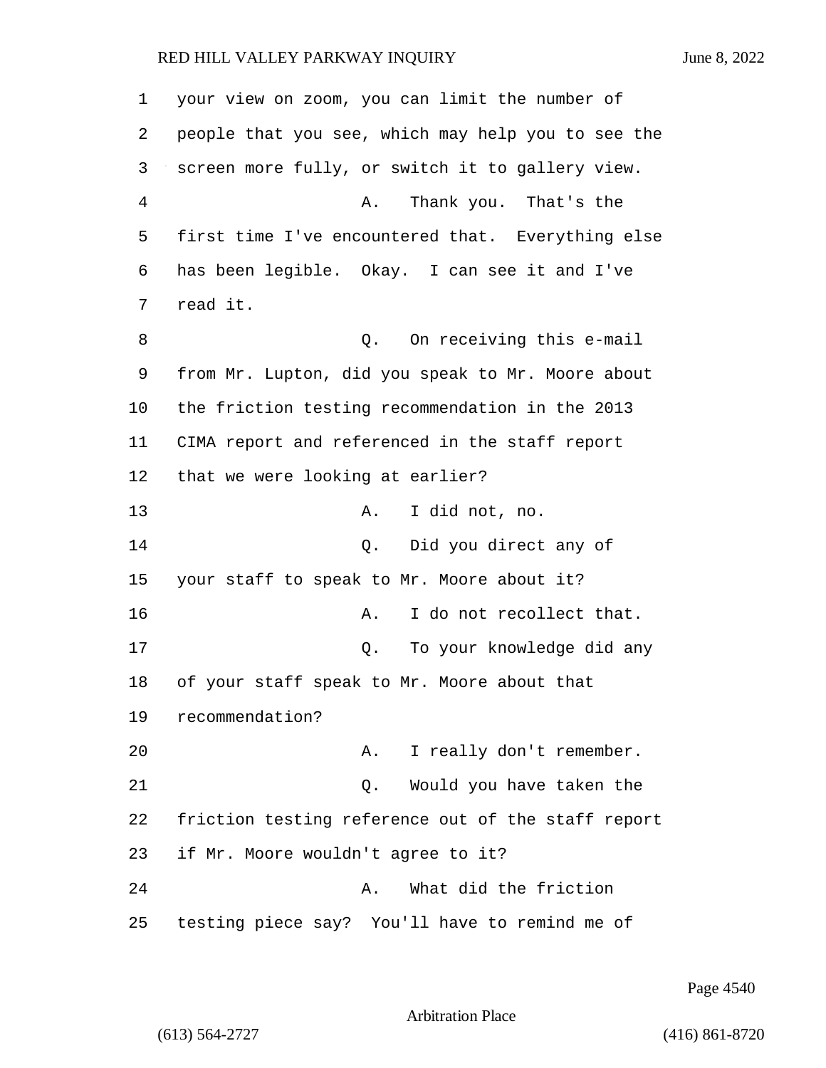your view on zoom, you can limit the number of people that you see, which may help you to see the screen more fully, or switch it to gallery view.

A. Thank you. That's the first time I've encountered that. Everything else has been legible. Okay. I can see it and I've read it.

Q. On receiving this e-mail from Mr. Lupton, did you speak to Mr. Moore about the friction testing recommendation in the 2013 CIMA report and referenced in the staff report that we were looking at earlier?

A. I did not, no.

Q. Did you direct any of your staff to speak to Mr. Moore about it?

A. I do not recollect that.

Q. To your knowledge did any of your staff speak to Mr. Moore about that recommendation?

A. I really don't remember.

Q. Would you have taken the friction testing reference out of the staff report if Mr. Moore wouldn't agree to it?

A. What did the friction testing piece say? You'll have to remind me of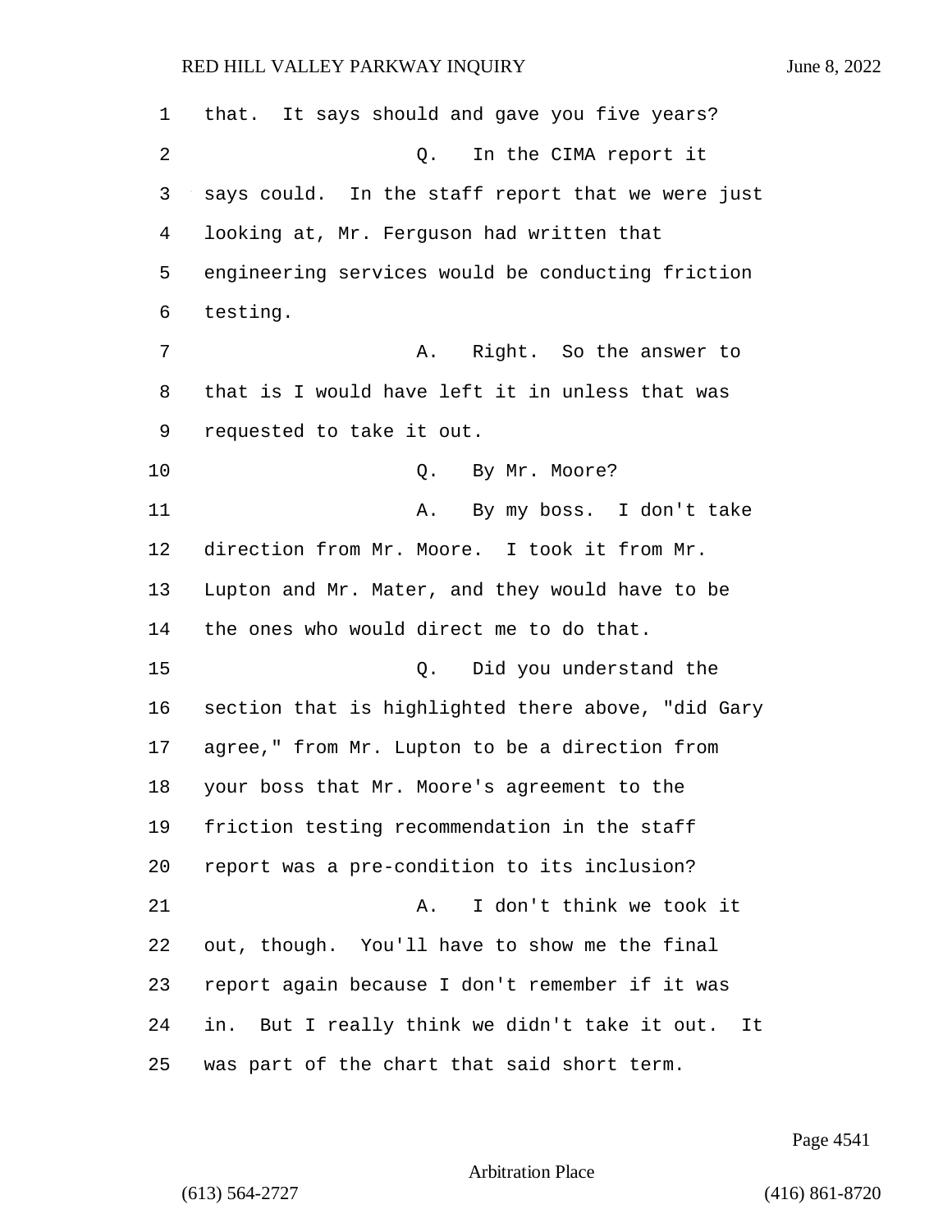that. It says should and gave you five years?

Q. In the CIMA report it says could. In the staff report that we were just looking at, Mr. Ferguson had written that engineering services would be conducting friction testing.

A. Right. So the answer to that is I would have left it in unless that was requested to take it out.

Q. By Mr. Moore?

A. By my boss. I don't take direction from Mr. Moore. I took it from Mr. Lupton and Mr. Mater, and they would have to be the ones who would direct me to do that.

Q. Did you understand the section that is highlighted there above, "did Gary agree," from Mr. Lupton to be a direction from your boss that Mr. Moore's agreement to the friction testing recommendation in the staff report was a pre-condition to its inclusion?

A. I don't think we took it out, though. You'll have to show me the final report again because I don't remember if it was in. But I really think we didn't take it out. It was part of the chart that said short term.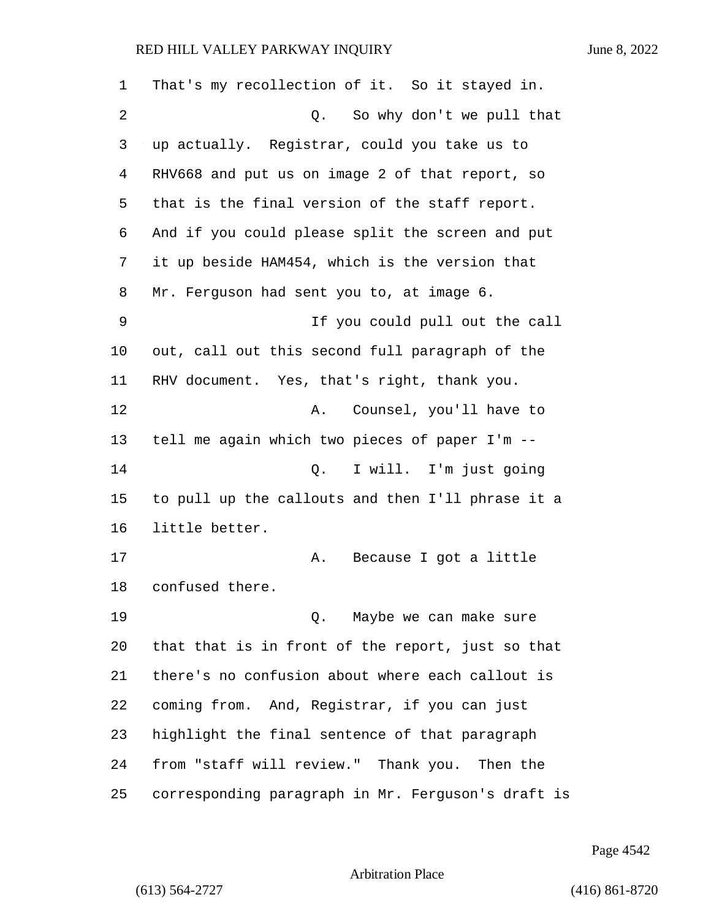1 That's my recollection of it. So it stayed in.

2 Q. So why don't we pull that

3 up actually. Registrar, could you take us to

4 RHV668 and put us on image 2 of that report, so

5 that is the final version of the staff report.

6 And if you could please split the screen and put

7 it up beside HAM454, which is the version that

8 Mr. Ferguson had sent you to, at image 6.

9 If you could pull out the call

10 out, call out this second full paragraph of the

11 RHV document. Yes, that's right, thank you.

12 A. Counsel, you'll have to

13 tell me again which two pieces of paper I'm --

14 Q. I will. I'm just going

15 to pull up the callouts and then I'll phrase it a

16 little better.

17 A. Because I got a little

18 confused there.

19 Q. Maybe we can make sure

20 that that is in front of the report, just so that

21 there's no confusion about where each callout is

22 coming from. And, Registrar, if you can just

23 highlight the final sentence of that paragraph

24 from "staff will review." Thank you. Then the

25 corresponding paragraph in Mr. Ferguson's draft is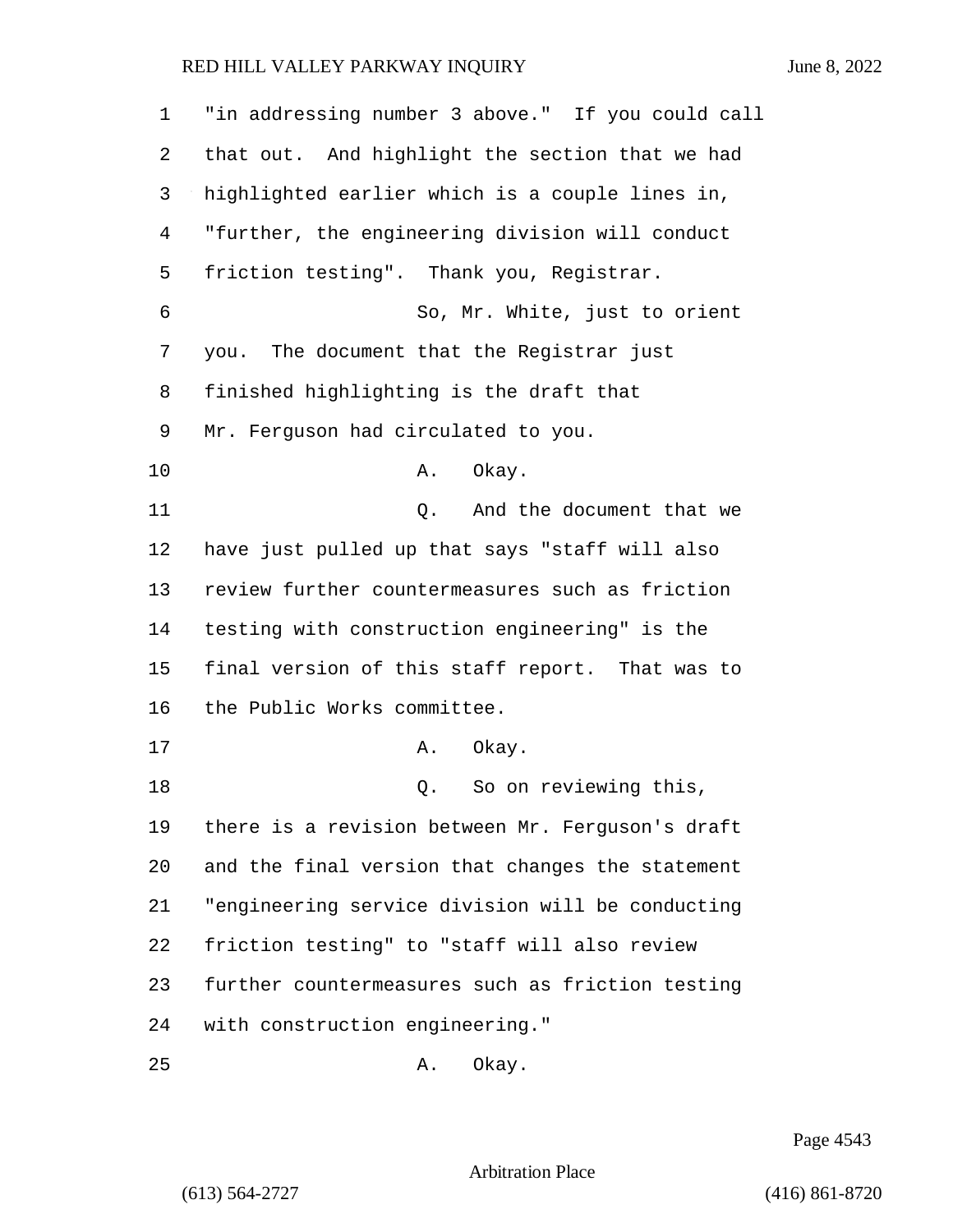"in addressing number 3 above." If you could call that out. And highlight the section that we had highlighted earlier which is a couple lines in, "further, the engineering division will conduct friction testing". Thank you, Registrar.

So, Mr. White, just to orient you. The document that the Registrar just finished highlighting is the draft that Mr. Ferguson had circulated to you.

A. Okay.

Q. And the document that we have just pulled up that says "staff will also review further countermeasures such as friction testing with construction engineering" is the final version of this staff report. That was to the Public Works committee.

A. Okay.

Q. So on reviewing this, there is a revision between Mr. Ferguson's draft and the final version that changes the statement "engineering service division will be conducting friction testing" to "staff will also review further countermeasures such as friction testing with construction engineering."

A. Okay.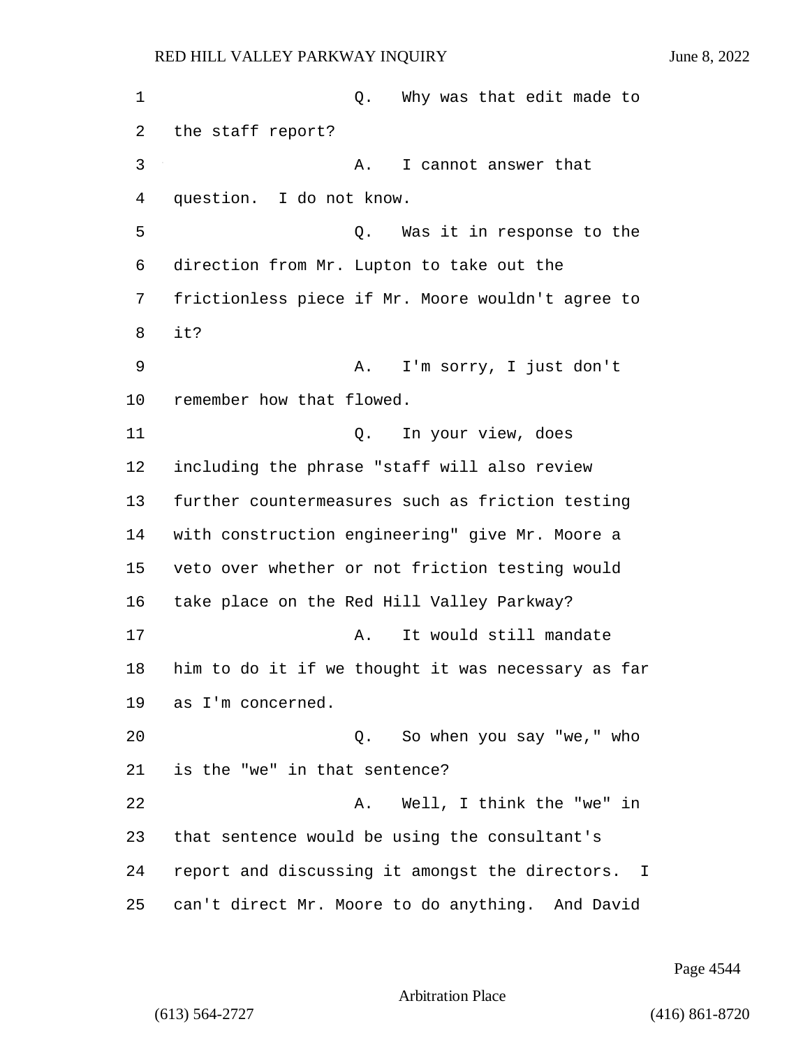Q. Why was that edit made to the staff report?

A. I cannot answer that question. I do not know.

Q. Was it in response to the direction from Mr. Lupton to take out the frictionless piece if Mr. Moore wouldn't agree to it?

A. I'm sorry, I just don't remember how that flowed.

Q. In your view, does including the phrase "staff will also review further countermeasures such as friction testing with construction engineering" give Mr. Moore a veto over whether or not friction testing would take place on the Red Hill Valley Parkway?

A. It would still mandate him to do it if we thought it was necessary as far as I'm concerned.

Q. So when you say "we," who is the "we" in that sentence?

A. Well, I think the "we" in that sentence would be using the consultant's report and discussing it amongst the directors. I can't direct Mr. Moore to do anything. And David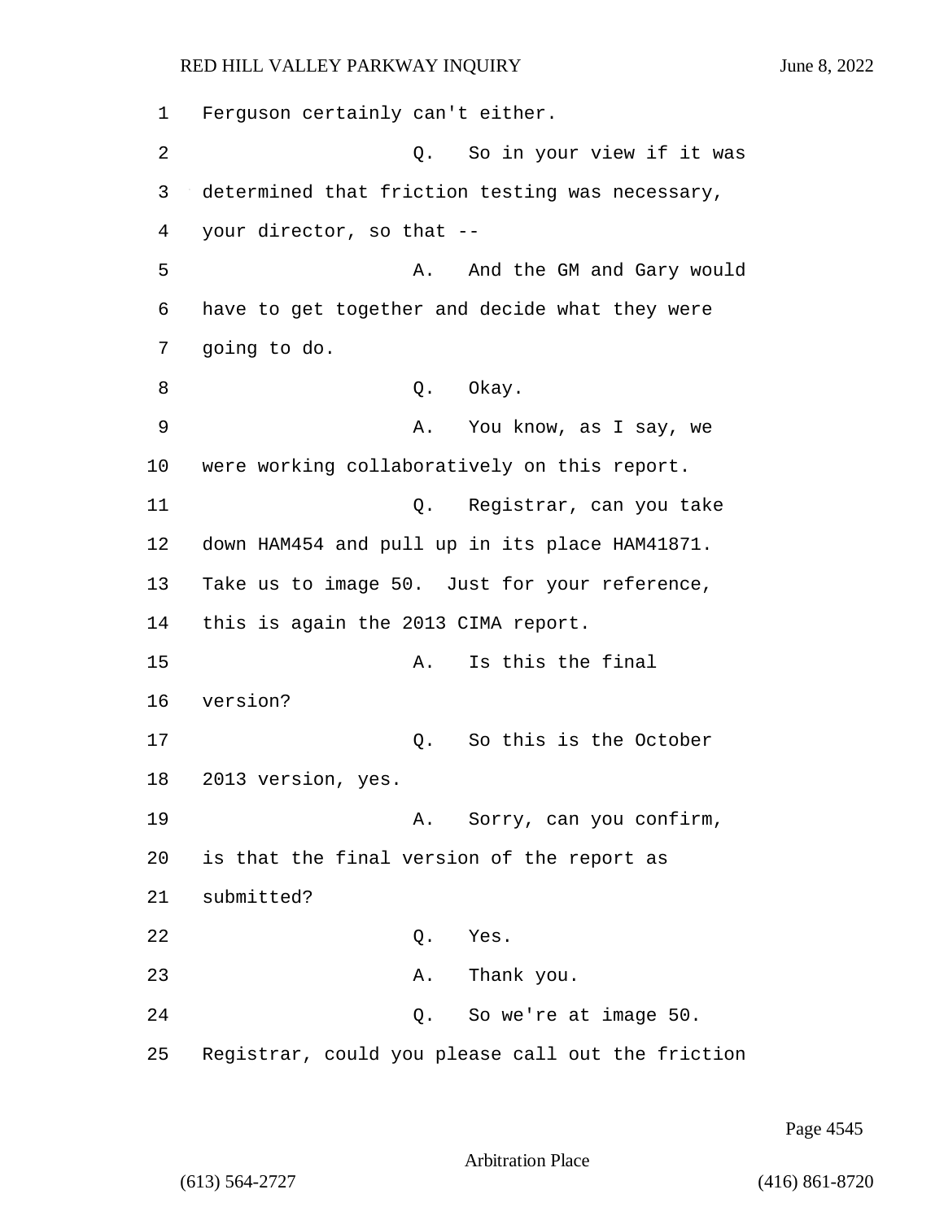Ferguson certainly can't either.

Q. So in your view if it was determined that friction testing was necessary, your director, so that --

A. And the GM and Gary would have to get together and decide what they were going to do.

Q. Okay.

A. You know, as I say, we were working collaboratively on this report.

Q. Registrar, can you take down HAM454 and pull up in its place HAM41871. Take us to image 50. Just for your reference, this is again the 2013 CIMA report.

A. Is this the final version?

Q. So this is the October 2013 version, yes.

A. Sorry, can you confirm, is that the final version of the report as submitted?

Q. Yes.

A. Thank you.

Q. So we're at image 50. Registrar, could you please call out the friction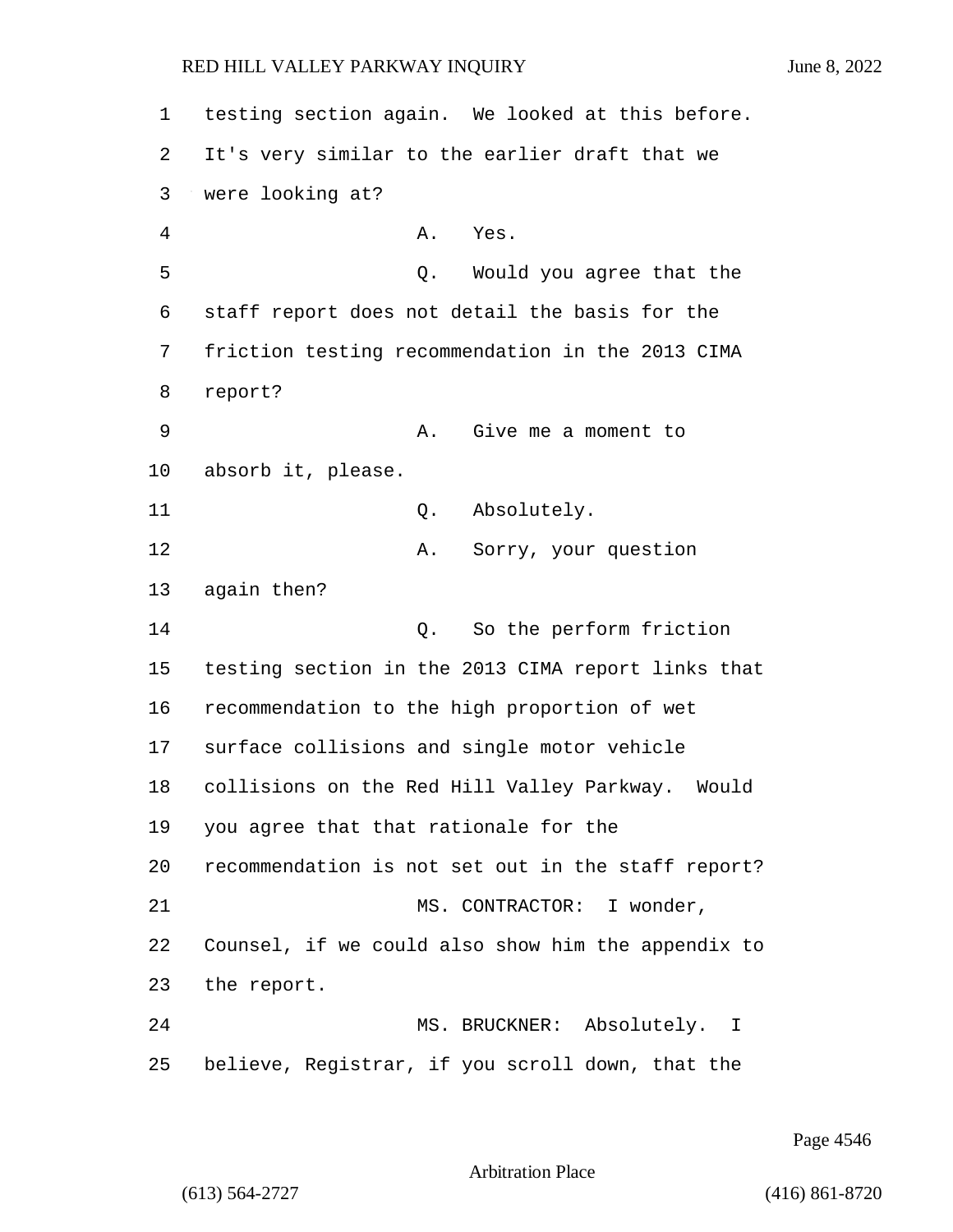testing section again. We looked at this before. It's very similar to the earlier draft that we were looking at?

A. Yes.

Q. Would you agree that the staff report does not detail the basis for the friction testing recommendation in the 2013 CIMA report?

A. Give me a moment to absorb it, please.

Q. Absolutely.

A. Sorry, your question again then?

Q. So the perform friction testing section in the 2013 CIMA report links that recommendation to the high proportion of wet surface collisions and single motor vehicle collisions on the Red Hill Valley Parkway. Would you agree that that rationale for the recommendation is not set out in the staff report?

MS. CONTRACTOR: I wonder, Counsel, if we could also show him the appendix to the report.

MS. BRUCKNER: Absolutely. I believe, Registrar, if you scroll down, that the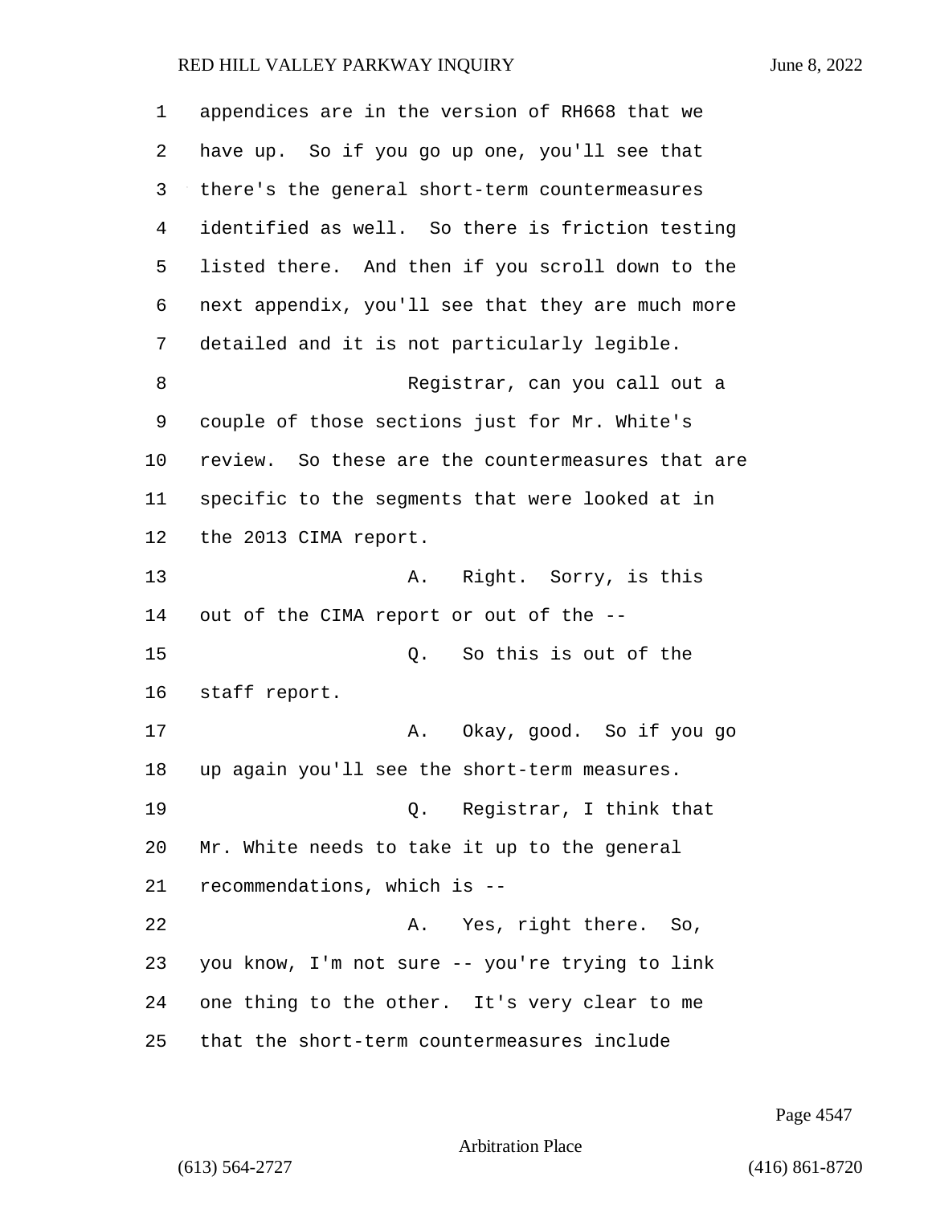appendices are in the version of RH668 that we have up. So if you go up one, you'll see that there's the general short-term countermeasures identified as well. So there is friction testing listed there. And then if you scroll down to the next appendix, you'll see that they are much more detailed and it is not particularly legible.

Registrar, can you call out a couple of those sections just for Mr. White's review. So these are the countermeasures that are specific to the segments that were looked at in the 2013 CIMA report.

A. Right. Sorry, is this out of the CIMA report or out of the --

Q. So this is out of the staff report.

A. Okay, good. So if you go up again you'll see the short-term measures.

Q. Registrar, I think that Mr. White needs to take it up to the general recommendations, which is --

A. Yes, right there. So, you know, I'm not sure -- you're trying to link one thing to the other. It's very clear to me that the short-term countermeasures include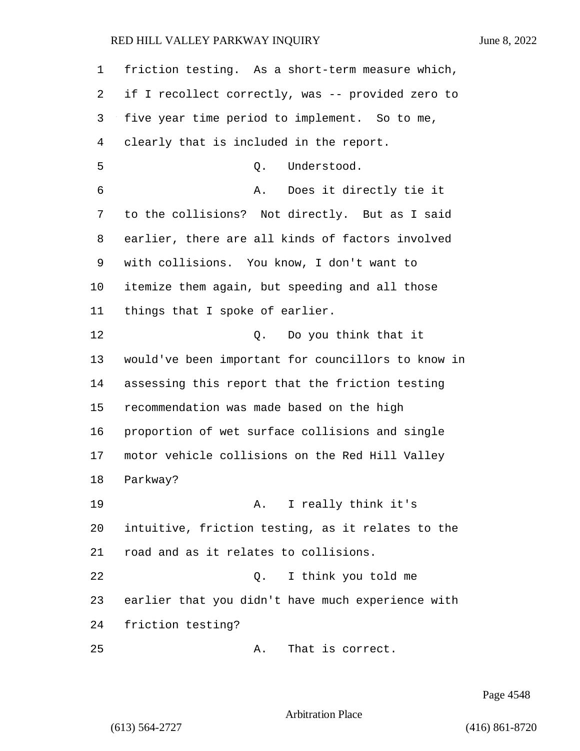friction testing. As a short-term measure which, if I recollect correctly, was -- provided zero to five year time period to implement. So to me, clearly that is included in the report.

Q. Understood.

A. Does it directly tie it to the collisions? Not directly. But as I said earlier, there are all kinds of factors involved with collisions. You know, I don't want to itemize them again, but speeding and all those things that I spoke of earlier.

Q. Do you think that it would've been important for councillors to know in assessing this report that the friction testing recommendation was made based on the high proportion of wet surface collisions and single motor vehicle collisions on the Red Hill Valley Parkway?

A. I really think it's intuitive, friction testing, as it relates to the road and as it relates to collisions.

Q. I think you told me earlier that you didn't have much experience with friction testing?

A. That is correct.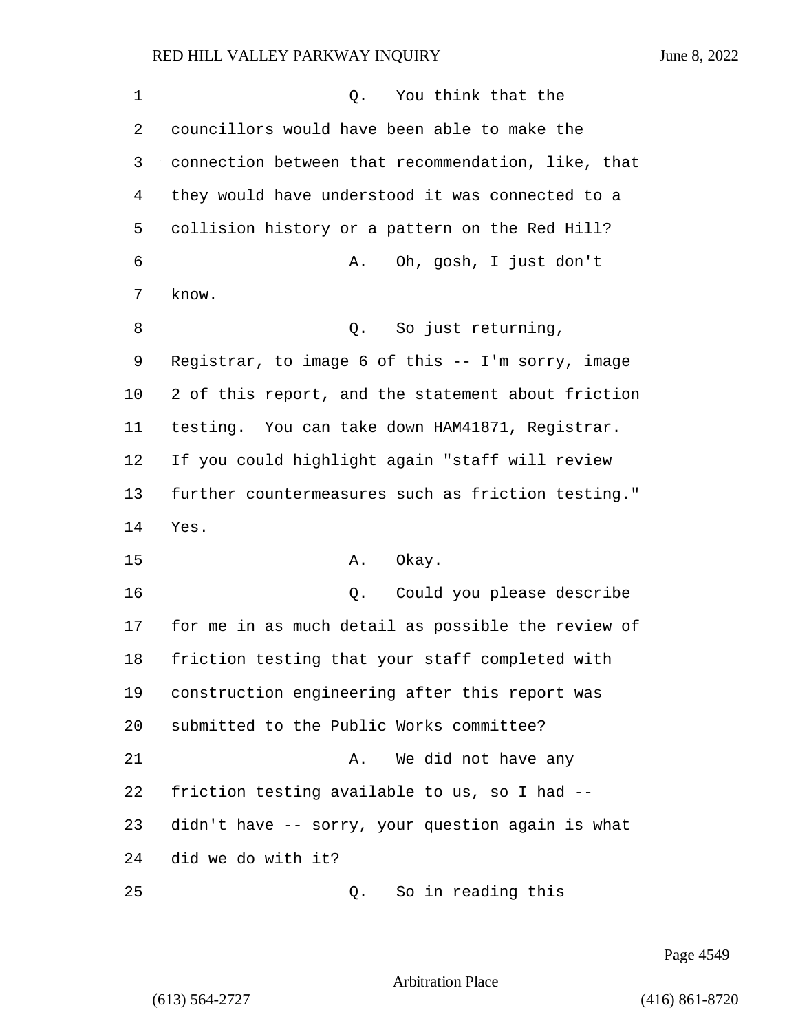Q. You think that the councillors would have been able to make the connection between that recommendation, like, that they would have understood it was connected to a collision history or a pattern on the Red Hill?

A. Oh, gosh, I just don't know.

Q. So just returning, Registrar, to image 6 of this -- I'm sorry, image 2 of this report, and the statement about friction testing. You can take down HAM41871, Registrar. If you could highlight again "staff will review further countermeasures such as friction testing." Yes.

A. Okay.

Q. Could you please describe for me in as much detail as possible the review of friction testing that your staff completed with construction engineering after this report was submitted to the Public Works committee?

A. We did not have any friction testing available to us, so I had -- didn't have -- sorry, your question again is what did we do with it?

Q. So in reading this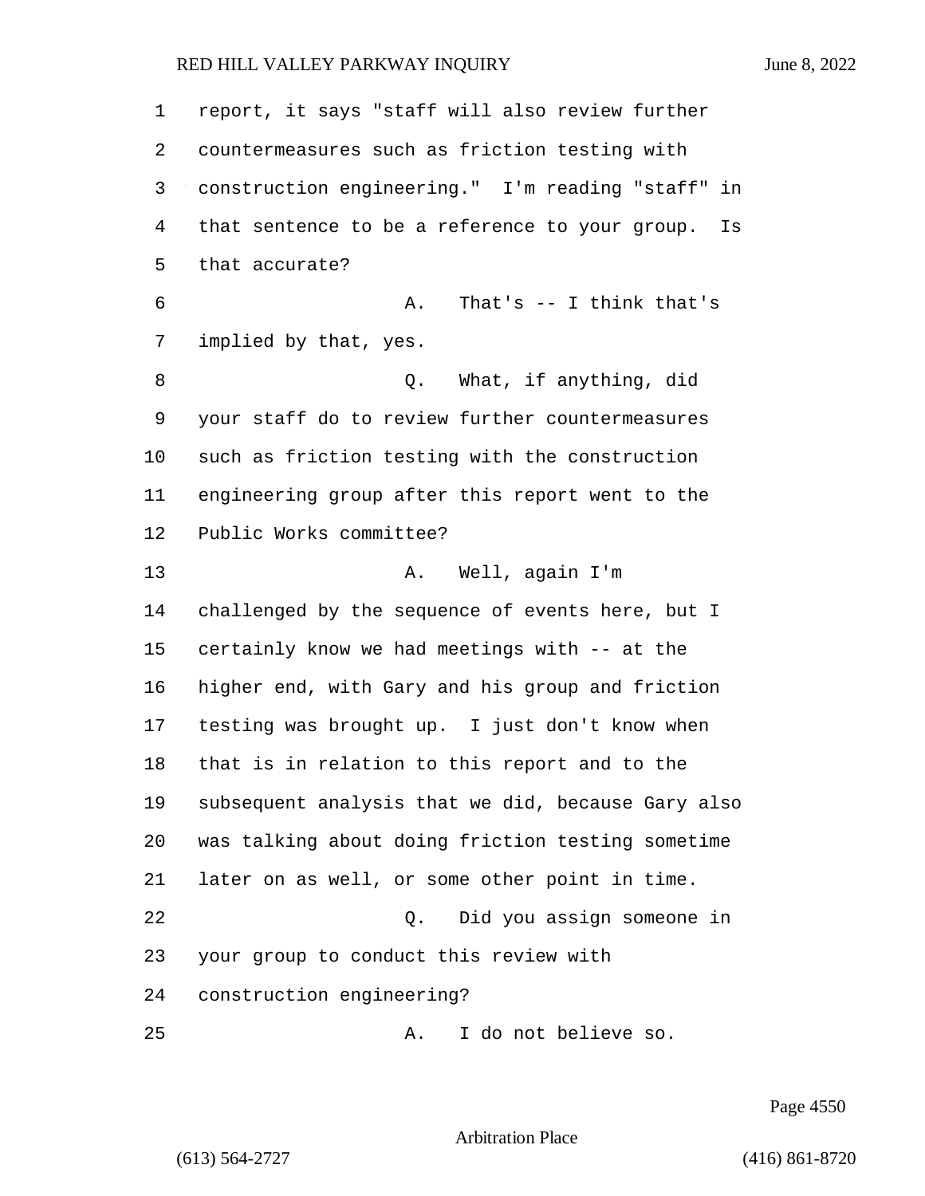report, it says "staff will also review further countermeasures such as friction testing with construction engineering." I'm reading "staff" in that sentence to be a reference to your group. Is that accurate?

A. That's -- I think that's implied by that, yes.

Q. What, if anything, did your staff do to review further countermeasures such as friction testing with the construction engineering group after this report went to the Public Works committee?

A. Well, again I'm challenged by the sequence of events here, but I certainly know we had meetings with -- at the higher end, with Gary and his group and friction testing was brought up. I just don't know when that is in relation to this report and to the subsequent analysis that we did, because Gary also was talking about doing friction testing sometime later on as well, or some other point in time.

Q. Did you assign someone in your group to conduct this review with construction engineering?

A. I do not believe so.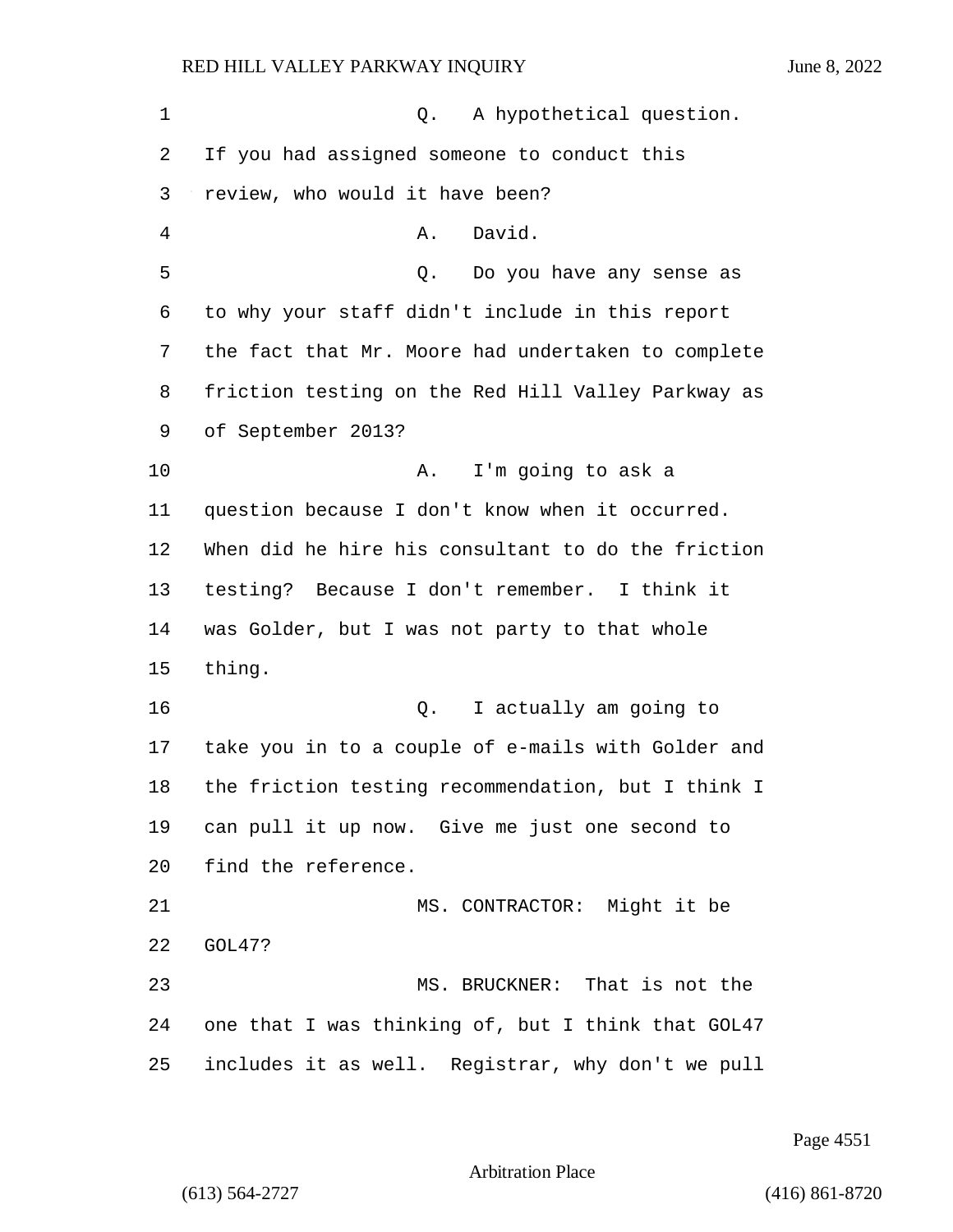Q. A hypothetical question. If you had assigned someone to conduct this review, who would it have been?

A. David.

Q. Do you have any sense as to why your staff didn't include in this report the fact that Mr. Moore had undertaken to complete friction testing on the Red Hill Valley Parkway as of September 2013?

A. I'm going to ask a question because I don't know when it occurred. When did he hire his consultant to do the friction testing? Because I don't remember. I think it was Golder, but I was not party to that whole thing.

Q. I actually am going to take you in to a couple of e-mails with Golder and the friction testing recommendation, but I think I can pull it up now. Give me just one second to find the reference.

MS. CONTRACTOR: Might it be GOL47?

MS. BRUCKNER: That is not the one that I was thinking of, but I think that GOL47 includes it as well. Registrar, why don't we pull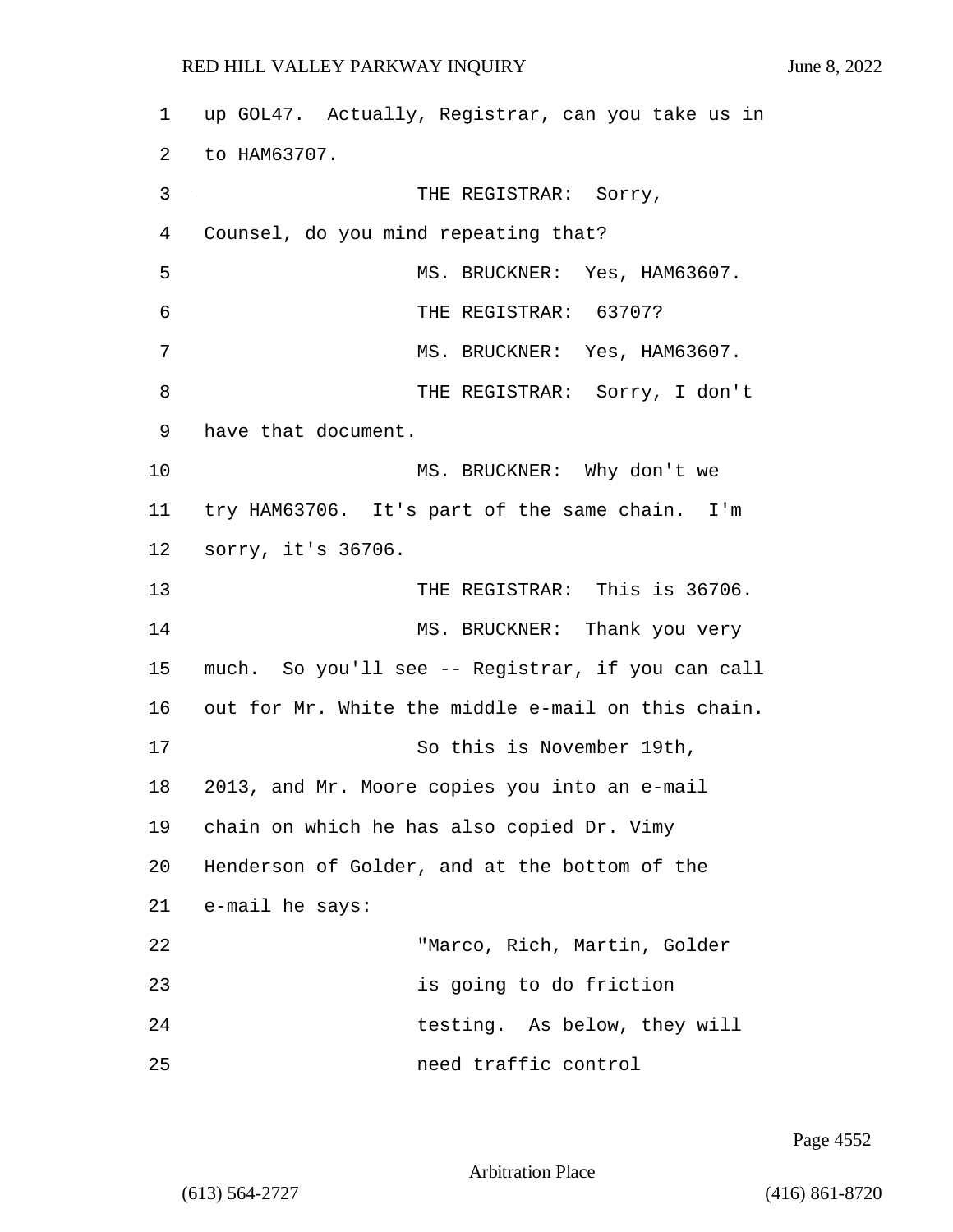up GOL47. Actually, Registrar, can you take us in to HAM63707.

THE REGISTRAR: Sorry, Counsel, do you mind repeating that?

MS. BRUCKNER: Yes, HAM63607.

THE REGISTRAR: 63707?

MS. BRUCKNER: Yes, HAM63607.

THE REGISTRAR: Sorry, I don't have that document.

MS. BRUCKNER: Why don't we try HAM63706. It's part of the same chain. I'm sorry, it's 36706.

THE REGISTRAR: This is 36706.

MS. BRUCKNER: Thank you very much. So you'll see -- Registrar, if you can call out for Mr. White the middle e-mail on this chain.

So this is November 19th, 2013, and Mr. Moore copies you into an e-mail chain on which he has also copied Dr. Vimy Henderson of Golder, and at the bottom of the e-mail he says:

"Marco, Rich, Martin, Golder is going to do friction testing. As below, they will need traffic control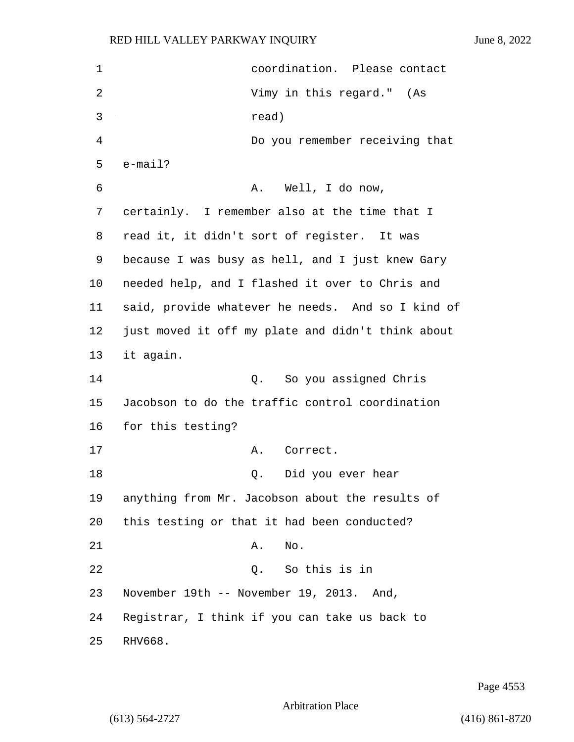coordination. Please contact Vimy in this regard." (As read)

Do you remember receiving that e-mail?

A. Well, I do now, certainly. I remember also at the time that I read it, it didn't sort of register. It was because I was busy as hell, and I just knew Gary needed help, and I flashed it over to Chris and said, provide whatever he needs. And so I kind of just moved it off my plate and didn't think about it again.

Q. So you assigned Chris Jacobson to do the traffic control coordination for this testing?

A. Correct.

Q. Did you ever hear anything from Mr. Jacobson about the results of this testing or that it had been conducted?

A. No.

Q. So this is in November 19th -- November 19, 2013. And, Registrar, I think if you can take us back to RHV668.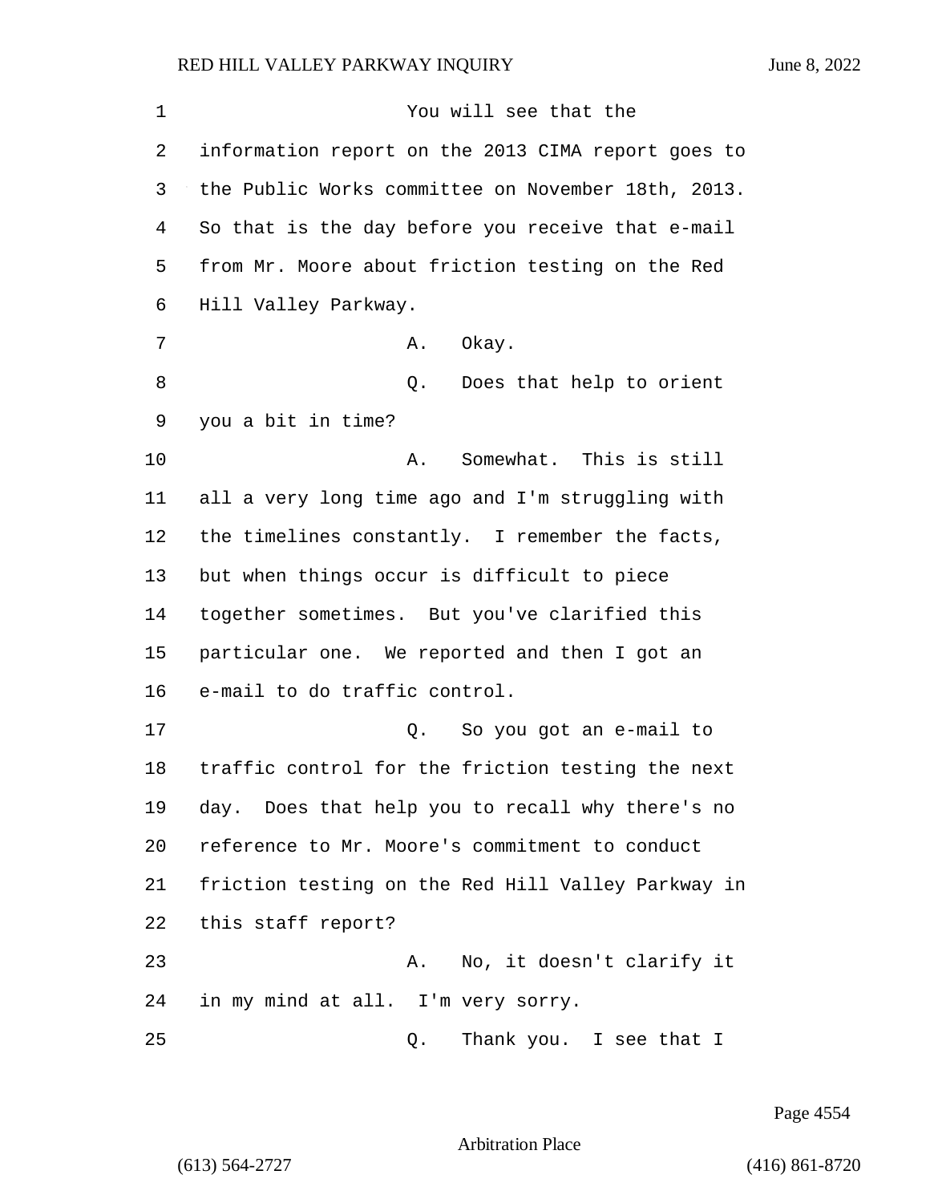You will see that the information report on the 2013 CIMA report goes to the Public Works committee on November 18th, 2013. So that is the day before you receive that e-mail from Mr. Moore about friction testing on the Red Hill Valley Parkway.

A. Okay.

Q. Does that help to orient you a bit in time?

A. Somewhat. This is still all a very long time ago and I'm struggling with the timelines constantly. I remember the facts, but when things occur is difficult to piece together sometimes. But you've clarified this particular one. We reported and then I got an e-mail to do traffic control.

Q. So you got an e-mail to traffic control for the friction testing the next day. Does that help you to recall why there's no reference to Mr. Moore's commitment to conduct friction testing on the Red Hill Valley Parkway in this staff report?

A. No, it doesn't clarify it in my mind at all. I'm very sorry.

Q. Thank you. I see that I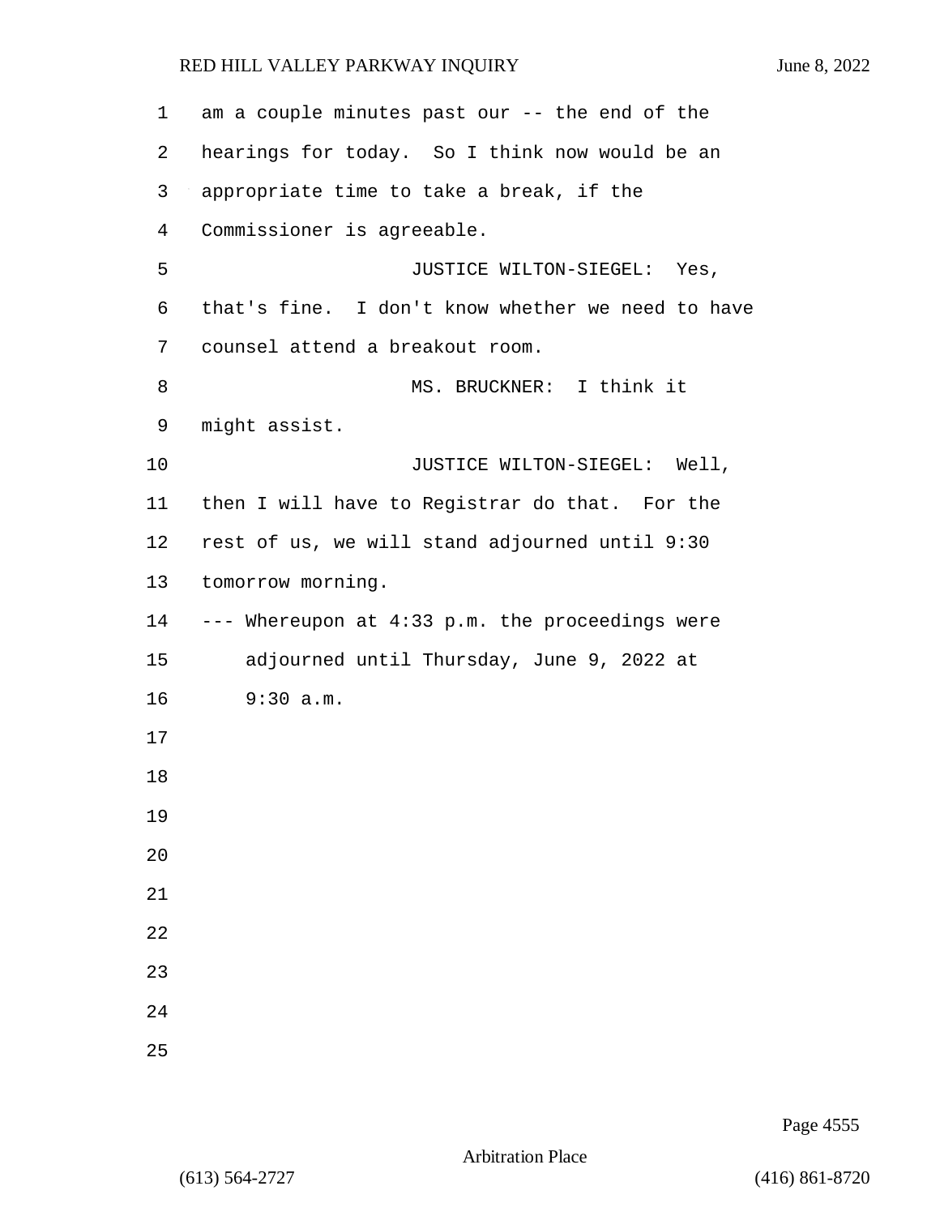am a couple minutes past our -- the end of the hearings for today. So I think now would be an appropriate time to take a break, if the Commissioner is agreeable.

JUSTICE WILTON-SIEGEL: Yes, that's fine. I don't know whether we need to have counsel attend a breakout room.

MS. BRUCKNER: I think it might assist.

JUSTICE WILTON-SIEGEL: Well, then I will have to Registrar do that. For the rest of us, we will stand adjourned until 9:30 tomorrow morning.

--- Whereupon at 4:33 p.m. the proceedings were adjourned until Thursday, June 9, 2022 at 9:30 a.m.